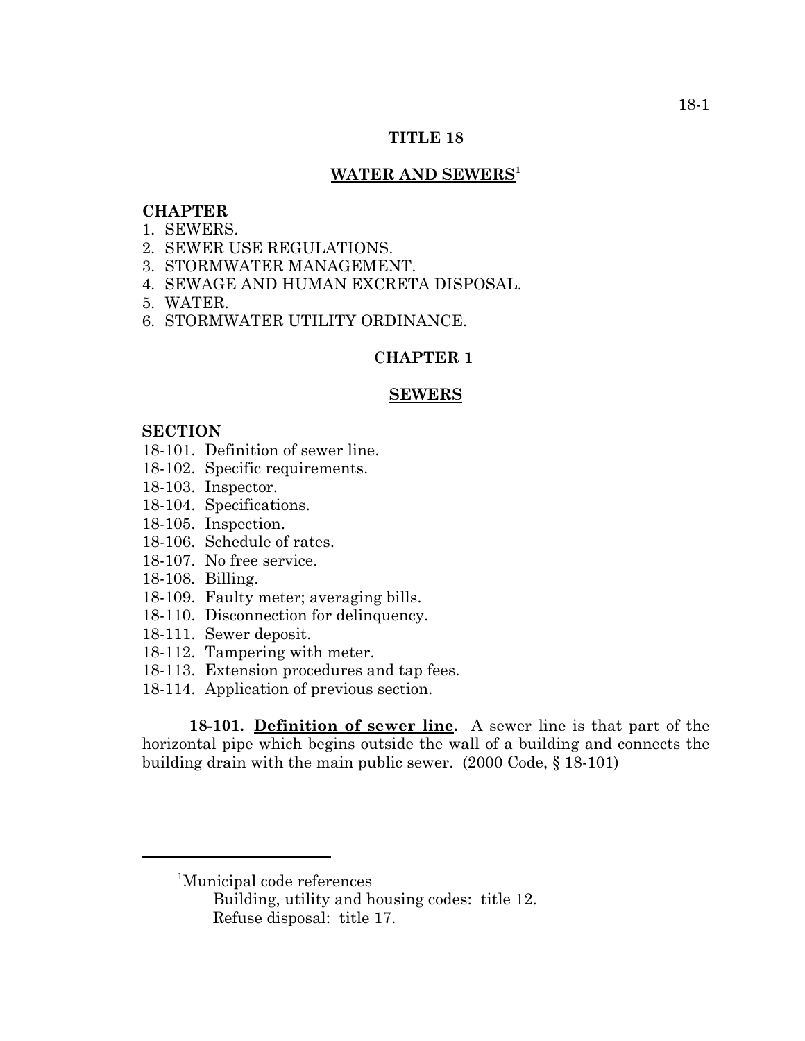# TITLE 18

## WATER AND SEWERS[1]

**CHAPTER**

1. SEWERS.
2. SEWER USE REGULATIONS.
3. STORMWATER MANAGEMENT.
4. SEWAGE AND HUMAN EXCRETA DISPOSAL.
5. WATER.
6. STORMWATER UTILITY ORDINANCE.

## CHAPTER 1

## SEWERS

**SECTION**

18-101. Definition of sewer line.
18-102. Specific requirements.
18-103. Inspector.
18-104. Specifications.
18-105. Inspection.
18-106. Schedule of rates.
18-107. No free service.
18-108. Billing.
18-109. Faulty meter; averaging bills.
18-110. Disconnection for delinquency.
18-111. Sewer deposit.
18-112. Tampering with meter.
18-113. Extension procedures and tap fees.
18-114. Application of previous section.

**18-101. Definition of sewer line.** A sewer line is that part of the horizontal pipe which begins outside the wall of a building and connects the building drain with the main public sewer. (2000 Code, § 18-101)

---

[1]Municipal code references
Building, utility and housing codes: title 12.
Refuse disposal: title 17.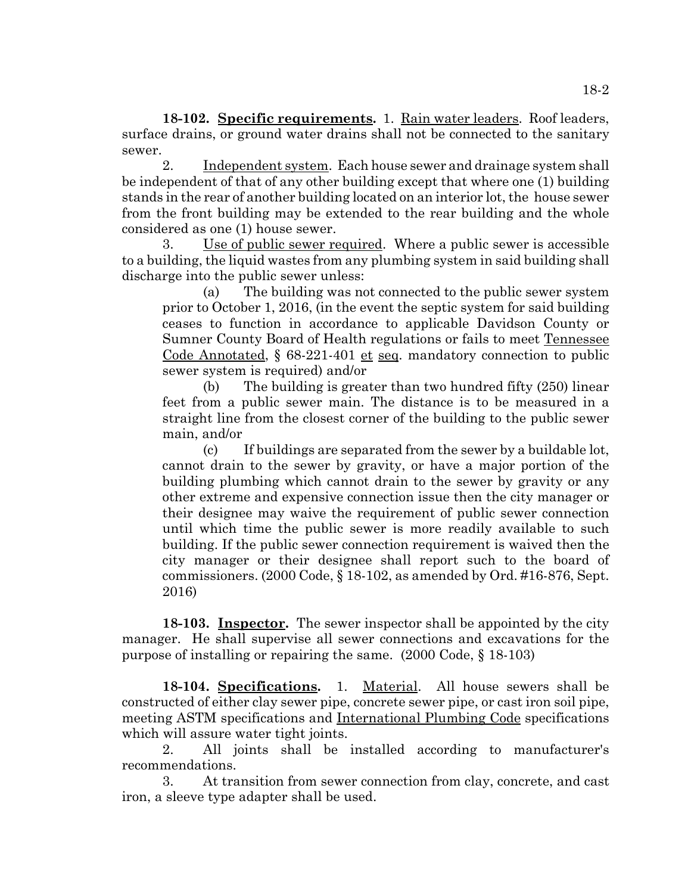**18-102. Specific requirements.** 1. Rain water leaders. Roof leaders, surface drains, or ground water drains shall not be connected to the sanitary sewer.

2. Independent system. Each house sewer and drainage system shall be independent of that of any other building except that where one (1) building stands in the rear of another building located on an interior lot, the house sewer from the front building may be extended to the rear building and the whole considered as one (1) house sewer.

3. Use of public sewer required. Where a public sewer is accessible to a building, the liquid wastes from any plumbing system in said building shall discharge into the public sewer unless:

(a) The building was not connected to the public sewer system prior to October 1, 2016, (in the event the septic system for said building ceases to function in accordance to applicable Davidson County or Sumner County Board of Health regulations or fails to meet Tennessee Code Annotated, § 68-221-401 et seq. mandatory connection to public sewer system is required) and/or

(b) The building is greater than two hundred fifty (250) linear feet from a public sewer main. The distance is to be measured in a straight line from the closest corner of the building to the public sewer main, and/or

(c) If buildings are separated from the sewer by a buildable lot, cannot drain to the sewer by gravity, or have a major portion of the building plumbing which cannot drain to the sewer by gravity or any other extreme and expensive connection issue then the city manager or their designee may waive the requirement of public sewer connection until which time the public sewer is more readily available to such building. If the public sewer connection requirement is waived then the city manager or their designee shall report such to the board of commissioners. (2000 Code, § 18-102, as amended by Ord. #16-876, Sept. 2016)

**18-103. Inspector.** The sewer inspector shall be appointed by the city manager. He shall supervise all sewer connections and excavations for the purpose of installing or repairing the same. (2000 Code, § 18-103)

**18-104. Specifications.** 1. Material. All house sewers shall be constructed of either clay sewer pipe, concrete sewer pipe, or cast iron soil pipe, meeting ASTM specifications and International Plumbing Code specifications which will assure water tight joints.

2. All joints shall be installed according to manufacturer's recommendations.

3. At transition from sewer connection from clay, concrete, and cast iron, a sleeve type adapter shall be used.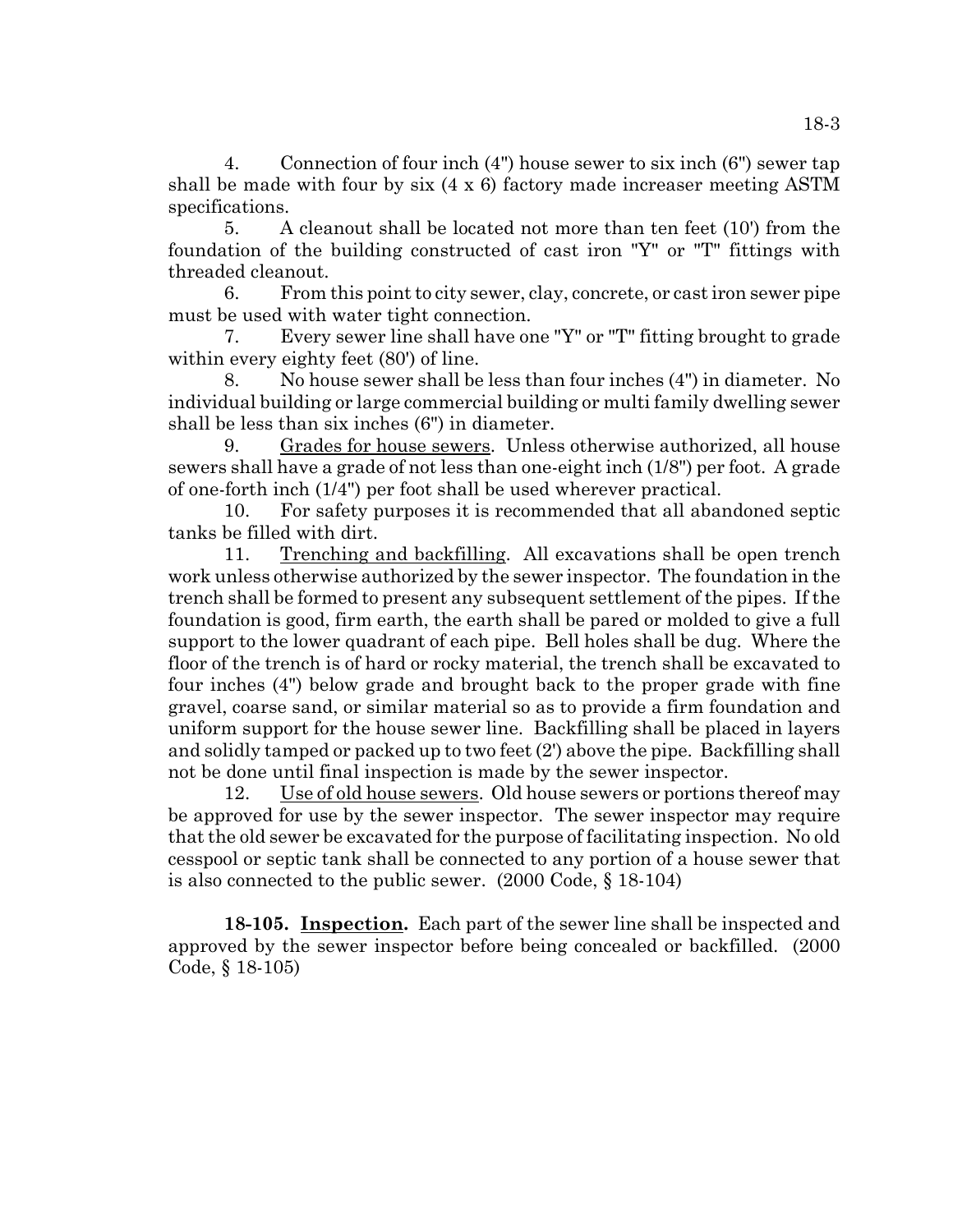4. Connection of four inch (4") house sewer to six inch (6") sewer tap shall be made with four by six (4 x 6) factory made increaser meeting ASTM specifications.

5. A cleanout shall be located not more than ten feet (10') from the foundation of the building constructed of cast iron "Y" or "T" fittings with threaded cleanout.

6. From this point to city sewer, clay, concrete, or cast iron sewer pipe must be used with water tight connection.

7. Every sewer line shall have one "Y" or "T" fitting brought to grade within every eighty feet (80') of line.

8. No house sewer shall be less than four inches (4") in diameter. No individual building or large commercial building or multi family dwelling sewer shall be less than six inches (6") in diameter.

9. Grades for house sewers. Unless otherwise authorized, all house sewers shall have a grade of not less than one-eight inch (1/8") per foot. A grade of one-forth inch (1/4") per foot shall be used wherever practical.

10. For safety purposes it is recommended that all abandoned septic tanks be filled with dirt.

11. Trenching and backfilling. All excavations shall be open trench work unless otherwise authorized by the sewer inspector. The foundation in the trench shall be formed to present any subsequent settlement of the pipes. If the foundation is good, firm earth, the earth shall be pared or molded to give a full support to the lower quadrant of each pipe. Bell holes shall be dug. Where the floor of the trench is of hard or rocky material, the trench shall be excavated to four inches (4") below grade and brought back to the proper grade with fine gravel, coarse sand, or similar material so as to provide a firm foundation and uniform support for the house sewer line. Backfilling shall be placed in layers and solidly tamped or packed up to two feet (2') above the pipe. Backfilling shall not be done until final inspection is made by the sewer inspector.

12. Use of old house sewers. Old house sewers or portions thereof may be approved for use by the sewer inspector. The sewer inspector may require that the old sewer be excavated for the purpose of facilitating inspection. No old cesspool or septic tank shall be connected to any portion of a house sewer that is also connected to the public sewer. (2000 Code, § 18-104)

**18-105. Inspection.** Each part of the sewer line shall be inspected and approved by the sewer inspector before being concealed or backfilled. (2000 Code, § 18-105)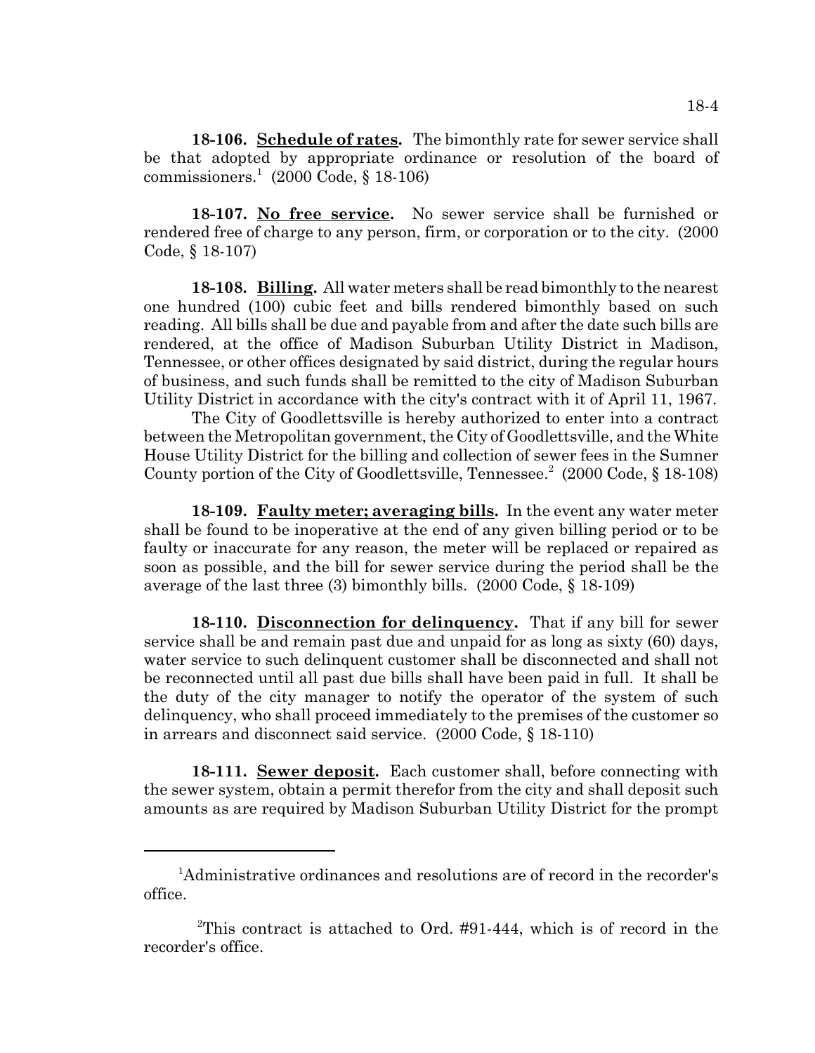**18-106. Schedule of rates.** The bimonthly rate for sewer service shall be that adopted by appropriate ordinance or resolution of the board of commissioners.[1] (2000 Code, § 18-106)

**18-107. No free service.** No sewer service shall be furnished or rendered free of charge to any person, firm, or corporation or to the city. (2000 Code, § 18-107)

**18-108. Billing.** All water meters shall be read bimonthly to the nearest one hundred (100) cubic feet and bills rendered bimonthly based on such reading. All bills shall be due and payable from and after the date such bills are rendered, at the office of Madison Suburban Utility District in Madison, Tennessee, or other offices designated by said district, during the regular hours of business, and such funds shall be remitted to the city of Madison Suburban Utility District in accordance with the city's contract with it of April 11, 1967.

The City of Goodlettsville is hereby authorized to enter into a contract between the Metropolitan government, the City of Goodlettsville, and the White House Utility District for the billing and collection of sewer fees in the Sumner County portion of the City of Goodlettsville, Tennessee.[2] (2000 Code, § 18-108)

**18-109. Faulty meter; averaging bills.** In the event any water meter shall be found to be inoperative at the end of any given billing period or to be faulty or inaccurate for any reason, the meter will be replaced or repaired as soon as possible, and the bill for sewer service during the period shall be the average of the last three (3) bimonthly bills. (2000 Code, § 18-109)

**18-110. Disconnection for delinquency.** That if any bill for sewer service shall be and remain past due and unpaid for as long as sixty (60) days, water service to such delinquent customer shall be disconnected and shall not be reconnected until all past due bills shall have been paid in full. It shall be the duty of the city manager to notify the operator of the system of such delinquency, who shall proceed immediately to the premises of the customer so in arrears and disconnect said service. (2000 Code, § 18-110)

**18-111. Sewer deposit.** Each customer shall, before connecting with the sewer system, obtain a permit therefor from the city and shall deposit such amounts as are required by Madison Suburban Utility District for the prompt

---

[1] Administrative ordinances and resolutions are of record in the recorder's office.

[2] This contract is attached to Ord. #91-444, which is of record in the recorder's office.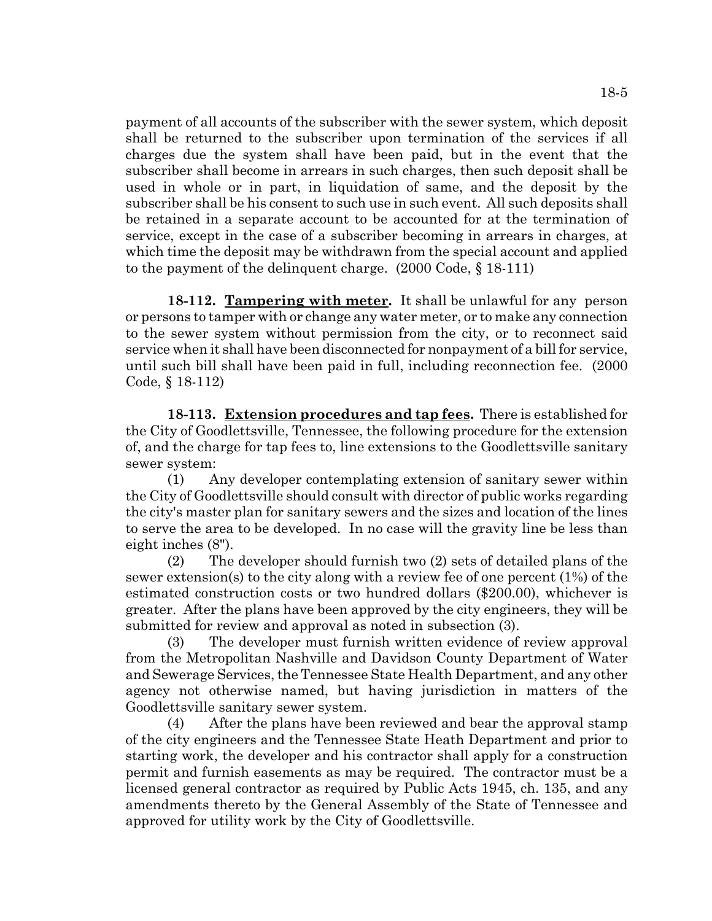payment of all accounts of the subscriber with the sewer system, which deposit shall be returned to the subscriber upon termination of the services if all charges due the system shall have been paid, but in the event that the subscriber shall become in arrears in such charges, then such deposit shall be used in whole or in part, in liquidation of same, and the deposit by the subscriber shall be his consent to such use in such event. All such deposits shall be retained in a separate account to be accounted for at the termination of service, except in the case of a subscriber becoming in arrears in charges, at which time the deposit may be withdrawn from the special account and applied to the payment of the delinquent charge. (2000 Code, § 18-111)

**18-112. Tampering with meter.** It shall be unlawful for any person or persons to tamper with or change any water meter, or to make any connection to the sewer system without permission from the city, or to reconnect said service when it shall have been disconnected for nonpayment of a bill for service, until such bill shall have been paid in full, including reconnection fee. (2000 Code, § 18-112)

**18-113. Extension procedures and tap fees.** There is established for the City of Goodlettsville, Tennessee, the following procedure for the extension of, and the charge for tap fees to, line extensions to the Goodlettsville sanitary sewer system:

(1) Any developer contemplating extension of sanitary sewer within the City of Goodlettsville should consult with director of public works regarding the city's master plan for sanitary sewers and the sizes and location of the lines to serve the area to be developed. In no case will the gravity line be less than eight inches (8").

(2) The developer should furnish two (2) sets of detailed plans of the sewer extension(s) to the city along with a review fee of one percent (1%) of the estimated construction costs or two hundred dollars ($200.00), whichever is greater. After the plans have been approved by the city engineers, they will be submitted for review and approval as noted in subsection (3).

(3) The developer must furnish written evidence of review approval from the Metropolitan Nashville and Davidson County Department of Water and Sewerage Services, the Tennessee State Health Department, and any other agency not otherwise named, but having jurisdiction in matters of the Goodlettsville sanitary sewer system.

(4) After the plans have been reviewed and bear the approval stamp of the city engineers and the Tennessee State Heath Department and prior to starting work, the developer and his contractor shall apply for a construction permit and furnish easements as may be required. The contractor must be a licensed general contractor as required by Public Acts 1945, ch. 135, and any amendments thereto by the General Assembly of the State of Tennessee and approved for utility work by the City of Goodlettsville.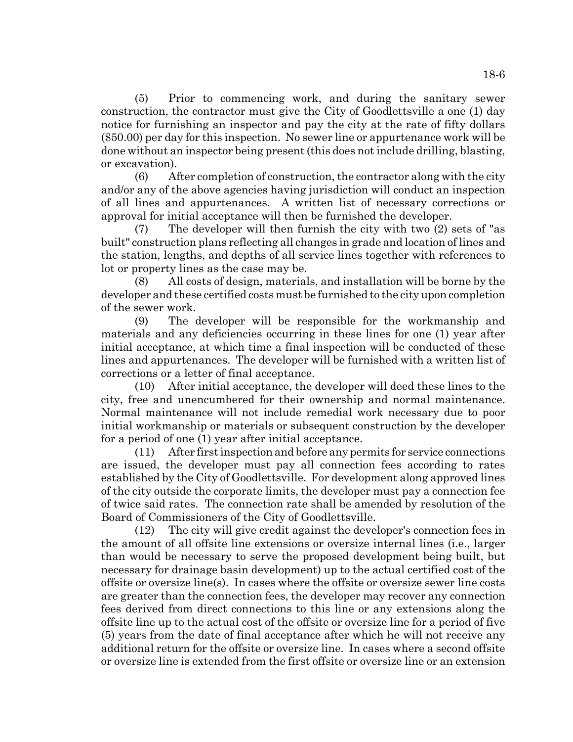(5) Prior to commencing work, and during the sanitary sewer construction, the contractor must give the City of Goodlettsville a one (1) day notice for furnishing an inspector and pay the city at the rate of fifty dollars ($50.00) per day for this inspection. No sewer line or appurtenance work will be done without an inspector being present (this does not include drilling, blasting, or excavation).

(6) After completion of construction, the contractor along with the city and/or any of the above agencies having jurisdiction will conduct an inspection of all lines and appurtenances. A written list of necessary corrections or approval for initial acceptance will then be furnished the developer.

(7) The developer will then furnish the city with two (2) sets of "as built" construction plans reflecting all changes in grade and location of lines and the station, lengths, and depths of all service lines together with references to lot or property lines as the case may be.

(8) All costs of design, materials, and installation will be borne by the developer and these certified costs must be furnished to the city upon completion of the sewer work.

(9) The developer will be responsible for the workmanship and materials and any deficiencies occurring in these lines for one (1) year after initial acceptance, at which time a final inspection will be conducted of these lines and appurtenances. The developer will be furnished with a written list of corrections or a letter of final acceptance.

(10) After initial acceptance, the developer will deed these lines to the city, free and unencumbered for their ownership and normal maintenance. Normal maintenance will not include remedial work necessary due to poor initial workmanship or materials or subsequent construction by the developer for a period of one (1) year after initial acceptance.

(11) After first inspection and before any permits for service connections are issued, the developer must pay all connection fees according to rates established by the City of Goodlettsville. For development along approved lines of the city outside the corporate limits, the developer must pay a connection fee of twice said rates. The connection rate shall be amended by resolution of the Board of Commissioners of the City of Goodlettsville.

(12) The city will give credit against the developer's connection fees in the amount of all offsite line extensions or oversize internal lines (i.e., larger than would be necessary to serve the proposed development being built, but necessary for drainage basin development) up to the actual certified cost of the offsite or oversize line(s). In cases where the offsite or oversize sewer line costs are greater than the connection fees, the developer may recover any connection fees derived from direct connections to this line or any extensions along the offsite line up to the actual cost of the offsite or oversize line for a period of five (5) years from the date of final acceptance after which he will not receive any additional return for the offsite or oversize line. In cases where a second offsite or oversize line is extended from the first offsite or oversize line or an extension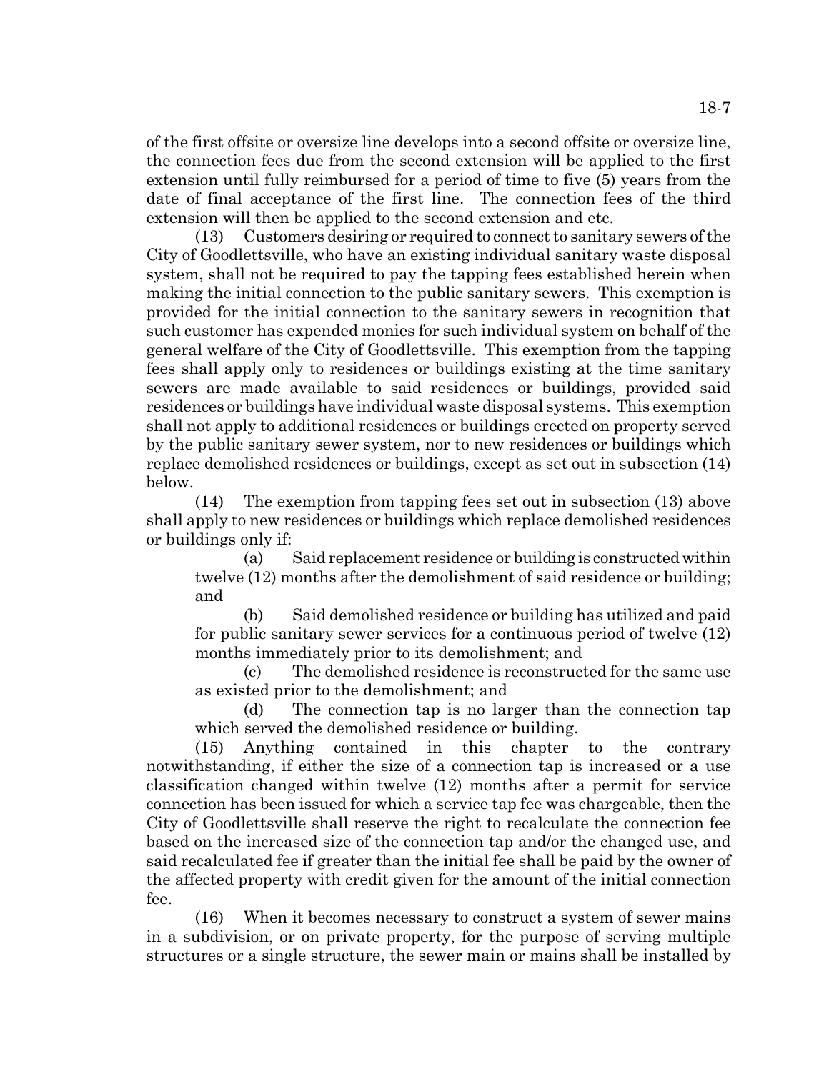of the first offsite or oversize line develops into a second offsite or oversize line, the connection fees due from the second extension will be applied to the first extension until fully reimbursed for a period of time to five (5) years from the date of final acceptance of the first line. The connection fees of the third extension will then be applied to the second extension and etc.

(13) Customers desiring or required to connect to sanitary sewers of the City of Goodlettsville, who have an existing individual sanitary waste disposal system, shall not be required to pay the tapping fees established herein when making the initial connection to the public sanitary sewers. This exemption is provided for the initial connection to the sanitary sewers in recognition that such customer has expended monies for such individual system on behalf of the general welfare of the City of Goodlettsville. This exemption from the tapping fees shall apply only to residences or buildings existing at the time sanitary sewers are made available to said residences or buildings, provided said residences or buildings have individual waste disposal systems. This exemption shall not apply to additional residences or buildings erected on property served by the public sanitary sewer system, nor to new residences or buildings which replace demolished residences or buildings, except as set out in subsection (14) below.

(14) The exemption from tapping fees set out in subsection (13) above shall apply to new residences or buildings which replace demolished residences or buildings only if:

(a) Said replacement residence or building is constructed within twelve (12) months after the demolishment of said residence or building; and

(b) Said demolished residence or building has utilized and paid for public sanitary sewer services for a continuous period of twelve (12) months immediately prior to its demolishment; and

(c) The demolished residence is reconstructed for the same use as existed prior to the demolishment; and

(d) The connection tap is no larger than the connection tap which served the demolished residence or building.

(15) Anything contained in this chapter to the contrary notwithstanding, if either the size of a connection tap is increased or a use classification changed within twelve (12) months after a permit for service connection has been issued for which a service tap fee was chargeable, then the City of Goodlettsville shall reserve the right to recalculate the connection fee based on the increased size of the connection tap and/or the changed use, and said recalculated fee if greater than the initial fee shall be paid by the owner of the affected property with credit given for the amount of the initial connection fee.

(16) When it becomes necessary to construct a system of sewer mains in a subdivision, or on private property, for the purpose of serving multiple structures or a single structure, the sewer main or mains shall be installed by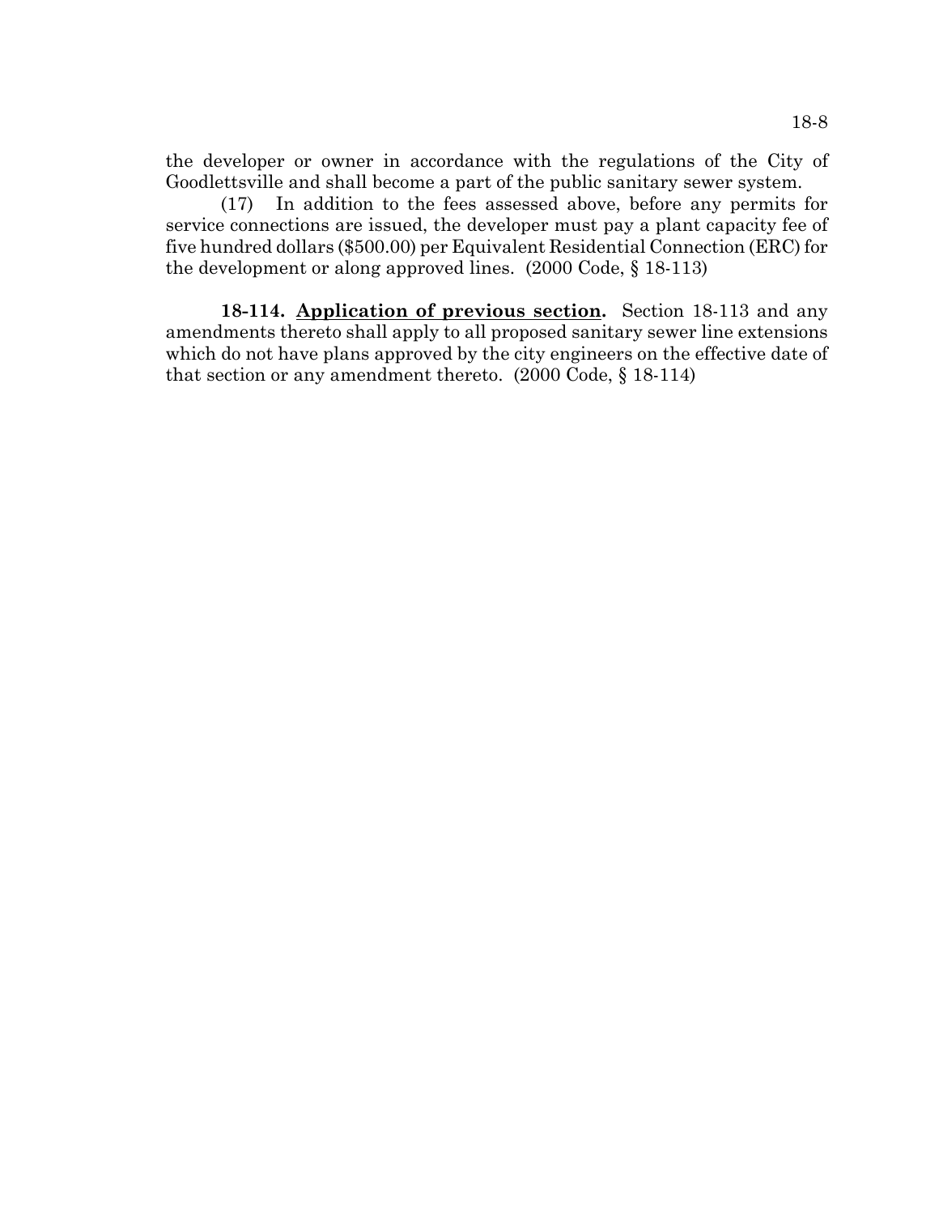the developer or owner in accordance with the regulations of the City of Goodlettsville and shall become a part of the public sanitary sewer system.

(17) In addition to the fees assessed above, before any permits for service connections are issued, the developer must pay a plant capacity fee of five hundred dollars ($500.00) per Equivalent Residential Connection (ERC) for the development or along approved lines. (2000 Code, § 18-113)

**18-114. Application of previous section.** Section 18-113 and any amendments thereto shall apply to all proposed sanitary sewer line extensions which do not have plans approved by the city engineers on the effective date of that section or any amendment thereto. (2000 Code, § 18-114)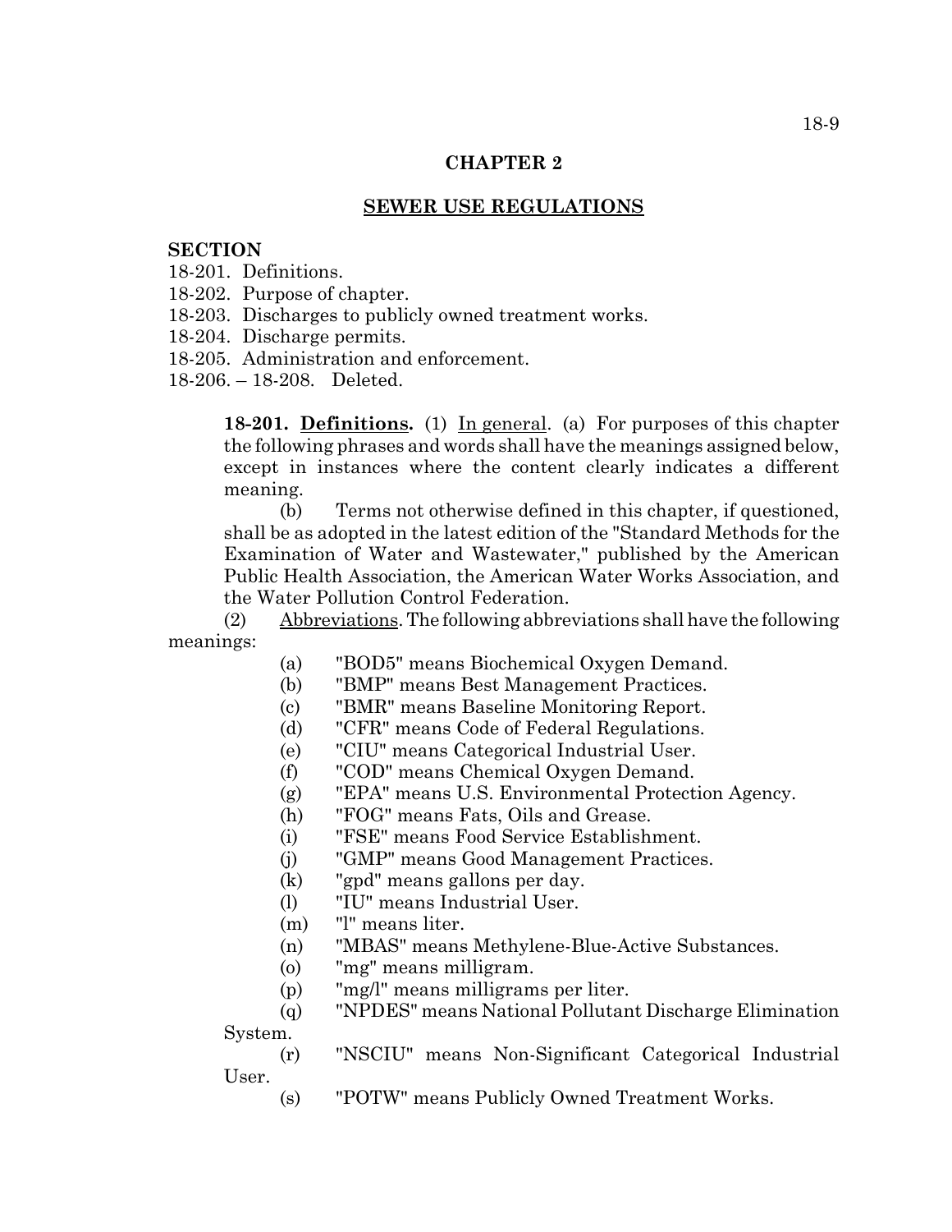## CHAPTER 2

## SEWER USE REGULATIONS

**SECTION**

18-201. Definitions.
18-202. Purpose of chapter.
18-203. Discharges to publicly owned treatment works.
18-204. Discharge permits.
18-205. Administration and enforcement.
18-206. – 18-208. Deleted.

**18-201. Definitions.** (1) In general. (a) For purposes of this chapter the following phrases and words shall have the meanings assigned below, except in instances where the content clearly indicates a different meaning.

(b) Terms not otherwise defined in this chapter, if questioned, shall be as adopted in the latest edition of the "Standard Methods for the Examination of Water and Wastewater," published by the American Public Health Association, the American Water Works Association, and the Water Pollution Control Federation.

(2) Abbreviations. The following abbreviations shall have the following meanings:

(a) "BOD5" means Biochemical Oxygen Demand.
(b) "BMP" means Best Management Practices.
(c) "BMR" means Baseline Monitoring Report.
(d) "CFR" means Code of Federal Regulations.
(e) "CIU" means Categorical Industrial User.
(f) "COD" means Chemical Oxygen Demand.
(g) "EPA" means U.S. Environmental Protection Agency.
(h) "FOG" means Fats, Oils and Grease.
(i) "FSE" means Food Service Establishment.
(j) "GMP" means Good Management Practices.
(k) "gpd" means gallons per day.
(l) "IU" means Industrial User.
(m) "l" means liter.
(n) "MBAS" means Methylene-Blue-Active Substances.
(o) "mg" means milligram.
(p) "mg/l" means milligrams per liter.
(q) "NPDES" means National Pollutant Discharge Elimination System.
(r) "NSCIU" means Non-Significant Categorical Industrial User.
(s) "POTW" means Publicly Owned Treatment Works.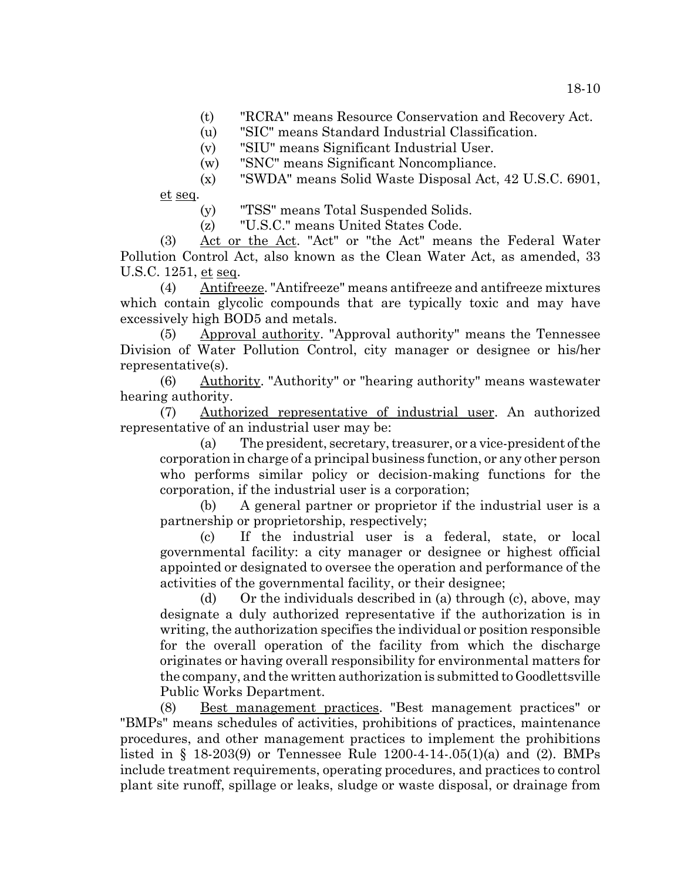(t) "RCRA" means Resource Conservation and Recovery Act.

(u) "SIC" means Standard Industrial Classification.

(v) "SIU" means Significant Industrial User.

(w) "SNC" means Significant Noncompliance.

(x) "SWDA" means Solid Waste Disposal Act, 42 U.S.C. 6901, et seq.

(y) "TSS" means Total Suspended Solids.

(z) "U.S.C." means United States Code.

(3) Act or the Act. "Act" or "the Act" means the Federal Water Pollution Control Act, also known as the Clean Water Act, as amended, 33 U.S.C. 1251, et seq.

(4) Antifreeze. "Antifreeze" means antifreeze and antifreeze mixtures which contain glycolic compounds that are typically toxic and may have excessively high BOD5 and metals.

(5) Approval authority. "Approval authority" means the Tennessee Division of Water Pollution Control, city manager or designee or his/her representative(s).

(6) Authority. "Authority" or "hearing authority" means wastewater hearing authority.

(7) Authorized representative of industrial user. An authorized representative of an industrial user may be:

(a) The president, secretary, treasurer, or a vice-president of the corporation in charge of a principal business function, or any other person who performs similar policy or decision-making functions for the corporation, if the industrial user is a corporation;

(b) A general partner or proprietor if the industrial user is a partnership or proprietorship, respectively;

(c) If the industrial user is a federal, state, or local governmental facility: a city manager or designee or highest official appointed or designated to oversee the operation and performance of the activities of the governmental facility, or their designee;

(d) Or the individuals described in (a) through (c), above, may designate a duly authorized representative if the authorization is in writing, the authorization specifies the individual or position responsible for the overall operation of the facility from which the discharge originates or having overall responsibility for environmental matters for the company, and the written authorization is submitted to Goodlettsville Public Works Department.

(8) Best management practices. "Best management practices" or "BMPs" means schedules of activities, prohibitions of practices, maintenance procedures, and other management practices to implement the prohibitions listed in § 18-203(9) or Tennessee Rule 1200-4-14-.05(1)(a) and (2). BMPs include treatment requirements, operating procedures, and practices to control plant site runoff, spillage or leaks, sludge or waste disposal, or drainage from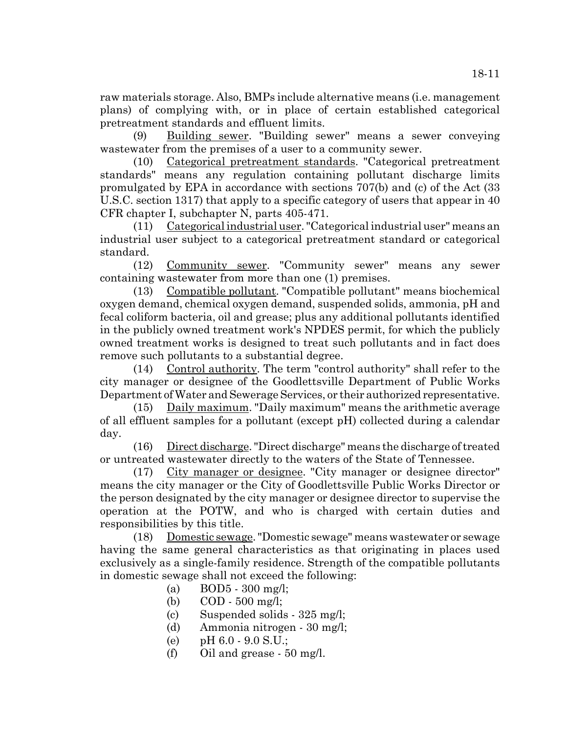raw materials storage. Also, BMPs include alternative means (i.e. management plans) of complying with, or in place of certain established categorical pretreatment standards and effluent limits.

(9) Building sewer. "Building sewer" means a sewer conveying wastewater from the premises of a user to a community sewer.

(10) Categorical pretreatment standards. "Categorical pretreatment standards" means any regulation containing pollutant discharge limits promulgated by EPA in accordance with sections 707(b) and (c) of the Act (33 U.S.C. section 1317) that apply to a specific category of users that appear in 40 CFR chapter I, subchapter N, parts 405-471.

(11) Categorical industrial user. "Categorical industrial user" means an industrial user subject to a categorical pretreatment standard or categorical standard.

(12) Community sewer. "Community sewer" means any sewer containing wastewater from more than one (1) premises.

(13) Compatible pollutant. "Compatible pollutant" means biochemical oxygen demand, chemical oxygen demand, suspended solids, ammonia, pH and fecal coliform bacteria, oil and grease; plus any additional pollutants identified in the publicly owned treatment work's NPDES permit, for which the publicly owned treatment works is designed to treat such pollutants and in fact does remove such pollutants to a substantial degree.

(14) Control authority. The term "control authority" shall refer to the city manager or designee of the Goodlettsville Department of Public Works Department of Water and Sewerage Services, or their authorized representative.

(15) Daily maximum. "Daily maximum" means the arithmetic average of all effluent samples for a pollutant (except pH) collected during a calendar day.

(16) Direct discharge. "Direct discharge" means the discharge of treated or untreated wastewater directly to the waters of the State of Tennessee.

(17) City manager or designee. "City manager or designee director" means the city manager or the City of Goodlettsville Public Works Director or the person designated by the city manager or designee director to supervise the operation at the POTW, and who is charged with certain duties and responsibilities by this title.

(18) Domestic sewage. "Domestic sewage" means wastewater or sewage having the same general characteristics as that originating in places used exclusively as a single-family residence. Strength of the compatible pollutants in domestic sewage shall not exceed the following:

(a) $BOD_5$ - 300 mg/l;

(b) COD - 500 mg/l;

(c) Suspended solids - 325 mg/l;

(d) Ammonia nitrogen - 30 mg/l;

(e) pH 6.0 - 9.0 S.U.;

(f) Oil and grease - 50 mg/l.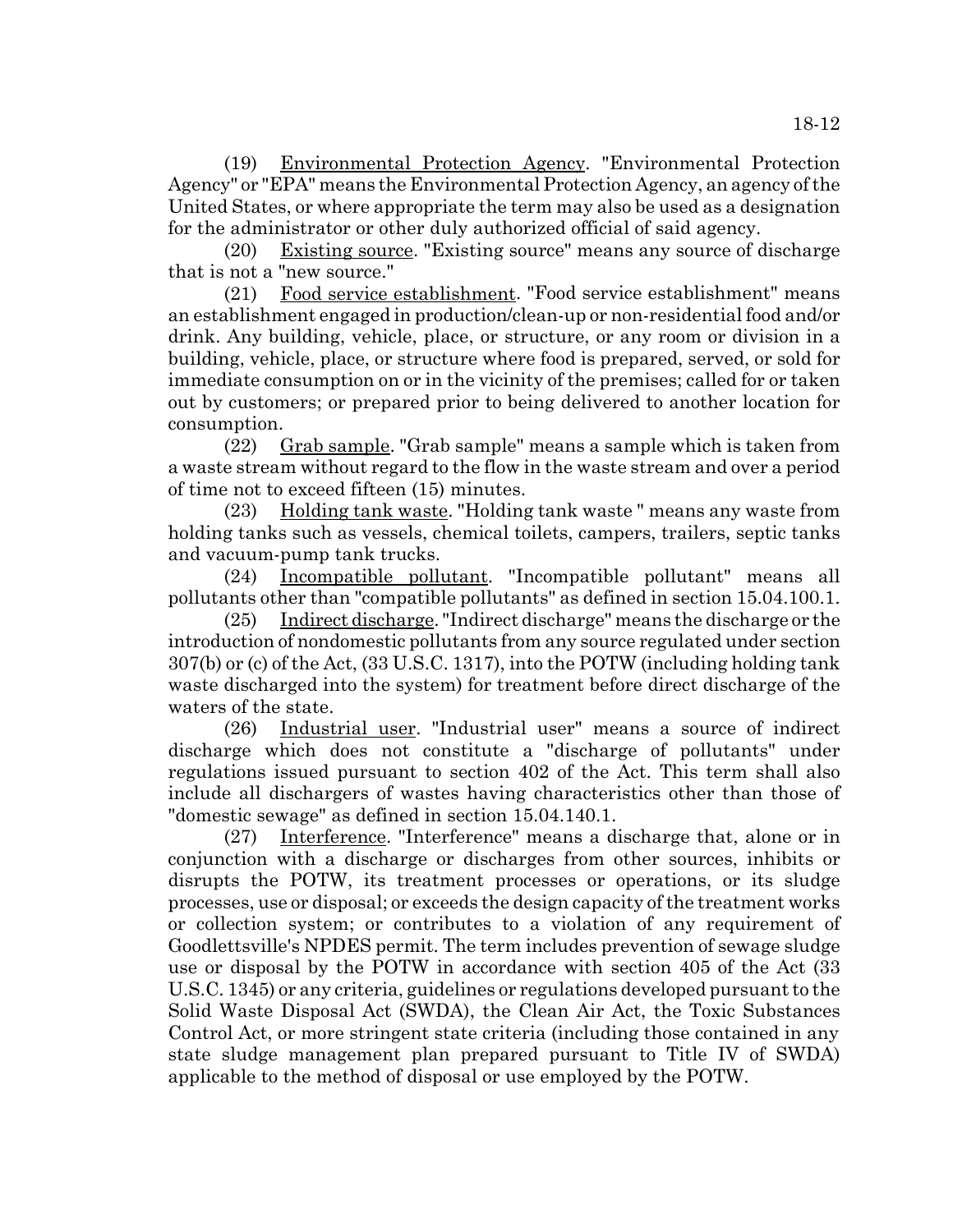(19) Environmental Protection Agency. "Environmental Protection Agency" or "EPA" means the Environmental Protection Agency, an agency of the United States, or where appropriate the term may also be used as a designation for the administrator or other duly authorized official of said agency.

(20) Existing source. "Existing source" means any source of discharge that is not a "new source."

(21) Food service establishment. "Food service establishment" means an establishment engaged in production/clean-up or non-residential food and/or drink. Any building, vehicle, place, or structure, or any room or division in a building, vehicle, place, or structure where food is prepared, served, or sold for immediate consumption on or in the vicinity of the premises; called for or taken out by customers; or prepared prior to being delivered to another location for consumption.

(22) Grab sample. "Grab sample" means a sample which is taken from a waste stream without regard to the flow in the waste stream and over a period of time not to exceed fifteen (15) minutes.

(23) Holding tank waste. "Holding tank waste " means any waste from holding tanks such as vessels, chemical toilets, campers, trailers, septic tanks and vacuum-pump tank trucks.

(24) Incompatible pollutant. "Incompatible pollutant" means all pollutants other than "compatible pollutants" as defined in section 15.04.100.1.

(25) Indirect discharge. "Indirect discharge" means the discharge or the introduction of nondomestic pollutants from any source regulated under section 307(b) or (c) of the Act, (33 U.S.C. 1317), into the POTW (including holding tank waste discharged into the system) for treatment before direct discharge of the waters of the state.

(26) Industrial user. "Industrial user" means a source of indirect discharge which does not constitute a "discharge of pollutants" under regulations issued pursuant to section 402 of the Act. This term shall also include all dischargers of wastes having characteristics other than those of "domestic sewage" as defined in section 15.04.140.1.

(27) Interference. "Interference" means a discharge that, alone or in conjunction with a discharge or discharges from other sources, inhibits or disrupts the POTW, its treatment processes or operations, or its sludge processes, use or disposal; or exceeds the design capacity of the treatment works or collection system; or contributes to a violation of any requirement of Goodlettsville's NPDES permit. The term includes prevention of sewage sludge use or disposal by the POTW in accordance with section 405 of the Act (33 U.S.C. 1345) or any criteria, guidelines or regulations developed pursuant to the Solid Waste Disposal Act (SWDA), the Clean Air Act, the Toxic Substances Control Act, or more stringent state criteria (including those contained in any state sludge management plan prepared pursuant to Title IV of SWDA) applicable to the method of disposal or use employed by the POTW.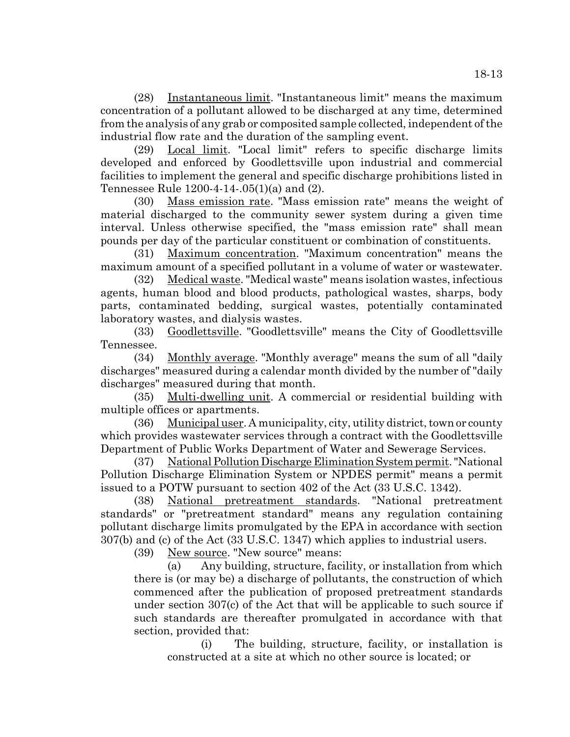(28) Instantaneous limit. "Instantaneous limit" means the maximum concentration of a pollutant allowed to be discharged at any time, determined from the analysis of any grab or composited sample collected, independent of the industrial flow rate and the duration of the sampling event.

(29) Local limit. "Local limit" refers to specific discharge limits developed and enforced by Goodlettsville upon industrial and commercial facilities to implement the general and specific discharge prohibitions listed in Tennessee Rule 1200-4-14-.05(1)(a) and (2).

(30) Mass emission rate. "Mass emission rate" means the weight of material discharged to the community sewer system during a given time interval. Unless otherwise specified, the "mass emission rate" shall mean pounds per day of the particular constituent or combination of constituents.

(31) Maximum concentration. "Maximum concentration" means the maximum amount of a specified pollutant in a volume of water or wastewater.

(32) Medical waste. "Medical waste" means isolation wastes, infectious agents, human blood and blood products, pathological wastes, sharps, body parts, contaminated bedding, surgical wastes, potentially contaminated laboratory wastes, and dialysis wastes.

(33) Goodlettsville. "Goodlettsville" means the City of Goodlettsville Tennessee.

(34) Monthly average. "Monthly average" means the sum of all "daily discharges" measured during a calendar month divided by the number of "daily discharges" measured during that month.

(35) Multi-dwelling unit. A commercial or residential building with multiple offices or apartments.

(36) Municipal user. A municipality, city, utility district, town or county which provides wastewater services through a contract with the Goodlettsville Department of Public Works Department of Water and Sewerage Services.

(37) National Pollution Discharge Elimination System permit. "National Pollution Discharge Elimination System or NPDES permit" means a permit issued to a POTW pursuant to section 402 of the Act (33 U.S.C. 1342).

(38) National pretreatment standards. "National pretreatment standards" or "pretreatment standard" means any regulation containing pollutant discharge limits promulgated by the EPA in accordance with section 307(b) and (c) of the Act (33 U.S.C. 1347) which applies to industrial users.

(39) New source. "New source" means:

(a) Any building, structure, facility, or installation from which there is (or may be) a discharge of pollutants, the construction of which commenced after the publication of proposed pretreatment standards under section 307(c) of the Act that will be applicable to such source if such standards are thereafter promulgated in accordance with that section, provided that:

(i) The building, structure, facility, or installation is constructed at a site at which no other source is located; or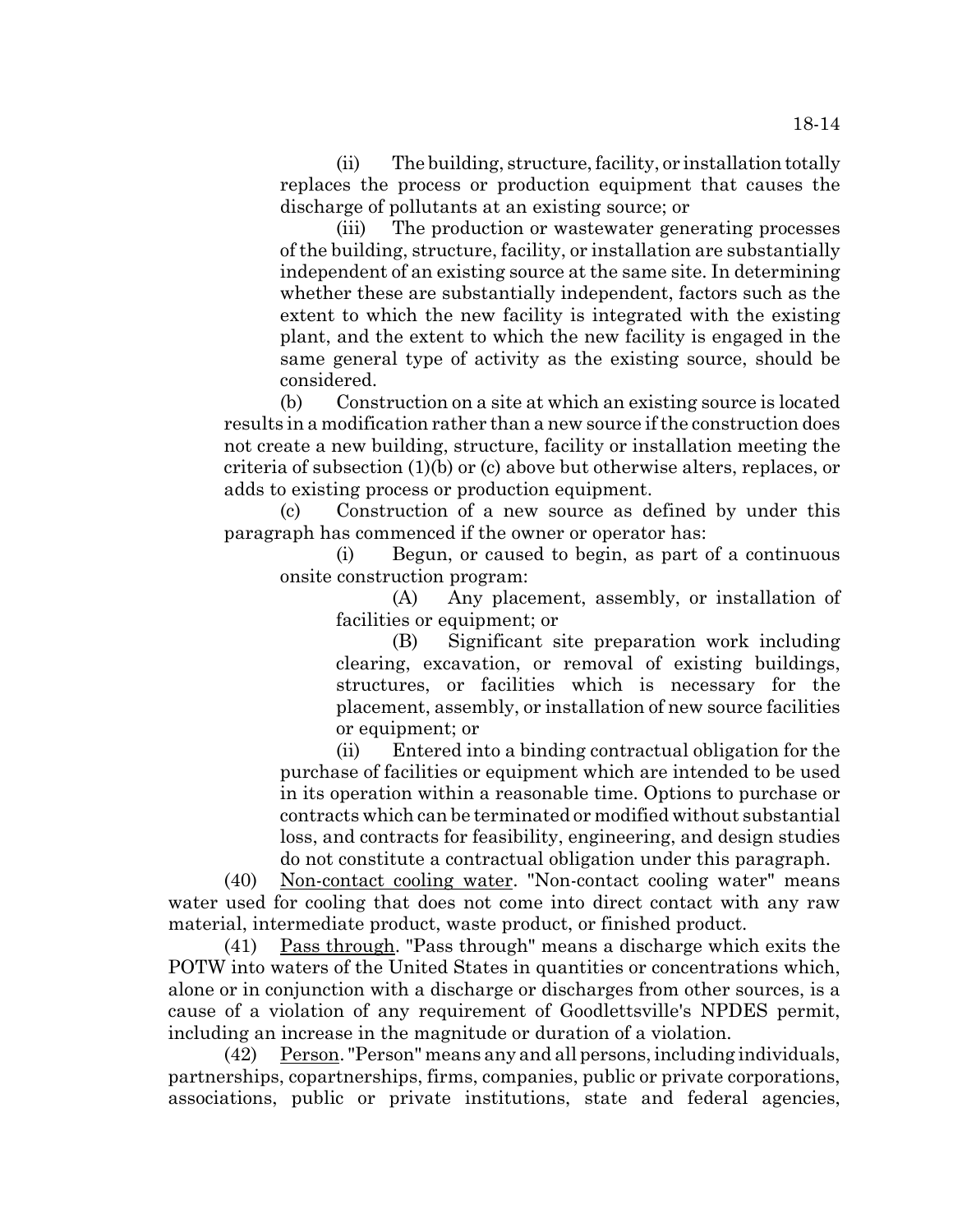(ii) The building, structure, facility, or installation totally replaces the process or production equipment that causes the discharge of pollutants at an existing source; or

(iii) The production or wastewater generating processes of the building, structure, facility, or installation are substantially independent of an existing source at the same site. In determining whether these are substantially independent, factors such as the extent to which the new facility is integrated with the existing plant, and the extent to which the new facility is engaged in the same general type of activity as the existing source, should be considered.

(b) Construction on a site at which an existing source is located results in a modification rather than a new source if the construction does not create a new building, structure, facility or installation meeting the criteria of subsection (1)(b) or (c) above but otherwise alters, replaces, or adds to existing process or production equipment.

(c) Construction of a new source as defined by under this paragraph has commenced if the owner or operator has:

(i) Begun, or caused to begin, as part of a continuous onsite construction program:

(A) Any placement, assembly, or installation of facilities or equipment; or

(B) Significant site preparation work including clearing, excavation, or removal of existing buildings, structures, or facilities which is necessary for the placement, assembly, or installation of new source facilities or equipment; or

(ii) Entered into a binding contractual obligation for the purchase of facilities or equipment which are intended to be used in its operation within a reasonable time. Options to purchase or contracts which can be terminated or modified without substantial loss, and contracts for feasibility, engineering, and design studies do not constitute a contractual obligation under this paragraph.

(40) Non-contact cooling water. "Non-contact cooling water" means water used for cooling that does not come into direct contact with any raw material, intermediate product, waste product, or finished product.

(41) Pass through. "Pass through" means a discharge which exits the POTW into waters of the United States in quantities or concentrations which, alone or in conjunction with a discharge or discharges from other sources, is a cause of a violation of any requirement of Goodlettsville's NPDES permit, including an increase in the magnitude or duration of a violation.

(42) Person. "Person" means any and all persons, including individuals, partnerships, copartnerships, firms, companies, public or private corporations, associations, public or private institutions, state and federal agencies,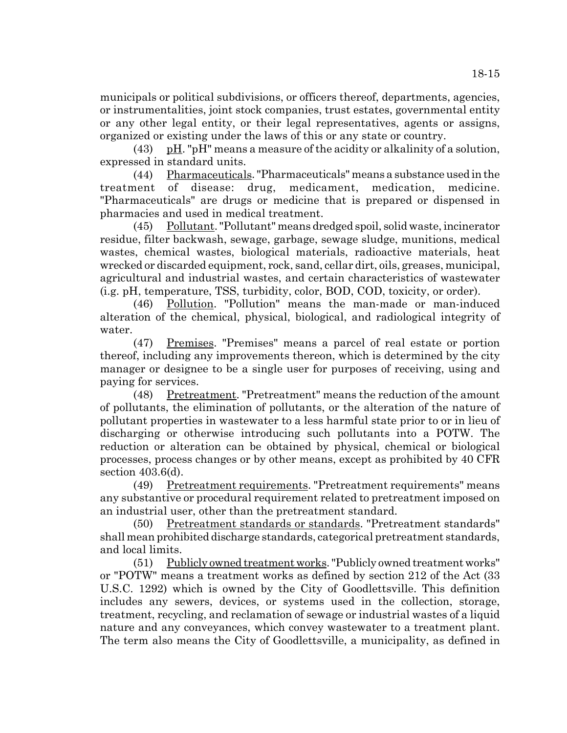municipals or political subdivisions, or officers thereof, departments, agencies, or instrumentalities, joint stock companies, trust estates, governmental entity or any other legal entity, or their legal representatives, agents or assigns, organized or existing under the laws of this or any state or country.

(43) pH. "pH" means a measure of the acidity or alkalinity of a solution, expressed in standard units.

(44) Pharmaceuticals. "Pharmaceuticals" means a substance used in the treatment of disease: drug, medicament, medication, medicine. "Pharmaceuticals" are drugs or medicine that is prepared or dispensed in pharmacies and used in medical treatment.

(45) Pollutant. "Pollutant" means dredged spoil, solid waste, incinerator residue, filter backwash, sewage, garbage, sewage sludge, munitions, medical wastes, chemical wastes, biological materials, radioactive materials, heat wrecked or discarded equipment, rock, sand, cellar dirt, oils, greases, municipal, agricultural and industrial wastes, and certain characteristics of wastewater (i.e. pH, temperature, TSS, turbidity, color, BOD, COD, toxicity, or order).

(46) Pollution. "Pollution" means the man-made or man-induced alteration of the chemical, physical, biological, and radiological integrity of water.

(47) Premises. "Premises" means a parcel of real estate or portion thereof, including any improvements thereon, which is determined by the city manager or designee to be a single user for purposes of receiving, using and paying for services.

(48) Pretreatment. "Pretreatment" means the reduction of the amount of pollutants, the elimination of pollutants, or the alteration of the nature of pollutant properties in wastewater to a less harmful state prior to or in lieu of discharging or otherwise introducing such pollutants into a POTW. The reduction or alteration can be obtained by physical, chemical or biological processes, process changes or by other means, except as prohibited by 40 CFR section 403.6(d).

(49) Pretreatment requirements. "Pretreatment requirements" means any substantive or procedural requirement related to pretreatment imposed on an industrial user, other than the pretreatment standard.

(50) Pretreatment standards or standards. "Pretreatment standards" shall mean prohibited discharge standards, categorical pretreatment standards, and local limits.

(51) Publicly owned treatment works. "Publicly owned treatment works" or "POTW" means a treatment works as defined by section 212 of the Act (33 U.S.C. 1292) which is owned by the City of Goodlettsville. This definition includes any sewers, devices, or systems used in the collection, storage, treatment, recycling, and reclamation of sewage or industrial wastes of a liquid nature and any conveyances, which convey wastewater to a treatment plant. The term also means the City of Goodlettsville, a municipality, as defined in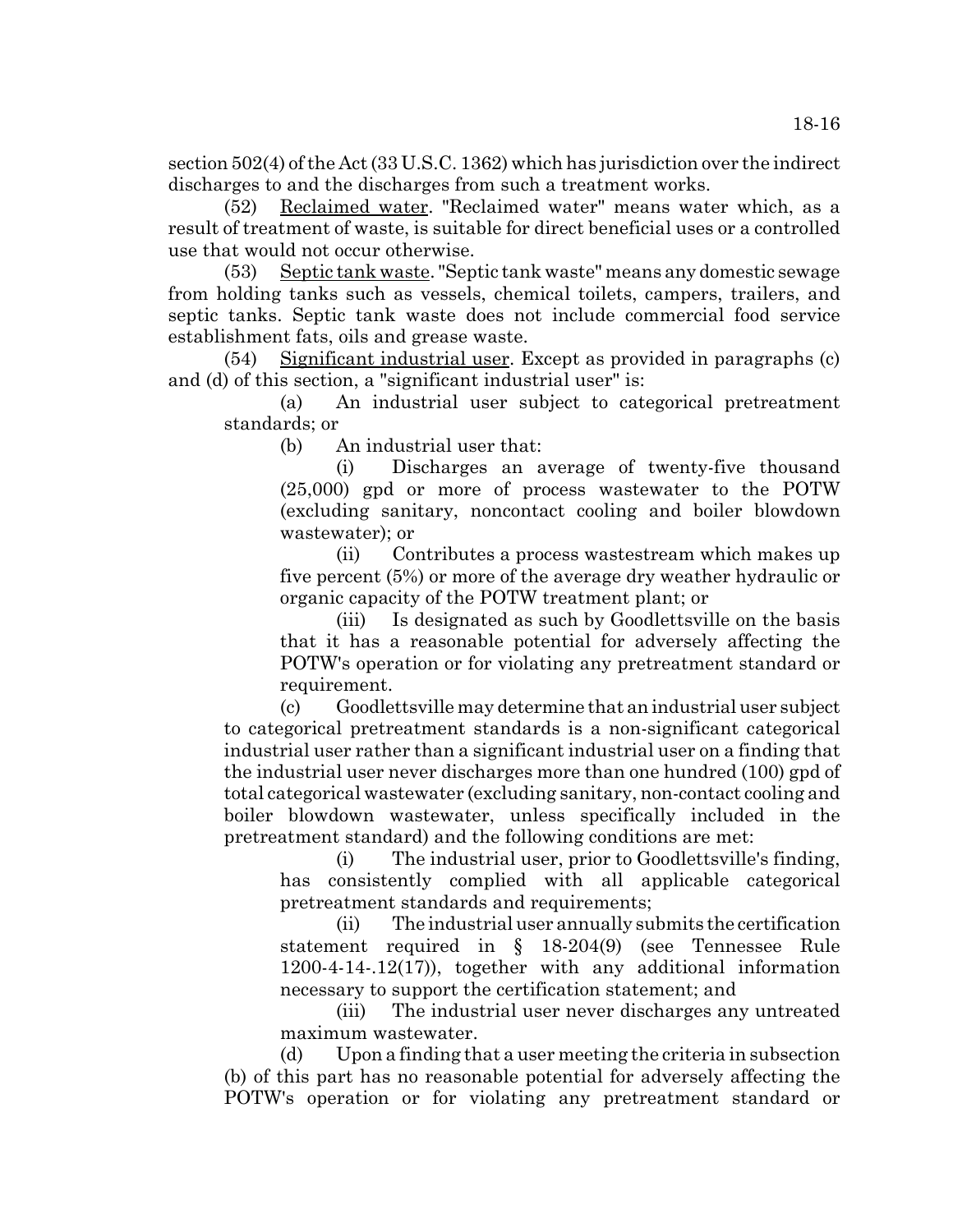section 502(4) of the Act (33 U.S.C. 1362) which has jurisdiction over the indirect discharges to and the discharges from such a treatment works.

(52) Reclaimed water. "Reclaimed water" means water which, as a result of treatment of waste, is suitable for direct beneficial uses or a controlled use that would not occur otherwise.

(53) Septic tank waste. "Septic tank waste" means any domestic sewage from holding tanks such as vessels, chemical toilets, campers, trailers, and septic tanks. Septic tank waste does not include commercial food service establishment fats, oils and grease waste.

(54) Significant industrial user. Except as provided in paragraphs (c) and (d) of this section, a "significant industrial user" is:

(a) An industrial user subject to categorical pretreatment standards; or

(b) An industrial user that:

(i) Discharges an average of twenty-five thousand (25,000) gpd or more of process wastewater to the POTW (excluding sanitary, noncontact cooling and boiler blowdown wastewater); or

(ii) Contributes a process wastestream which makes up five percent (5%) or more of the average dry weather hydraulic or organic capacity of the POTW treatment plant; or

(iii) Is designated as such by Goodlettsville on the basis that it has a reasonable potential for adversely affecting the POTW's operation or for violating any pretreatment standard or requirement.

(c) Goodlettsville may determine that an industrial user subject to categorical pretreatment standards is a non-significant categorical industrial user rather than a significant industrial user on a finding that the industrial user never discharges more than one hundred (100) gpd of total categorical wastewater (excluding sanitary, non-contact cooling and boiler blowdown wastewater, unless specifically included in the pretreatment standard) and the following conditions are met:

(i) The industrial user, prior to Goodlettsville's finding, has consistently complied with all applicable categorical pretreatment standards and requirements;

(ii) The industrial user annually submits the certification statement required in § 18-204(9) (see Tennessee Rule 1200-4-14-.12(17)), together with any additional information necessary to support the certification statement; and

(iii) The industrial user never discharges any untreated maximum wastewater.

(d) Upon a finding that a user meeting the criteria in subsection (b) of this part has no reasonable potential for adversely affecting the POTW's operation or for violating any pretreatment standard or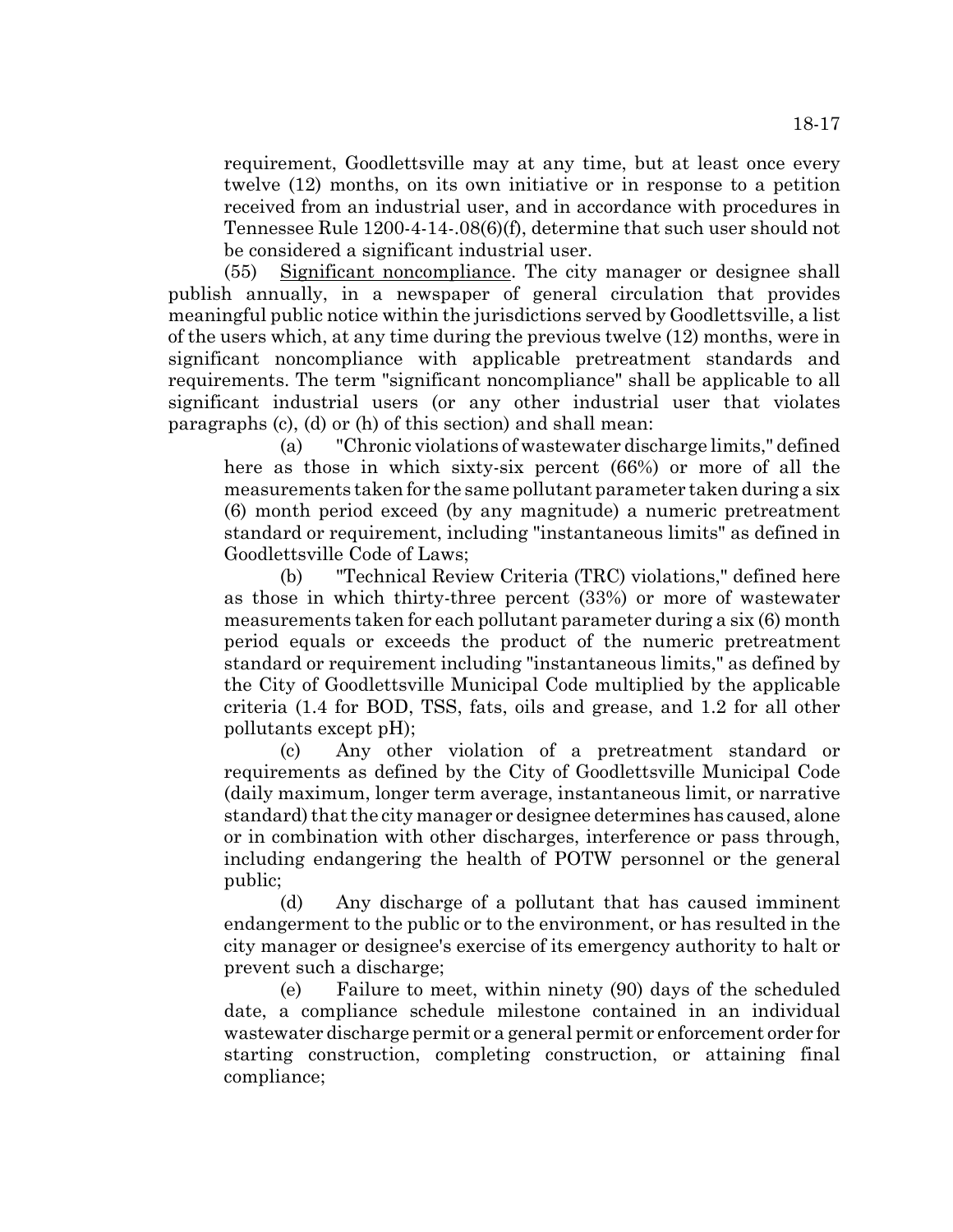requirement, Goodlettsville may at any time, but at least once every twelve (12) months, on its own initiative or in response to a petition received from an industrial user, and in accordance with procedures in Tennessee Rule 1200-4-14-.08(6)(f), determine that such user should not be considered a significant industrial user.

(55) Significant noncompliance. The city manager or designee shall publish annually, in a newspaper of general circulation that provides meaningful public notice within the jurisdictions served by Goodlettsville, a list of the users which, at any time during the previous twelve (12) months, were in significant noncompliance with applicable pretreatment standards and requirements. The term "significant noncompliance" shall be applicable to all significant industrial users (or any other industrial user that violates paragraphs (c), (d) or (h) of this section) and shall mean:

(a) "Chronic violations of wastewater discharge limits," defined here as those in which sixty-six percent (66%) or more of all the measurements taken for the same pollutant parameter taken during a six (6) month period exceed (by any magnitude) a numeric pretreatment standard or requirement, including "instantaneous limits" as defined in Goodlettsville Code of Laws;

(b) "Technical Review Criteria (TRC) violations," defined here as those in which thirty-three percent (33%) or more of wastewater measurements taken for each pollutant parameter during a six (6) month period equals or exceeds the product of the numeric pretreatment standard or requirement including "instantaneous limits," as defined by the City of Goodlettsville Municipal Code multiplied by the applicable criteria (1.4 for BOD, TSS, fats, oils and grease, and 1.2 for all other pollutants except pH);

(c) Any other violation of a pretreatment standard or requirements as defined by the City of Goodlettsville Municipal Code (daily maximum, longer term average, instantaneous limit, or narrative standard) that the city manager or designee determines has caused, alone or in combination with other discharges, interference or pass through, including endangering the health of POTW personnel or the general public;

(d) Any discharge of a pollutant that has caused imminent endangerment to the public or to the environment, or has resulted in the city manager or designee's exercise of its emergency authority to halt or prevent such a discharge;

(e) Failure to meet, within ninety (90) days of the scheduled date, a compliance schedule milestone contained in an individual wastewater discharge permit or a general permit or enforcement order for starting construction, completing construction, or attaining final compliance;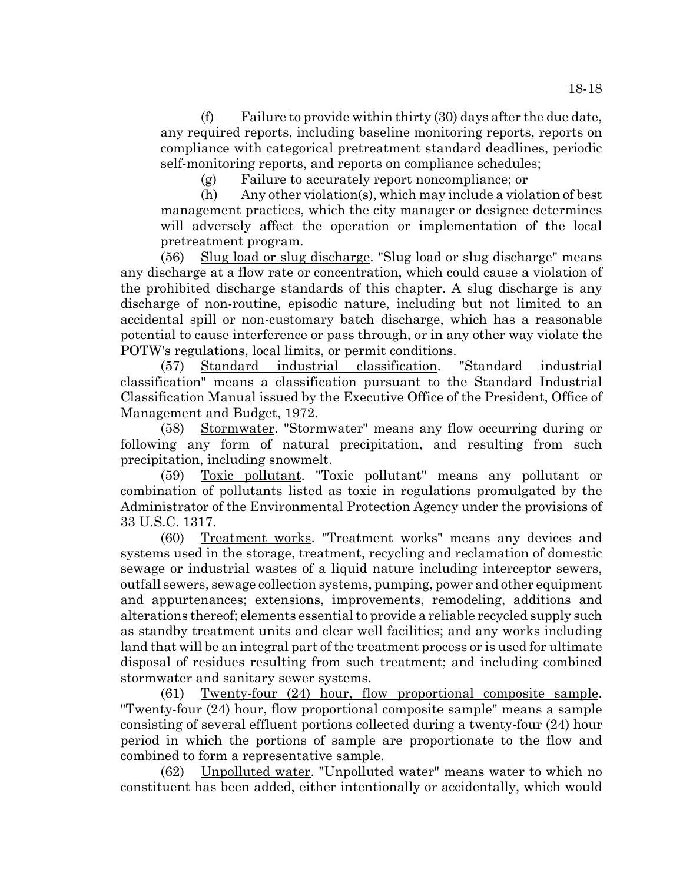(f) Failure to provide within thirty (30) days after the due date, any required reports, including baseline monitoring reports, reports on compliance with categorical pretreatment standard deadlines, periodic self-monitoring reports, and reports on compliance schedules;

(g) Failure to accurately report noncompliance; or

(h) Any other violation(s), which may include a violation of best management practices, which the city manager or designee determines will adversely affect the operation or implementation of the local pretreatment program.

(56) Slug load or slug discharge. "Slug load or slug discharge" means any discharge at a flow rate or concentration, which could cause a violation of the prohibited discharge standards of this chapter. A slug discharge is any discharge of non-routine, episodic nature, including but not limited to an accidental spill or non-customary batch discharge, which has a reasonable potential to cause interference or pass through, or in any other way violate the POTW's regulations, local limits, or permit conditions.

(57) Standard industrial classification. "Standard industrial classification" means a classification pursuant to the Standard Industrial Classification Manual issued by the Executive Office of the President, Office of Management and Budget, 1972.

(58) Stormwater. "Stormwater" means any flow occurring during or following any form of natural precipitation, and resulting from such precipitation, including snowmelt.

(59) Toxic pollutant. "Toxic pollutant" means any pollutant or combination of pollutants listed as toxic in regulations promulgated by the Administrator of the Environmental Protection Agency under the provisions of 33 U.S.C. 1317.

(60) Treatment works. "Treatment works" means any devices and systems used in the storage, treatment, recycling and reclamation of domestic sewage or industrial wastes of a liquid nature including interceptor sewers, outfall sewers, sewage collection systems, pumping, power and other equipment and appurtenances; extensions, improvements, remodeling, additions and alterations thereof; elements essential to provide a reliable recycled supply such as standby treatment units and clear well facilities; and any works including land that will be an integral part of the treatment process or is used for ultimate disposal of residues resulting from such treatment; and including combined stormwater and sanitary sewer systems.

(61) Twenty-four (24) hour, flow proportional composite sample. "Twenty-four (24) hour, flow proportional composite sample" means a sample consisting of several effluent portions collected during a twenty-four (24) hour period in which the portions of sample are proportionate to the flow and combined to form a representative sample.

(62) Unpolluted water. "Unpolluted water" means water to which no constituent has been added, either intentionally or accidentally, which would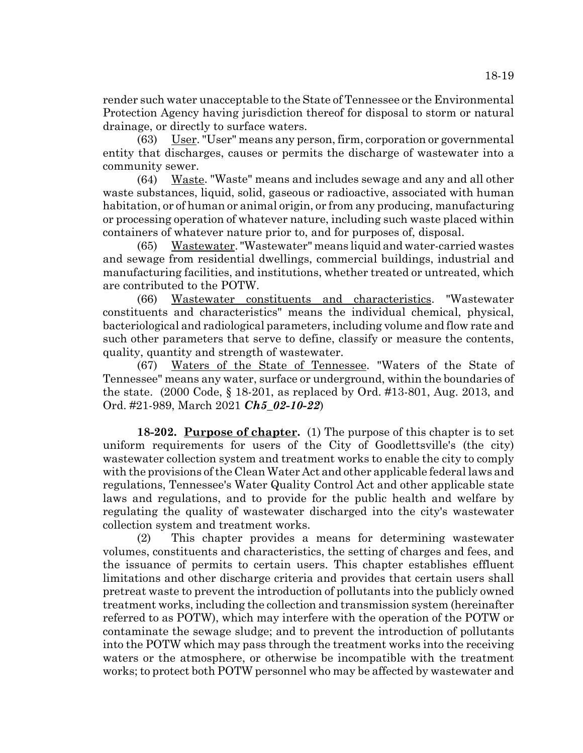render such water unacceptable to the State of Tennessee or the Environmental Protection Agency having jurisdiction thereof for disposal to storm or natural drainage, or directly to surface waters.

(63) User. "User" means any person, firm, corporation or governmental entity that discharges, causes or permits the discharge of wastewater into a community sewer.

(64) Waste. "Waste" means and includes sewage and any and all other waste substances, liquid, solid, gaseous or radioactive, associated with human habitation, or of human or animal origin, or from any producing, manufacturing or processing operation of whatever nature, including such waste placed within containers of whatever nature prior to, and for purposes of, disposal.

(65) Wastewater. "Wastewater" means liquid and water-carried wastes and sewage from residential dwellings, commercial buildings, industrial and manufacturing facilities, and institutions, whether treated or untreated, which are contributed to the POTW.

(66) Wastewater constituents and characteristics. "Wastewater constituents and characteristics" means the individual chemical, physical, bacteriological and radiological parameters, including volume and flow rate and such other parameters that serve to define, classify or measure the contents, quality, quantity and strength of wastewater.

(67) Waters of the State of Tennessee. "Waters of the State of Tennessee" means any water, surface or underground, within the boundaries of the state. (2000 Code, § 18-201, as replaced by Ord. #13-801, Aug. 2013, and Ord. #21-989, March 2021 ***Ch5_02-10-22***)

**18-202. Purpose of chapter.** (1) The purpose of this chapter is to set uniform requirements for users of the City of Goodlettsville's (the city) wastewater collection system and treatment works to enable the city to comply with the provisions of the Clean Water Act and other applicable federal laws and regulations, Tennessee's Water Quality Control Act and other applicable state laws and regulations, and to provide for the public health and welfare by regulating the quality of wastewater discharged into the city's wastewater collection system and treatment works.

(2) This chapter provides a means for determining wastewater volumes, constituents and characteristics, the setting of charges and fees, and the issuance of permits to certain users. This chapter establishes effluent limitations and other discharge criteria and provides that certain users shall pretreat waste to prevent the introduction of pollutants into the publicly owned treatment works, including the collection and transmission system (hereinafter referred to as POTW), which may interfere with the operation of the POTW or contaminate the sewage sludge; and to prevent the introduction of pollutants into the POTW which may pass through the treatment works into the receiving waters or the atmosphere, or otherwise be incompatible with the treatment works; to protect both POTW personnel who may be affected by wastewater and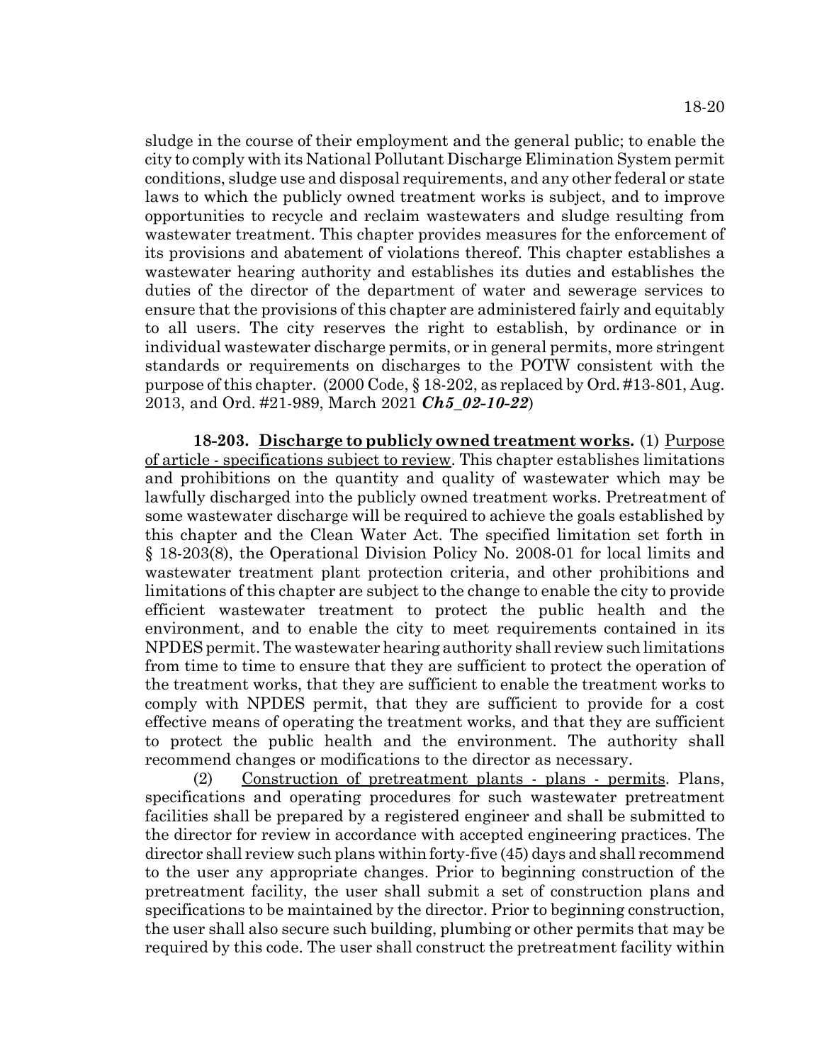sludge in the course of their employment and the general public; to enable the city to comply with its National Pollutant Discharge Elimination System permit conditions, sludge use and disposal requirements, and any other federal or state laws to which the publicly owned treatment works is subject, and to improve opportunities to recycle and reclaim wastewaters and sludge resulting from wastewater treatment. This chapter provides measures for the enforcement of its provisions and abatement of violations thereof. This chapter establishes a wastewater hearing authority and establishes its duties and establishes the duties of the director of the department of water and sewerage services to ensure that the provisions of this chapter are administered fairly and equitably to all users. The city reserves the right to establish, by ordinance or in individual wastewater discharge permits, or in general permits, more stringent standards or requirements on discharges to the POTW consistent with the purpose of this chapter. (2000 Code, § 18-202, as replaced by Ord. #13-801, Aug. 2013, and Ord. #21-989, March 2021 ***Ch5_02-10-22***)

**18-203. Discharge to publicly owned treatment works.** (1) Purpose of article - specifications subject to review. This chapter establishes limitations and prohibitions on the quantity and quality of wastewater which may be lawfully discharged into the publicly owned treatment works. Pretreatment of some wastewater discharge will be required to achieve the goals established by this chapter and the Clean Water Act. The specified limitation set forth in § 18-203(8), the Operational Division Policy No. 2008-01 for local limits and wastewater treatment plant protection criteria, and other prohibitions and limitations of this chapter are subject to the change to enable the city to provide efficient wastewater treatment to protect the public health and the environment, and to enable the city to meet requirements contained in its NPDES permit. The wastewater hearing authority shall review such limitations from time to time to ensure that they are sufficient to protect the operation of the treatment works, that they are sufficient to enable the treatment works to comply with NPDES permit, that they are sufficient to provide for a cost effective means of operating the treatment works, and that they are sufficient to protect the public health and the environment. The authority shall recommend changes or modifications to the director as necessary.

(2) Construction of pretreatment plants - plans - permits. Plans, specifications and operating procedures for such wastewater pretreatment facilities shall be prepared by a registered engineer and shall be submitted to the director for review in accordance with accepted engineering practices. The director shall review such plans within forty-five (45) days and shall recommend to the user any appropriate changes. Prior to beginning construction of the pretreatment facility, the user shall submit a set of construction plans and specifications to be maintained by the director. Prior to beginning construction, the user shall also secure such building, plumbing or other permits that may be required by this code. The user shall construct the pretreatment facility within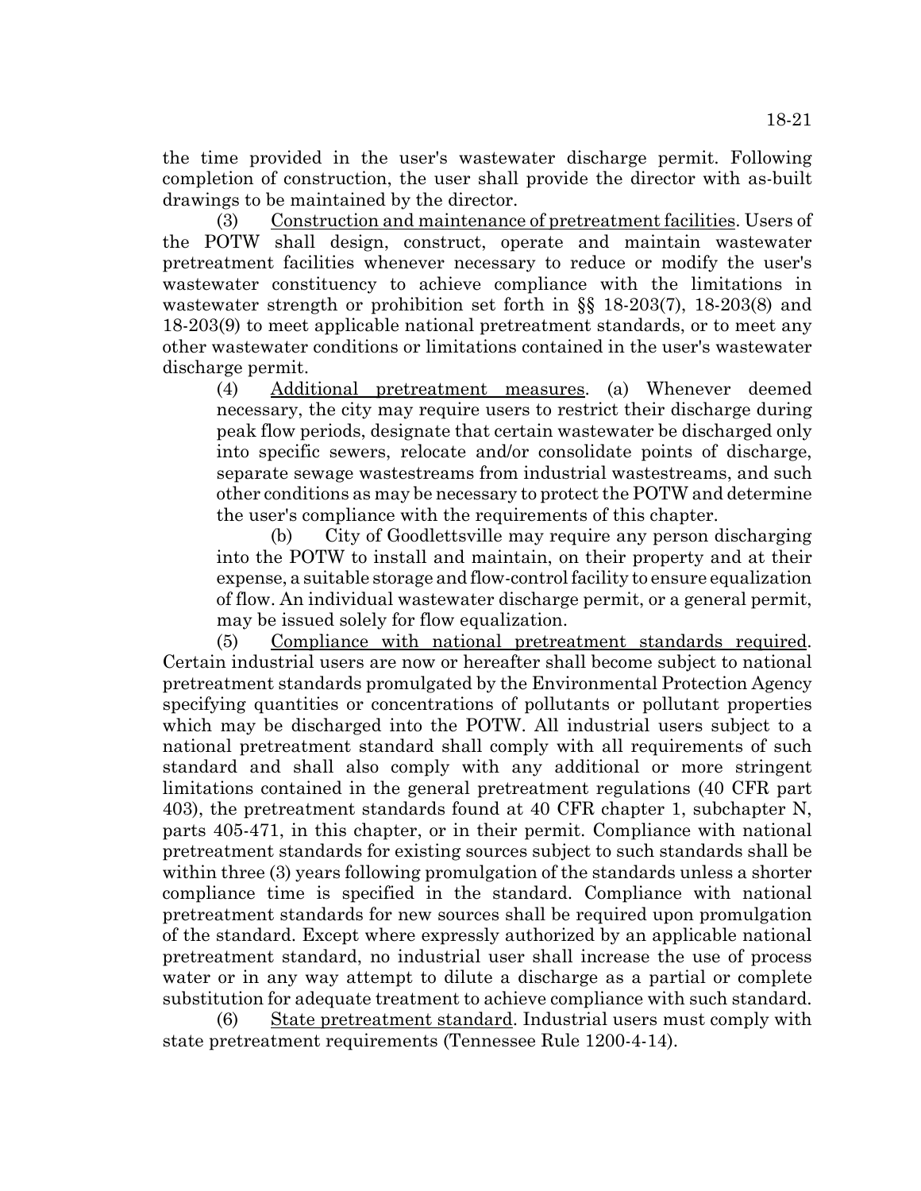the time provided in the user's wastewater discharge permit. Following completion of construction, the user shall provide the director with as-built drawings to be maintained by the director.

(3) Construction and maintenance of pretreatment facilities. Users of the POTW shall design, construct, operate and maintain wastewater pretreatment facilities whenever necessary to reduce or modify the user's wastewater constituency to achieve compliance with the limitations in wastewater strength or prohibition set forth in §§ 18-203(7), 18-203(8) and 18-203(9) to meet applicable national pretreatment standards, or to meet any other wastewater conditions or limitations contained in the user's wastewater discharge permit.

(4) Additional pretreatment measures. (a) Whenever deemed necessary, the city may require users to restrict their discharge during peak flow periods, designate that certain wastewater be discharged only into specific sewers, relocate and/or consolidate points of discharge, separate sewage wastestreams from industrial wastestreams, and such other conditions as may be necessary to protect the POTW and determine the user's compliance with the requirements of this chapter.

(b) City of Goodlettsville may require any person discharging into the POTW to install and maintain, on their property and at their expense, a suitable storage and flow-control facility to ensure equalization of flow. An individual wastewater discharge permit, or a general permit, may be issued solely for flow equalization.

(5) Compliance with national pretreatment standards required. Certain industrial users are now or hereafter shall become subject to national pretreatment standards promulgated by the Environmental Protection Agency specifying quantities or concentrations of pollutants or pollutant properties which may be discharged into the POTW. All industrial users subject to a national pretreatment standard shall comply with all requirements of such standard and shall also comply with any additional or more stringent limitations contained in the general pretreatment regulations (40 CFR part 403), the pretreatment standards found at 40 CFR chapter 1, subchapter N, parts 405-471, in this chapter, or in their permit. Compliance with national pretreatment standards for existing sources subject to such standards shall be within three (3) years following promulgation of the standards unless a shorter compliance time is specified in the standard. Compliance with national pretreatment standards for new sources shall be required upon promulgation of the standard. Except where expressly authorized by an applicable national pretreatment standard, no industrial user shall increase the use of process water or in any way attempt to dilute a discharge as a partial or complete substitution for adequate treatment to achieve compliance with such standard.

(6) State pretreatment standard. Industrial users must comply with state pretreatment requirements (Tennessee Rule 1200-4-14).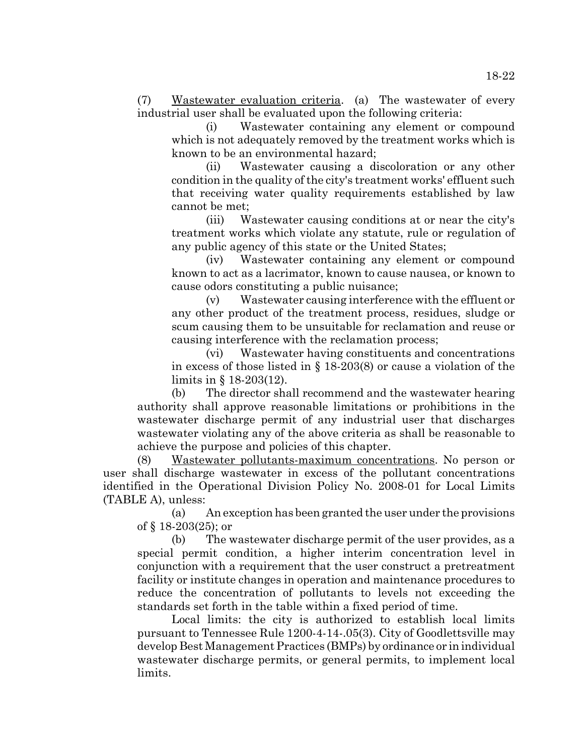(7) <u>Wastewater evaluation criteria</u>. (a) The wastewater of every industrial user shall be evaluated upon the following criteria:

(i) Wastewater containing any element or compound which is not adequately removed by the treatment works which is known to be an environmental hazard;

(ii) Wastewater causing a discoloration or any other condition in the quality of the city's treatment works' effluent such that receiving water quality requirements established by law cannot be met;

(iii) Wastewater causing conditions at or near the city's treatment works which violate any statute, rule or regulation of any public agency of this state or the United States;

(iv) Wastewater containing any element or compound known to act as a lacrimator, known to cause nausea, or known to cause odors constituting a public nuisance;

(v) Wastewater causing interference with the effluent or any other product of the treatment process, residues, sludge or scum causing them to be unsuitable for reclamation and reuse or causing interference with the reclamation process;

(vi) Wastewater having constituents and concentrations in excess of those listed in § 18-203(8) or cause a violation of the limits in § 18-203(12).

(b) The director shall recommend and the wastewater hearing authority shall approve reasonable limitations or prohibitions in the wastewater discharge permit of any industrial user that discharges wastewater violating any of the above criteria as shall be reasonable to achieve the purpose and policies of this chapter.

(8) <u>Wastewater pollutants-maximum concentrations</u>. No person or user shall discharge wastewater in excess of the pollutant concentrations identified in the Operational Division Policy No. 2008-01 for Local Limits (TABLE A), unless:

(a) An exception has been granted the user under the provisions of § 18-203(25); or

(b) The wastewater discharge permit of the user provides, as a special permit condition, a higher interim concentration level in conjunction with a requirement that the user construct a pretreatment facility or institute changes in operation and maintenance procedures to reduce the concentration of pollutants to levels not exceeding the standards set forth in the table within a fixed period of time.

Local limits: the city is authorized to establish local limits pursuant to Tennessee Rule 1200-4-14-.05(3). City of Goodlettsville may develop Best Management Practices (BMPs) by ordinance or in individual wastewater discharge permits, or general permits, to implement local limits.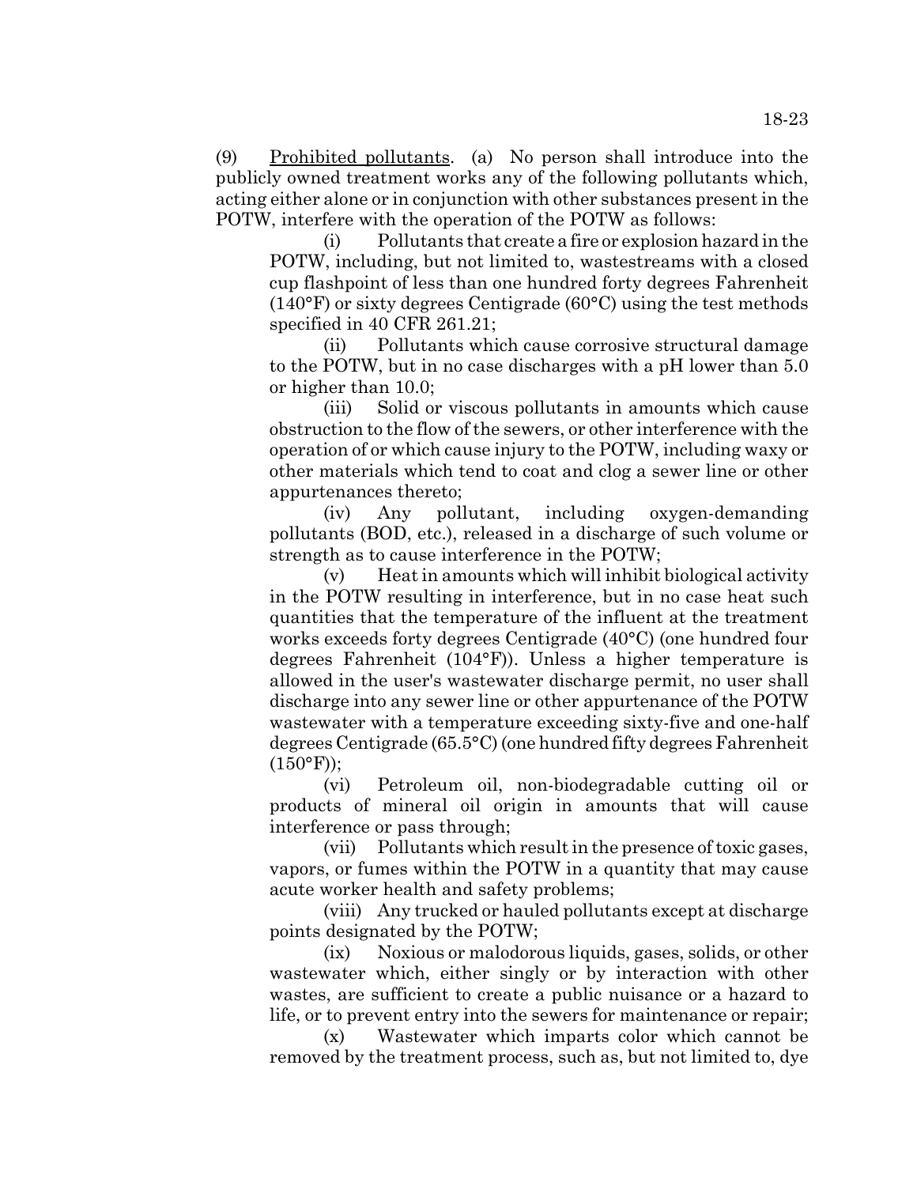(9) <u>Prohibited pollutants</u>. (a) No person shall introduce into the publicly owned treatment works any of the following pollutants which, acting either alone or in conjunction with other substances present in the POTW, interfere with the operation of the POTW as follows:

(i) Pollutants that create a fire or explosion hazard in the POTW, including, but not limited to, wastestreams with a closed cup flashpoint of less than one hundred forty degrees Fahrenheit (140°F) or sixty degrees Centigrade (60°C) using the test methods specified in 40 CFR 261.21;

(ii) Pollutants which cause corrosive structural damage to the POTW, but in no case discharges with a pH lower than 5.0 or higher than 10.0;

(iii) Solid or viscous pollutants in amounts which cause obstruction to the flow of the sewers, or other interference with the operation of or which cause injury to the POTW, including waxy or other materials which tend to coat and clog a sewer line or other appurtenances thereto;

(iv) Any pollutant, including oxygen-demanding pollutants (BOD, etc.), released in a discharge of such volume or strength as to cause interference in the POTW;

(v) Heat in amounts which will inhibit biological activity in the POTW resulting in interference, but in no case heat such quantities that the temperature of the influent at the treatment works exceeds forty degrees Centigrade (40°C) (one hundred four degrees Fahrenheit (104°F)). Unless a higher temperature is allowed in the user's wastewater discharge permit, no user shall discharge into any sewer line or other appurtenance of the POTW wastewater with a temperature exceeding sixty-five and one-half degrees Centigrade (65.5°C) (one hundred fifty degrees Fahrenheit (150°F));

(vi) Petroleum oil, non-biodegradable cutting oil or products of mineral oil origin in amounts that will cause interference or pass through;

(vii) Pollutants which result in the presence of toxic gases, vapors, or fumes within the POTW in a quantity that may cause acute worker health and safety problems;

(viii) Any trucked or hauled pollutants except at discharge points designated by the POTW;

(ix) Noxious or malodorous liquids, gases, solids, or other wastewater which, either singly or by interaction with other wastes, are sufficient to create a public nuisance or a hazard to life, or to prevent entry into the sewers for maintenance or repair;

(x) Wastewater which imparts color which cannot be removed by the treatment process, such as, but not limited to, dye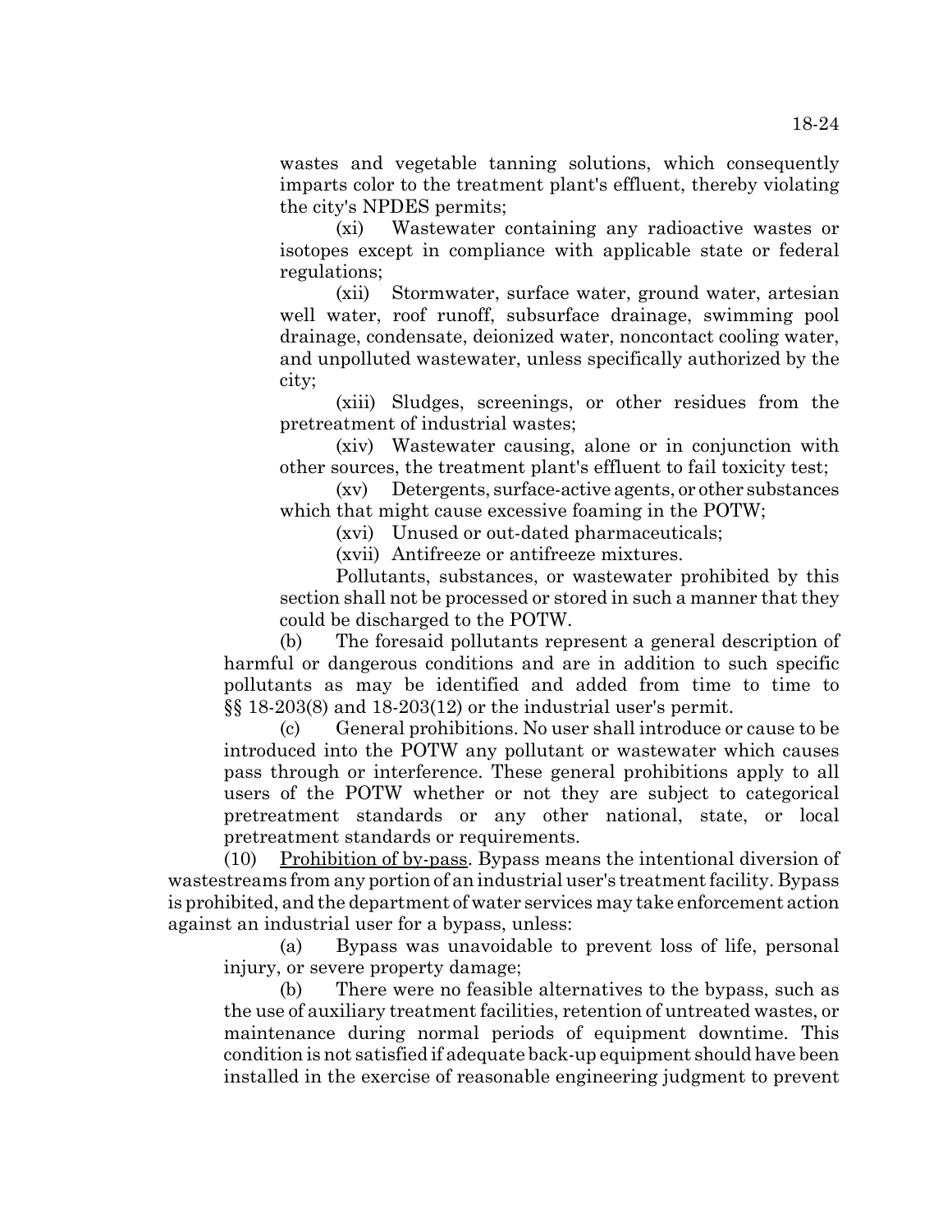wastes and vegetable tanning solutions, which consequently imparts color to the treatment plant's effluent, thereby violating the city's NPDES permits;

(xi) Wastewater containing any radioactive wastes or isotopes except in compliance with applicable state or federal regulations;

(xii) Stormwater, surface water, ground water, artesian well water, roof runoff, subsurface drainage, swimming pool drainage, condensate, deionized water, noncontact cooling water, and unpolluted wastewater, unless specifically authorized by the city;

(xiii) Sludges, screenings, or other residues from the pretreatment of industrial wastes;

(xiv) Wastewater causing, alone or in conjunction with other sources, the treatment plant's effluent to fail toxicity test;

(xv) Detergents, surface-active agents, or other substances which that might cause excessive foaming in the POTW;

(xvi) Unused or out-dated pharmaceuticals;

(xvii) Antifreeze or antifreeze mixtures.

Pollutants, substances, or wastewater prohibited by this section shall not be processed or stored in such a manner that they could be discharged to the POTW.

(b) The foresaid pollutants represent a general description of harmful or dangerous conditions and are in addition to such specific pollutants as may be identified and added from time to time to §§ 18-203(8) and 18-203(12) or the industrial user's permit.

(c) General prohibitions. No user shall introduce or cause to be introduced into the POTW any pollutant or wastewater which causes pass through or interference. These general prohibitions apply to all users of the POTW whether or not they are subject to categorical pretreatment standards or any other national, state, or local pretreatment standards or requirements.

(10) Prohibition of by-pass. Bypass means the intentional diversion of wastestreams from any portion of an industrial user's treatment facility. Bypass is prohibited, and the department of water services may take enforcement action against an industrial user for a bypass, unless:

(a) Bypass was unavoidable to prevent loss of life, personal injury, or severe property damage;

(b) There were no feasible alternatives to the bypass, such as the use of auxiliary treatment facilities, retention of untreated wastes, or maintenance during normal periods of equipment downtime. This condition is not satisfied if adequate back-up equipment should have been installed in the exercise of reasonable engineering judgment to prevent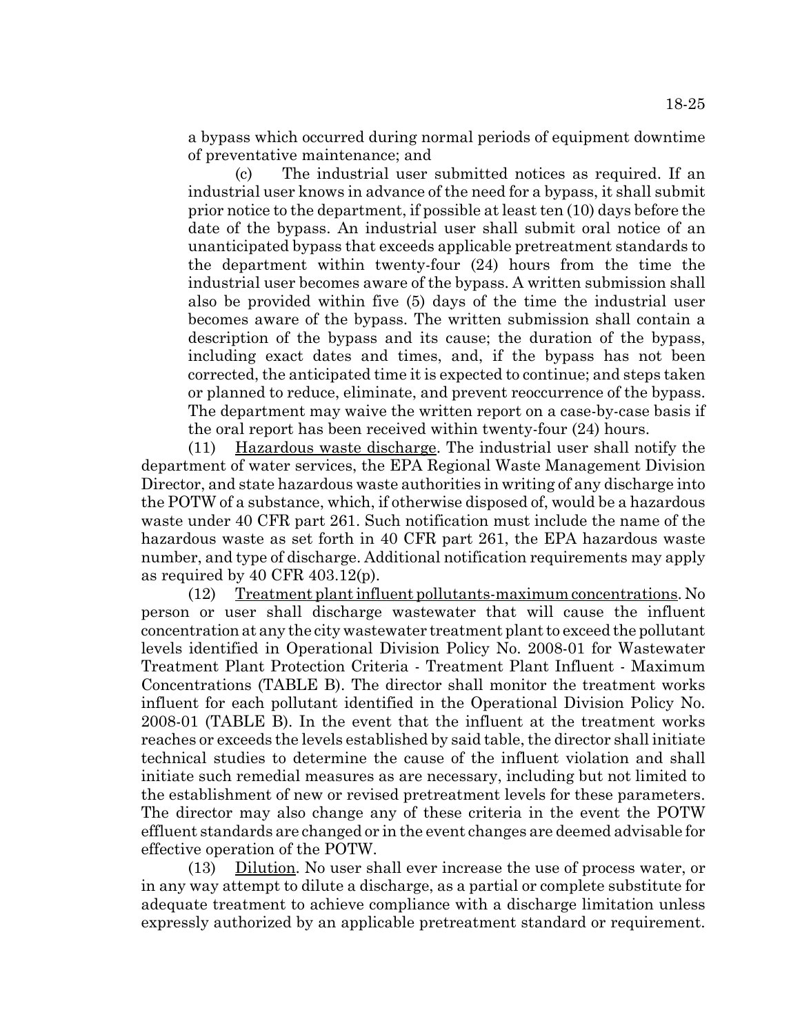a bypass which occurred during normal periods of equipment downtime of preventative maintenance; and

(c) The industrial user submitted notices as required. If an industrial user knows in advance of the need for a bypass, it shall submit prior notice to the department, if possible at least ten (10) days before the date of the bypass. An industrial user shall submit oral notice of an unanticipated bypass that exceeds applicable pretreatment standards to the department within twenty-four (24) hours from the time the industrial user becomes aware of the bypass. A written submission shall also be provided within five (5) days of the time the industrial user becomes aware of the bypass. The written submission shall contain a description of the bypass and its cause; the duration of the bypass, including exact dates and times, and, if the bypass has not been corrected, the anticipated time it is expected to continue; and steps taken or planned to reduce, eliminate, and prevent reoccurrence of the bypass. The department may waive the written report on a case-by-case basis if the oral report has been received within twenty-four (24) hours.

(11) Hazardous waste discharge. The industrial user shall notify the department of water services, the EPA Regional Waste Management Division Director, and state hazardous waste authorities in writing of any discharge into the POTW of a substance, which, if otherwise disposed of, would be a hazardous waste under 40 CFR part 261. Such notification must include the name of the hazardous waste as set forth in 40 CFR part 261, the EPA hazardous waste number, and type of discharge. Additional notification requirements may apply as required by 40 CFR 403.12(p).

(12) Treatment plant influent pollutants-maximum concentrations. No person or user shall discharge wastewater that will cause the influent concentration at any the city wastewater treatment plant to exceed the pollutant levels identified in Operational Division Policy No. 2008-01 for Wastewater Treatment Plant Protection Criteria - Treatment Plant Influent - Maximum Concentrations (TABLE B). The director shall monitor the treatment works influent for each pollutant identified in the Operational Division Policy No. 2008-01 (TABLE B). In the event that the influent at the treatment works reaches or exceeds the levels established by said table, the director shall initiate technical studies to determine the cause of the influent violation and shall initiate such remedial measures as are necessary, including but not limited to the establishment of new or revised pretreatment levels for these parameters. The director may also change any of these criteria in the event the POTW effluent standards are changed or in the event changes are deemed advisable for effective operation of the POTW.

(13) Dilution. No user shall ever increase the use of process water, or in any way attempt to dilute a discharge, as a partial or complete substitute for adequate treatment to achieve compliance with a discharge limitation unless expressly authorized by an applicable pretreatment standard or requirement.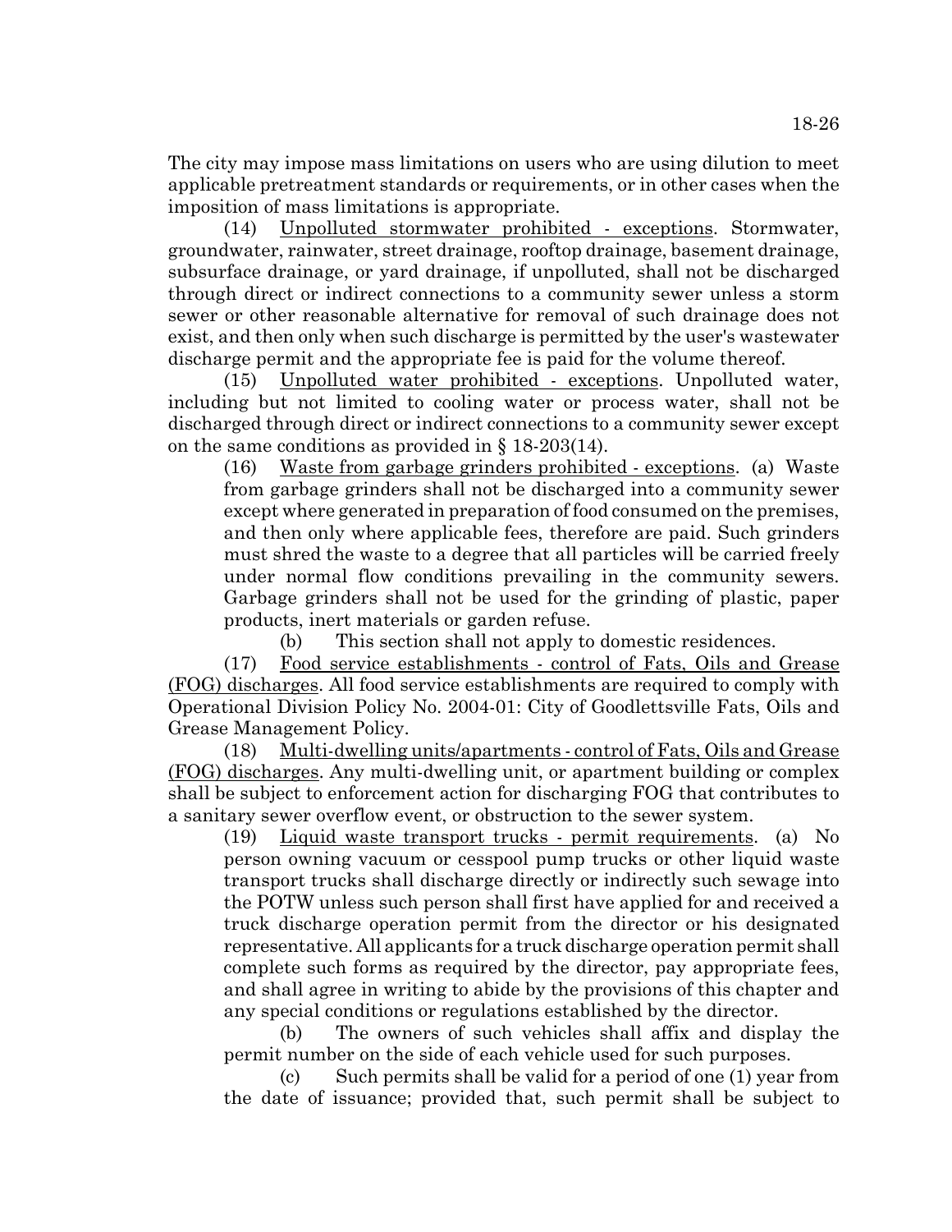The city may impose mass limitations on users who are using dilution to meet applicable pretreatment standards or requirements, or in other cases when the imposition of mass limitations is appropriate.

(14) Unpolluted stormwater prohibited - exceptions. Stormwater, groundwater, rainwater, street drainage, rooftop drainage, basement drainage, subsurface drainage, or yard drainage, if unpolluted, shall not be discharged through direct or indirect connections to a community sewer unless a storm sewer or other reasonable alternative for removal of such drainage does not exist, and then only when such discharge is permitted by the user's wastewater discharge permit and the appropriate fee is paid for the volume thereof.

(15) Unpolluted water prohibited - exceptions. Unpolluted water, including but not limited to cooling water or process water, shall not be discharged through direct or indirect connections to a community sewer except on the same conditions as provided in § 18-203(14).

(16) Waste from garbage grinders prohibited - exceptions. (a) Waste from garbage grinders shall not be discharged into a community sewer except where generated in preparation of food consumed on the premises, and then only where applicable fees, therefore are paid. Such grinders must shred the waste to a degree that all particles will be carried freely under normal flow conditions prevailing in the community sewers. Garbage grinders shall not be used for the grinding of plastic, paper products, inert materials or garden refuse.

(b) This section shall not apply to domestic residences.

(17) Food service establishments - control of Fats, Oils and Grease (FOG) discharges. All food service establishments are required to comply with Operational Division Policy No. 2004-01: City of Goodlettsville Fats, Oils and Grease Management Policy.

(18) Multi-dwelling units/apartments - control of Fats, Oils and Grease (FOG) discharges. Any multi-dwelling unit, or apartment building or complex shall be subject to enforcement action for discharging FOG that contributes to a sanitary sewer overflow event, or obstruction to the sewer system.

(19) Liquid waste transport trucks - permit requirements. (a) No person owning vacuum or cesspool pump trucks or other liquid waste transport trucks shall discharge directly or indirectly such sewage into the POTW unless such person shall first have applied for and received a truck discharge operation permit from the director or his designated representative. All applicants for a truck discharge operation permit shall complete such forms as required by the director, pay appropriate fees, and shall agree in writing to abide by the provisions of this chapter and any special conditions or regulations established by the director.

(b) The owners of such vehicles shall affix and display the permit number on the side of each vehicle used for such purposes.

(c) Such permits shall be valid for a period of one (1) year from the date of issuance; provided that, such permit shall be subject to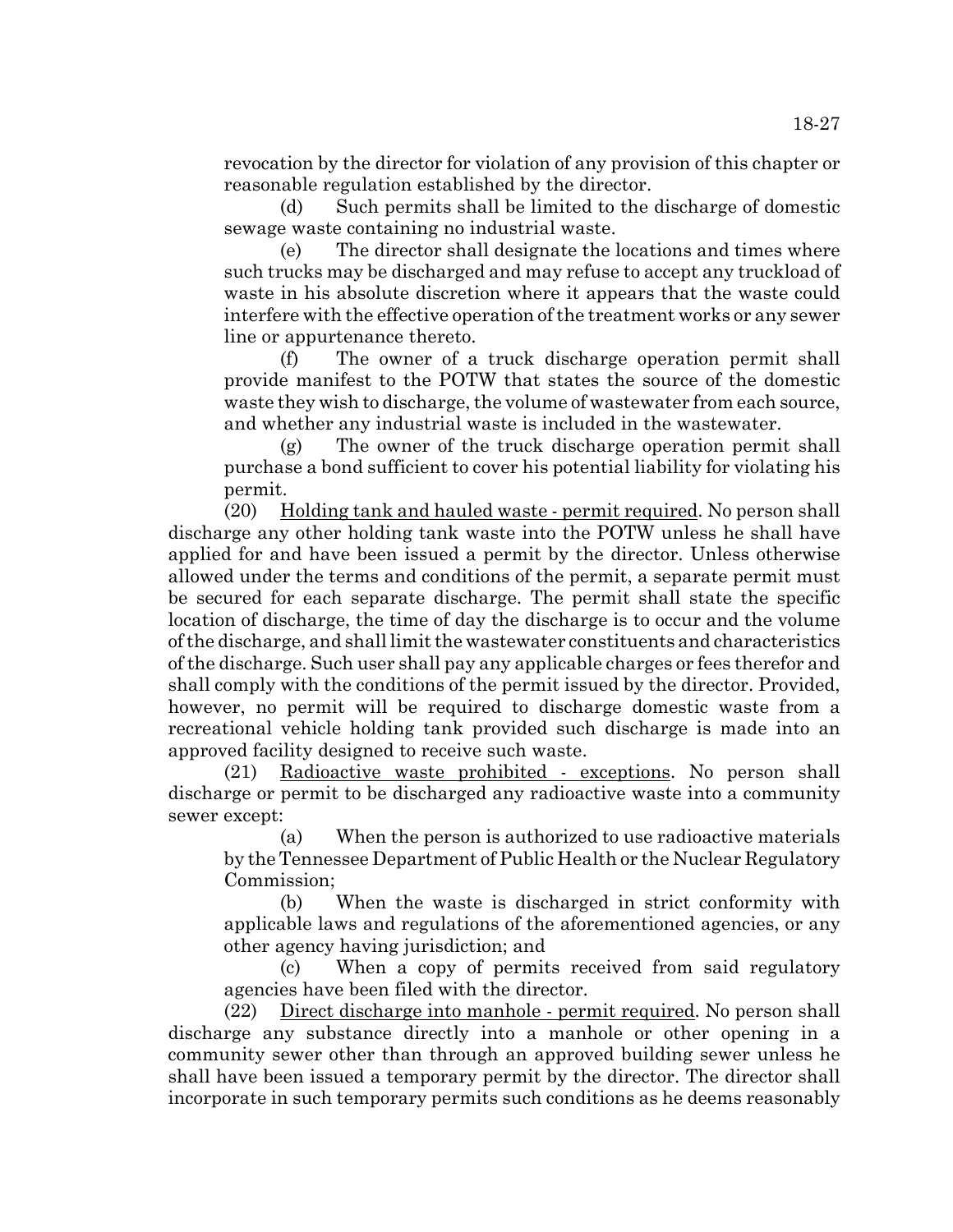revocation by the director for violation of any provision of this chapter or reasonable regulation established by the director.

(d) Such permits shall be limited to the discharge of domestic sewage waste containing no industrial waste.

(e) The director shall designate the locations and times where such trucks may be discharged and may refuse to accept any truckload of waste in his absolute discretion where it appears that the waste could interfere with the effective operation of the treatment works or any sewer line or appurtenance thereto.

(f) The owner of a truck discharge operation permit shall provide manifest to the POTW that states the source of the domestic waste they wish to discharge, the volume of wastewater from each source, and whether any industrial waste is included in the wastewater.

(g) The owner of the truck discharge operation permit shall purchase a bond sufficient to cover his potential liability for violating his permit.

(20) Holding tank and hauled waste - permit required. No person shall discharge any other holding tank waste into the POTW unless he shall have applied for and have been issued a permit by the director. Unless otherwise allowed under the terms and conditions of the permit, a separate permit must be secured for each separate discharge. The permit shall state the specific location of discharge, the time of day the discharge is to occur and the volume of the discharge, and shall limit the wastewater constituents and characteristics of the discharge. Such user shall pay any applicable charges or fees therefor and shall comply with the conditions of the permit issued by the director. Provided, however, no permit will be required to discharge domestic waste from a recreational vehicle holding tank provided such discharge is made into an approved facility designed to receive such waste.

(21) Radioactive waste prohibited - exceptions. No person shall discharge or permit to be discharged any radioactive waste into a community sewer except:

(a) When the person is authorized to use radioactive materials by the Tennessee Department of Public Health or the Nuclear Regulatory Commission;

(b) When the waste is discharged in strict conformity with applicable laws and regulations of the aforementioned agencies, or any other agency having jurisdiction; and

(c) When a copy of permits received from said regulatory agencies have been filed with the director.

(22) Direct discharge into manhole - permit required. No person shall discharge any substance directly into a manhole or other opening in a community sewer other than through an approved building sewer unless he shall have been issued a temporary permit by the director. The director shall incorporate in such temporary permits such conditions as he deems reasonably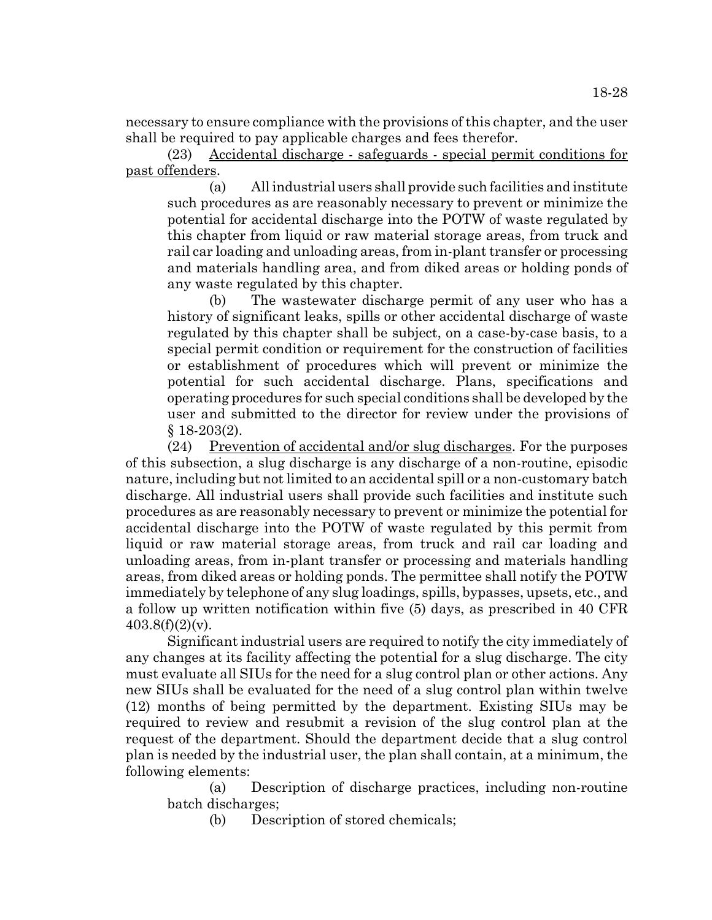necessary to ensure compliance with the provisions of this chapter, and the user shall be required to pay applicable charges and fees therefor.

(23) Accidental discharge - safeguards - special permit conditions for past offenders.

(a) All industrial users shall provide such facilities and institute such procedures as are reasonably necessary to prevent or minimize the potential for accidental discharge into the POTW of waste regulated by this chapter from liquid or raw material storage areas, from truck and rail car loading and unloading areas, from in-plant transfer or processing and materials handling area, and from diked areas or holding ponds of any waste regulated by this chapter.

(b) The wastewater discharge permit of any user who has a history of significant leaks, spills or other accidental discharge of waste regulated by this chapter shall be subject, on a case-by-case basis, to a special permit condition or requirement for the construction of facilities or establishment of procedures which will prevent or minimize the potential for such accidental discharge. Plans, specifications and operating procedures for such special conditions shall be developed by the user and submitted to the director for review under the provisions of § 18-203(2).

(24) Prevention of accidental and/or slug discharges. For the purposes of this subsection, a slug discharge is any discharge of a non-routine, episodic nature, including but not limited to an accidental spill or a non-customary batch discharge. All industrial users shall provide such facilities and institute such procedures as are reasonably necessary to prevent or minimize the potential for accidental discharge into the POTW of waste regulated by this permit from liquid or raw material storage areas, from truck and rail car loading and unloading areas, from in-plant transfer or processing and materials handling areas, from diked areas or holding ponds. The permittee shall notify the POTW immediately by telephone of any slug loadings, spills, bypasses, upsets, etc., and a follow up written notification within five (5) days, as prescribed in 40 CFR 403.8(f)(2)(v).

Significant industrial users are required to notify the city immediately of any changes at its facility affecting the potential for a slug discharge. The city must evaluate all SIUs for the need for a slug control plan or other actions. Any new SIUs shall be evaluated for the need of a slug control plan within twelve (12) months of being permitted by the department. Existing SIUs may be required to review and resubmit a revision of the slug control plan at the request of the department. Should the department decide that a slug control plan is needed by the industrial user, the plan shall contain, at a minimum, the following elements:

(a) Description of discharge practices, including non-routine batch discharges;

(b) Description of stored chemicals;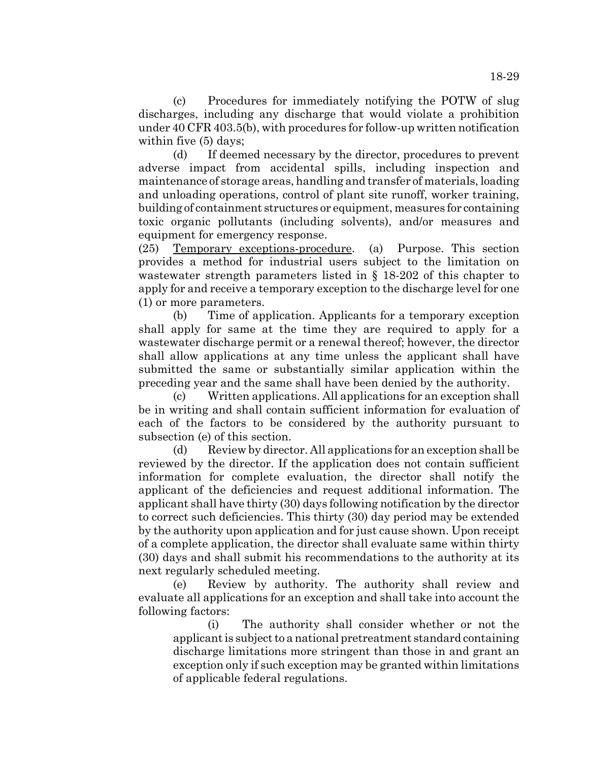(c) Procedures for immediately notifying the POTW of slug discharges, including any discharge that would violate a prohibition under 40 CFR 403.5(b), with procedures for follow-up written notification within five (5) days;

(d) If deemed necessary by the director, procedures to prevent adverse impact from accidental spills, including inspection and maintenance of storage areas, handling and transfer of materials, loading and unloading operations, control of plant site runoff, worker training, building of containment structures or equipment, measures for containing toxic organic pollutants (including solvents), and/or measures and equipment for emergency response.

(25) Temporary exceptions-procedure. (a) Purpose. This section provides a method for industrial users subject to the limitation on wastewater strength parameters listed in § 18-202 of this chapter to apply for and receive a temporary exception to the discharge level for one (1) or more parameters.

(b) Time of application. Applicants for a temporary exception shall apply for same at the time they are required to apply for a wastewater discharge permit or a renewal thereof; however, the director shall allow applications at any time unless the applicant shall have submitted the same or substantially similar application within the preceding year and the same shall have been denied by the authority.

(c) Written applications. All applications for an exception shall be in writing and shall contain sufficient information for evaluation of each of the factors to be considered by the authority pursuant to subsection (e) of this section.

(d) Review by director. All applications for an exception shall be reviewed by the director. If the application does not contain sufficient information for complete evaluation, the director shall notify the applicant of the deficiencies and request additional information. The applicant shall have thirty (30) days following notification by the director to correct such deficiencies. This thirty (30) day period may be extended by the authority upon application and for just cause shown. Upon receipt of a complete application, the director shall evaluate same within thirty (30) days and shall submit his recommendations to the authority at its next regularly scheduled meeting.

(e) Review by authority. The authority shall review and evaluate all applications for an exception and shall take into account the following factors:

(i) The authority shall consider whether or not the applicant is subject to a national pretreatment standard containing discharge limitations more stringent than those in and grant an exception only if such exception may be granted within limitations of applicable federal regulations.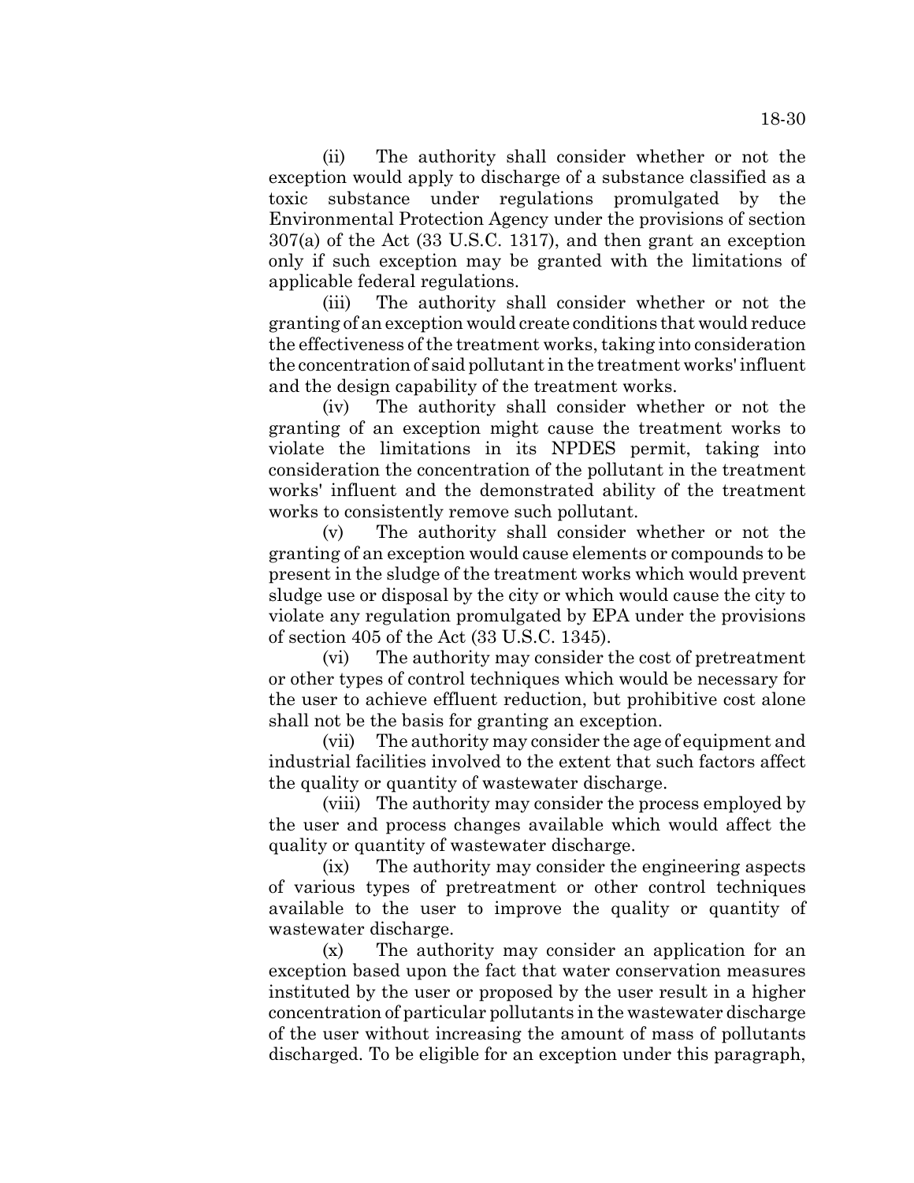(ii) The authority shall consider whether or not the exception would apply to discharge of a substance classified as a toxic substance under regulations promulgated by the Environmental Protection Agency under the provisions of section 307(a) of the Act (33 U.S.C. 1317), and then grant an exception only if such exception may be granted with the limitations of applicable federal regulations.

(iii) The authority shall consider whether or not the granting of an exception would create conditions that would reduce the effectiveness of the treatment works, taking into consideration the concentration of said pollutant in the treatment works' influent and the design capability of the treatment works.

(iv) The authority shall consider whether or not the granting of an exception might cause the treatment works to violate the limitations in its NPDES permit, taking into consideration the concentration of the pollutant in the treatment works' influent and the demonstrated ability of the treatment works to consistently remove such pollutant.

(v) The authority shall consider whether or not the granting of an exception would cause elements or compounds to be present in the sludge of the treatment works which would prevent sludge use or disposal by the city or which would cause the city to violate any regulation promulgated by EPA under the provisions of section 405 of the Act (33 U.S.C. 1345).

(vi) The authority may consider the cost of pretreatment or other types of control techniques which would be necessary for the user to achieve effluent reduction, but prohibitive cost alone shall not be the basis for granting an exception.

(vii) The authority may consider the age of equipment and industrial facilities involved to the extent that such factors affect the quality or quantity of wastewater discharge.

(viii) The authority may consider the process employed by the user and process changes available which would affect the quality or quantity of wastewater discharge.

(ix) The authority may consider the engineering aspects of various types of pretreatment or other control techniques available to the user to improve the quality or quantity of wastewater discharge.

(x) The authority may consider an application for an exception based upon the fact that water conservation measures instituted by the user or proposed by the user result in a higher concentration of particular pollutants in the wastewater discharge of the user without increasing the amount of mass of pollutants discharged. To be eligible for an exception under this paragraph,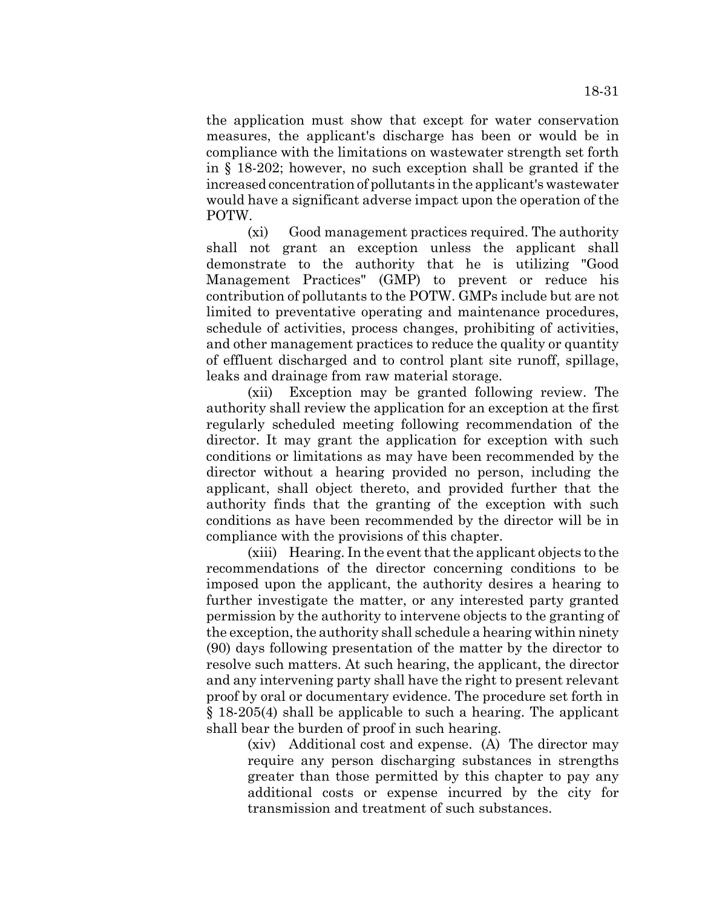the application must show that except for water conservation measures, the applicant's discharge has been or would be in compliance with the limitations on wastewater strength set forth in § 18-202; however, no such exception shall be granted if the increased concentration of pollutants in the applicant's wastewater would have a significant adverse impact upon the operation of the POTW.

(xi) Good management practices required. The authority shall not grant an exception unless the applicant shall demonstrate to the authority that he is utilizing "Good Management Practices" (GMP) to prevent or reduce his contribution of pollutants to the POTW. GMPs include but are not limited to preventative operating and maintenance procedures, schedule of activities, process changes, prohibiting of activities, and other management practices to reduce the quality or quantity of effluent discharged and to control plant site runoff, spillage, leaks and drainage from raw material storage.

(xii) Exception may be granted following review. The authority shall review the application for an exception at the first regularly scheduled meeting following recommendation of the director. It may grant the application for exception with such conditions or limitations as may have been recommended by the director without a hearing provided no person, including the applicant, shall object thereto, and provided further that the authority finds that the granting of the exception with such conditions as have been recommended by the director will be in compliance with the provisions of this chapter.

(xiii) Hearing. In the event that the applicant objects to the recommendations of the director concerning conditions to be imposed upon the applicant, the authority desires a hearing to further investigate the matter, or any interested party granted permission by the authority to intervene objects to the granting of the exception, the authority shall schedule a hearing within ninety (90) days following presentation of the matter by the director to resolve such matters. At such hearing, the applicant, the director and any intervening party shall have the right to present relevant proof by oral or documentary evidence. The procedure set forth in § 18-205(4) shall be applicable to such a hearing. The applicant shall bear the burden of proof in such hearing.

(xiv) Additional cost and expense. (A) The director may require any person discharging substances in strengths greater than those permitted by this chapter to pay any additional costs or expense incurred by the city for transmission and treatment of such substances.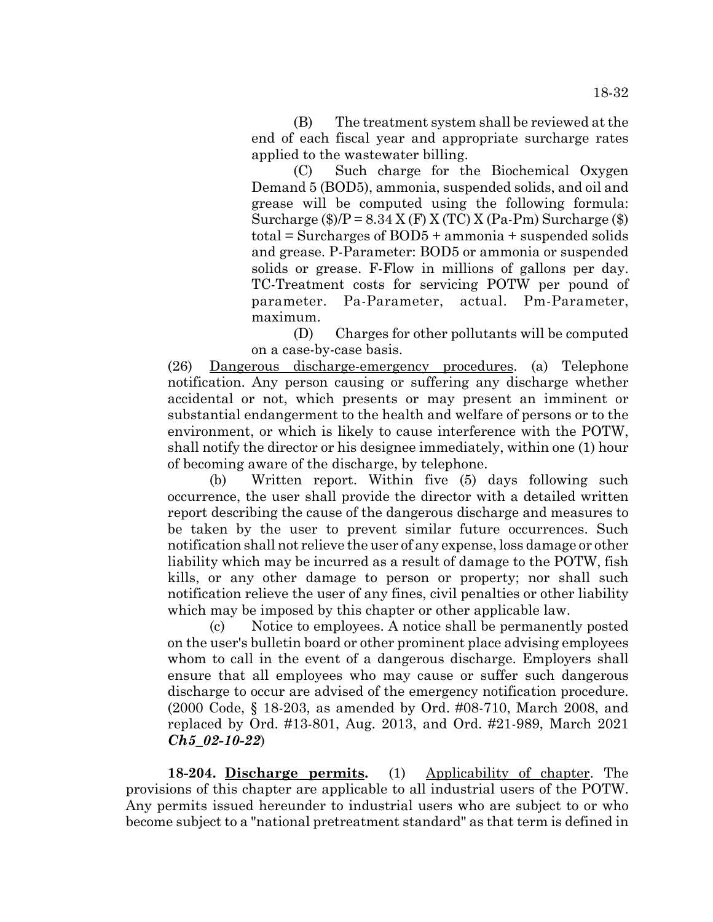(B) The treatment system shall be reviewed at the end of each fiscal year and appropriate surcharge rates applied to the wastewater billing.

(C) Such charge for the Biochemical Oxygen Demand 5 (BOD5), ammonia, suspended solids, and oil and grease will be computed using the following formula: Surcharge ($)/P = 8.34 X (F) X (TC) X (Pa-Pm) Surcharge ($) total = Surcharges of BOD5 + ammonia + suspended solids and grease. P-Parameter: BOD5 or ammonia or suspended solids or grease. F-Flow in millions of gallons per day. TC-Treatment costs for servicing POTW per pound of parameter. Pa-Parameter, actual. Pm-Parameter, maximum.

(D) Charges for other pollutants will be computed on a case-by-case basis.

(26) Dangerous discharge-emergency procedures. (a) Telephone notification. Any person causing or suffering any discharge whether accidental or not, which presents or may present an imminent or substantial endangerment to the health and welfare of persons or to the environment, or which is likely to cause interference with the POTW, shall notify the director or his designee immediately, within one (1) hour of becoming aware of the discharge, by telephone.

(b) Written report. Within five (5) days following such occurrence, the user shall provide the director with a detailed written report describing the cause of the dangerous discharge and measures to be taken by the user to prevent similar future occurrences. Such notification shall not relieve the user of any expense, loss damage or other liability which may be incurred as a result of damage to the POTW, fish kills, or any other damage to person or property; nor shall such notification relieve the user of any fines, civil penalties or other liability which may be imposed by this chapter or other applicable law.

(c) Notice to employees. A notice shall be permanently posted on the user's bulletin board or other prominent place advising employees whom to call in the event of a dangerous discharge. Employers shall ensure that all employees who may cause or suffer such dangerous discharge to occur are advised of the emergency notification procedure. (2000 Code, § 18-203, as amended by Ord. #08-710, March 2008, and replaced by Ord. #13-801, Aug. 2013, and Ord. #21-989, March 2021 ***Ch5_02-10-22***)

**18-204. Discharge permits.** (1) Applicability of chapter. The provisions of this chapter are applicable to all industrial users of the POTW. Any permits issued hereunder to industrial users who are subject to or who become subject to a "national pretreatment standard" as that term is defined in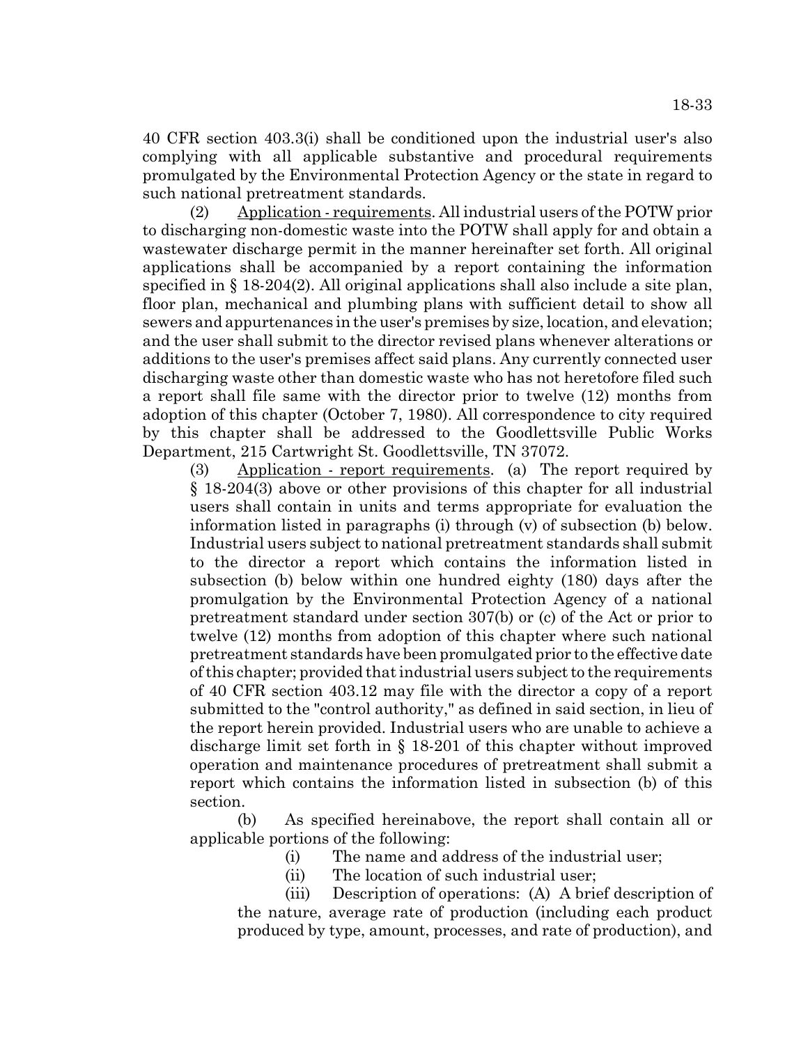40 CFR section 403.3(i) shall be conditioned upon the industrial user's also complying with all applicable substantive and procedural requirements promulgated by the Environmental Protection Agency or the state in regard to such national pretreatment standards.

(2) Application - requirements. All industrial users of the POTW prior to discharging non-domestic waste into the POTW shall apply for and obtain a wastewater discharge permit in the manner hereinafter set forth. All original applications shall be accompanied by a report containing the information specified in § 18-204(2). All original applications shall also include a site plan, floor plan, mechanical and plumbing plans with sufficient detail to show all sewers and appurtenances in the user's premises by size, location, and elevation; and the user shall submit to the director revised plans whenever alterations or additions to the user's premises affect said plans. Any currently connected user discharging waste other than domestic waste who has not heretofore filed such a report shall file same with the director prior to twelve (12) months from adoption of this chapter (October 7, 1980). All correspondence to city required by this chapter shall be addressed to the Goodlettsville Public Works Department, 215 Cartwright St. Goodlettsville, TN 37072.

(3) Application - report requirements. (a) The report required by § 18-204(3) above or other provisions of this chapter for all industrial users shall contain in units and terms appropriate for evaluation the information listed in paragraphs (i) through (v) of subsection (b) below. Industrial users subject to national pretreatment standards shall submit to the director a report which contains the information listed in subsection (b) below within one hundred eighty (180) days after the promulgation by the Environmental Protection Agency of a national pretreatment standard under section 307(b) or (c) of the Act or prior to twelve (12) months from adoption of this chapter where such national pretreatment standards have been promulgated prior to the effective date of this chapter; provided that industrial users subject to the requirements of 40 CFR section 403.12 may file with the director a copy of a report submitted to the "control authority," as defined in said section, in lieu of the report herein provided. Industrial users who are unable to achieve a discharge limit set forth in § 18-201 of this chapter without improved operation and maintenance procedures of pretreatment shall submit a report which contains the information listed in subsection (b) of this section.

(b) As specified hereinabove, the report shall contain all or applicable portions of the following:

(i) The name and address of the industrial user;

(ii) The location of such industrial user;

(iii) Description of operations: (A) A brief description of the nature, average rate of production (including each product produced by type, amount, processes, and rate of production), and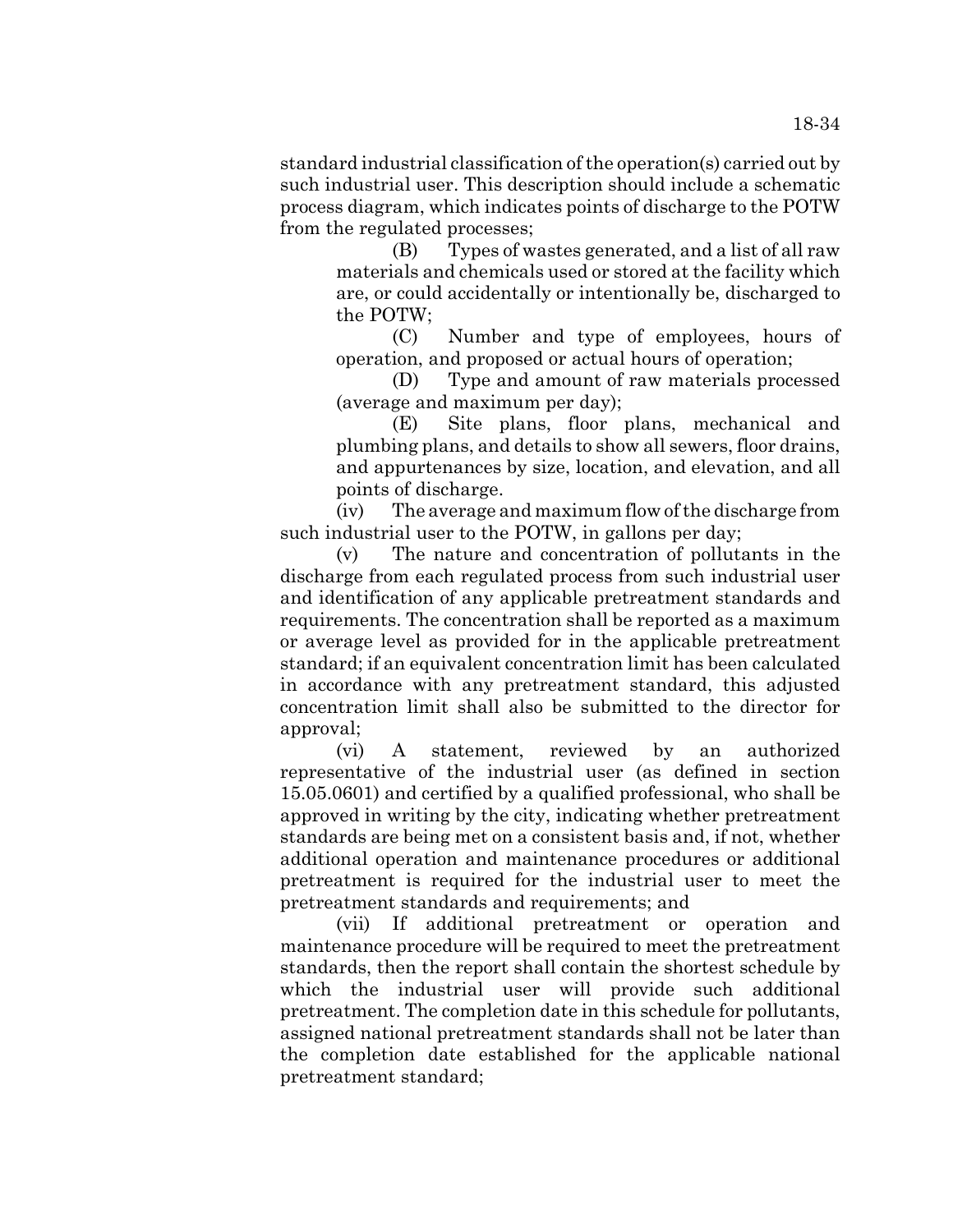standard industrial classification of the operation(s) carried out by such industrial user. This description should include a schematic process diagram, which indicates points of discharge to the POTW from the regulated processes;

(B) Types of wastes generated, and a list of all raw materials and chemicals used or stored at the facility which are, or could accidentally or intentionally be, discharged to the POTW;

(C) Number and type of employees, hours of operation, and proposed or actual hours of operation;

(D) Type and amount of raw materials processed (average and maximum per day);

(E) Site plans, floor plans, mechanical and plumbing plans, and details to show all sewers, floor drains, and appurtenances by size, location, and elevation, and all points of discharge.

(iv) The average and maximum flow of the discharge from such industrial user to the POTW, in gallons per day;

(v) The nature and concentration of pollutants in the discharge from each regulated process from such industrial user and identification of any applicable pretreatment standards and requirements. The concentration shall be reported as a maximum or average level as provided for in the applicable pretreatment standard; if an equivalent concentration limit has been calculated in accordance with any pretreatment standard, this adjusted concentration limit shall also be submitted to the director for approval;

(vi) A statement, reviewed by an authorized representative of the industrial user (as defined in section 15.05.0601) and certified by a qualified professional, who shall be approved in writing by the city, indicating whether pretreatment standards are being met on a consistent basis and, if not, whether additional operation and maintenance procedures or additional pretreatment is required for the industrial user to meet the pretreatment standards and requirements; and

(vii) If additional pretreatment or operation and maintenance procedure will be required to meet the pretreatment standards, then the report shall contain the shortest schedule by which the industrial user will provide such additional pretreatment. The completion date in this schedule for pollutants, assigned national pretreatment standards shall not be later than the completion date established for the applicable national pretreatment standard;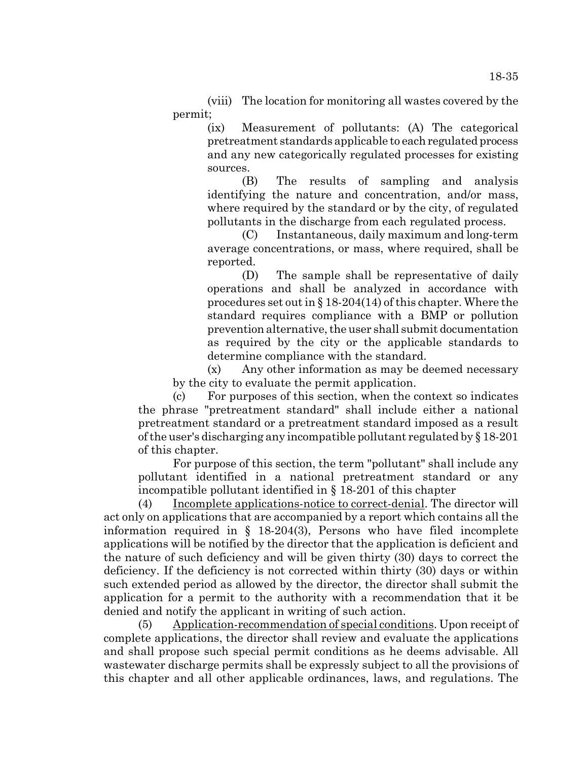(viii) The location for monitoring all wastes covered by the permit;

(ix) Measurement of pollutants: (A) The categorical pretreatment standards applicable to each regulated process and any new categorically regulated processes for existing sources.

(B) The results of sampling and analysis identifying the nature and concentration, and/or mass, where required by the standard or by the city, of regulated pollutants in the discharge from each regulated process.

(C) Instantaneous, daily maximum and long-term average concentrations, or mass, where required, shall be reported.

(D) The sample shall be representative of daily operations and shall be analyzed in accordance with procedures set out in § 18-204(14) of this chapter. Where the standard requires compliance with a BMP or pollution prevention alternative, the user shall submit documentation as required by the city or the applicable standards to determine compliance with the standard.

(x) Any other information as may be deemed necessary by the city to evaluate the permit application.

(c) For purposes of this section, when the context so indicates the phrase "pretreatment standard" shall include either a national pretreatment standard or a pretreatment standard imposed as a result of the user's discharging any incompatible pollutant regulated by § 18-201 of this chapter.

For purpose of this section, the term "pollutant" shall include any pollutant identified in a national pretreatment standard or any incompatible pollutant identified in § 18-201 of this chapter

(4) Incomplete applications-notice to correct-denial. The director will act only on applications that are accompanied by a report which contains all the information required in § 18-204(3), Persons who have filed incomplete applications will be notified by the director that the application is deficient and the nature of such deficiency and will be given thirty (30) days to correct the deficiency. If the deficiency is not corrected within thirty (30) days or within such extended period as allowed by the director, the director shall submit the application for a permit to the authority with a recommendation that it be denied and notify the applicant in writing of such action.

(5) Application-recommendation of special conditions. Upon receipt of complete applications, the director shall review and evaluate the applications and shall propose such special permit conditions as he deems advisable. All wastewater discharge permits shall be expressly subject to all the provisions of this chapter and all other applicable ordinances, laws, and regulations. The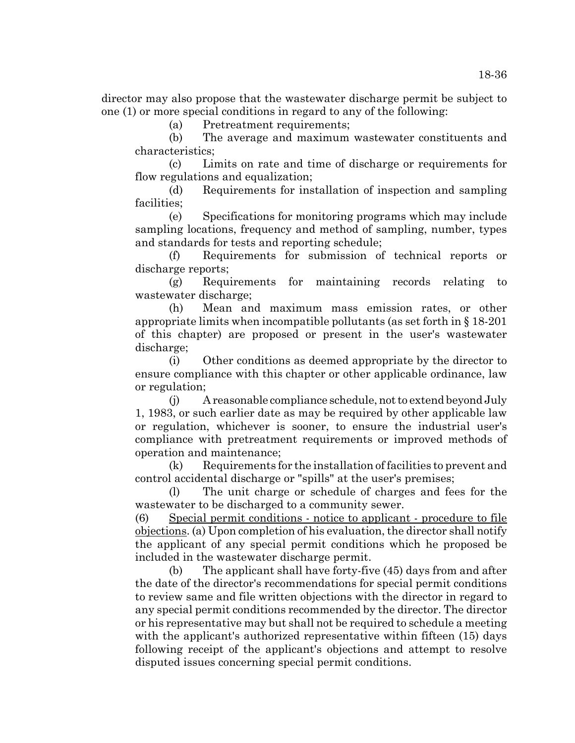director may also propose that the wastewater discharge permit be subject to one (1) or more special conditions in regard to any of the following:

(a) Pretreatment requirements;

(b) The average and maximum wastewater constituents and characteristics;

(c) Limits on rate and time of discharge or requirements for flow regulations and equalization;

(d) Requirements for installation of inspection and sampling facilities;

(e) Specifications for monitoring programs which may include sampling locations, frequency and method of sampling, number, types and standards for tests and reporting schedule;

(f) Requirements for submission of technical reports or discharge reports;

(g) Requirements for maintaining records relating to wastewater discharge;

(h) Mean and maximum mass emission rates, or other appropriate limits when incompatible pollutants (as set forth in § 18-201 of this chapter) are proposed or present in the user's wastewater discharge;

(i) Other conditions as deemed appropriate by the director to ensure compliance with this chapter or other applicable ordinance, law or regulation;

(j) A reasonable compliance schedule, not to extend beyond July 1, 1983, or such earlier date as may be required by other applicable law or regulation, whichever is sooner, to ensure the industrial user's compliance with pretreatment requirements or improved methods of operation and maintenance;

(k) Requirements for the installation of facilities to prevent and control accidental discharge or "spills" at the user's premises;

(l) The unit charge or schedule of charges and fees for the wastewater to be discharged to a community sewer.

(6) Special permit conditions - notice to applicant - procedure to file objections. (a) Upon completion of his evaluation, the director shall notify the applicant of any special permit conditions which he proposed be included in the wastewater discharge permit.

(b) The applicant shall have forty-five (45) days from and after the date of the director's recommendations for special permit conditions to review same and file written objections with the director in regard to any special permit conditions recommended by the director. The director or his representative may but shall not be required to schedule a meeting with the applicant's authorized representative within fifteen (15) days following receipt of the applicant's objections and attempt to resolve disputed issues concerning special permit conditions.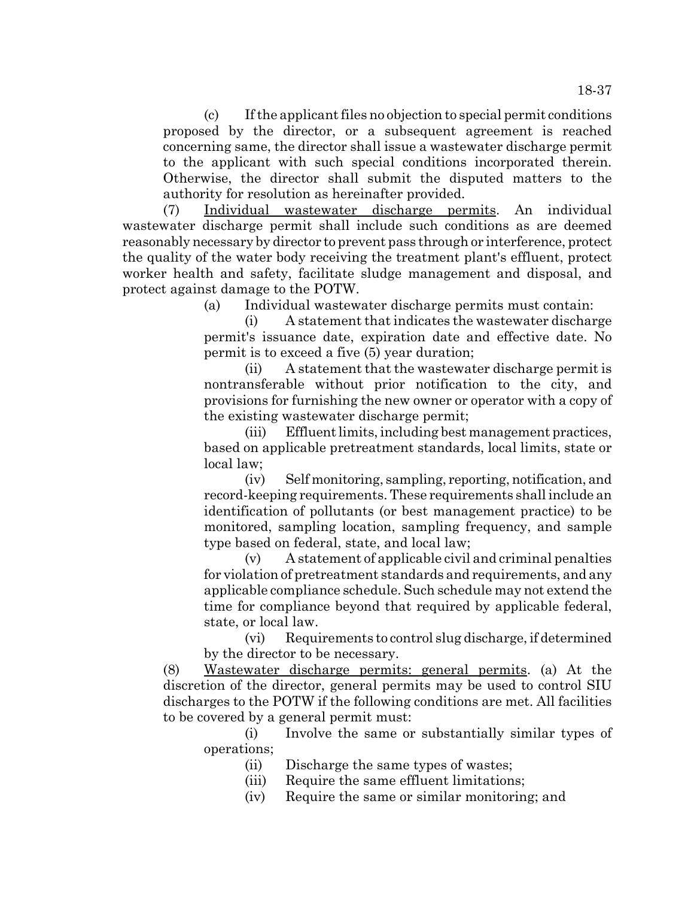(c) If the applicant files no objection to special permit conditions proposed by the director, or a subsequent agreement is reached concerning same, the director shall issue a wastewater discharge permit to the applicant with such special conditions incorporated therein. Otherwise, the director shall submit the disputed matters to the authority for resolution as hereinafter provided.

(7) Individual wastewater discharge permits. An individual wastewater discharge permit shall include such conditions as are deemed reasonably necessary by director to prevent pass through or interference, protect the quality of the water body receiving the treatment plant's effluent, protect worker health and safety, facilitate sludge management and disposal, and protect against damage to the POTW.

(a) Individual wastewater discharge permits must contain:

(i) A statement that indicates the wastewater discharge permit's issuance date, expiration date and effective date. No permit is to exceed a five (5) year duration;

(ii) A statement that the wastewater discharge permit is nontransferable without prior notification to the city, and provisions for furnishing the new owner or operator with a copy of the existing wastewater discharge permit;

(iii) Effluent limits, including best management practices, based on applicable pretreatment standards, local limits, state or local law;

(iv) Self monitoring, sampling, reporting, notification, and record-keeping requirements. These requirements shall include an identification of pollutants (or best management practice) to be monitored, sampling location, sampling frequency, and sample type based on federal, state, and local law;

(v) A statement of applicable civil and criminal penalties for violation of pretreatment standards and requirements, and any applicable compliance schedule. Such schedule may not extend the time for compliance beyond that required by applicable federal, state, or local law.

(vi) Requirements to control slug discharge, if determined by the director to be necessary.

(8) Wastewater discharge permits: general permits. (a) At the discretion of the director, general permits may be used to control SIU discharges to the POTW if the following conditions are met. All facilities to be covered by a general permit must:

(i) Involve the same or substantially similar types of operations;

(ii) Discharge the same types of wastes;

(iii) Require the same effluent limitations;

(iv) Require the same or similar monitoring; and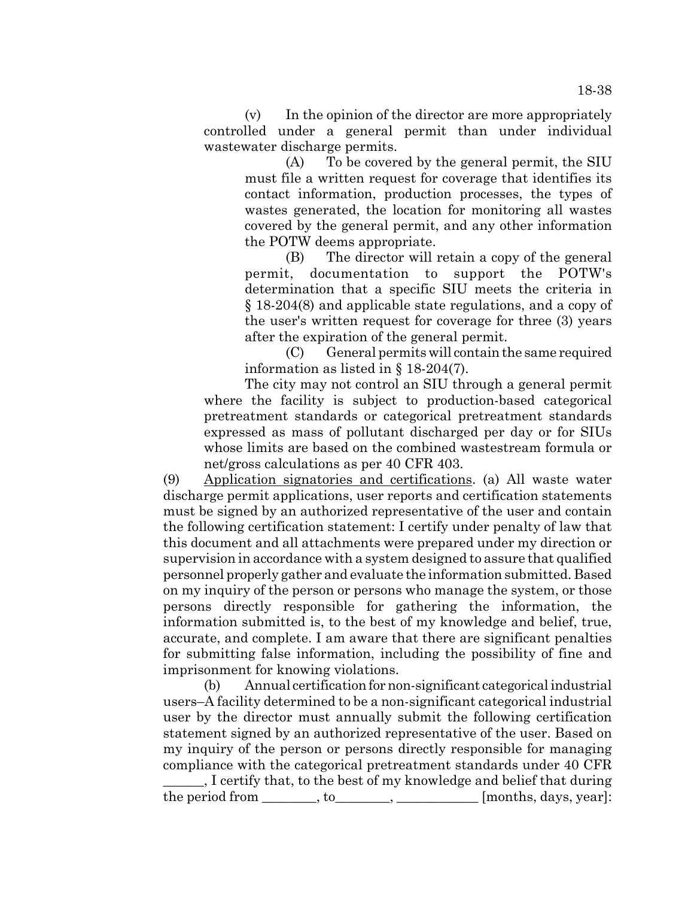(v) In the opinion of the director are more appropriately controlled under a general permit than under individual wastewater discharge permits.

(A) To be covered by the general permit, the SIU must file a written request for coverage that identifies its contact information, production processes, the types of wastes generated, the location for monitoring all wastes covered by the general permit, and any other information the POTW deems appropriate.

(B) The director will retain a copy of the general permit, documentation to support the POTW's determination that a specific SIU meets the criteria in § 18-204(8) and applicable state regulations, and a copy of the user's written request for coverage for three (3) years after the expiration of the general permit.

(C) General permits will contain the same required information as listed in § 18-204(7).

The city may not control an SIU through a general permit where the facility is subject to production-based categorical pretreatment standards or categorical pretreatment standards expressed as mass of pollutant discharged per day or for SIUs whose limits are based on the combined wastestream formula or net/gross calculations as per 40 CFR 403.

(9) Application signatories and certifications. (a) All waste water discharge permit applications, user reports and certification statements must be signed by an authorized representative of the user and contain the following certification statement: I certify under penalty of law that this document and all attachments were prepared under my direction or supervision in accordance with a system designed to assure that qualified personnel properly gather and evaluate the information submitted. Based on my inquiry of the person or persons who manage the system, or those persons directly responsible for gathering the information, the information submitted is, to the best of my knowledge and belief, true, accurate, and complete. I am aware that there are significant penalties for submitting false information, including the possibility of fine and imprisonment for knowing violations.

(b) Annual certification for non-significant categorical industrial users–A facility determined to be a non-significant categorical industrial user by the director must annually submit the following certification statement signed by an authorized representative of the user. Based on my inquiry of the person or persons directly responsible for managing compliance with the categorical pretreatment standards under 40 CFR ______, I certify that, to the best of my knowledge and belief that during the period from ________, to________, ____________ [months, days, year]: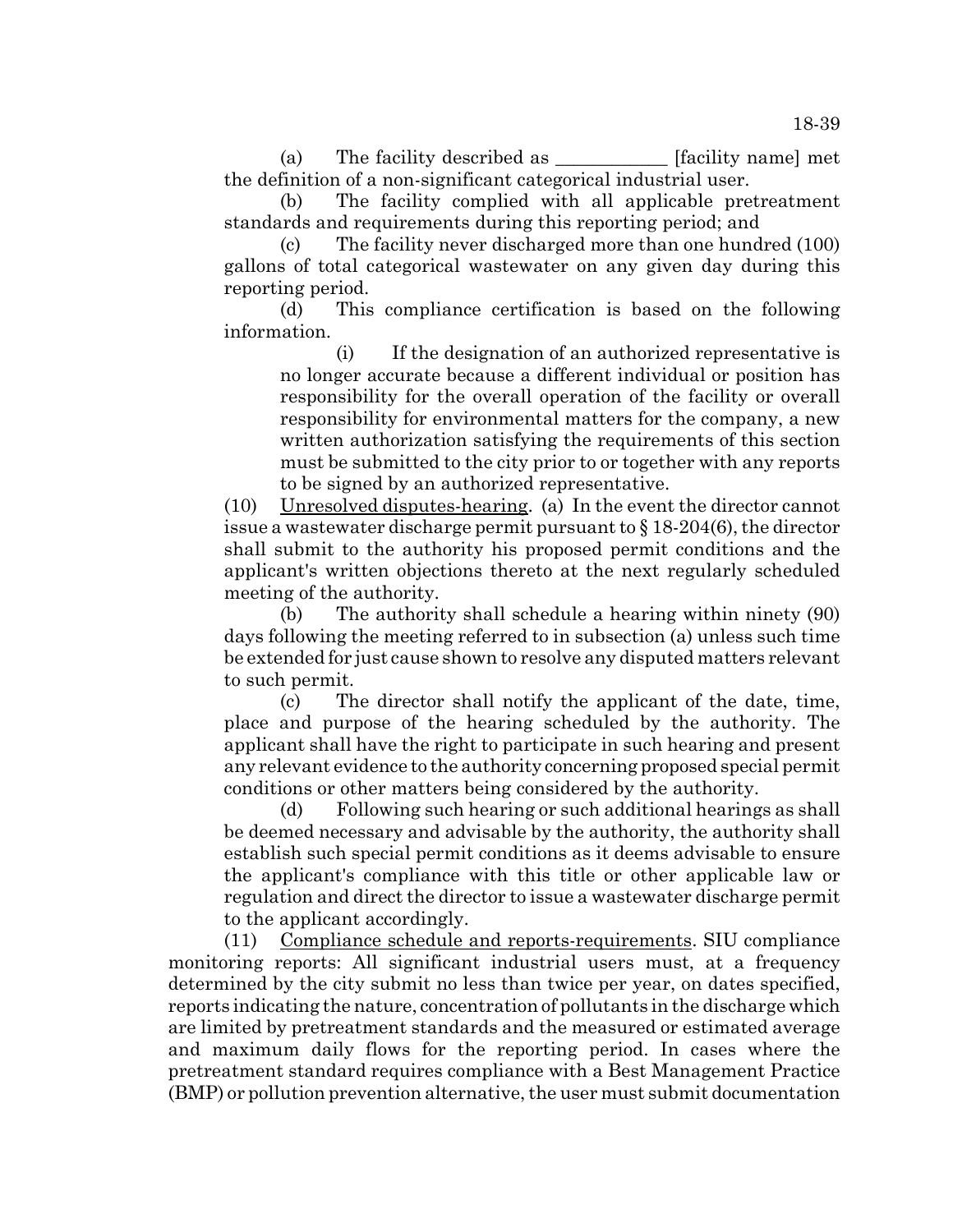(a) The facility described as ____________ [facility name] met the definition of a non-significant categorical industrial user.

(b) The facility complied with all applicable pretreatment standards and requirements during this reporting period; and

(c) The facility never discharged more than one hundred (100) gallons of total categorical wastewater on any given day during this reporting period.

(d) This compliance certification is based on the following information.

(i) If the designation of an authorized representative is no longer accurate because a different individual or position has responsibility for the overall operation of the facility or overall responsibility for environmental matters for the company, a new written authorization satisfying the requirements of this section must be submitted to the city prior to or together with any reports to be signed by an authorized representative.

(10) Unresolved disputes-hearing. (a) In the event the director cannot issue a wastewater discharge permit pursuant to § 18-204(6), the director shall submit to the authority his proposed permit conditions and the applicant's written objections thereto at the next regularly scheduled meeting of the authority.

(b) The authority shall schedule a hearing within ninety (90) days following the meeting referred to in subsection (a) unless such time be extended for just cause shown to resolve any disputed matters relevant to such permit.

(c) The director shall notify the applicant of the date, time, place and purpose of the hearing scheduled by the authority. The applicant shall have the right to participate in such hearing and present any relevant evidence to the authority concerning proposed special permit conditions or other matters being considered by the authority.

(d) Following such hearing or such additional hearings as shall be deemed necessary and advisable by the authority, the authority shall establish such special permit conditions as it deems advisable to ensure the applicant's compliance with this title or other applicable law or regulation and direct the director to issue a wastewater discharge permit to the applicant accordingly.

(11) Compliance schedule and reports-requirements. SIU compliance monitoring reports: All significant industrial users must, at a frequency determined by the city submit no less than twice per year, on dates specified, reports indicating the nature, concentration of pollutants in the discharge which are limited by pretreatment standards and the measured or estimated average and maximum daily flows for the reporting period. In cases where the pretreatment standard requires compliance with a Best Management Practice (BMP) or pollution prevention alternative, the user must submit documentation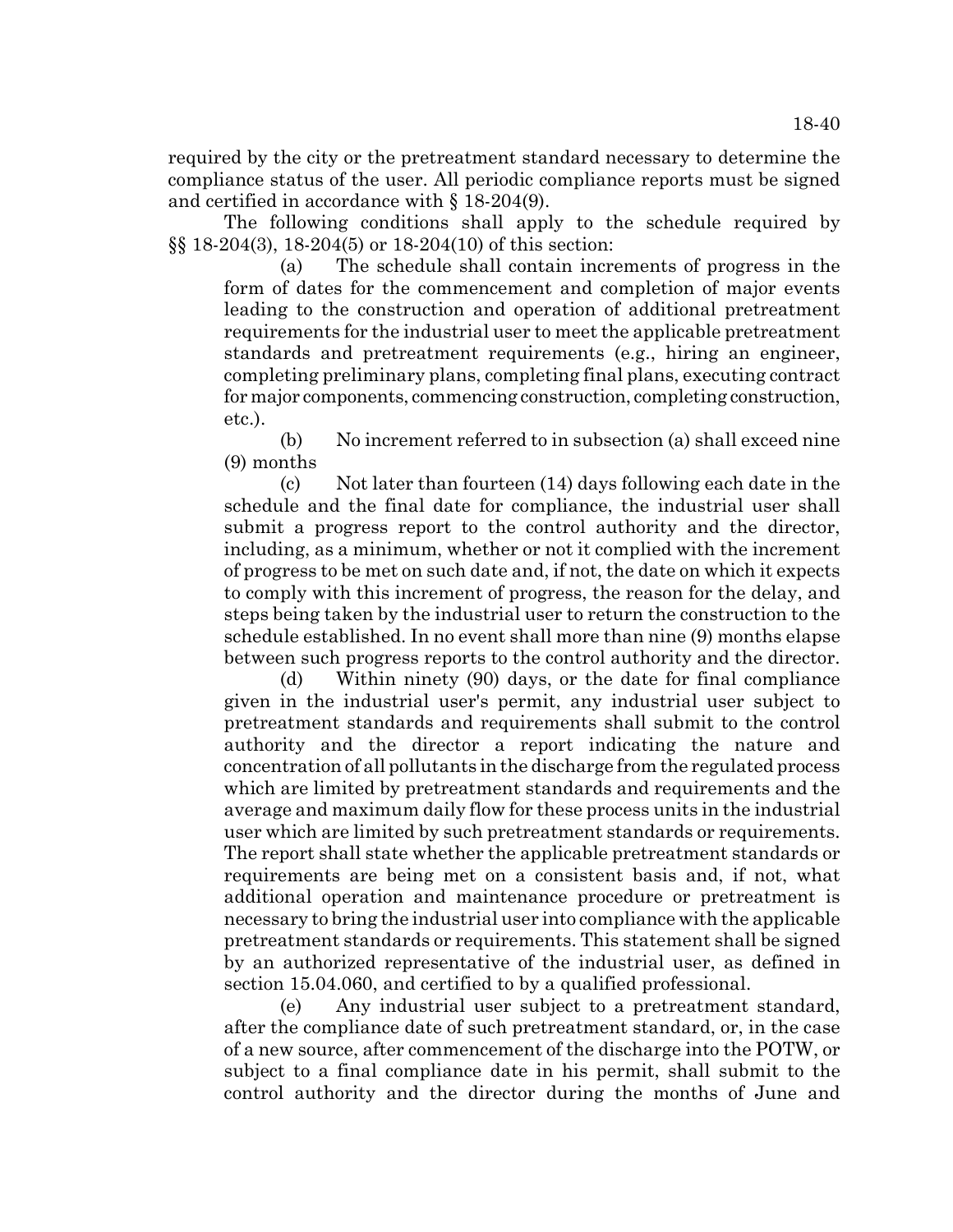required by the city or the pretreatment standard necessary to determine the compliance status of the user. All periodic compliance reports must be signed and certified in accordance with § 18-204(9).

The following conditions shall apply to the schedule required by §§ 18-204(3), 18-204(5) or 18-204(10) of this section:

(a) The schedule shall contain increments of progress in the form of dates for the commencement and completion of major events leading to the construction and operation of additional pretreatment requirements for the industrial user to meet the applicable pretreatment standards and pretreatment requirements (e.g., hiring an engineer, completing preliminary plans, completing final plans, executing contract for major components, commencing construction, completing construction, etc.).

(b) No increment referred to in subsection (a) shall exceed nine (9) months

(c) Not later than fourteen (14) days following each date in the schedule and the final date for compliance, the industrial user shall submit a progress report to the control authority and the director, including, as a minimum, whether or not it complied with the increment of progress to be met on such date and, if not, the date on which it expects to comply with this increment of progress, the reason for the delay, and steps being taken by the industrial user to return the construction to the schedule established. In no event shall more than nine (9) months elapse between such progress reports to the control authority and the director.

(d) Within ninety (90) days, or the date for final compliance given in the industrial user's permit, any industrial user subject to pretreatment standards and requirements shall submit to the control authority and the director a report indicating the nature and concentration of all pollutants in the discharge from the regulated process which are limited by pretreatment standards and requirements and the average and maximum daily flow for these process units in the industrial user which are limited by such pretreatment standards or requirements. The report shall state whether the applicable pretreatment standards or requirements are being met on a consistent basis and, if not, what additional operation and maintenance procedure or pretreatment is necessary to bring the industrial user into compliance with the applicable pretreatment standards or requirements. This statement shall be signed by an authorized representative of the industrial user, as defined in section 15.04.060, and certified to by a qualified professional.

(e) Any industrial user subject to a pretreatment standard, after the compliance date of such pretreatment standard, or, in the case of a new source, after commencement of the discharge into the POTW, or subject to a final compliance date in his permit, shall submit to the control authority and the director during the months of June and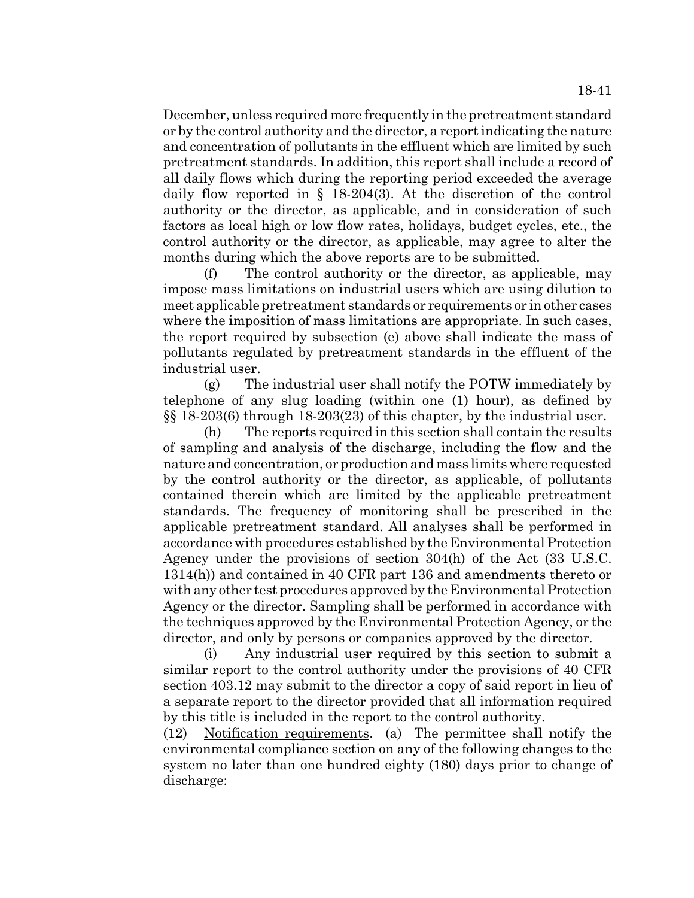December, unless required more frequently in the pretreatment standard or by the control authority and the director, a report indicating the nature and concentration of pollutants in the effluent which are limited by such pretreatment standards. In addition, this report shall include a record of all daily flows which during the reporting period exceeded the average daily flow reported in § 18-204(3). At the discretion of the control authority or the director, as applicable, and in consideration of such factors as local high or low flow rates, holidays, budget cycles, etc., the control authority or the director, as applicable, may agree to alter the months during which the above reports are to be submitted.

(f) The control authority or the director, as applicable, may impose mass limitations on industrial users which are using dilution to meet applicable pretreatment standards or requirements or in other cases where the imposition of mass limitations are appropriate. In such cases, the report required by subsection (e) above shall indicate the mass of pollutants regulated by pretreatment standards in the effluent of the industrial user.

(g) The industrial user shall notify the POTW immediately by telephone of any slug loading (within one (1) hour), as defined by §§ 18-203(6) through 18-203(23) of this chapter, by the industrial user.

(h) The reports required in this section shall contain the results of sampling and analysis of the discharge, including the flow and the nature and concentration, or production and mass limits where requested by the control authority or the director, as applicable, of pollutants contained therein which are limited by the applicable pretreatment standards. The frequency of monitoring shall be prescribed in the applicable pretreatment standard. All analyses shall be performed in accordance with procedures established by the Environmental Protection Agency under the provisions of section 304(h) of the Act (33 U.S.C. 1314(h)) and contained in 40 CFR part 136 and amendments thereto or with any other test procedures approved by the Environmental Protection Agency or the director. Sampling shall be performed in accordance with the techniques approved by the Environmental Protection Agency, or the director, and only by persons or companies approved by the director.

(i) Any industrial user required by this section to submit a similar report to the control authority under the provisions of 40 CFR section 403.12 may submit to the director a copy of said report in lieu of a separate report to the director provided that all information required by this title is included in the report to the control authority.

(12) Notification requirements. (a) The permittee shall notify the environmental compliance section on any of the following changes to the system no later than one hundred eighty (180) days prior to change of discharge: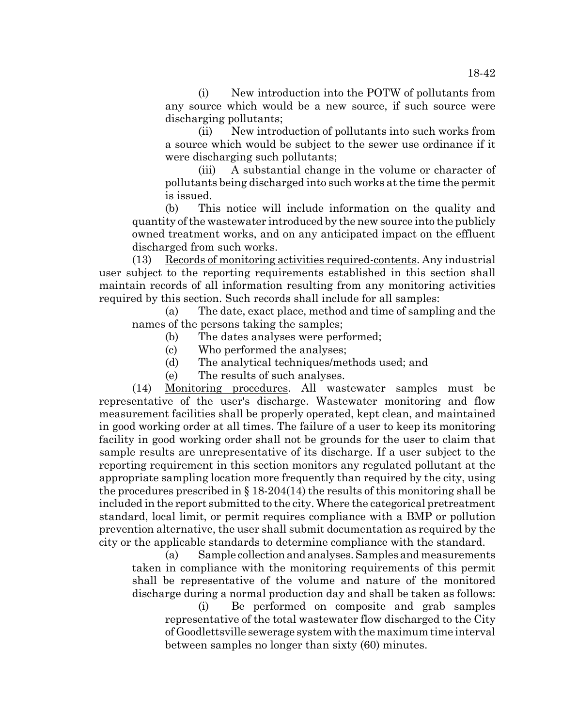(i) New introduction into the POTW of pollutants from any source which would be a new source, if such source were discharging pollutants;

(ii) New introduction of pollutants into such works from a source which would be subject to the sewer use ordinance if it were discharging such pollutants;

(iii) A substantial change in the volume or character of pollutants being discharged into such works at the time the permit is issued.

(b) This notice will include information on the quality and quantity of the wastewater introduced by the new source into the publicly owned treatment works, and on any anticipated impact on the effluent discharged from such works.

(13) Records of monitoring activities required-contents. Any industrial user subject to the reporting requirements established in this section shall maintain records of all information resulting from any monitoring activities required by this section. Such records shall include for all samples:

(a) The date, exact place, method and time of sampling and the names of the persons taking the samples;

(b) The dates analyses were performed;

(c) Who performed the analyses;

(d) The analytical techniques/methods used; and

(e) The results of such analyses.

(14) Monitoring procedures. All wastewater samples must be representative of the user's discharge. Wastewater monitoring and flow measurement facilities shall be properly operated, kept clean, and maintained in good working order at all times. The failure of a user to keep its monitoring facility in good working order shall not be grounds for the user to claim that sample results are unrepresentative of its discharge. If a user subject to the reporting requirement in this section monitors any regulated pollutant at the appropriate sampling location more frequently than required by the city, using the procedures prescribed in § 18-204(14) the results of this monitoring shall be included in the report submitted to the city. Where the categorical pretreatment standard, local limit, or permit requires compliance with a BMP or pollution prevention alternative, the user shall submit documentation as required by the city or the applicable standards to determine compliance with the standard.

(a) Sample collection and analyses. Samples and measurements taken in compliance with the monitoring requirements of this permit shall be representative of the volume and nature of the monitored discharge during a normal production day and shall be taken as follows:

(i) Be performed on composite and grab samples representative of the total wastewater flow discharged to the City of Goodlettsville sewerage system with the maximum time interval between samples no longer than sixty (60) minutes.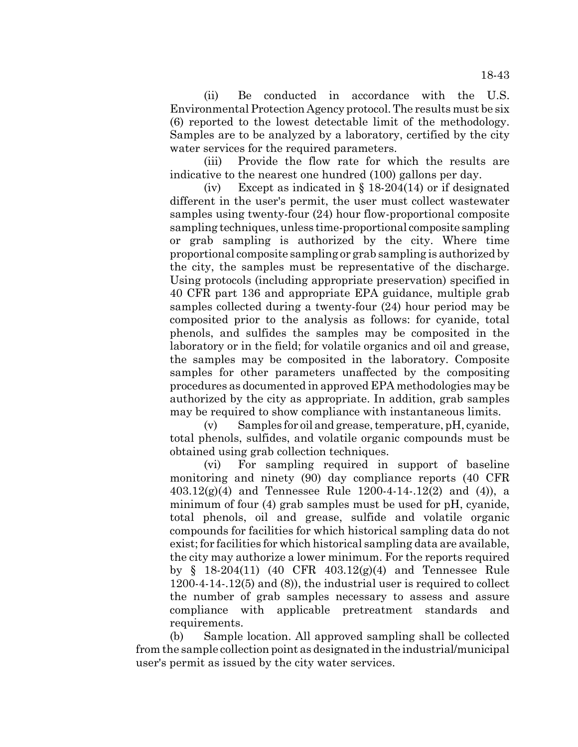(ii) Be conducted in accordance with the U.S. Environmental Protection Agency protocol. The results must be six (6) reported to the lowest detectable limit of the methodology. Samples are to be analyzed by a laboratory, certified by the city water services for the required parameters.

(iii) Provide the flow rate for which the results are indicative to the nearest one hundred (100) gallons per day.

(iv) Except as indicated in § 18-204(14) or if designated different in the user's permit, the user must collect wastewater samples using twenty-four (24) hour flow-proportional composite sampling techniques, unless time-proportional composite sampling or grab sampling is authorized by the city. Where time proportional composite sampling or grab sampling is authorized by the city, the samples must be representative of the discharge. Using protocols (including appropriate preservation) specified in 40 CFR part 136 and appropriate EPA guidance, multiple grab samples collected during a twenty-four (24) hour period may be composited prior to the analysis as follows: for cyanide, total phenols, and sulfides the samples may be composited in the laboratory or in the field; for volatile organics and oil and grease, the samples may be composited in the laboratory. Composite samples for other parameters unaffected by the compositing procedures as documented in approved EPA methodologies may be authorized by the city as appropriate. In addition, grab samples may be required to show compliance with instantaneous limits.

(v) Samples for oil and grease, temperature, pH, cyanide, total phenols, sulfides, and volatile organic compounds must be obtained using grab collection techniques.

(vi) For sampling required in support of baseline monitoring and ninety (90) day compliance reports (40 CFR 403.12(g)(4) and Tennessee Rule 1200-4-14-.12(2) and (4)), a minimum of four (4) grab samples must be used for pH, cyanide, total phenols, oil and grease, sulfide and volatile organic compounds for facilities for which historical sampling data do not exist; for facilities for which historical sampling data are available, the city may authorize a lower minimum. For the reports required by § 18-204(11) (40 CFR 403.12(g)(4) and Tennessee Rule 1200-4-14-.12(5) and (8)), the industrial user is required to collect the number of grab samples necessary to assess and assure compliance with applicable pretreatment standards and requirements.

(b) Sample location. All approved sampling shall be collected from the sample collection point as designated in the industrial/municipal user's permit as issued by the city water services.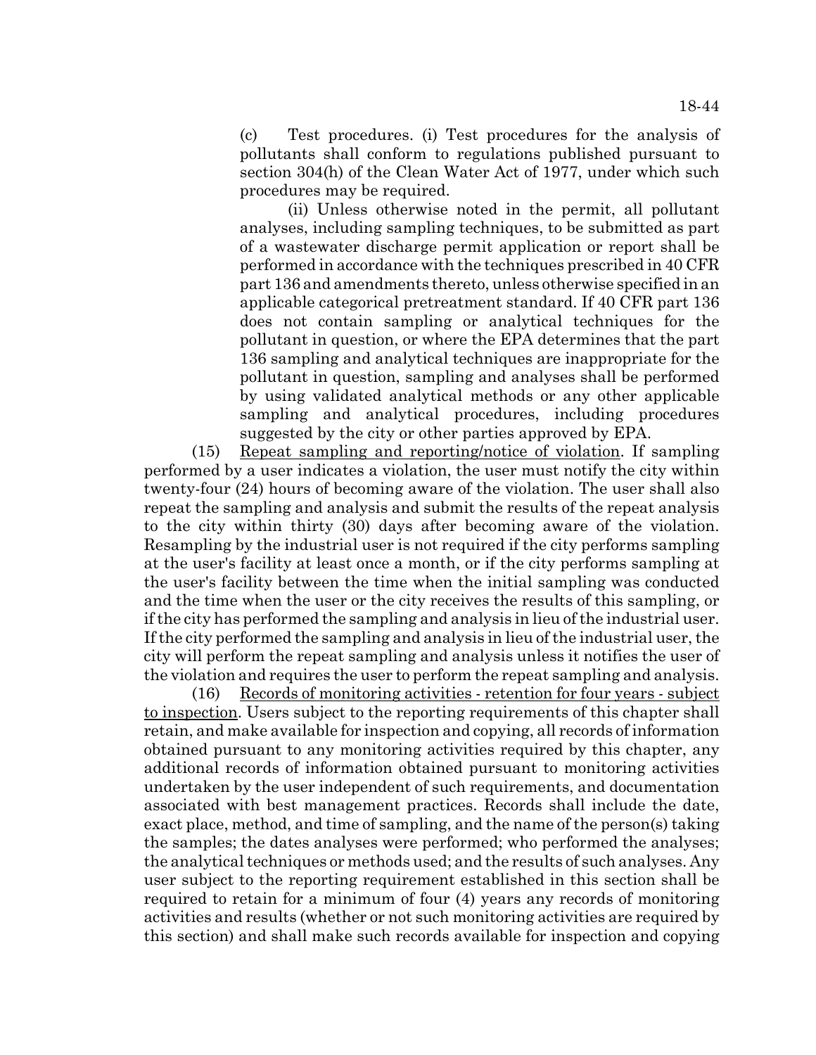(c) Test procedures. (i) Test procedures for the analysis of pollutants shall conform to regulations published pursuant to section 304(h) of the Clean Water Act of 1977, under which such procedures may be required.

(ii) Unless otherwise noted in the permit, all pollutant analyses, including sampling techniques, to be submitted as part of a wastewater discharge permit application or report shall be performed in accordance with the techniques prescribed in 40 CFR part 136 and amendments thereto, unless otherwise specified in an applicable categorical pretreatment standard. If 40 CFR part 136 does not contain sampling or analytical techniques for the pollutant in question, or where the EPA determines that the part 136 sampling and analytical techniques are inappropriate for the pollutant in question, sampling and analyses shall be performed by using validated analytical methods or any other applicable sampling and analytical procedures, including procedures suggested by the city or other parties approved by EPA.

(15) Repeat sampling and reporting/notice of violation. If sampling performed by a user indicates a violation, the user must notify the city within twenty-four (24) hours of becoming aware of the violation. The user shall also repeat the sampling and analysis and submit the results of the repeat analysis to the city within thirty (30) days after becoming aware of the violation. Resampling by the industrial user is not required if the city performs sampling at the user's facility at least once a month, or if the city performs sampling at the user's facility between the time when the initial sampling was conducted and the time when the user or the city receives the results of this sampling, or if the city has performed the sampling and analysis in lieu of the industrial user. If the city performed the sampling and analysis in lieu of the industrial user, the city will perform the repeat sampling and analysis unless it notifies the user of the violation and requires the user to perform the repeat sampling and analysis.

(16) Records of monitoring activities - retention for four years - subject to inspection. Users subject to the reporting requirements of this chapter shall retain, and make available for inspection and copying, all records of information obtained pursuant to any monitoring activities required by this chapter, any additional records of information obtained pursuant to monitoring activities undertaken by the user independent of such requirements, and documentation associated with best management practices. Records shall include the date, exact place, method, and time of sampling, and the name of the person(s) taking the samples; the dates analyses were performed; who performed the analyses; the analytical techniques or methods used; and the results of such analyses. Any user subject to the reporting requirement established in this section shall be required to retain for a minimum of four (4) years any records of monitoring activities and results (whether or not such monitoring activities are required by this section) and shall make such records available for inspection and copying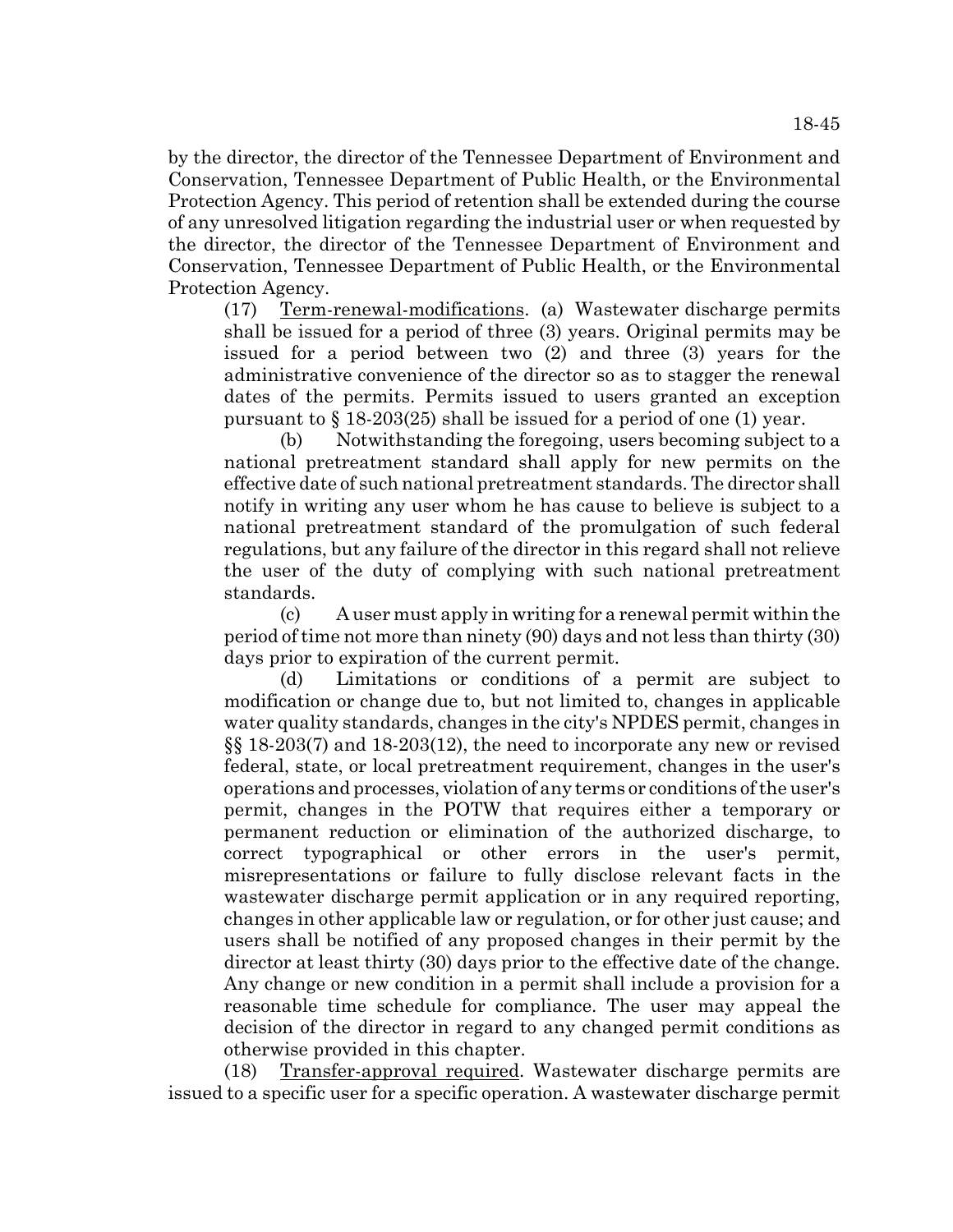by the director, the director of the Tennessee Department of Environment and Conservation, Tennessee Department of Public Health, or the Environmental Protection Agency. This period of retention shall be extended during the course of any unresolved litigation regarding the industrial user or when requested by the director, the director of the Tennessee Department of Environment and Conservation, Tennessee Department of Public Health, or the Environmental Protection Agency.

(17) Term-renewal-modifications. (a) Wastewater discharge permits shall be issued for a period of three (3) years. Original permits may be issued for a period between two (2) and three (3) years for the administrative convenience of the director so as to stagger the renewal dates of the permits. Permits issued to users granted an exception pursuant to § 18-203(25) shall be issued for a period of one (1) year.

(b) Notwithstanding the foregoing, users becoming subject to a national pretreatment standard shall apply for new permits on the effective date of such national pretreatment standards. The director shall notify in writing any user whom he has cause to believe is subject to a national pretreatment standard of the promulgation of such federal regulations, but any failure of the director in this regard shall not relieve the user of the duty of complying with such national pretreatment standards.

(c) A user must apply in writing for a renewal permit within the period of time not more than ninety (90) days and not less than thirty (30) days prior to expiration of the current permit.

(d) Limitations or conditions of a permit are subject to modification or change due to, but not limited to, changes in applicable water quality standards, changes in the city's NPDES permit, changes in §§ 18-203(7) and 18-203(12), the need to incorporate any new or revised federal, state, or local pretreatment requirement, changes in the user's operations and processes, violation of any terms or conditions of the user's permit, changes in the POTW that requires either a temporary or permanent reduction or elimination of the authorized discharge, to correct typographical or other errors in the user's permit, misrepresentations or failure to fully disclose relevant facts in the wastewater discharge permit application or in any required reporting, changes in other applicable law or regulation, or for other just cause; and users shall be notified of any proposed changes in their permit by the director at least thirty (30) days prior to the effective date of the change. Any change or new condition in a permit shall include a provision for a reasonable time schedule for compliance. The user may appeal the decision of the director in regard to any changed permit conditions as otherwise provided in this chapter.

(18) Transfer-approval required. Wastewater discharge permits are issued to a specific user for a specific operation. A wastewater discharge permit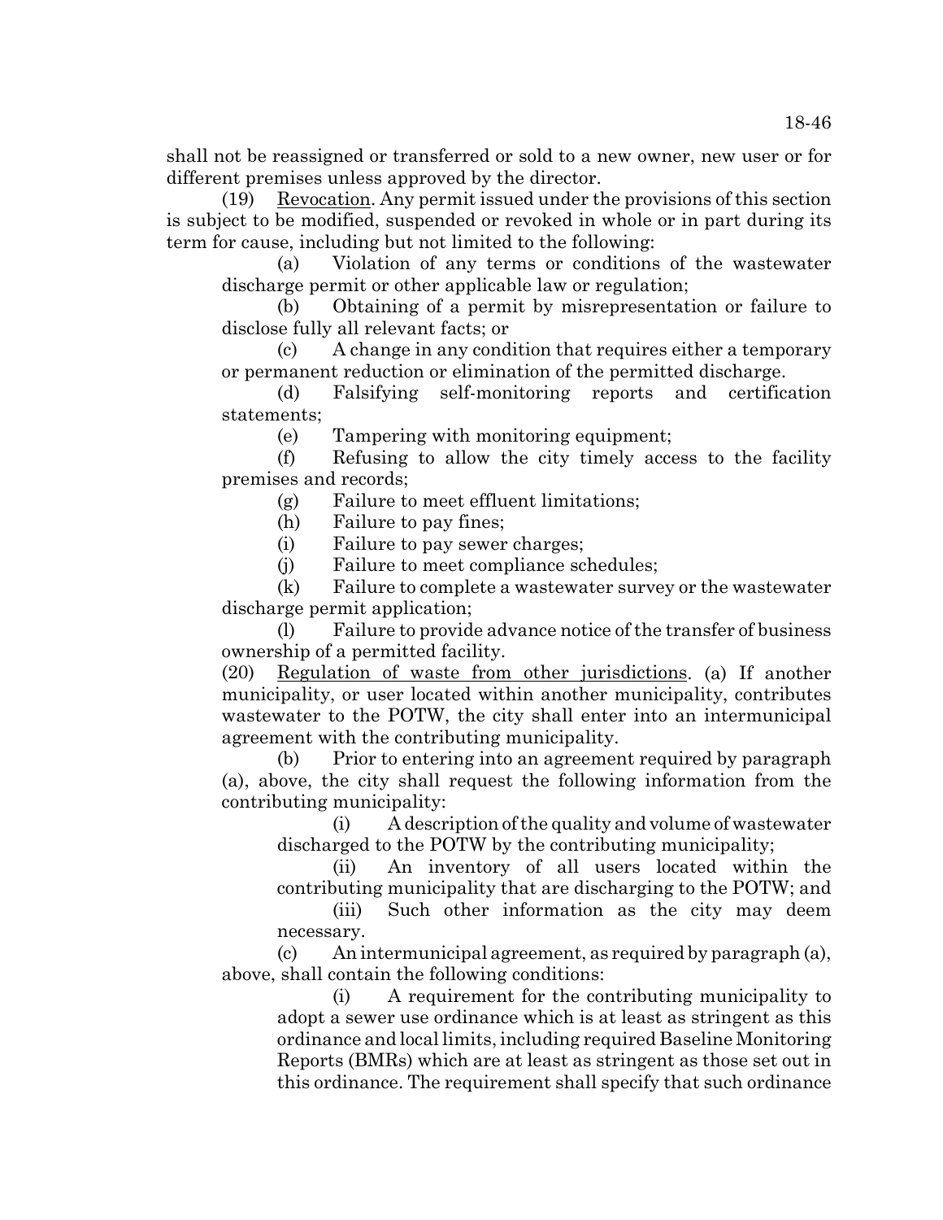shall not be reassigned or transferred or sold to a new owner, new user or for different premises unless approved by the director.

(19) Revocation. Any permit issued under the provisions of this section is subject to be modified, suspended or revoked in whole or in part during its term for cause, including but not limited to the following:

(a) Violation of any terms or conditions of the wastewater discharge permit or other applicable law or regulation;

(b) Obtaining of a permit by misrepresentation or failure to disclose fully all relevant facts; or

(c) A change in any condition that requires either a temporary or permanent reduction or elimination of the permitted discharge.

(d) Falsifying self-monitoring reports and certification statements;

(e) Tampering with monitoring equipment;

(f) Refusing to allow the city timely access to the facility premises and records;

(g) Failure to meet effluent limitations;

(h) Failure to pay fines;

(i) Failure to pay sewer charges;

(j) Failure to meet compliance schedules;

(k) Failure to complete a wastewater survey or the wastewater discharge permit application;

(l) Failure to provide advance notice of the transfer of business ownership of a permitted facility.

(20) Regulation of waste from other jurisdictions. (a) If another municipality, or user located within another municipality, contributes wastewater to the POTW, the city shall enter into an intermunicipal agreement with the contributing municipality.

(b) Prior to entering into an agreement required by paragraph (a), above, the city shall request the following information from the contributing municipality:

(i) A description of the quality and volume of wastewater discharged to the POTW by the contributing municipality;

(ii) An inventory of all users located within the contributing municipality that are discharging to the POTW; and

(iii) Such other information as the city may deem necessary.

(c) An intermunicipal agreement, as required by paragraph (a), above, shall contain the following conditions:

(i) A requirement for the contributing municipality to adopt a sewer use ordinance which is at least as stringent as this ordinance and local limits, including required Baseline Monitoring Reports (BMRs) which are at least as stringent as those set out in this ordinance. The requirement shall specify that such ordinance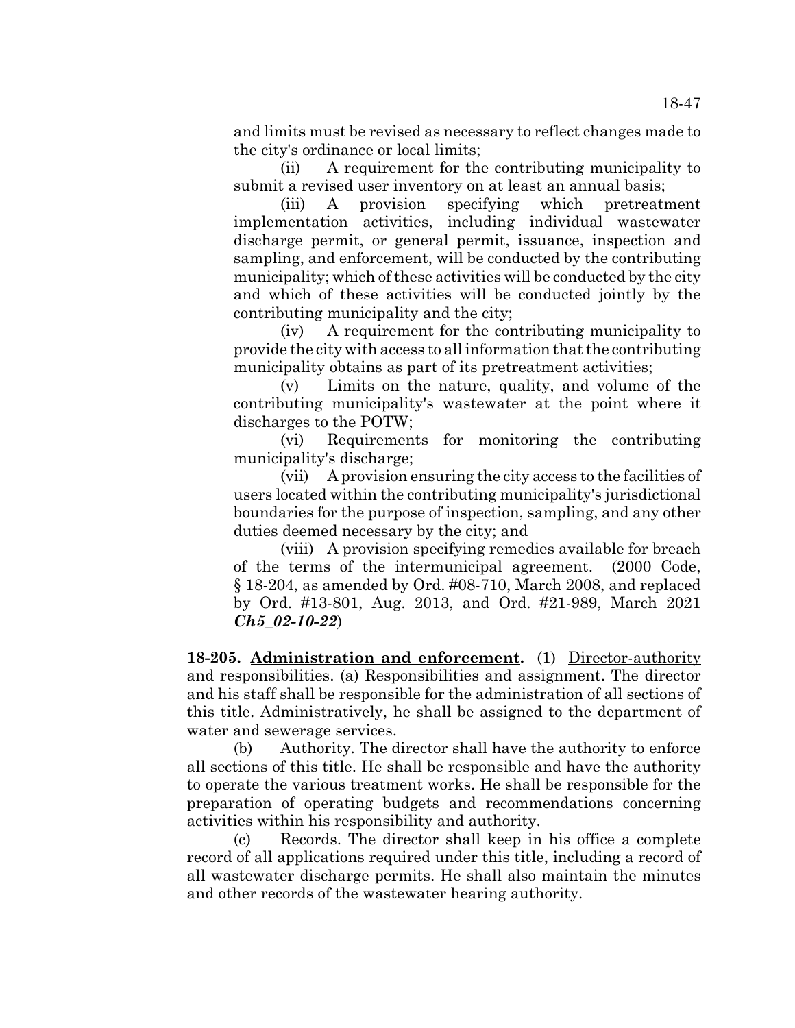and limits must be revised as necessary to reflect changes made to the city's ordinance or local limits;

(ii) A requirement for the contributing municipality to submit a revised user inventory on at least an annual basis;

(iii) A provision specifying which pretreatment implementation activities, including individual wastewater discharge permit, or general permit, issuance, inspection and sampling, and enforcement, will be conducted by the contributing municipality; which of these activities will be conducted by the city and which of these activities will be conducted jointly by the contributing municipality and the city;

(iv) A requirement for the contributing municipality to provide the city with access to all information that the contributing municipality obtains as part of its pretreatment activities;

(v) Limits on the nature, quality, and volume of the contributing municipality's wastewater at the point where it discharges to the POTW;

(vi) Requirements for monitoring the contributing municipality's discharge;

(vii) A provision ensuring the city access to the facilities of users located within the contributing municipality's jurisdictional boundaries for the purpose of inspection, sampling, and any other duties deemed necessary by the city; and

(viii) A provision specifying remedies available for breach of the terms of the intermunicipal agreement. (2000 Code, § 18-204, as amended by Ord. #08-710, March 2008, and replaced by Ord. #13-801, Aug. 2013, and Ord. #21-989, March 2021 ***Ch5_02-10-22***)

**18-205. Administration and enforcement.** (1) Director-authority and responsibilities. (a) Responsibilities and assignment. The director and his staff shall be responsible for the administration of all sections of this title. Administratively, he shall be assigned to the department of water and sewerage services.

(b) Authority. The director shall have the authority to enforce all sections of this title. He shall be responsible and have the authority to operate the various treatment works. He shall be responsible for the preparation of operating budgets and recommendations concerning activities within his responsibility and authority.

(c) Records. The director shall keep in his office a complete record of all applications required under this title, including a record of all wastewater discharge permits. He shall also maintain the minutes and other records of the wastewater hearing authority.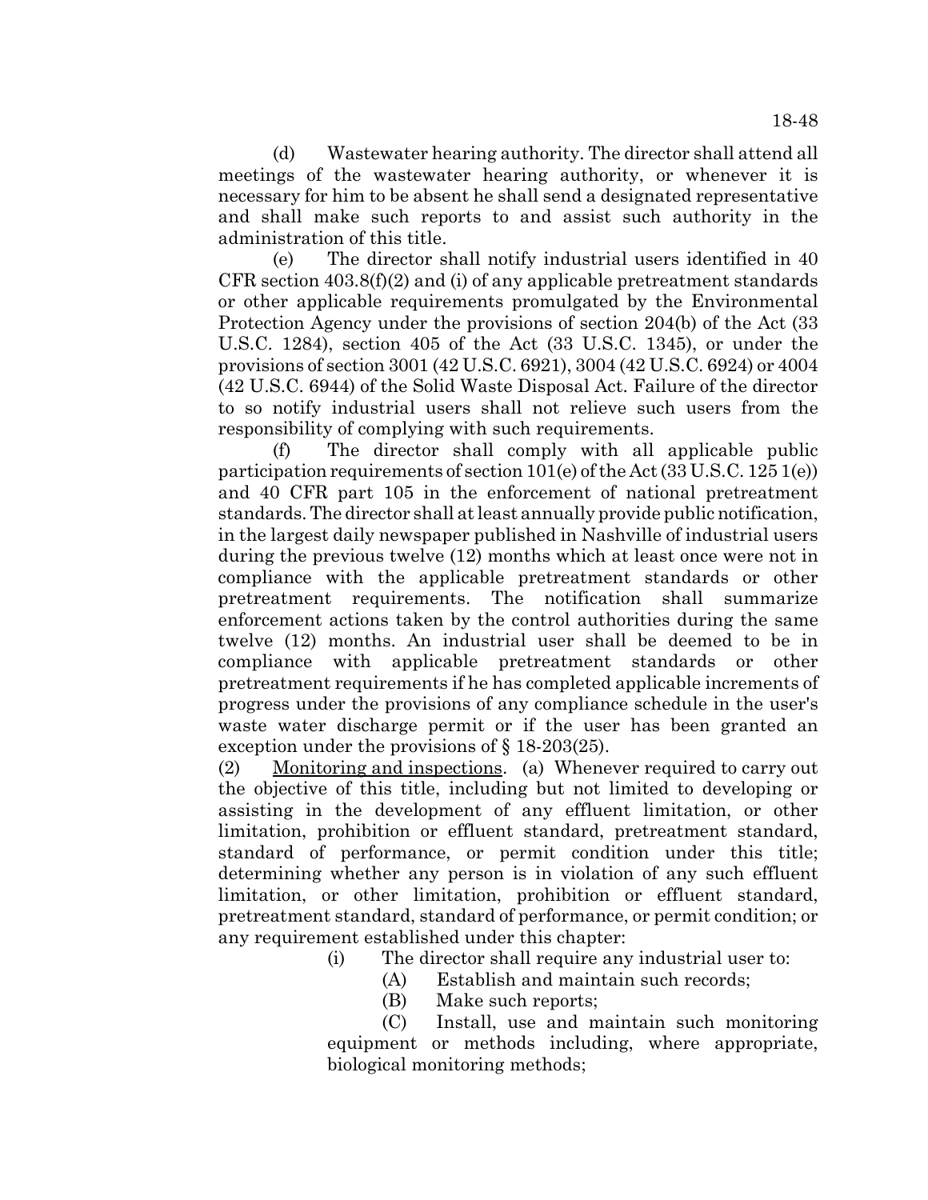(d) Wastewater hearing authority. The director shall attend all meetings of the wastewater hearing authority, or whenever it is necessary for him to be absent he shall send a designated representative and shall make such reports to and assist such authority in the administration of this title.

(e) The director shall notify industrial users identified in 40 CFR section 403.8(f)(2) and (i) of any applicable pretreatment standards or other applicable requirements promulgated by the Environmental Protection Agency under the provisions of section 204(b) of the Act (33 U.S.C. 1284), section 405 of the Act (33 U.S.C. 1345), or under the provisions of section 3001 (42 U.S.C. 6921), 3004 (42 U.S.C. 6924) or 4004 (42 U.S.C. 6944) of the Solid Waste Disposal Act. Failure of the director to so notify industrial users shall not relieve such users from the responsibility of complying with such requirements.

(f) The director shall comply with all applicable public participation requirements of section 101(e) of the Act (33 U.S.C. 125 1(e)) and 40 CFR part 105 in the enforcement of national pretreatment standards. The director shall at least annually provide public notification, in the largest daily newspaper published in Nashville of industrial users during the previous twelve (12) months which at least once were not in compliance with the applicable pretreatment standards or other pretreatment requirements. The notification shall summarize enforcement actions taken by the control authorities during the same twelve (12) months. An industrial user shall be deemed to be in compliance with applicable pretreatment standards or other pretreatment requirements if he has completed applicable increments of progress under the provisions of any compliance schedule in the user's waste water discharge permit or if the user has been granted an exception under the provisions of § 18-203(25).

(2) Monitoring and inspections. (a) Whenever required to carry out the objective of this title, including but not limited to developing or assisting in the development of any effluent limitation, or other limitation, prohibition or effluent standard, pretreatment standard, standard of performance, or permit condition under this title; determining whether any person is in violation of any such effluent limitation, or other limitation, prohibition or effluent standard, pretreatment standard, standard of performance, or permit condition; or any requirement established under this chapter:

(i) The director shall require any industrial user to:

(A) Establish and maintain such records;

(B) Make such reports;

(C) Install, use and maintain such monitoring equipment or methods including, where appropriate, biological monitoring methods;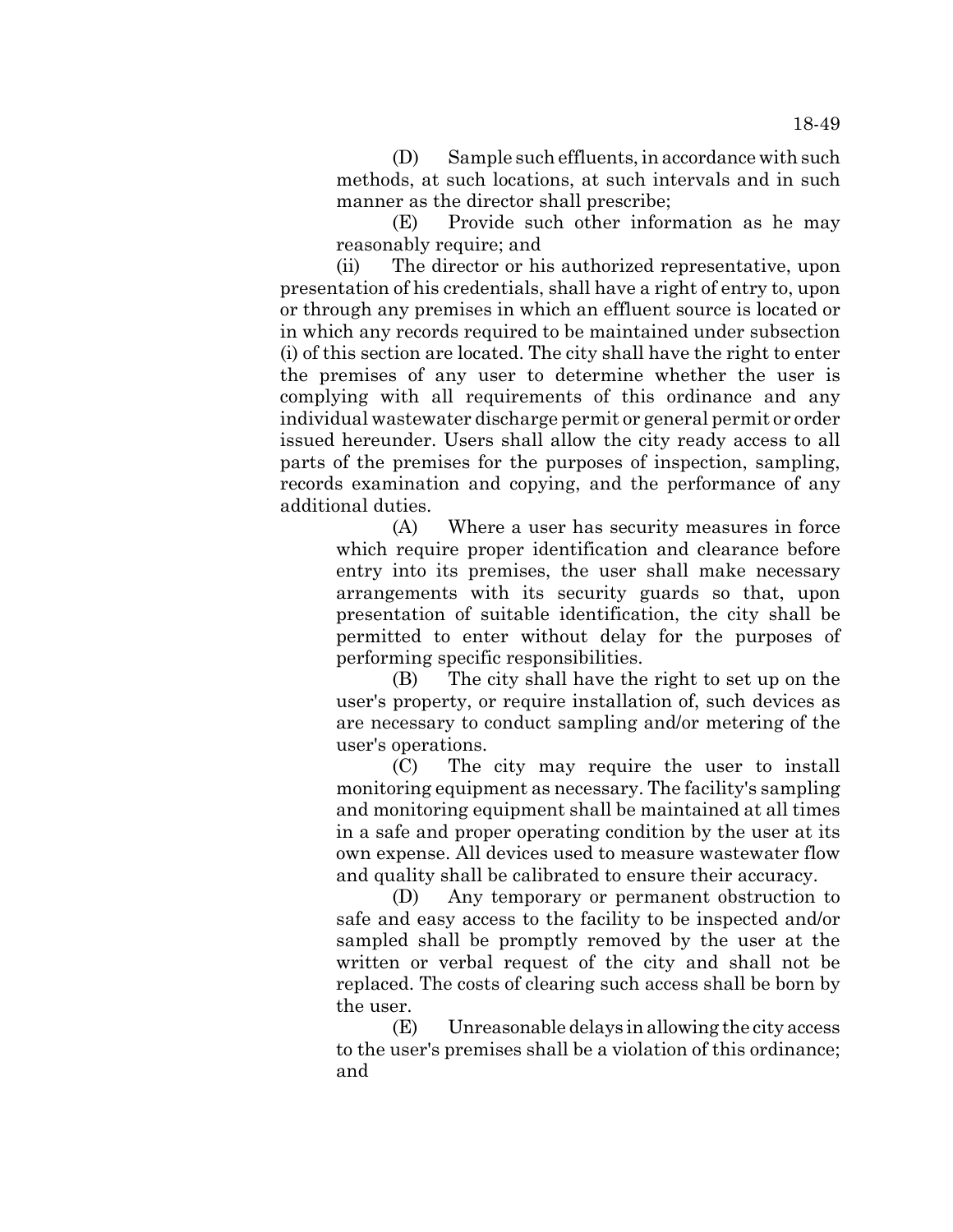(D) Sample such effluents, in accordance with such methods, at such locations, at such intervals and in such manner as the director shall prescribe;

(E) Provide such other information as he may reasonably require; and

(ii) The director or his authorized representative, upon presentation of his credentials, shall have a right of entry to, upon or through any premises in which an effluent source is located or in which any records required to be maintained under subsection (i) of this section are located. The city shall have the right to enter the premises of any user to determine whether the user is complying with all requirements of this ordinance and any individual wastewater discharge permit or general permit or order issued hereunder. Users shall allow the city ready access to all parts of the premises for the purposes of inspection, sampling, records examination and copying, and the performance of any additional duties.

(A) Where a user has security measures in force which require proper identification and clearance before entry into its premises, the user shall make necessary arrangements with its security guards so that, upon presentation of suitable identification, the city shall be permitted to enter without delay for the purposes of performing specific responsibilities.

(B) The city shall have the right to set up on the user's property, or require installation of, such devices as are necessary to conduct sampling and/or metering of the user's operations.

(C) The city may require the user to install monitoring equipment as necessary. The facility's sampling and monitoring equipment shall be maintained at all times in a safe and proper operating condition by the user at its own expense. All devices used to measure wastewater flow and quality shall be calibrated to ensure their accuracy.

(D) Any temporary or permanent obstruction to safe and easy access to the facility to be inspected and/or sampled shall be promptly removed by the user at the written or verbal request of the city and shall not be replaced. The costs of clearing such access shall be born by the user.

(E) Unreasonable delays in allowing the city access to the user's premises shall be a violation of this ordinance; and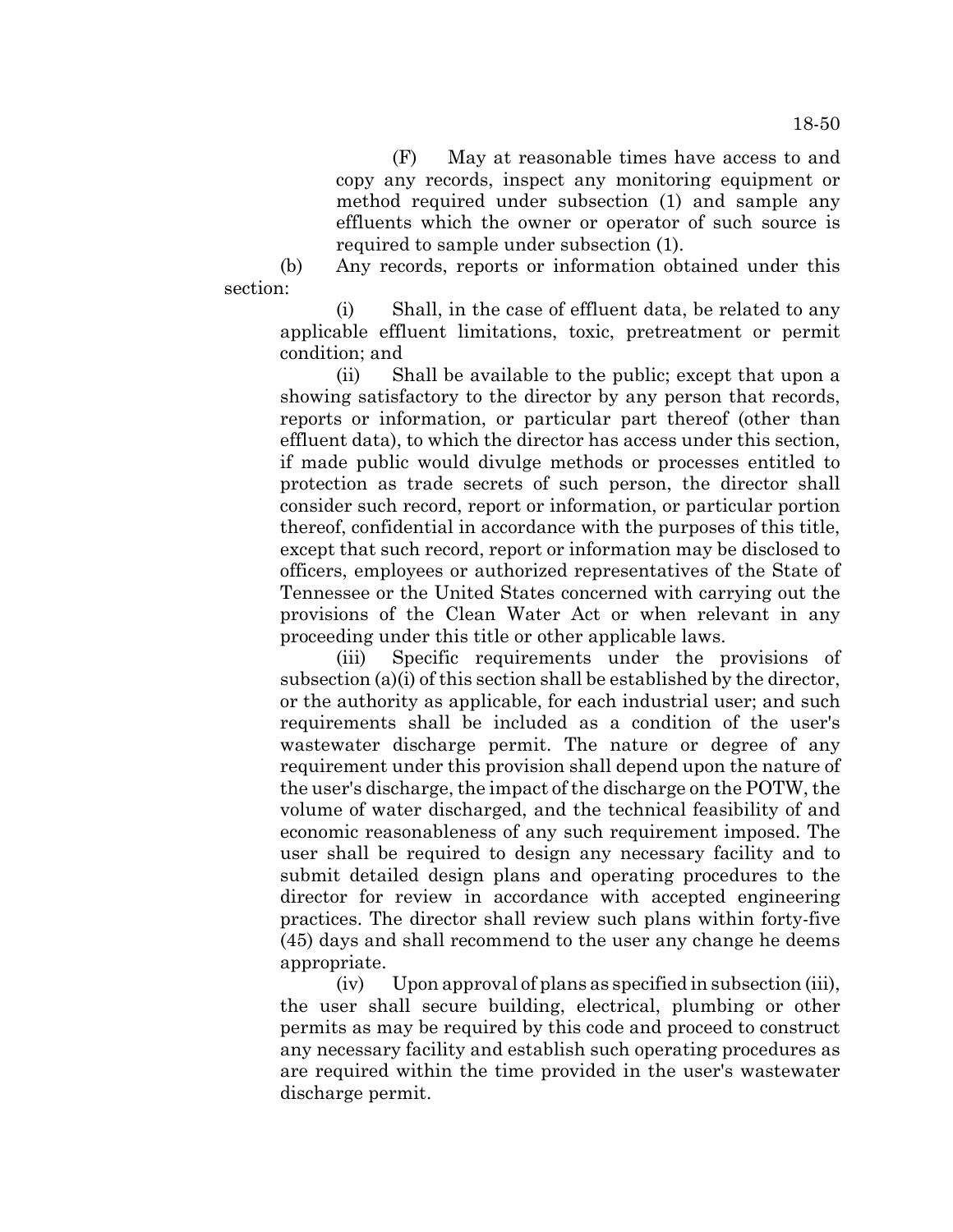(F) May at reasonable times have access to and copy any records, inspect any monitoring equipment or method required under subsection (1) and sample any effluents which the owner or operator of such source is required to sample under subsection (1).

(b) Any records, reports or information obtained under this section:

(i) Shall, in the case of effluent data, be related to any applicable effluent limitations, toxic, pretreatment or permit condition; and

(ii) Shall be available to the public; except that upon a showing satisfactory to the director by any person that records, reports or information, or particular part thereof (other than effluent data), to which the director has access under this section, if made public would divulge methods or processes entitled to protection as trade secrets of such person, the director shall consider such record, report or information, or particular portion thereof, confidential in accordance with the purposes of this title, except that such record, report or information may be disclosed to officers, employees or authorized representatives of the State of Tennessee or the United States concerned with carrying out the provisions of the Clean Water Act or when relevant in any proceeding under this title or other applicable laws.

(iii) Specific requirements under the provisions of subsection (a)(i) of this section shall be established by the director, or the authority as applicable, for each industrial user; and such requirements shall be included as a condition of the user's wastewater discharge permit. The nature or degree of any requirement under this provision shall depend upon the nature of the user's discharge, the impact of the discharge on the POTW, the volume of water discharged, and the technical feasibility of and economic reasonableness of any such requirement imposed. The user shall be required to design any necessary facility and to submit detailed design plans and operating procedures to the director for review in accordance with accepted engineering practices. The director shall review such plans within forty-five (45) days and shall recommend to the user any change he deems appropriate.

(iv) Upon approval of plans as specified in subsection (iii), the user shall secure building, electrical, plumbing or other permits as may be required by this code and proceed to construct any necessary facility and establish such operating procedures as are required within the time provided in the user's wastewater discharge permit.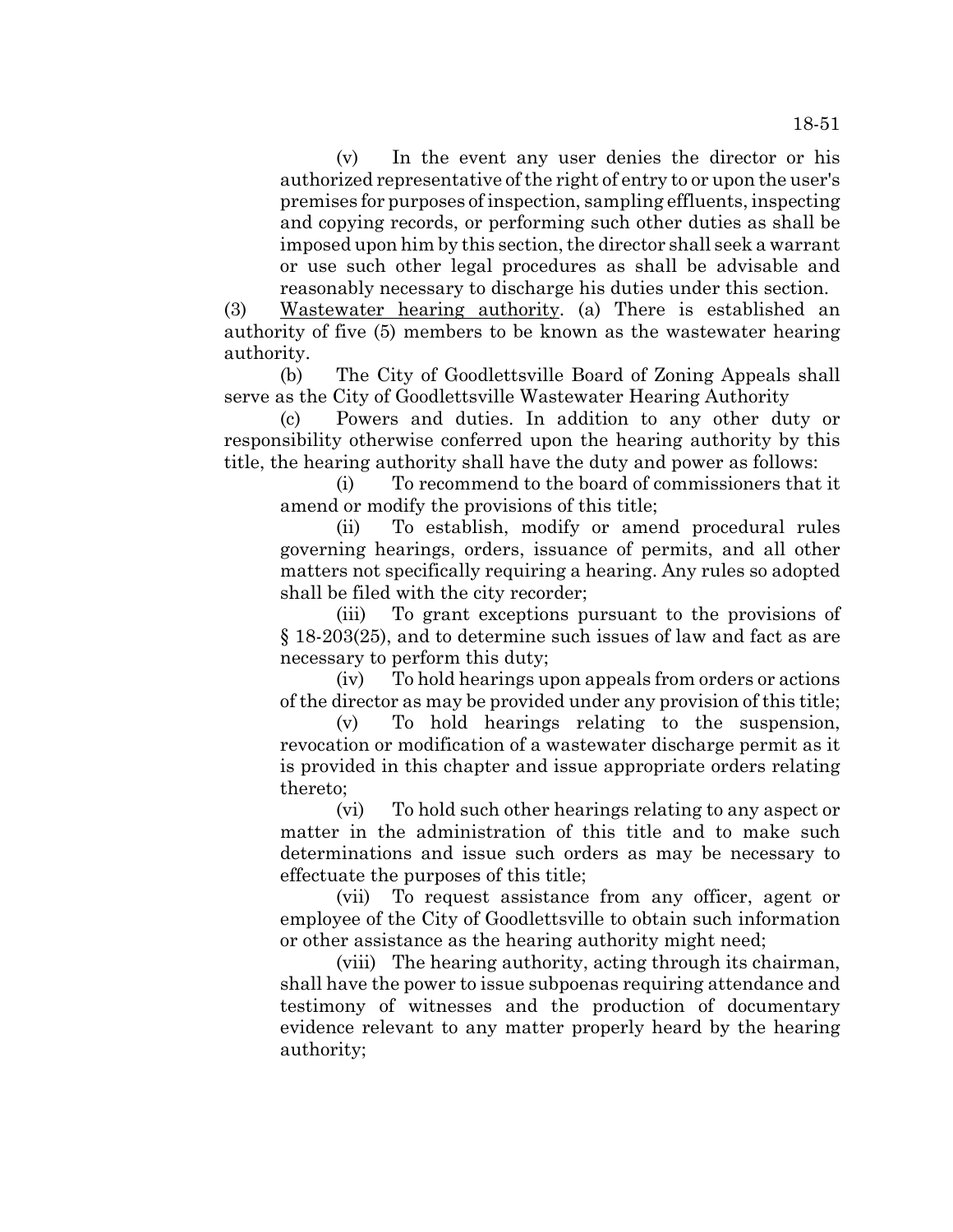(v) In the event any user denies the director or his authorized representative of the right of entry to or upon the user's premises for purposes of inspection, sampling effluents, inspecting and copying records, or performing such other duties as shall be imposed upon him by this section, the director shall seek a warrant or use such other legal procedures as shall be advisable and reasonably necessary to discharge his duties under this section.

(3) Wastewater hearing authority. (a) There is established an authority of five (5) members to be known as the wastewater hearing authority.

(b) The City of Goodlettsville Board of Zoning Appeals shall serve as the City of Goodlettsville Wastewater Hearing Authority

(c) Powers and duties. In addition to any other duty or responsibility otherwise conferred upon the hearing authority by this title, the hearing authority shall have the duty and power as follows:

(i) To recommend to the board of commissioners that it amend or modify the provisions of this title;

(ii) To establish, modify or amend procedural rules governing hearings, orders, issuance of permits, and all other matters not specifically requiring a hearing. Any rules so adopted shall be filed with the city recorder;

(iii) To grant exceptions pursuant to the provisions of § 18-203(25), and to determine such issues of law and fact as are necessary to perform this duty;

(iv) To hold hearings upon appeals from orders or actions of the director as may be provided under any provision of this title;

(v) To hold hearings relating to the suspension, revocation or modification of a wastewater discharge permit as it is provided in this chapter and issue appropriate orders relating thereto;

(vi) To hold such other hearings relating to any aspect or matter in the administration of this title and to make such determinations and issue such orders as may be necessary to effectuate the purposes of this title;

(vii) To request assistance from any officer, agent or employee of the City of Goodlettsville to obtain such information or other assistance as the hearing authority might need;

(viii) The hearing authority, acting through its chairman, shall have the power to issue subpoenas requiring attendance and testimony of witnesses and the production of documentary evidence relevant to any matter properly heard by the hearing authority;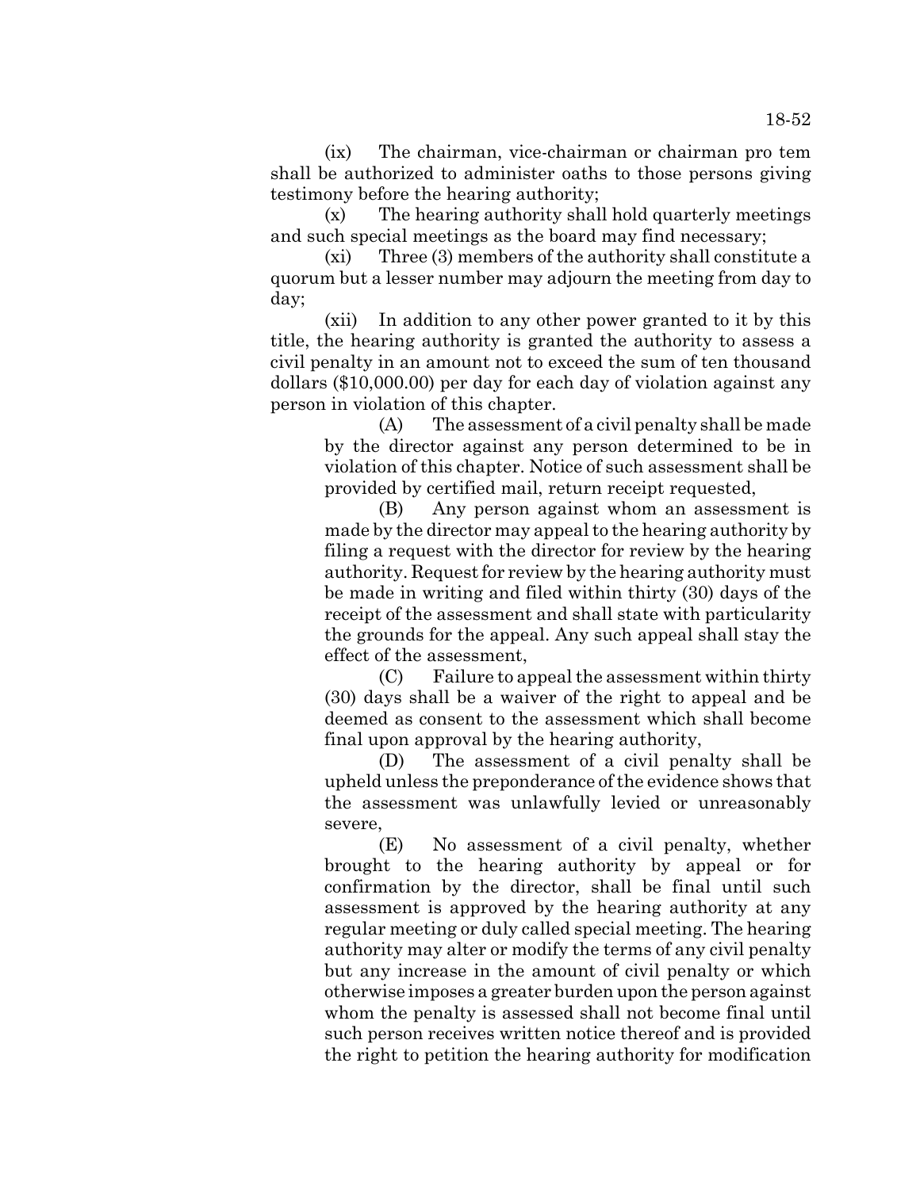(ix) The chairman, vice-chairman or chairman pro tem shall be authorized to administer oaths to those persons giving testimony before the hearing authority;

(x) The hearing authority shall hold quarterly meetings and such special meetings as the board may find necessary;

(xi) Three (3) members of the authority shall constitute a quorum but a lesser number may adjourn the meeting from day to day;

(xii) In addition to any other power granted to it by this title, the hearing authority is granted the authority to assess a civil penalty in an amount not to exceed the sum of ten thousand dollars ($10,000.00) per day for each day of violation against any person in violation of this chapter.

(A) The assessment of a civil penalty shall be made by the director against any person determined to be in violation of this chapter. Notice of such assessment shall be provided by certified mail, return receipt requested,

(B) Any person against whom an assessment is made by the director may appeal to the hearing authority by filing a request with the director for review by the hearing authority. Request for review by the hearing authority must be made in writing and filed within thirty (30) days of the receipt of the assessment and shall state with particularity the grounds for the appeal. Any such appeal shall stay the effect of the assessment,

(C) Failure to appeal the assessment within thirty (30) days shall be a waiver of the right to appeal and be deemed as consent to the assessment which shall become final upon approval by the hearing authority,

(D) The assessment of a civil penalty shall be upheld unless the preponderance of the evidence shows that the assessment was unlawfully levied or unreasonably severe,

(E) No assessment of a civil penalty, whether brought to the hearing authority by appeal or for confirmation by the director, shall be final until such assessment is approved by the hearing authority at any regular meeting or duly called special meeting. The hearing authority may alter or modify the terms of any civil penalty but any increase in the amount of civil penalty or which otherwise imposes a greater burden upon the person against whom the penalty is assessed shall not become final until such person receives written notice thereof and is provided the right to petition the hearing authority for modification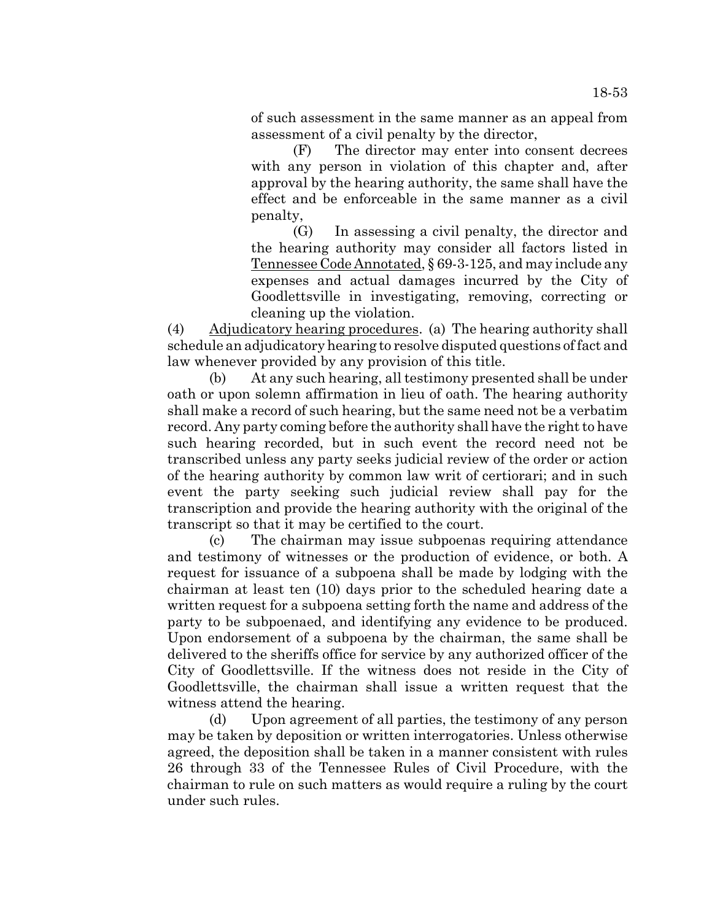of such assessment in the same manner as an appeal from assessment of a civil penalty by the director,

(F) The director may enter into consent decrees with any person in violation of this chapter and, after approval by the hearing authority, the same shall have the effect and be enforceable in the same manner as a civil penalty,

(G) In assessing a civil penalty, the director and the hearing authority may consider all factors listed in Tennessee Code Annotated, § 69-3-125, and may include any expenses and actual damages incurred by the City of Goodlettsville in investigating, removing, correcting or cleaning up the violation.

(4) Adjudicatory hearing procedures. (a) The hearing authority shall schedule an adjudicatory hearing to resolve disputed questions of fact and law whenever provided by any provision of this title.

(b) At any such hearing, all testimony presented shall be under oath or upon solemn affirmation in lieu of oath. The hearing authority shall make a record of such hearing, but the same need not be a verbatim record. Any party coming before the authority shall have the right to have such hearing recorded, but in such event the record need not be transcribed unless any party seeks judicial review of the order or action of the hearing authority by common law writ of certiorari; and in such event the party seeking such judicial review shall pay for the transcription and provide the hearing authority with the original of the transcript so that it may be certified to the court.

(c) The chairman may issue subpoenas requiring attendance and testimony of witnesses or the production of evidence, or both. A request for issuance of a subpoena shall be made by lodging with the chairman at least ten (10) days prior to the scheduled hearing date a written request for a subpoena setting forth the name and address of the party to be subpoenaed, and identifying any evidence to be produced. Upon endorsement of a subpoena by the chairman, the same shall be delivered to the sheriffs office for service by any authorized officer of the City of Goodlettsville. If the witness does not reside in the City of Goodlettsville, the chairman shall issue a written request that the witness attend the hearing.

(d) Upon agreement of all parties, the testimony of any person may be taken by deposition or written interrogatories. Unless otherwise agreed, the deposition shall be taken in a manner consistent with rules 26 through 33 of the Tennessee Rules of Civil Procedure, with the chairman to rule on such matters as would require a ruling by the court under such rules.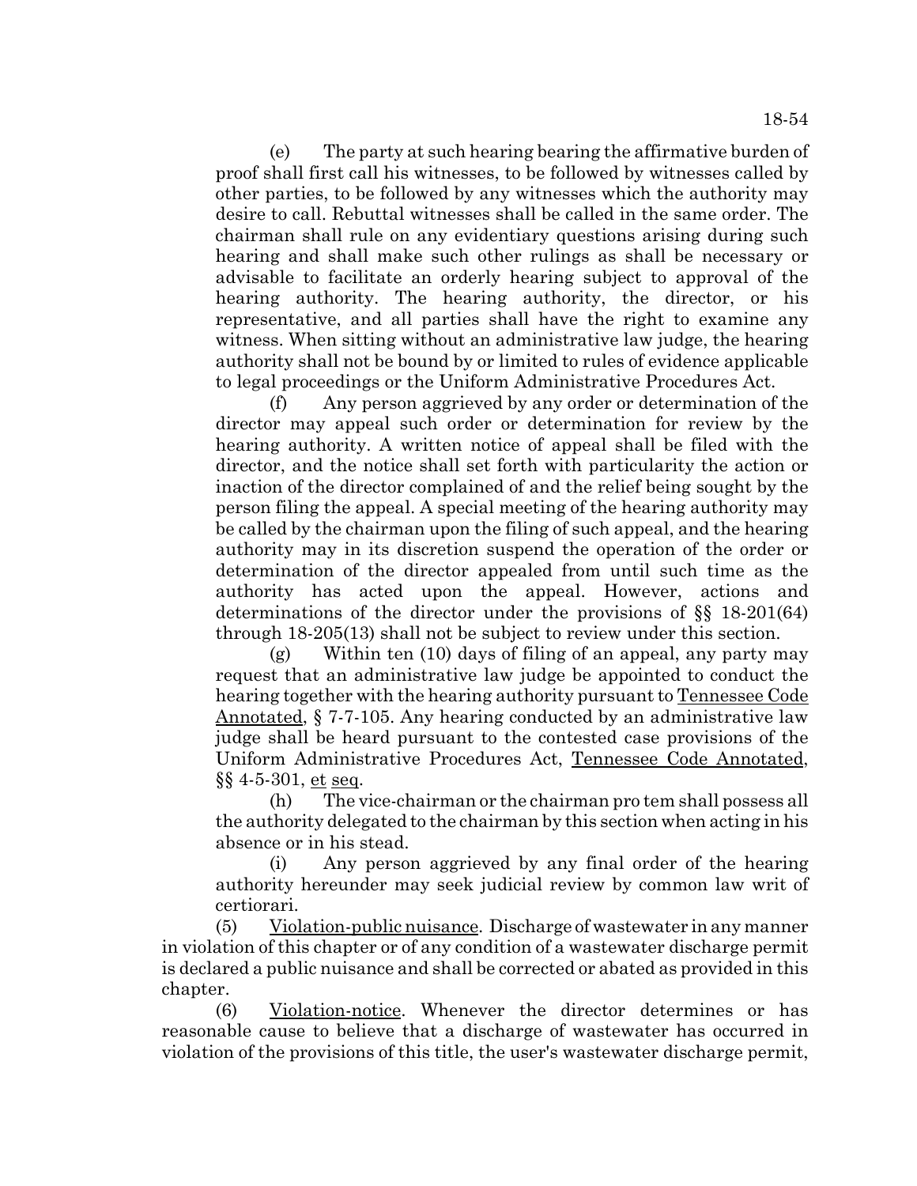(e) The party at such hearing bearing the affirmative burden of proof shall first call his witnesses, to be followed by witnesses called by other parties, to be followed by any witnesses which the authority may desire to call. Rebuttal witnesses shall be called in the same order. The chairman shall rule on any evidentiary questions arising during such hearing and shall make such other rulings as shall be necessary or advisable to facilitate an orderly hearing subject to approval of the hearing authority. The hearing authority, the director, or his representative, and all parties shall have the right to examine any witness. When sitting without an administrative law judge, the hearing authority shall not be bound by or limited to rules of evidence applicable to legal proceedings or the Uniform Administrative Procedures Act.

(f) Any person aggrieved by any order or determination of the director may appeal such order or determination for review by the hearing authority. A written notice of appeal shall be filed with the director, and the notice shall set forth with particularity the action or inaction of the director complained of and the relief being sought by the person filing the appeal. A special meeting of the hearing authority may be called by the chairman upon the filing of such appeal, and the hearing authority may in its discretion suspend the operation of the order or determination of the director appealed from until such time as the authority has acted upon the appeal. However, actions and determinations of the director under the provisions of §§ 18-201(64) through 18-205(13) shall not be subject to review under this section.

(g) Within ten (10) days of filing of an appeal, any party may request that an administrative law judge be appointed to conduct the hearing together with the hearing authority pursuant to Tennessee Code Annotated, § 7-7-105. Any hearing conducted by an administrative law judge shall be heard pursuant to the contested case provisions of the Uniform Administrative Procedures Act, Tennessee Code Annotated, §§ 4-5-301, et seq.

(h) The vice-chairman or the chairman pro tem shall possess all the authority delegated to the chairman by this section when acting in his absence or in his stead.

(i) Any person aggrieved by any final order of the hearing authority hereunder may seek judicial review by common law writ of certiorari.

(5) Violation-public nuisance. Discharge of wastewater in any manner in violation of this chapter or of any condition of a wastewater discharge permit is declared a public nuisance and shall be corrected or abated as provided in this chapter.

(6) Violation-notice. Whenever the director determines or has reasonable cause to believe that a discharge of wastewater has occurred in violation of the provisions of this title, the user's wastewater discharge permit,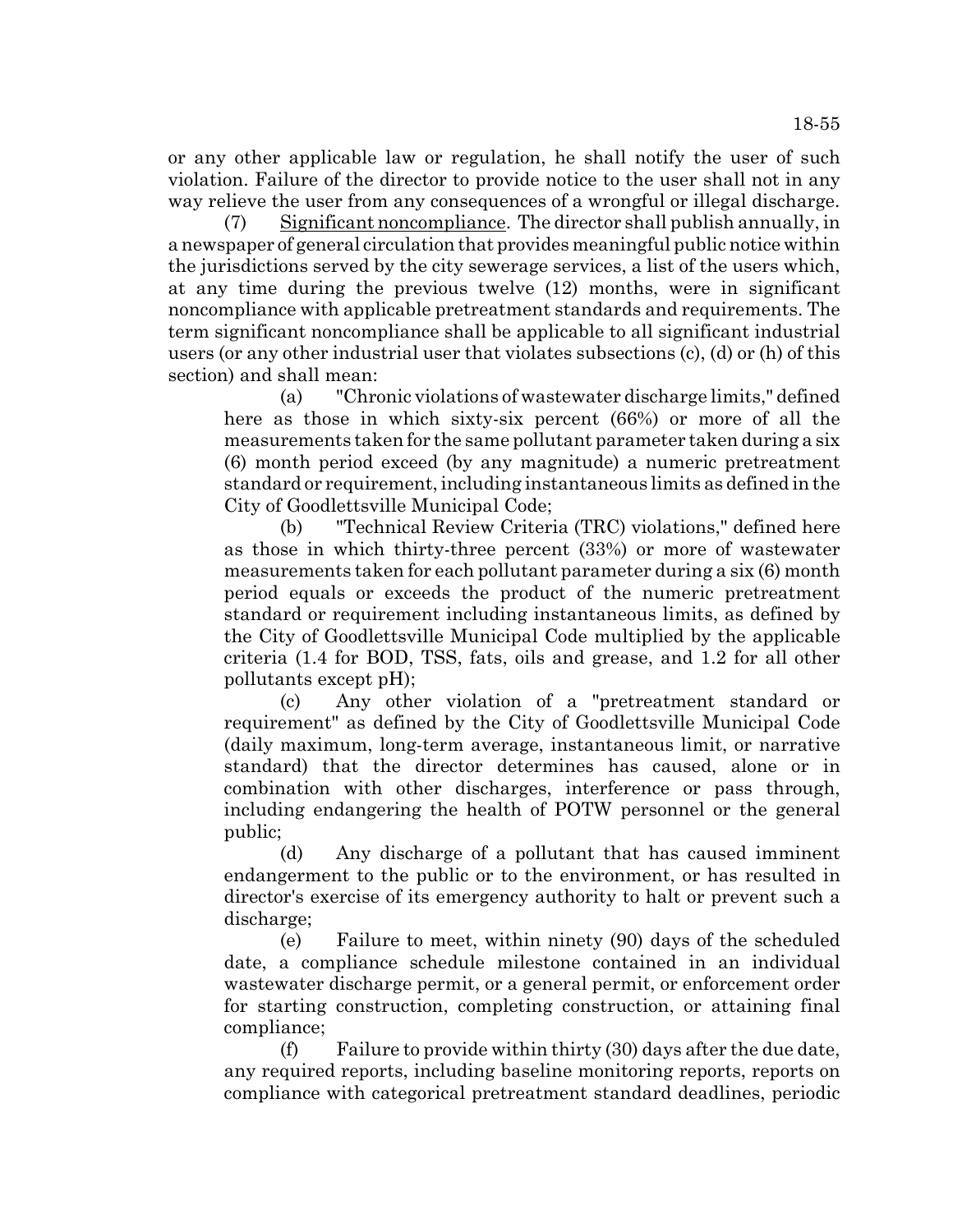or any other applicable law or regulation, he shall notify the user of such violation. Failure of the director to provide notice to the user shall not in any way relieve the user from any consequences of a wrongful or illegal discharge.

(7) Significant noncompliance. The director shall publish annually, in a newspaper of general circulation that provides meaningful public notice within the jurisdictions served by the city sewerage services, a list of the users which, at any time during the previous twelve (12) months, were in significant noncompliance with applicable pretreatment standards and requirements. The term significant noncompliance shall be applicable to all significant industrial users (or any other industrial user that violates subsections (c), (d) or (h) of this section) and shall mean:

(a) "Chronic violations of wastewater discharge limits," defined here as those in which sixty-six percent (66%) or more of all the measurements taken for the same pollutant parameter taken during a six (6) month period exceed (by any magnitude) a numeric pretreatment standard or requirement, including instantaneous limits as defined in the City of Goodlettsville Municipal Code;

(b) "Technical Review Criteria (TRC) violations," defined here as those in which thirty-three percent (33%) or more of wastewater measurements taken for each pollutant parameter during a six (6) month period equals or exceeds the product of the numeric pretreatment standard or requirement including instantaneous limits, as defined by the City of Goodlettsville Municipal Code multiplied by the applicable criteria (1.4 for BOD, TSS, fats, oils and grease, and 1.2 for all other pollutants except pH);

(c) Any other violation of a "pretreatment standard or requirement" as defined by the City of Goodlettsville Municipal Code (daily maximum, long-term average, instantaneous limit, or narrative standard) that the director determines has caused, alone or in combination with other discharges, interference or pass through, including endangering the health of POTW personnel or the general public;

(d) Any discharge of a pollutant that has caused imminent endangerment to the public or to the environment, or has resulted in director's exercise of its emergency authority to halt or prevent such a discharge;

(e) Failure to meet, within ninety (90) days of the scheduled date, a compliance schedule milestone contained in an individual wastewater discharge permit, or a general permit, or enforcement order for starting construction, completing construction, or attaining final compliance;

(f) Failure to provide within thirty (30) days after the due date, any required reports, including baseline monitoring reports, reports on compliance with categorical pretreatment standard deadlines, periodic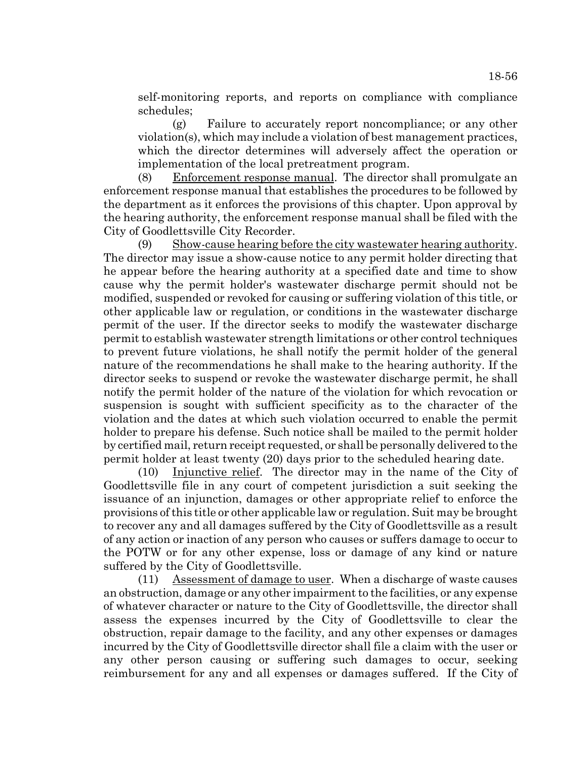self-monitoring reports, and reports on compliance with compliance schedules;

(g) Failure to accurately report noncompliance; or any other violation(s), which may include a violation of best management practices, which the director determines will adversely affect the operation or implementation of the local pretreatment program.

(8) Enforcement response manual. The director shall promulgate an enforcement response manual that establishes the procedures to be followed by the department as it enforces the provisions of this chapter. Upon approval by the hearing authority, the enforcement response manual shall be filed with the City of Goodlettsville City Recorder.

(9) Show-cause hearing before the city wastewater hearing authority. The director may issue a show-cause notice to any permit holder directing that he appear before the hearing authority at a specified date and time to show cause why the permit holder's wastewater discharge permit should not be modified, suspended or revoked for causing or suffering violation of this title, or other applicable law or regulation, or conditions in the wastewater discharge permit of the user. If the director seeks to modify the wastewater discharge permit to establish wastewater strength limitations or other control techniques to prevent future violations, he shall notify the permit holder of the general nature of the recommendations he shall make to the hearing authority. If the director seeks to suspend or revoke the wastewater discharge permit, he shall notify the permit holder of the nature of the violation for which revocation or suspension is sought with sufficient specificity as to the character of the violation and the dates at which such violation occurred to enable the permit holder to prepare his defense. Such notice shall be mailed to the permit holder by certified mail, return receipt requested, or shall be personally delivered to the permit holder at least twenty (20) days prior to the scheduled hearing date.

(10) Injunctive relief. The director may in the name of the City of Goodlettsville file in any court of competent jurisdiction a suit seeking the issuance of an injunction, damages or other appropriate relief to enforce the provisions of this title or other applicable law or regulation. Suit may be brought to recover any and all damages suffered by the City of Goodlettsville as a result of any action or inaction of any person who causes or suffers damage to occur to the POTW or for any other expense, loss or damage of any kind or nature suffered by the City of Goodlettsville.

(11) Assessment of damage to user. When a discharge of waste causes an obstruction, damage or any other impairment to the facilities, or any expense of whatever character or nature to the City of Goodlettsville, the director shall assess the expenses incurred by the City of Goodlettsville to clear the obstruction, repair damage to the facility, and any other expenses or damages incurred by the City of Goodlettsville director shall file a claim with the user or any other person causing or suffering such damages to occur, seeking reimbursement for any and all expenses or damages suffered. If the City of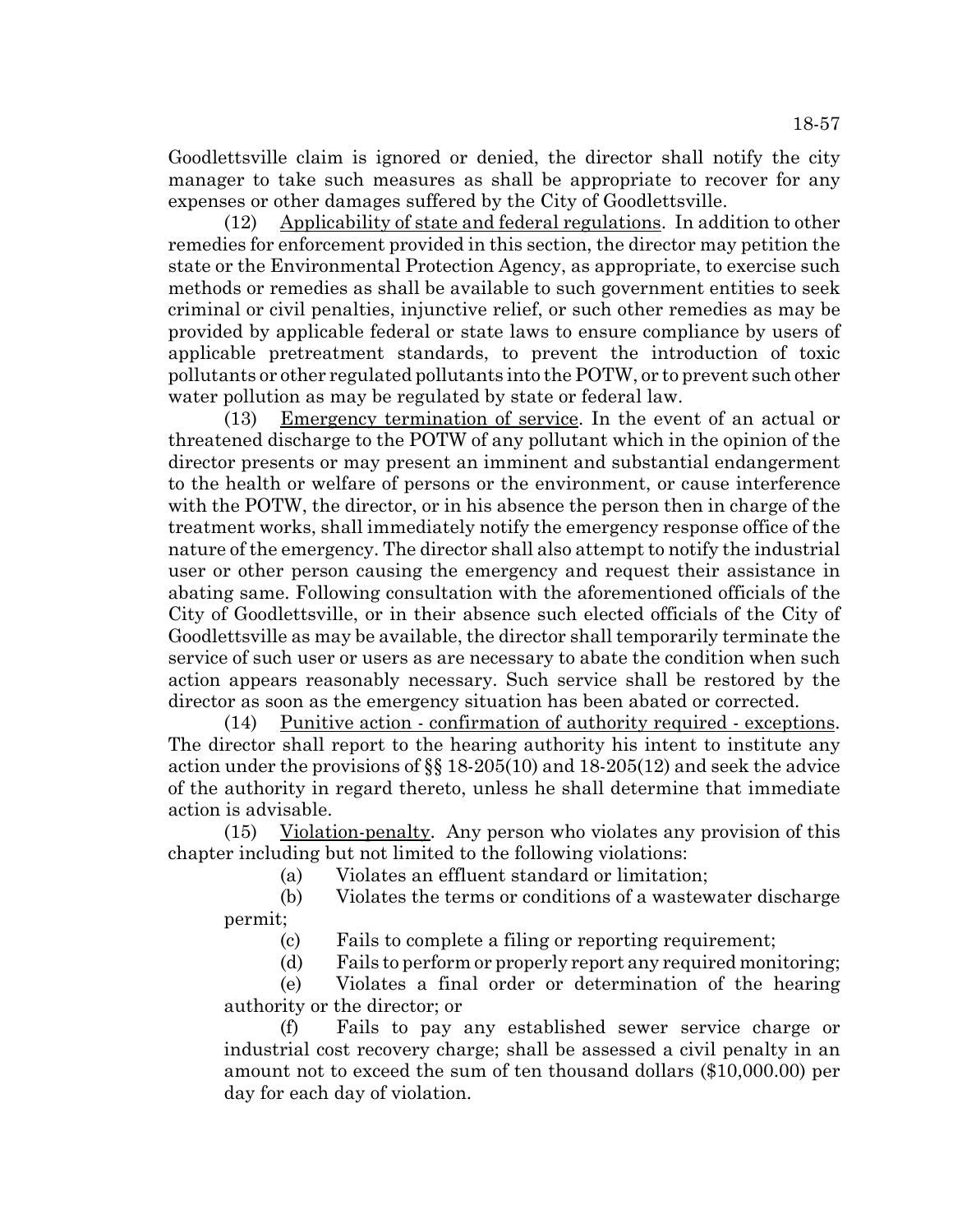Goodlettsville claim is ignored or denied, the director shall notify the city manager to take such measures as shall be appropriate to recover for any expenses or other damages suffered by the City of Goodlettsville.

(12) Applicability of state and federal regulations. In addition to other remedies for enforcement provided in this section, the director may petition the state or the Environmental Protection Agency, as appropriate, to exercise such methods or remedies as shall be available to such government entities to seek criminal or civil penalties, injunctive relief, or such other remedies as may be provided by applicable federal or state laws to ensure compliance by users of applicable pretreatment standards, to prevent the introduction of toxic pollutants or other regulated pollutants into the POTW, or to prevent such other water pollution as may be regulated by state or federal law.

(13) Emergency termination of service. In the event of an actual or threatened discharge to the POTW of any pollutant which in the opinion of the director presents or may present an imminent and substantial endangerment to the health or welfare of persons or the environment, or cause interference with the POTW, the director, or in his absence the person then in charge of the treatment works, shall immediately notify the emergency response office of the nature of the emergency. The director shall also attempt to notify the industrial user or other person causing the emergency and request their assistance in abating same. Following consultation with the aforementioned officials of the City of Goodlettsville, or in their absence such elected officials of the City of Goodlettsville as may be available, the director shall temporarily terminate the service of such user or users as are necessary to abate the condition when such action appears reasonably necessary. Such service shall be restored by the director as soon as the emergency situation has been abated or corrected.

(14) Punitive action - confirmation of authority required - exceptions. The director shall report to the hearing authority his intent to institute any action under the provisions of §§ 18-205(10) and 18-205(12) and seek the advice of the authority in regard thereto, unless he shall determine that immediate action is advisable.

(15) Violation-penalty. Any person who violates any provision of this chapter including but not limited to the following violations:

(a) Violates an effluent standard or limitation;

(b) Violates the terms or conditions of a wastewater discharge permit;

(c) Fails to complete a filing or reporting requirement;

(d) Fails to perform or properly report any required monitoring;

(e) Violates a final order or determination of the hearing authority or the director; or

(f) Fails to pay any established sewer service charge or industrial cost recovery charge; shall be assessed a civil penalty in an amount not to exceed the sum of ten thousand dollars ($10,000.00) per day for each day of violation.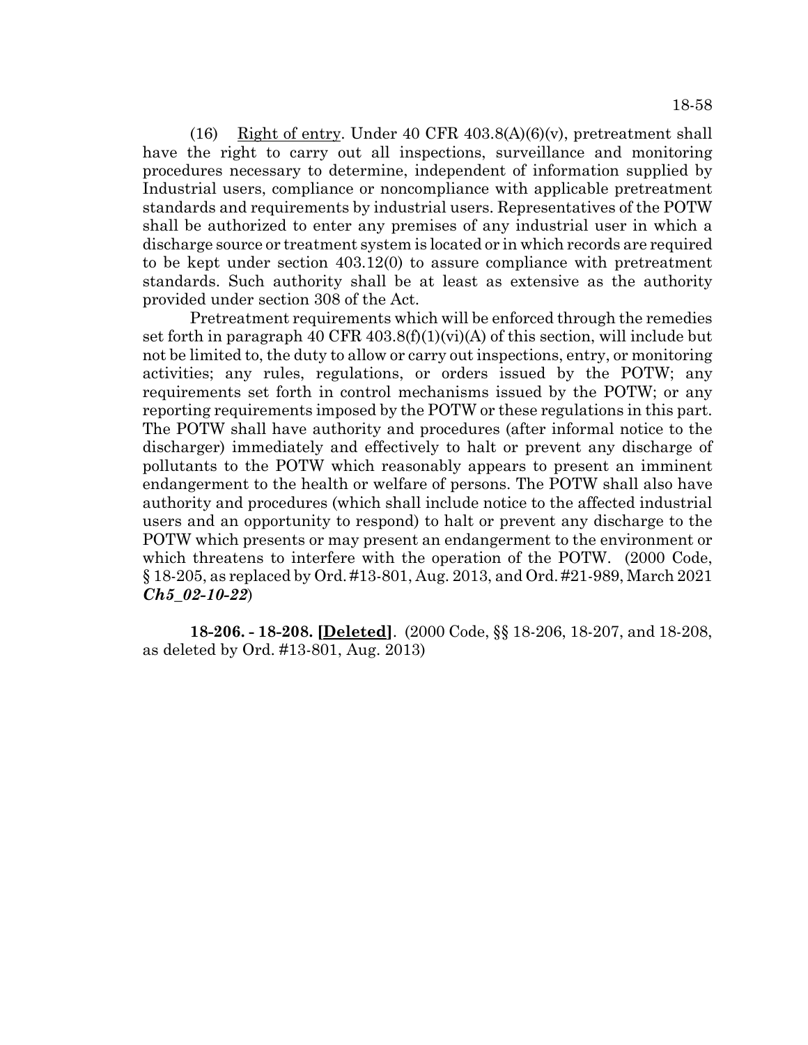(16) Right of entry. Under 40 CFR 403.8(A)(6)(v), pretreatment shall have the right to carry out all inspections, surveillance and monitoring procedures necessary to determine, independent of information supplied by Industrial users, compliance or noncompliance with applicable pretreatment standards and requirements by industrial users. Representatives of the POTW shall be authorized to enter any premises of any industrial user in which a discharge source or treatment system is located or in which records are required to be kept under section 403.12(0) to assure compliance with pretreatment standards. Such authority shall be at least as extensive as the authority provided under section 308 of the Act.

Pretreatment requirements which will be enforced through the remedies set forth in paragraph 40 CFR 403.8(f)(1)(vi)(A) of this section, will include but not be limited to, the duty to allow or carry out inspections, entry, or monitoring activities; any rules, regulations, or orders issued by the POTW; any requirements set forth in control mechanisms issued by the POTW; or any reporting requirements imposed by the POTW or these regulations in this part. The POTW shall have authority and procedures (after informal notice to the discharger) immediately and effectively to halt or prevent any discharge of pollutants to the POTW which reasonably appears to present an imminent endangerment to the health or welfare of persons. The POTW shall also have authority and procedures (which shall include notice to the affected industrial users and an opportunity to respond) to halt or prevent any discharge to the POTW which presents or may present an endangerment to the environment or which threatens to interfere with the operation of the POTW. (2000 Code, § 18-205, as replaced by Ord. #13-801, Aug. 2013, and Ord. #21-989, March 2021 ***Ch5_02-10-22***)

**18-206. - 18-208. [Deleted]**. (2000 Code, §§ 18-206, 18-207, and 18-208, as deleted by Ord. #13-801, Aug. 2013)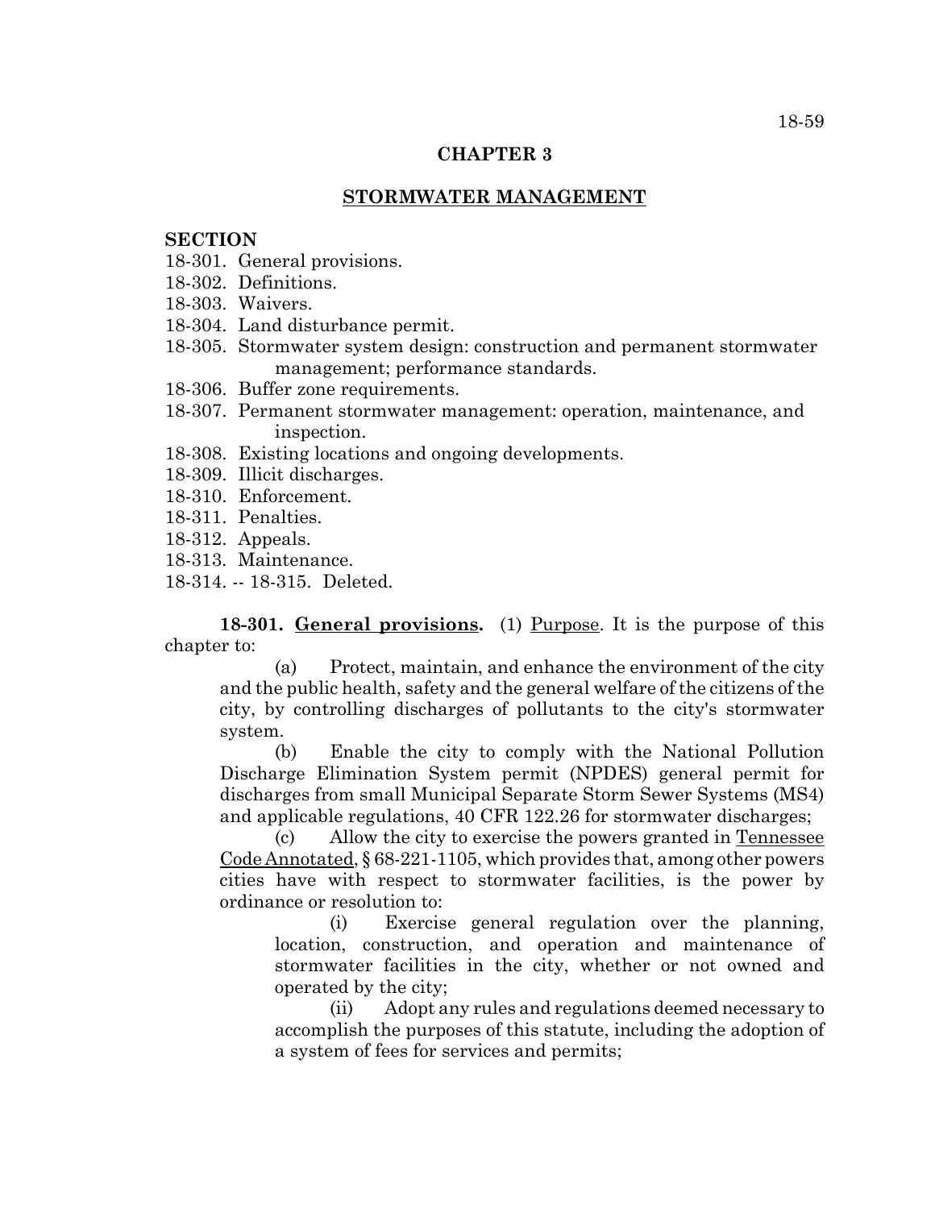## CHAPTER 3

## STORMWATER MANAGEMENT

**SECTION**

18-301. General provisions.
18-302. Definitions.
18-303. Waivers.
18-304. Land disturbance permit.
18-305. Stormwater system design: construction and permanent stormwater management; performance standards.
18-306. Buffer zone requirements.
18-307. Permanent stormwater management: operation, maintenance, and inspection.
18-308. Existing locations and ongoing developments.
18-309. Illicit discharges.
18-310. Enforcement.
18-311. Penalties.
18-312. Appeals.
18-313. Maintenance.
18-314. -- 18-315. Deleted.

**18-301. General provisions.** (1) Purpose. It is the purpose of this chapter to:

(a) Protect, maintain, and enhance the environment of the city and the public health, safety and the general welfare of the citizens of the city, by controlling discharges of pollutants to the city's stormwater system.

(b) Enable the city to comply with the National Pollution Discharge Elimination System permit (NPDES) general permit for discharges from small Municipal Separate Storm Sewer Systems (MS4) and applicable regulations, 40 CFR 122.26 for stormwater discharges;

(c) Allow the city to exercise the powers granted in Tennessee Code Annotated, § 68-221-1105, which provides that, among other powers cities have with respect to stormwater facilities, is the power by ordinance or resolution to:

(i) Exercise general regulation over the planning, location, construction, and operation and maintenance of stormwater facilities in the city, whether or not owned and operated by the city;

(ii) Adopt any rules and regulations deemed necessary to accomplish the purposes of this statute, including the adoption of a system of fees for services and permits;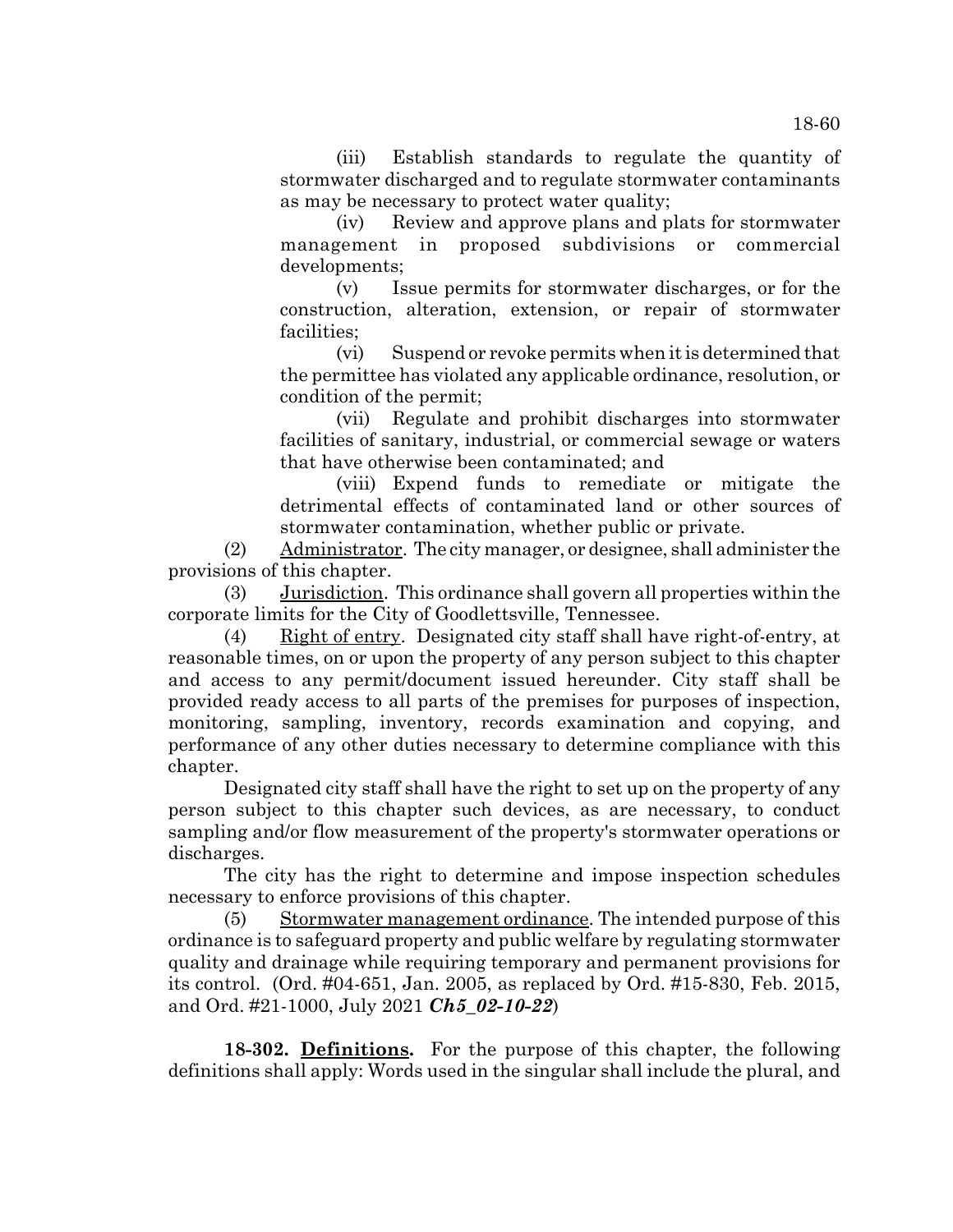(iii) Establish standards to regulate the quantity of stormwater discharged and to regulate stormwater contaminants as may be necessary to protect water quality;

(iv) Review and approve plans and plats for stormwater management in proposed subdivisions or commercial developments;

(v) Issue permits for stormwater discharges, or for the construction, alteration, extension, or repair of stormwater facilities;

(vi) Suspend or revoke permits when it is determined that the permittee has violated any applicable ordinance, resolution, or condition of the permit;

(vii) Regulate and prohibit discharges into stormwater facilities of sanitary, industrial, or commercial sewage or waters that have otherwise been contaminated; and

(viii) Expend funds to remediate or mitigate the detrimental effects of contaminated land or other sources of stormwater contamination, whether public or private.

(2) Administrator. The city manager, or designee, shall administer the provisions of this chapter.

(3) Jurisdiction. This ordinance shall govern all properties within the corporate limits for the City of Goodlettsville, Tennessee.

(4) Right of entry. Designated city staff shall have right-of-entry, at reasonable times, on or upon the property of any person subject to this chapter and access to any permit/document issued hereunder. City staff shall be provided ready access to all parts of the premises for purposes of inspection, monitoring, sampling, inventory, records examination and copying, and performance of any other duties necessary to determine compliance with this chapter.

Designated city staff shall have the right to set up on the property of any person subject to this chapter such devices, as are necessary, to conduct sampling and/or flow measurement of the property's stormwater operations or discharges.

The city has the right to determine and impose inspection schedules necessary to enforce provisions of this chapter.

(5) Stormwater management ordinance. The intended purpose of this ordinance is to safeguard property and public welfare by regulating stormwater quality and drainage while requiring temporary and permanent provisions for its control. (Ord. #04-651, Jan. 2005, as replaced by Ord. #15-830, Feb. 2015, and Ord. #21-1000, July 2021 ***Ch5_02-10-22***)

**18-302. Definitions.** For the purpose of this chapter, the following definitions shall apply: Words used in the singular shall include the plural, and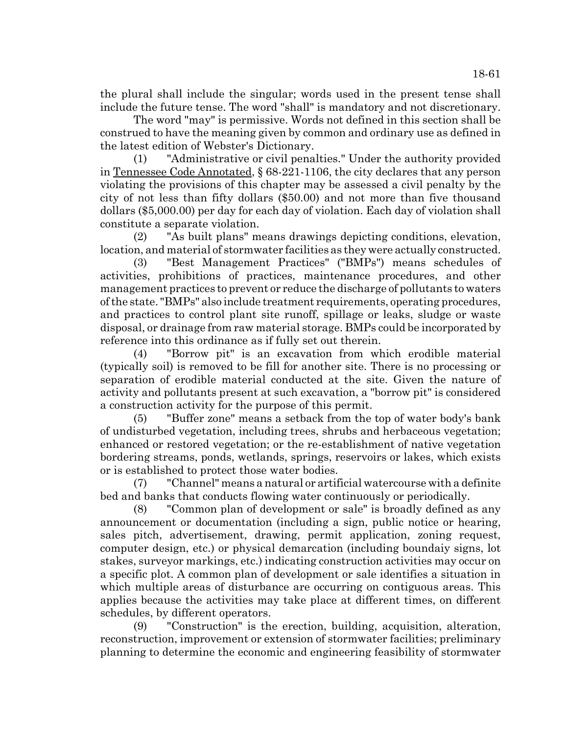the plural shall include the singular; words used in the present tense shall include the future tense. The word "shall" is mandatory and not discretionary.

The word "may" is permissive. Words not defined in this section shall be construed to have the meaning given by common and ordinary use as defined in the latest edition of Webster's Dictionary.

(1) "Administrative or civil penalties." Under the authority provided in Tennessee Code Annotated, § 68-221-1106, the city declares that any person violating the provisions of this chapter may be assessed a civil penalty by the city of not less than fifty dollars ($50.00) and not more than five thousand dollars ($5,000.00) per day for each day of violation. Each day of violation shall constitute a separate violation.

(2) "As built plans" means drawings depicting conditions, elevation, location, and material of stormwater facilities as they were actually constructed.

(3) "Best Management Practices" ("BMPs") means schedules of activities, prohibitions of practices, maintenance procedures, and other management practices to prevent or reduce the discharge of pollutants to waters of the state. "BMPs" also include treatment requirements, operating procedures, and practices to control plant site runoff, spillage or leaks, sludge or waste disposal, or drainage from raw material storage. BMPs could be incorporated by reference into this ordinance as if fully set out therein.

(4) "Borrow pit" is an excavation from which erodible material (typically soil) is removed to be fill for another site. There is no processing or separation of erodible material conducted at the site. Given the nature of activity and pollutants present at such excavation, a "borrow pit" is considered a construction activity for the purpose of this permit.

(5) "Buffer zone" means a setback from the top of water body's bank of undisturbed vegetation, including trees, shrubs and herbaceous vegetation; enhanced or restored vegetation; or the re-establishment of native vegetation bordering streams, ponds, wetlands, springs, reservoirs or lakes, which exists or is established to protect those water bodies.

(7) "Channel" means a natural or artificial watercourse with a definite bed and banks that conducts flowing water continuously or periodically.

(8) "Common plan of development or sale" is broadly defined as any announcement or documentation (including a sign, public notice or hearing, sales pitch, advertisement, drawing, permit application, zoning request, computer design, etc.) or physical demarcation (including boundaiy signs, lot stakes, surveyor markings, etc.) indicating construction activities may occur on a specific plot. A common plan of development or sale identifies a situation in which multiple areas of disturbance are occurring on contiguous areas. This applies because the activities may take place at different times, on different schedules, by different operators.

(9) "Construction" is the erection, building, acquisition, alteration, reconstruction, improvement or extension of stormwater facilities; preliminary planning to determine the economic and engineering feasibility of stormwater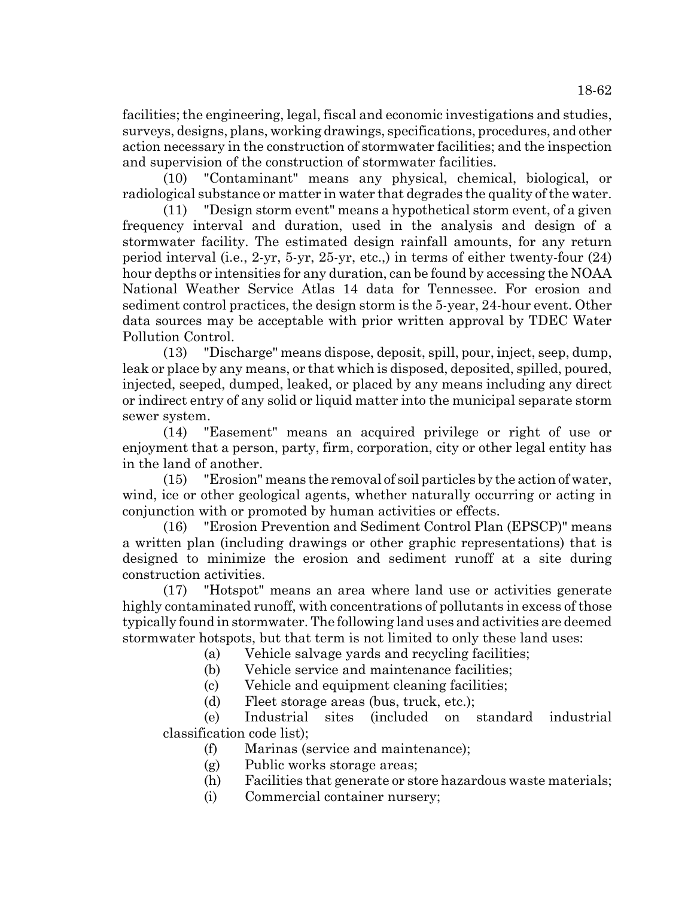facilities; the engineering, legal, fiscal and economic investigations and studies, surveys, designs, plans, working drawings, specifications, procedures, and other action necessary in the construction of stormwater facilities; and the inspection and supervision of the construction of stormwater facilities.

(10) "Contaminant" means any physical, chemical, biological, or radiological substance or matter in water that degrades the quality of the water.

(11) "Design storm event" means a hypothetical storm event, of a given frequency interval and duration, used in the analysis and design of a stormwater facility. The estimated design rainfall amounts, for any return period interval (i.e., 2-yr, 5-yr, 25-yr, etc.,) in terms of either twenty-four (24) hour depths or intensities for any duration, can be found by accessing the NOAA National Weather Service Atlas 14 data for Tennessee. For erosion and sediment control practices, the design storm is the 5-year, 24-hour event. Other data sources may be acceptable with prior written approval by TDEC Water Pollution Control.

(13) "Discharge" means dispose, deposit, spill, pour, inject, seep, dump, leak or place by any means, or that which is disposed, deposited, spilled, poured, injected, seeped, dumped, leaked, or placed by any means including any direct or indirect entry of any solid or liquid matter into the municipal separate storm sewer system.

(14) "Easement" means an acquired privilege or right of use or enjoyment that a person, party, firm, corporation, city or other legal entity has in the land of another.

(15) "Erosion" means the removal of soil particles by the action of water, wind, ice or other geological agents, whether naturally occurring or acting in conjunction with or promoted by human activities or effects.

(16) "Erosion Prevention and Sediment Control Plan (EPSCP)" means a written plan (including drawings or other graphic representations) that is designed to minimize the erosion and sediment runoff at a site during construction activities.

(17) "Hotspot" means an area where land use or activities generate highly contaminated runoff, with concentrations of pollutants in excess of those typically found in stormwater. The following land uses and activities are deemed stormwater hotspots, but that term is not limited to only these land uses:

(a) Vehicle salvage yards and recycling facilities;

(b) Vehicle service and maintenance facilities;

(c) Vehicle and equipment cleaning facilities;

(d) Fleet storage areas (bus, truck, etc.);

(e) Industrial sites (included on standard industrial classification code list);

(f) Marinas (service and maintenance);

(g) Public works storage areas;

(h) Facilities that generate or store hazardous waste materials;

(i) Commercial container nursery;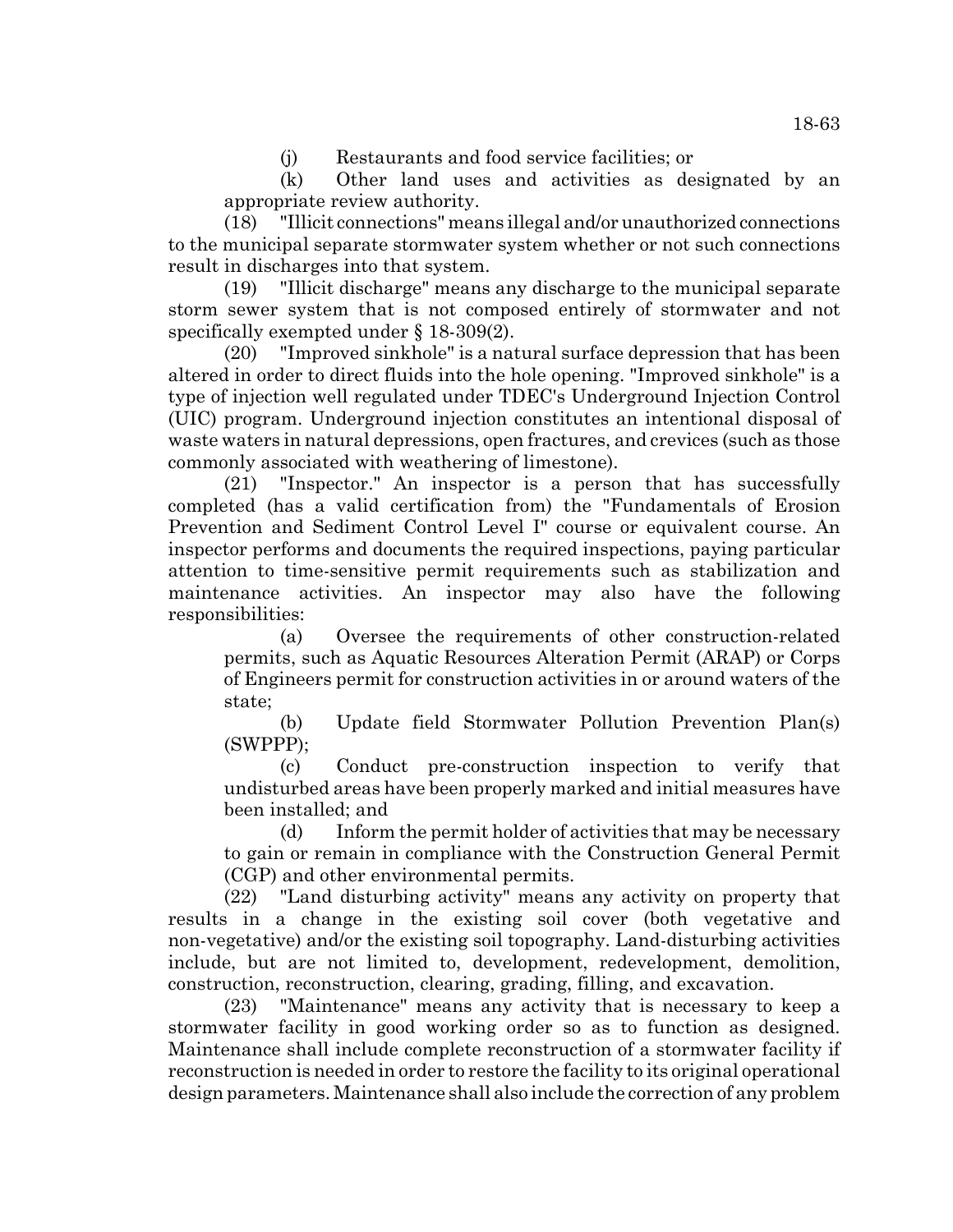(j) Restaurants and food service facilities; or

(k) Other land uses and activities as designated by an appropriate review authority.

(18) "Illicit connections" means illegal and/or unauthorized connections to the municipal separate stormwater system whether or not such connections result in discharges into that system.

(19) "Illicit discharge" means any discharge to the municipal separate storm sewer system that is not composed entirely of stormwater and not specifically exempted under § 18-309(2).

(20) "Improved sinkhole" is a natural surface depression that has been altered in order to direct fluids into the hole opening. "Improved sinkhole" is a type of injection well regulated under TDEC's Underground Injection Control (UIC) program. Underground injection constitutes an intentional disposal of waste waters in natural depressions, open fractures, and crevices (such as those commonly associated with weathering of limestone).

(21) "Inspector." An inspector is a person that has successfully completed (has a valid certification from) the "Fundamentals of Erosion Prevention and Sediment Control Level I" course or equivalent course. An inspector performs and documents the required inspections, paying particular attention to time-sensitive permit requirements such as stabilization and maintenance activities. An inspector may also have the following responsibilities:

(a) Oversee the requirements of other construction-related permits, such as Aquatic Resources Alteration Permit (ARAP) or Corps of Engineers permit for construction activities in or around waters of the state;

(b) Update field Stormwater Pollution Prevention Plan(s) (SWPPP);

(c) Conduct pre-construction inspection to verify that undisturbed areas have been properly marked and initial measures have been installed; and

(d) Inform the permit holder of activities that may be necessary to gain or remain in compliance with the Construction General Permit (CGP) and other environmental permits.

(22) "Land disturbing activity" means any activity on property that results in a change in the existing soil cover (both vegetative and non-vegetative) and/or the existing soil topography. Land-disturbing activities include, but are not limited to, development, redevelopment, demolition, construction, reconstruction, clearing, grading, filling, and excavation.

(23) "Maintenance" means any activity that is necessary to keep a stormwater facility in good working order so as to function as designed. Maintenance shall include complete reconstruction of a stormwater facility if reconstruction is needed in order to restore the facility to its original operational design parameters. Maintenance shall also include the correction of any problem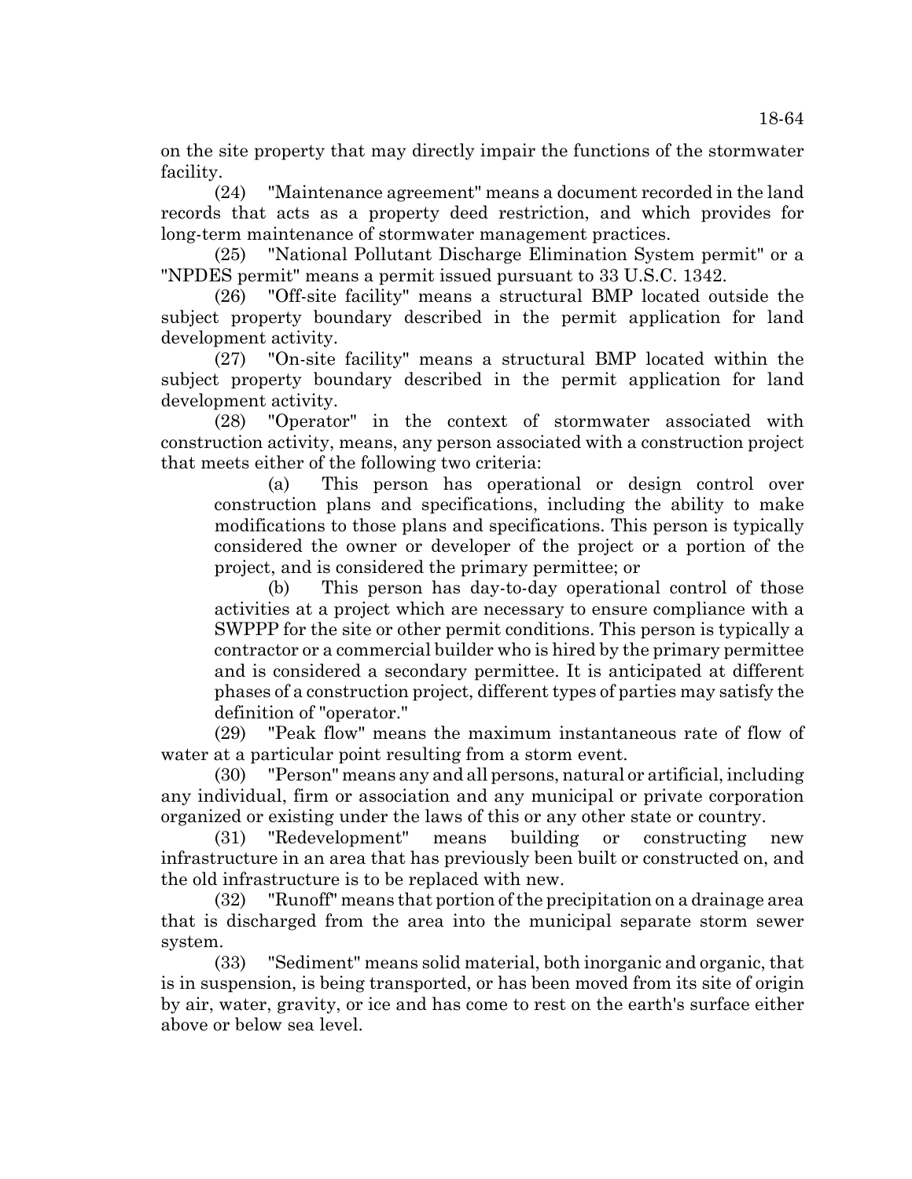on the site property that may directly impair the functions of the stormwater facility.

(24) "Maintenance agreement" means a document recorded in the land records that acts as a property deed restriction, and which provides for long-term maintenance of stormwater management practices.

(25) "National Pollutant Discharge Elimination System permit" or a "NPDES permit" means a permit issued pursuant to 33 U.S.C. 1342.

(26) "Off-site facility" means a structural BMP located outside the subject property boundary described in the permit application for land development activity.

(27) "On-site facility" means a structural BMP located within the subject property boundary described in the permit application for land development activity.

(28) "Operator" in the context of stormwater associated with construction activity, means, any person associated with a construction project that meets either of the following two criteria:

(a) This person has operational or design control over construction plans and specifications, including the ability to make modifications to those plans and specifications. This person is typically considered the owner or developer of the project or a portion of the project, and is considered the primary permittee; or

(b) This person has day-to-day operational control of those activities at a project which are necessary to ensure compliance with a SWPPP for the site or other permit conditions. This person is typically a contractor or a commercial builder who is hired by the primary permittee and is considered a secondary permittee. It is anticipated at different phases of a construction project, different types of parties may satisfy the definition of "operator."

(29) "Peak flow" means the maximum instantaneous rate of flow of water at a particular point resulting from a storm event.

(30) "Person" means any and all persons, natural or artificial, including any individual, firm or association and any municipal or private corporation organized or existing under the laws of this or any other state or country.

(31) "Redevelopment" means building or constructing new infrastructure in an area that has previously been built or constructed on, and the old infrastructure is to be replaced with new.

(32) "Runoff" means that portion of the precipitation on a drainage area that is discharged from the area into the municipal separate storm sewer system.

(33) "Sediment" means solid material, both inorganic and organic, that is in suspension, is being transported, or has been moved from its site of origin by air, water, gravity, or ice and has come to rest on the earth's surface either above or below sea level.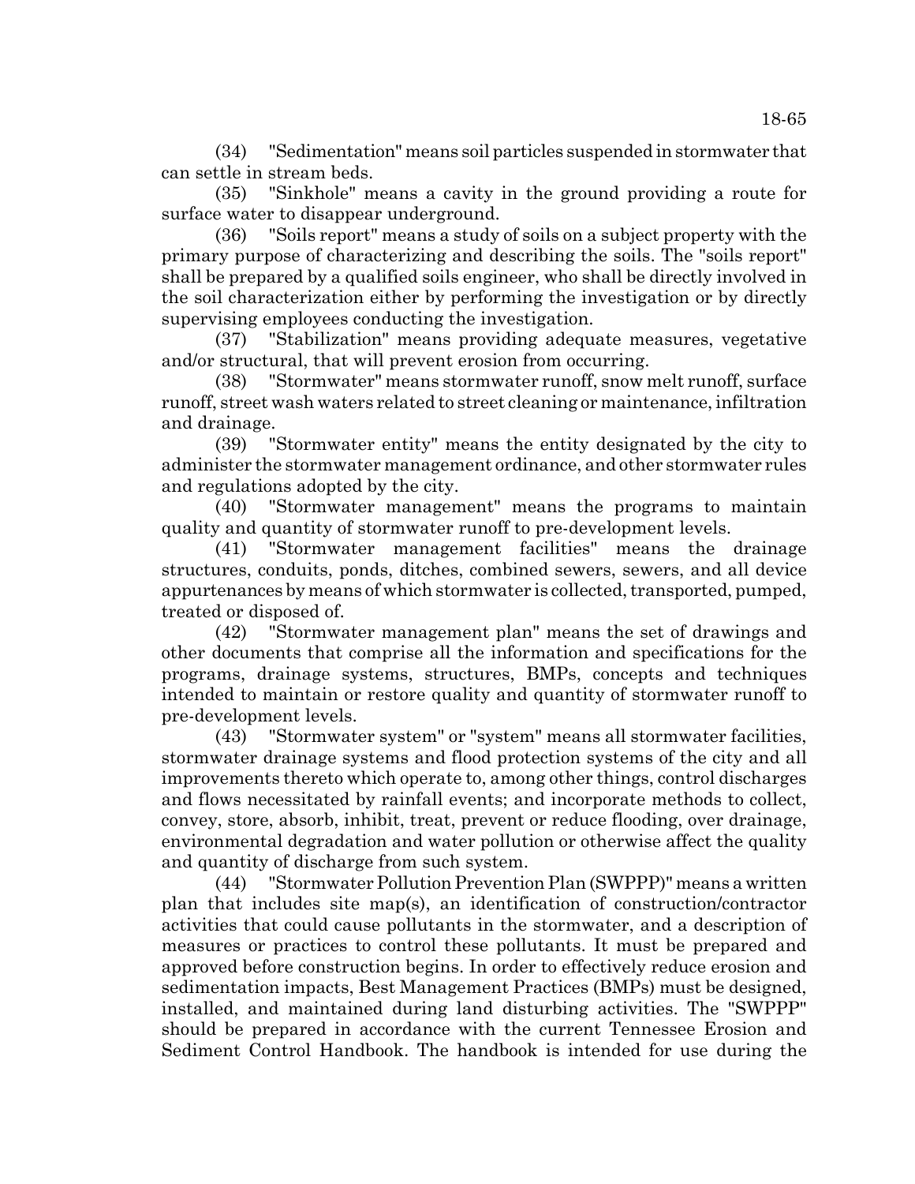(34) "Sedimentation" means soil particles suspended in stormwater that can settle in stream beds.

(35) "Sinkhole" means a cavity in the ground providing a route for surface water to disappear underground.

(36) "Soils report" means a study of soils on a subject property with the primary purpose of characterizing and describing the soils. The "soils report" shall be prepared by a qualified soils engineer, who shall be directly involved in the soil characterization either by performing the investigation or by directly supervising employees conducting the investigation.

(37) "Stabilization" means providing adequate measures, vegetative and/or structural, that will prevent erosion from occurring.

(38) "Stormwater" means stormwater runoff, snow melt runoff, surface runoff, street wash waters related to street cleaning or maintenance, infiltration and drainage.

(39) "Stormwater entity" means the entity designated by the city to administer the stormwater management ordinance, and other stormwater rules and regulations adopted by the city.

(40) "Stormwater management" means the programs to maintain quality and quantity of stormwater runoff to pre-development levels.

(41) "Stormwater management facilities" means the drainage structures, conduits, ponds, ditches, combined sewers, sewers, and all device appurtenances by means of which stormwater is collected, transported, pumped, treated or disposed of.

(42) "Stormwater management plan" means the set of drawings and other documents that comprise all the information and specifications for the programs, drainage systems, structures, BMPs, concepts and techniques intended to maintain or restore quality and quantity of stormwater runoff to pre-development levels.

(43) "Stormwater system" or "system" means all stormwater facilities, stormwater drainage systems and flood protection systems of the city and all improvements thereto which operate to, among other things, control discharges and flows necessitated by rainfall events; and incorporate methods to collect, convey, store, absorb, inhibit, treat, prevent or reduce flooding, over drainage, environmental degradation and water pollution or otherwise affect the quality and quantity of discharge from such system.

(44) "Stormwater Pollution Prevention Plan (SWPPP)" means a written plan that includes site map(s), an identification of construction/contractor activities that could cause pollutants in the stormwater, and a description of measures or practices to control these pollutants. It must be prepared and approved before construction begins. In order to effectively reduce erosion and sedimentation impacts, Best Management Practices (BMPs) must be designed, installed, and maintained during land disturbing activities. The "SWPPP" should be prepared in accordance with the current Tennessee Erosion and Sediment Control Handbook. The handbook is intended for use during the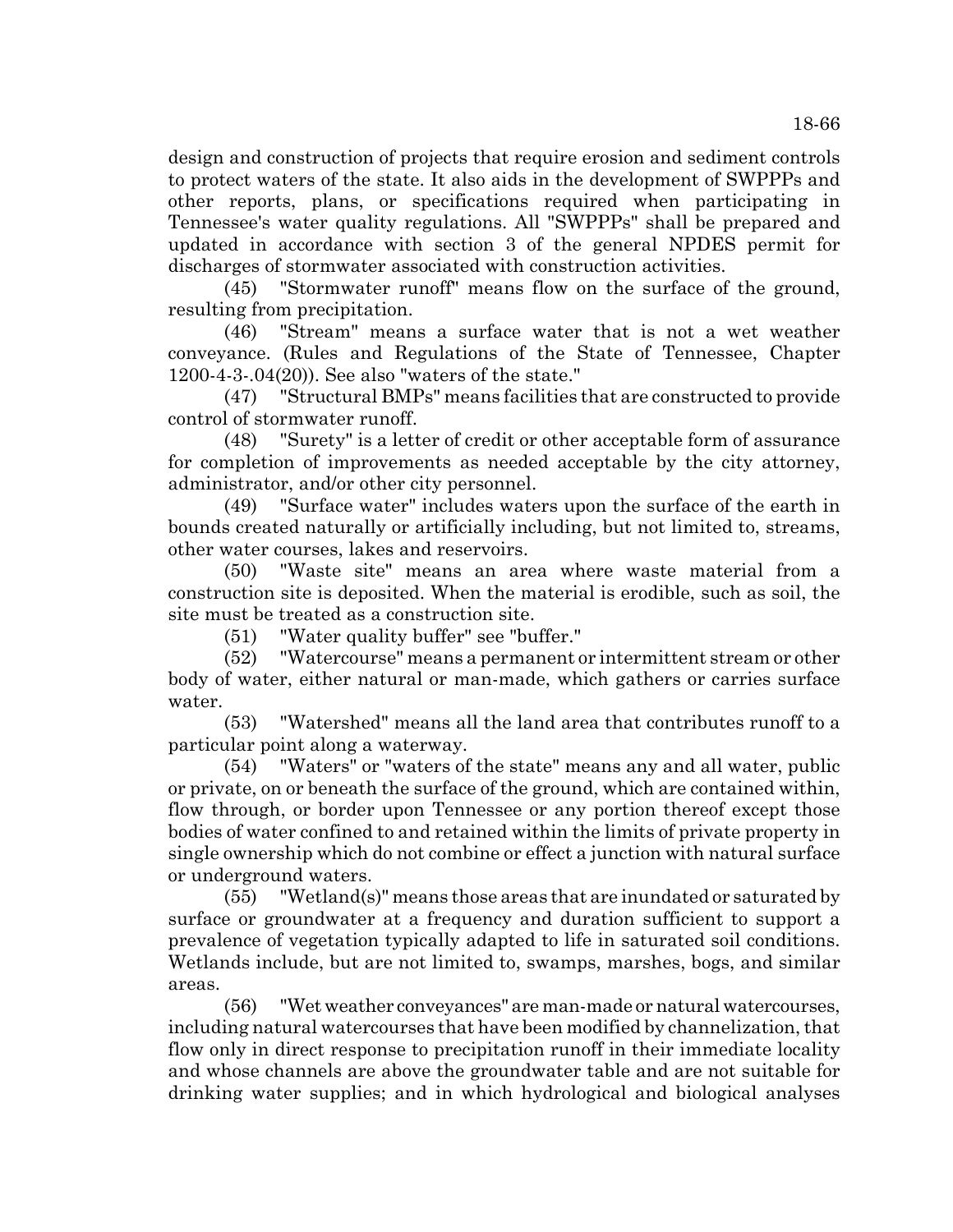design and construction of projects that require erosion and sediment controls to protect waters of the state. It also aids in the development of SWPPPs and other reports, plans, or specifications required when participating in Tennessee's water quality regulations. All "SWPPPs" shall be prepared and updated in accordance with section 3 of the general NPDES permit for discharges of stormwater associated with construction activities.

(45) "Stormwater runoff" means flow on the surface of the ground, resulting from precipitation.

(46) "Stream" means a surface water that is not a wet weather conveyance. (Rules and Regulations of the State of Tennessee, Chapter 1200-4-3-.04(20)). See also "waters of the state."

(47) "Structural BMPs" means facilities that are constructed to provide control of stormwater runoff.

(48) "Surety" is a letter of credit or other acceptable form of assurance for completion of improvements as needed acceptable by the city attorney, administrator, and/or other city personnel.

(49) "Surface water" includes waters upon the surface of the earth in bounds created naturally or artificially including, but not limited to, streams, other water courses, lakes and reservoirs.

(50) "Waste site" means an area where waste material from a construction site is deposited. When the material is erodible, such as soil, the site must be treated as a construction site.

(51) "Water quality buffer" see "buffer."

(52) "Watercourse" means a permanent or intermittent stream or other body of water, either natural or man-made, which gathers or carries surface water.

(53) "Watershed" means all the land area that contributes runoff to a particular point along a waterway.

(54) "Waters" or "waters of the state" means any and all water, public or private, on or beneath the surface of the ground, which are contained within, flow through, or border upon Tennessee or any portion thereof except those bodies of water confined to and retained within the limits of private property in single ownership which do not combine or effect a junction with natural surface or underground waters.

(55) "Wetland(s)" means those areas that are inundated or saturated by surface or groundwater at a frequency and duration sufficient to support a prevalence of vegetation typically adapted to life in saturated soil conditions. Wetlands include, but are not limited to, swamps, marshes, bogs, and similar areas.

(56) "Wet weather conveyances" are man-made or natural watercourses, including natural watercourses that have been modified by channelization, that flow only in direct response to precipitation runoff in their immediate locality and whose channels are above the groundwater table and are not suitable for drinking water supplies; and in which hydrological and biological analyses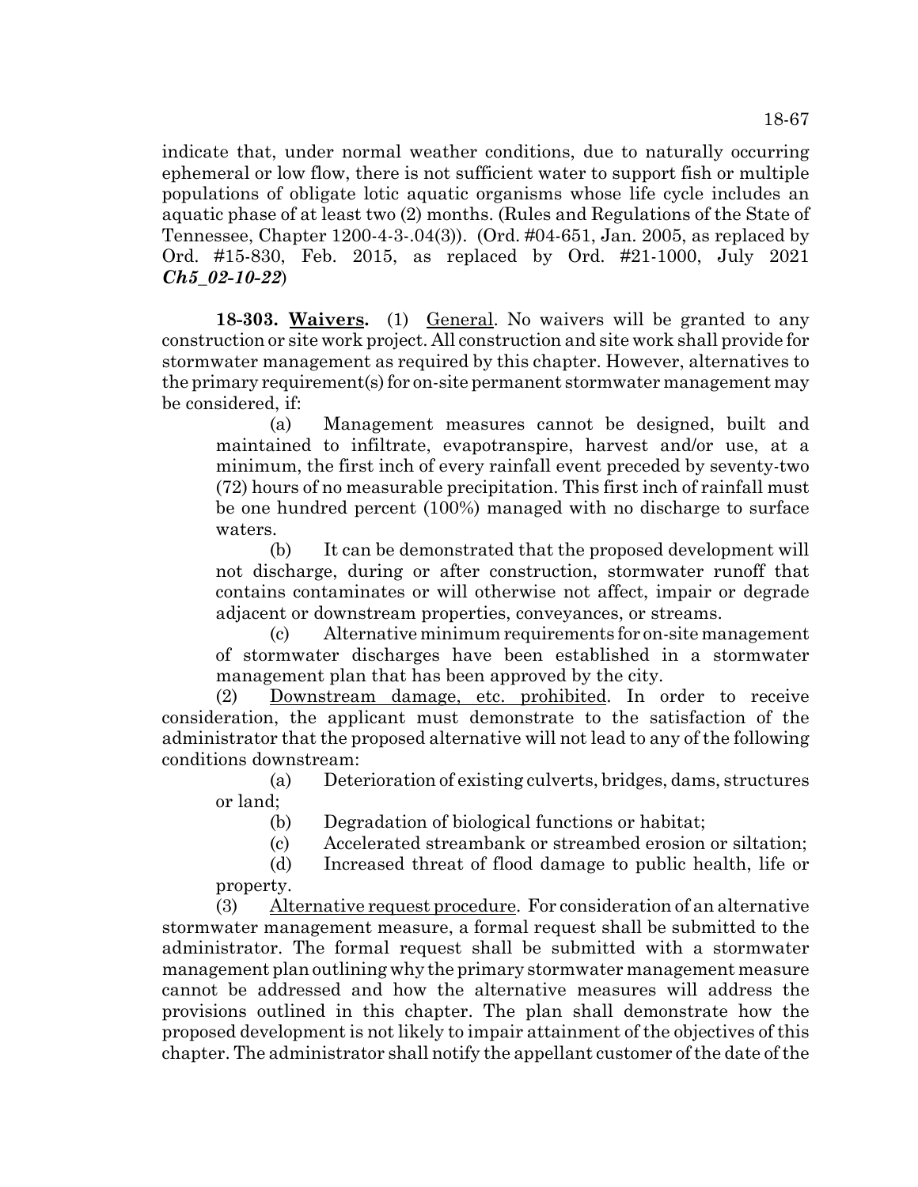indicate that, under normal weather conditions, due to naturally occurring ephemeral or low flow, there is not sufficient water to support fish or multiple populations of obligate lotic aquatic organisms whose life cycle includes an aquatic phase of at least two (2) months. (Rules and Regulations of the State of Tennessee, Chapter 1200-4-3-.04(3)). (Ord. #04-651, Jan. 2005, as replaced by Ord. #15-830, Feb. 2015, as replaced by Ord. #21-1000, July 2021 ***Ch5_02-10-22***)

**18-303. Waivers.** (1) General. No waivers will be granted to any construction or site work project. All construction and site work shall provide for stormwater management as required by this chapter. However, alternatives to the primary requirement(s) for on-site permanent stormwater management may be considered, if:

(a) Management measures cannot be designed, built and maintained to infiltrate, evapotranspire, harvest and/or use, at a minimum, the first inch of every rainfall event preceded by seventy-two (72) hours of no measurable precipitation. This first inch of rainfall must be one hundred percent (100%) managed with no discharge to surface waters.

(b) It can be demonstrated that the proposed development will not discharge, during or after construction, stormwater runoff that contains contaminates or will otherwise not affect, impair or degrade adjacent or downstream properties, conveyances, or streams.

(c) Alternative minimum requirements for on-site management of stormwater discharges have been established in a stormwater management plan that has been approved by the city.

(2) Downstream damage, etc. prohibited. In order to receive consideration, the applicant must demonstrate to the satisfaction of the administrator that the proposed alternative will not lead to any of the following conditions downstream:

(a) Deterioration of existing culverts, bridges, dams, structures or land;

(b) Degradation of biological functions or habitat;

(c) Accelerated streambank or streambed erosion or siltation;

(d) Increased threat of flood damage to public health, life or property.

(3) Alternative request procedure. For consideration of an alternative stormwater management measure, a formal request shall be submitted to the administrator. The formal request shall be submitted with a stormwater management plan outlining why the primary stormwater management measure cannot be addressed and how the alternative measures will address the provisions outlined in this chapter. The plan shall demonstrate how the proposed development is not likely to impair attainment of the objectives of this chapter. The administrator shall notify the appellant customer of the date of the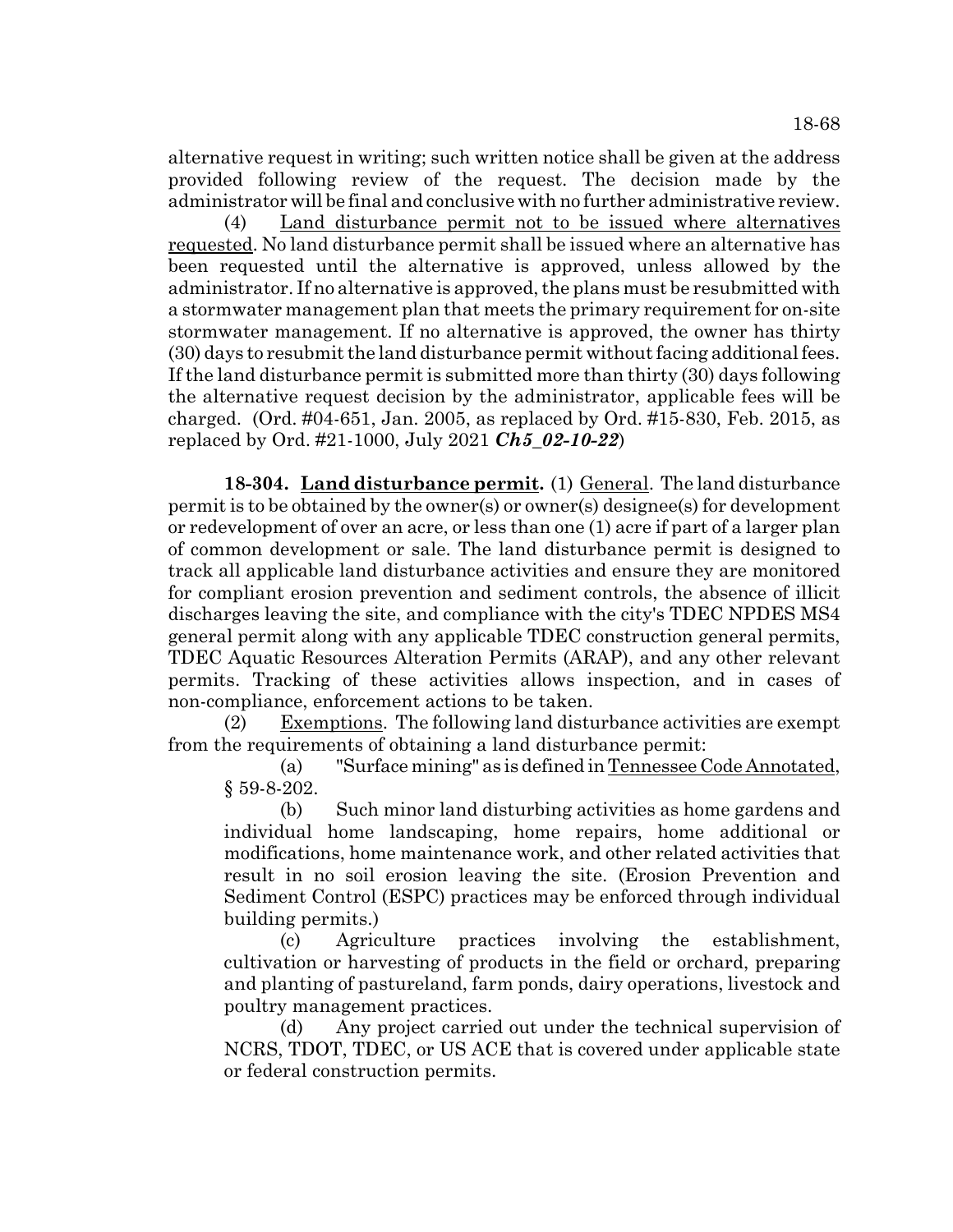alternative request in writing; such written notice shall be given at the address provided following review of the request. The decision made by the administrator will be final and conclusive with no further administrative review.

(4) Land disturbance permit not to be issued where alternatives requested. No land disturbance permit shall be issued where an alternative has been requested until the alternative is approved, unless allowed by the administrator. If no alternative is approved, the plans must be resubmitted with a stormwater management plan that meets the primary requirement for on-site stormwater management. If no alternative is approved, the owner has thirty (30) days to resubmit the land disturbance permit without facing additional fees. If the land disturbance permit is submitted more than thirty (30) days following the alternative request decision by the administrator, applicable fees will be charged. (Ord. #04-651, Jan. 2005, as replaced by Ord. #15-830, Feb. 2015, as replaced by Ord. #21-1000, July 2021 ***Ch5_02-10-22***)

**18-304. Land disturbance permit.** (1) General. The land disturbance permit is to be obtained by the owner(s) or owner(s) designee(s) for development or redevelopment of over an acre, or less than one (1) acre if part of a larger plan of common development or sale. The land disturbance permit is designed to track all applicable land disturbance activities and ensure they are monitored for compliant erosion prevention and sediment controls, the absence of illicit discharges leaving the site, and compliance with the city's TDEC NPDES MS4 general permit along with any applicable TDEC construction general permits, TDEC Aquatic Resources Alteration Permits (ARAP), and any other relevant permits. Tracking of these activities allows inspection, and in cases of non-compliance, enforcement actions to be taken.

(2) Exemptions. The following land disturbance activities are exempt from the requirements of obtaining a land disturbance permit:

(a) "Surface mining" as is defined in Tennessee Code Annotated, § 59-8-202.

(b) Such minor land disturbing activities as home gardens and individual home landscaping, home repairs, home additional or modifications, home maintenance work, and other related activities that result in no soil erosion leaving the site. (Erosion Prevention and Sediment Control (ESPC) practices may be enforced through individual building permits.)

(c) Agriculture practices involving the establishment, cultivation or harvesting of products in the field or orchard, preparing and planting of pastureland, farm ponds, dairy operations, livestock and poultry management practices.

(d) Any project carried out under the technical supervision of NCRS, TDOT, TDEC, or US ACE that is covered under applicable state or federal construction permits.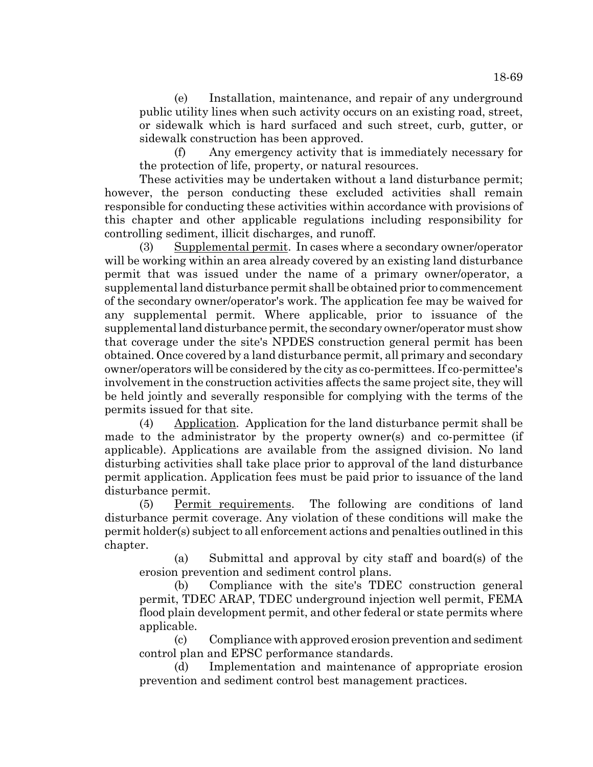(e) Installation, maintenance, and repair of any underground public utility lines when such activity occurs on an existing road, street, or sidewalk which is hard surfaced and such street, curb, gutter, or sidewalk construction has been approved.

(f) Any emergency activity that is immediately necessary for the protection of life, property, or natural resources.

These activities may be undertaken without a land disturbance permit; however, the person conducting these excluded activities shall remain responsible for conducting these activities within accordance with provisions of this chapter and other applicable regulations including responsibility for controlling sediment, illicit discharges, and runoff.

(3) Supplemental permit. In cases where a secondary owner/operator will be working within an area already covered by an existing land disturbance permit that was issued under the name of a primary owner/operator, a supplemental land disturbance permit shall be obtained prior to commencement of the secondary owner/operator's work. The application fee may be waived for any supplemental permit. Where applicable, prior to issuance of the supplemental land disturbance permit, the secondary owner/operator must show that coverage under the site's NPDES construction general permit has been obtained. Once covered by a land disturbance permit, all primary and secondary owner/operators will be considered by the city as co-permittees. If co-permittee's involvement in the construction activities affects the same project site, they will be held jointly and severally responsible for complying with the terms of the permits issued for that site.

(4) Application. Application for the land disturbance permit shall be made to the administrator by the property owner(s) and co-permittee (if applicable). Applications are available from the assigned division. No land disturbing activities shall take place prior to approval of the land disturbance permit application. Application fees must be paid prior to issuance of the land disturbance permit.

(5) Permit requirements. The following are conditions of land disturbance permit coverage. Any violation of these conditions will make the permit holder(s) subject to all enforcement actions and penalties outlined in this chapter.

(a) Submittal and approval by city staff and board(s) of the erosion prevention and sediment control plans.

(b) Compliance with the site's TDEC construction general permit, TDEC ARAP, TDEC underground injection well permit, FEMA flood plain development permit, and other federal or state permits where applicable.

(c) Compliance with approved erosion prevention and sediment control plan and EPSC performance standards.

(d) Implementation and maintenance of appropriate erosion prevention and sediment control best management practices.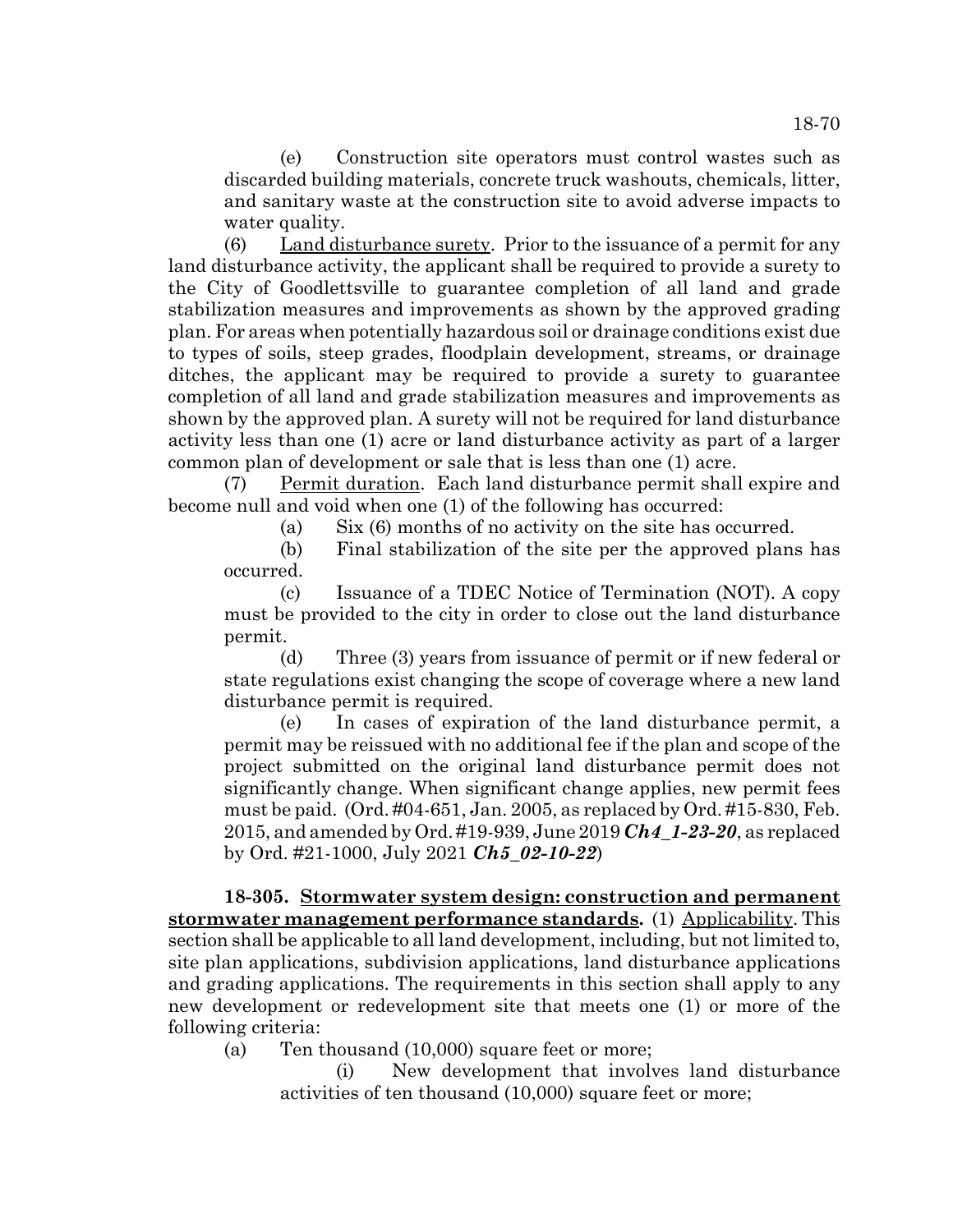(e) Construction site operators must control wastes such as discarded building materials, concrete truck washouts, chemicals, litter, and sanitary waste at the construction site to avoid adverse impacts to water quality.

(6) Land disturbance surety. Prior to the issuance of a permit for any land disturbance activity, the applicant shall be required to provide a surety to the City of Goodlettsville to guarantee completion of all land and grade stabilization measures and improvements as shown by the approved grading plan. For areas when potentially hazardous soil or drainage conditions exist due to types of soils, steep grades, floodplain development, streams, or drainage ditches, the applicant may be required to provide a surety to guarantee completion of all land and grade stabilization measures and improvements as shown by the approved plan. A surety will not be required for land disturbance activity less than one (1) acre or land disturbance activity as part of a larger common plan of development or sale that is less than one (1) acre.

(7) Permit duration. Each land disturbance permit shall expire and become null and void when one (1) of the following has occurred:

(a) Six (6) months of no activity on the site has occurred.

(b) Final stabilization of the site per the approved plans has occurred.

(c) Issuance of a TDEC Notice of Termination (NOT). A copy must be provided to the city in order to close out the land disturbance permit.

(d) Three (3) years from issuance of permit or if new federal or state regulations exist changing the scope of coverage where a new land disturbance permit is required.

(e) In cases of expiration of the land disturbance permit, a permit may be reissued with no additional fee if the plan and scope of the project submitted on the original land disturbance permit does not significantly change. When significant change applies, new permit fees must be paid. (Ord. #04-651, Jan. 2005, as replaced by Ord. #15-830, Feb. 2015, and amended by Ord. #19-939, June 2019 ***Ch4_1-23-20***, as replaced by Ord. #21-1000, July 2021 ***Ch5_02-10-22***)

**18-305. Stormwater system design: construction and permanent stormwater management performance standards.** (1) Applicability. This section shall be applicable to all land development, including, but not limited to, site plan applications, subdivision applications, land disturbance applications and grading applications. The requirements in this section shall apply to any new development or redevelopment site that meets one (1) or more of the following criteria:

(a) Ten thousand (10,000) square feet or more;

(i) New development that involves land disturbance activities of ten thousand (10,000) square feet or more;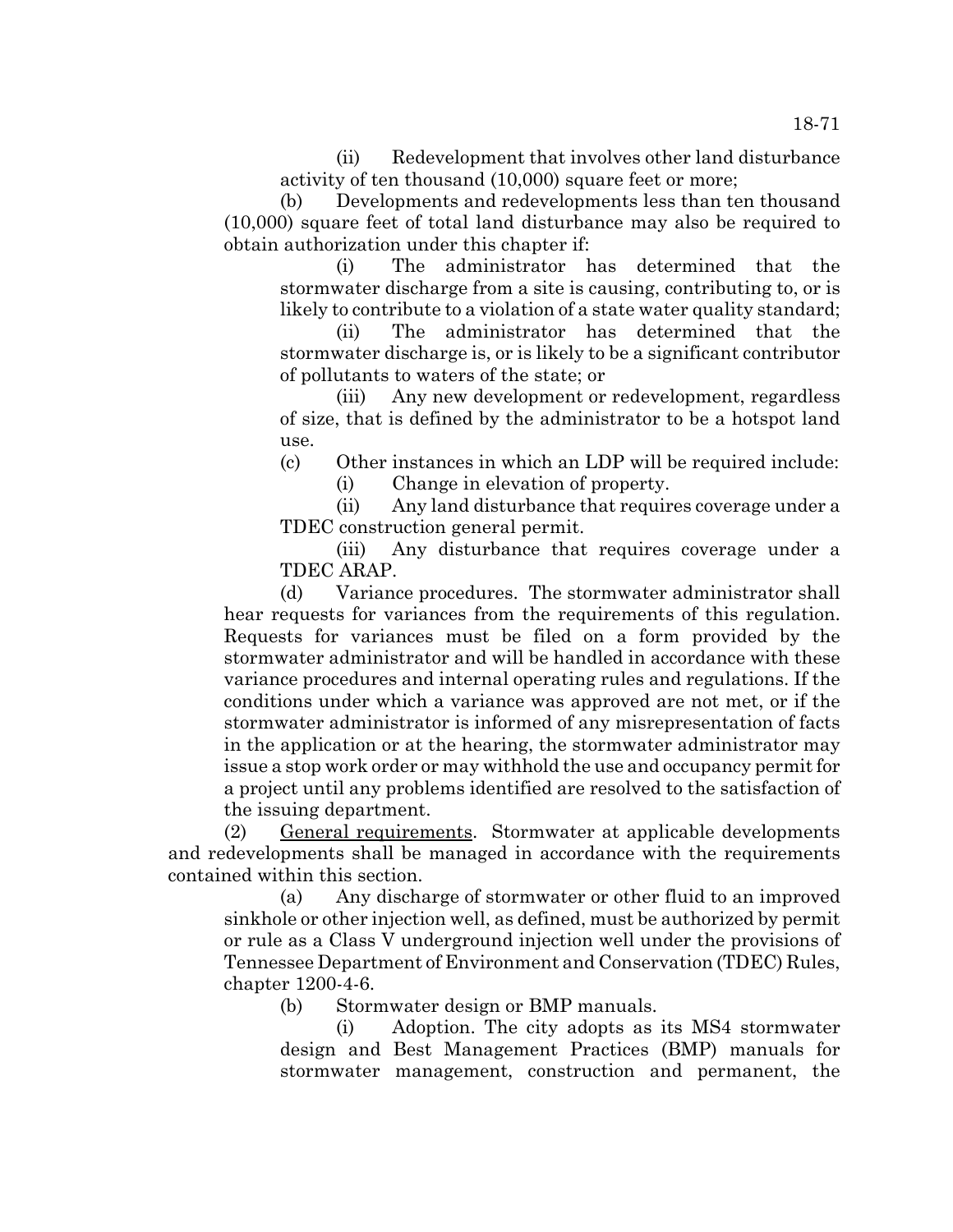(ii) Redevelopment that involves other land disturbance activity of ten thousand (10,000) square feet or more;

(b) Developments and redevelopments less than ten thousand (10,000) square feet of total land disturbance may also be required to obtain authorization under this chapter if:

(i) The administrator has determined that the stormwater discharge from a site is causing, contributing to, or is likely to contribute to a violation of a state water quality standard;

(ii) The administrator has determined that the stormwater discharge is, or is likely to be a significant contributor of pollutants to waters of the state; or

(iii) Any new development or redevelopment, regardless of size, that is defined by the administrator to be a hotspot land use.

(c) Other instances in which an LDP will be required include:

(i) Change in elevation of property.

(ii) Any land disturbance that requires coverage under a TDEC construction general permit.

(iii) Any disturbance that requires coverage under a TDEC ARAP.

(d) Variance procedures. The stormwater administrator shall hear requests for variances from the requirements of this regulation. Requests for variances must be filed on a form provided by the stormwater administrator and will be handled in accordance with these variance procedures and internal operating rules and regulations. If the conditions under which a variance was approved are not met, or if the stormwater administrator is informed of any misrepresentation of facts in the application or at the hearing, the stormwater administrator may issue a stop work order or may withhold the use and occupancy permit for a project until any problems identified are resolved to the satisfaction of the issuing department.

(2) General requirements. Stormwater at applicable developments and redevelopments shall be managed in accordance with the requirements contained within this section.

(a) Any discharge of stormwater or other fluid to an improved sinkhole or other injection well, as defined, must be authorized by permit or rule as a Class V underground injection well under the provisions of Tennessee Department of Environment and Conservation (TDEC) Rules, chapter 1200-4-6.

(b) Stormwater design or BMP manuals.

(i) Adoption. The city adopts as its MS4 stormwater design and Best Management Practices (BMP) manuals for stormwater management, construction and permanent, the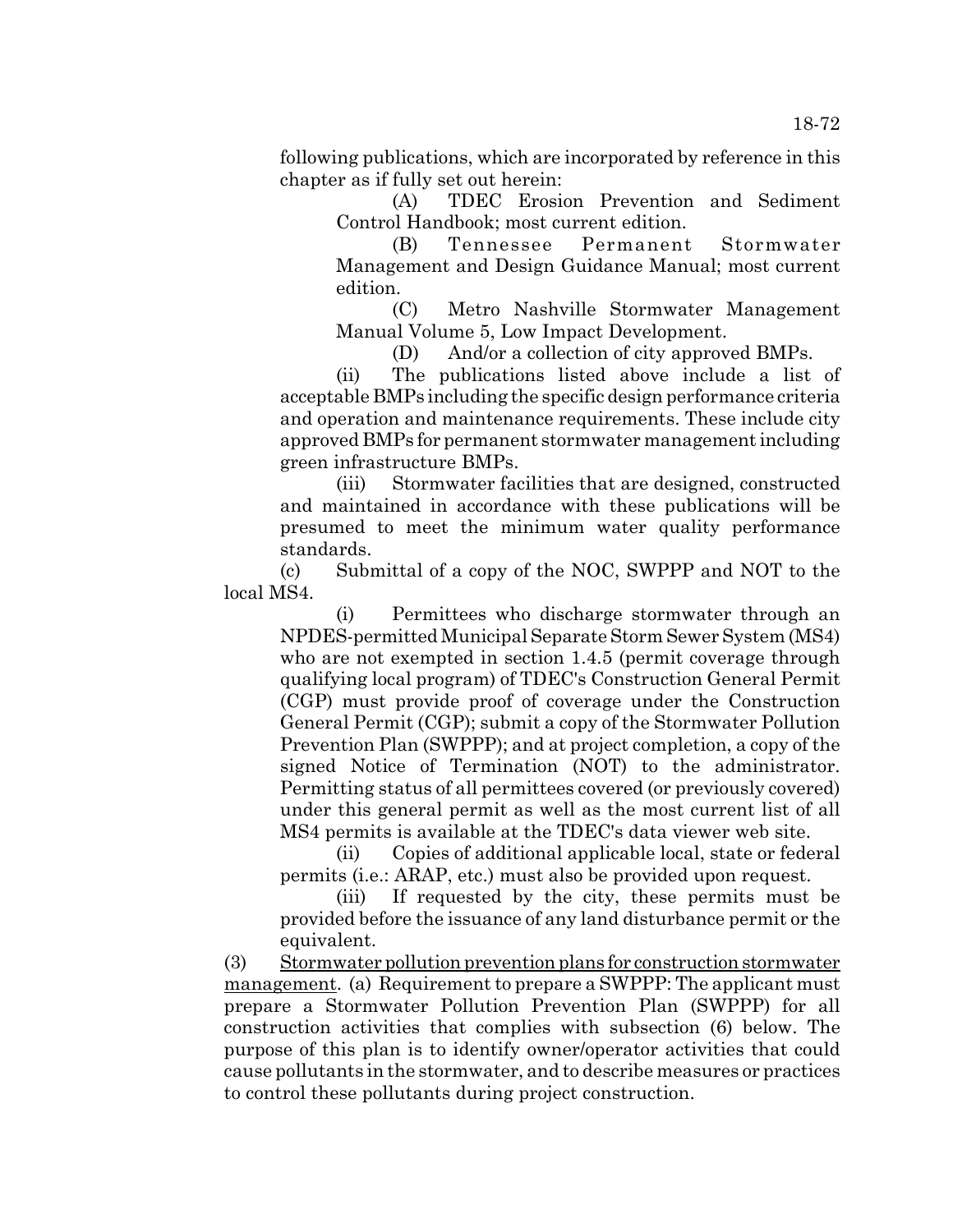following publications, which are incorporated by reference in this chapter as if fully set out herein:

(A) TDEC Erosion Prevention and Sediment Control Handbook; most current edition.

(B) Tennessee Permanent Stormwater Management and Design Guidance Manual; most current edition.

(C) Metro Nashville Stormwater Management Manual Volume 5, Low Impact Development.

(D) And/or a collection of city approved BMPs.

(ii) The publications listed above include a list of acceptable BMPs including the specific design performance criteria and operation and maintenance requirements. These include city approved BMPs for permanent stormwater management including green infrastructure BMPs.

(iii) Stormwater facilities that are designed, constructed and maintained in accordance with these publications will be presumed to meet the minimum water quality performance standards.

(c) Submittal of a copy of the NOC, SWPPP and NOT to the local MS4.

(i) Permittees who discharge stormwater through an NPDES-permitted Municipal Separate Storm Sewer System (MS4) who are not exempted in section 1.4.5 (permit coverage through qualifying local program) of TDEC's Construction General Permit (CGP) must provide proof of coverage under the Construction General Permit (CGP); submit a copy of the Stormwater Pollution Prevention Plan (SWPPP); and at project completion, a copy of the signed Notice of Termination (NOT) to the administrator. Permitting status of all permittees covered (or previously covered) under this general permit as well as the most current list of all MS4 permits is available at the TDEC's data viewer web site.

(ii) Copies of additional applicable local, state or federal permits (i.e.: ARAP, etc.) must also be provided upon request.

(iii) If requested by the city, these permits must be provided before the issuance of any land disturbance permit or the equivalent.

(3) Stormwater pollution prevention plans for construction stormwater management. (a) Requirement to prepare a SWPPP: The applicant must prepare a Stormwater Pollution Prevention Plan (SWPPP) for all construction activities that complies with subsection (6) below. The purpose of this plan is to identify owner/operator activities that could cause pollutants in the stormwater, and to describe measures or practices to control these pollutants during project construction.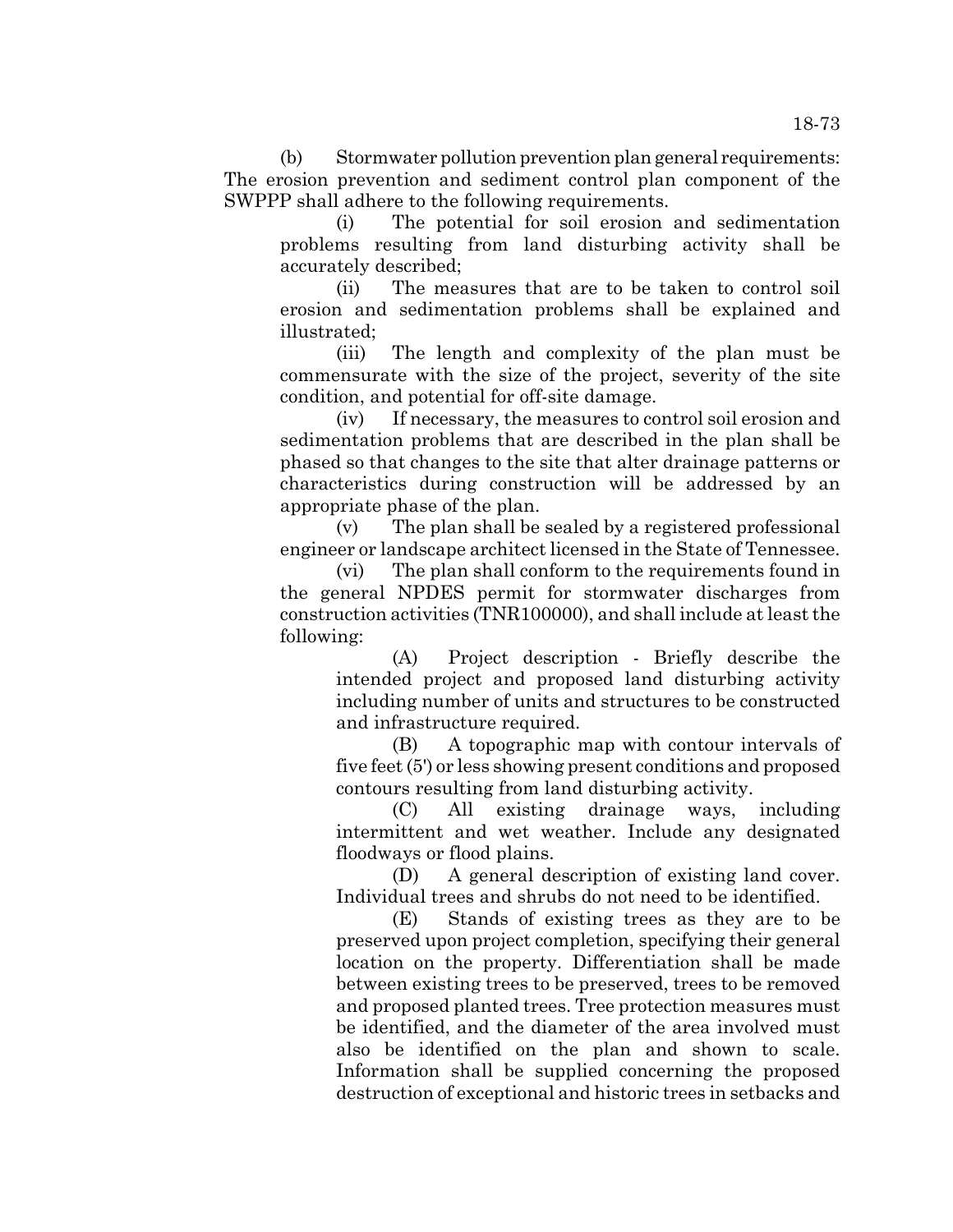(b) Stormwater pollution prevention plan general requirements: The erosion prevention and sediment control plan component of the SWPPP shall adhere to the following requirements.

(i) The potential for soil erosion and sedimentation problems resulting from land disturbing activity shall be accurately described;

(ii) The measures that are to be taken to control soil erosion and sedimentation problems shall be explained and illustrated;

(iii) The length and complexity of the plan must be commensurate with the size of the project, severity of the site condition, and potential for off-site damage.

(iv) If necessary, the measures to control soil erosion and sedimentation problems that are described in the plan shall be phased so that changes to the site that alter drainage patterns or characteristics during construction will be addressed by an appropriate phase of the plan.

(v) The plan shall be sealed by a registered professional engineer or landscape architect licensed in the State of Tennessee.

(vi) The plan shall conform to the requirements found in the general NPDES permit for stormwater discharges from construction activities (TNR100000), and shall include at least the following:

(A) Project description - Briefly describe the intended project and proposed land disturbing activity including number of units and structures to be constructed and infrastructure required.

(B) A topographic map with contour intervals of five feet (5') or less showing present conditions and proposed contours resulting from land disturbing activity.

(C) All existing drainage ways, including intermittent and wet weather. Include any designated floodways or flood plains.

(D) A general description of existing land cover. Individual trees and shrubs do not need to be identified.

(E) Stands of existing trees as they are to be preserved upon project completion, specifying their general location on the property. Differentiation shall be made between existing trees to be preserved, trees to be removed and proposed planted trees. Tree protection measures must be identified, and the diameter of the area involved must also be identified on the plan and shown to scale. Information shall be supplied concerning the proposed destruction of exceptional and historic trees in setbacks and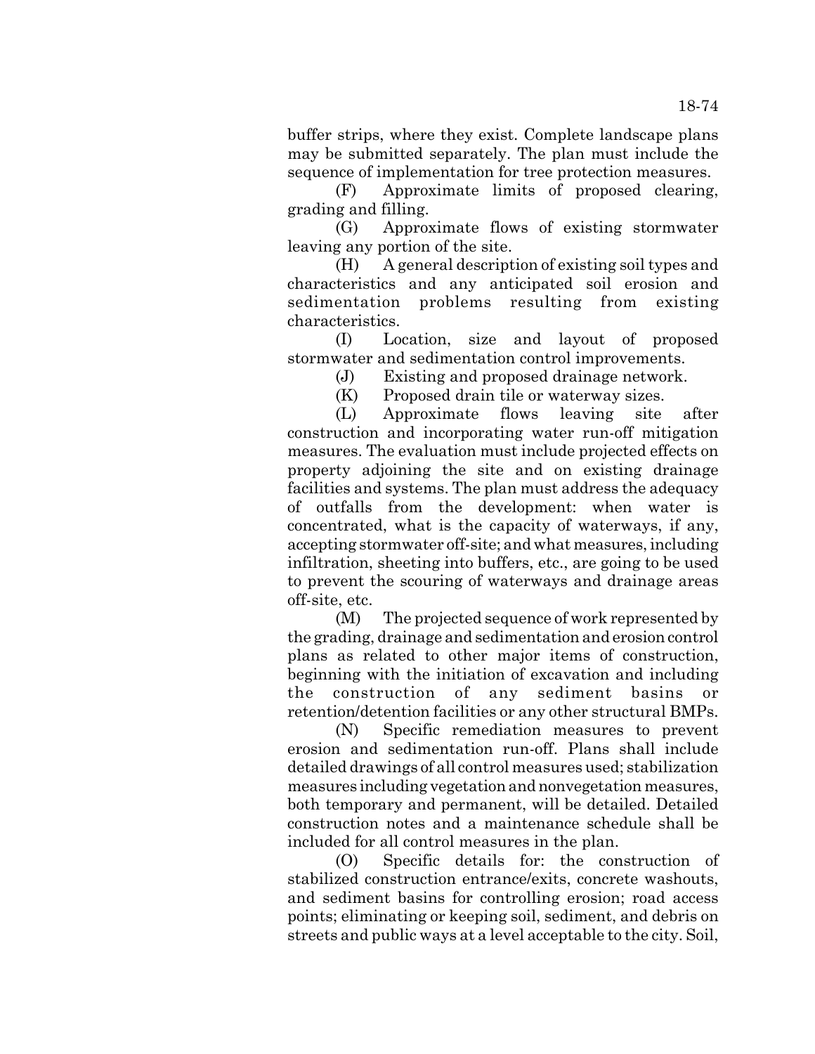buffer strips, where they exist. Complete landscape plans may be submitted separately. The plan must include the sequence of implementation for tree protection measures.

(F) Approximate limits of proposed clearing, grading and filling.

(G) Approximate flows of existing stormwater leaving any portion of the site.

(H) A general description of existing soil types and characteristics and any anticipated soil erosion and sedimentation problems resulting from existing characteristics.

(I) Location, size and layout of proposed stormwater and sedimentation control improvements.

(J) Existing and proposed drainage network.

(K) Proposed drain tile or waterway sizes.

(L) Approximate flows leaving site after construction and incorporating water run-off mitigation measures. The evaluation must include projected effects on property adjoining the site and on existing drainage facilities and systems. The plan must address the adequacy of outfalls from the development: when water is concentrated, what is the capacity of waterways, if any, accepting stormwater off-site; and what measures, including infiltration, sheeting into buffers, etc., are going to be used to prevent the scouring of waterways and drainage areas off-site, etc.

(M) The projected sequence of work represented by the grading, drainage and sedimentation and erosion control plans as related to other major items of construction, beginning with the initiation of excavation and including the construction of any sediment basins or retention/detention facilities or any other structural BMPs.

(N) Specific remediation measures to prevent erosion and sedimentation run-off. Plans shall include detailed drawings of all control measures used; stabilization measures including vegetation and nonvegetation measures, both temporary and permanent, will be detailed. Detailed construction notes and a maintenance schedule shall be included for all control measures in the plan.

(O) Specific details for: the construction of stabilized construction entrance/exits, concrete washouts, and sediment basins for controlling erosion; road access points; eliminating or keeping soil, sediment, and debris on streets and public ways at a level acceptable to the city. Soil,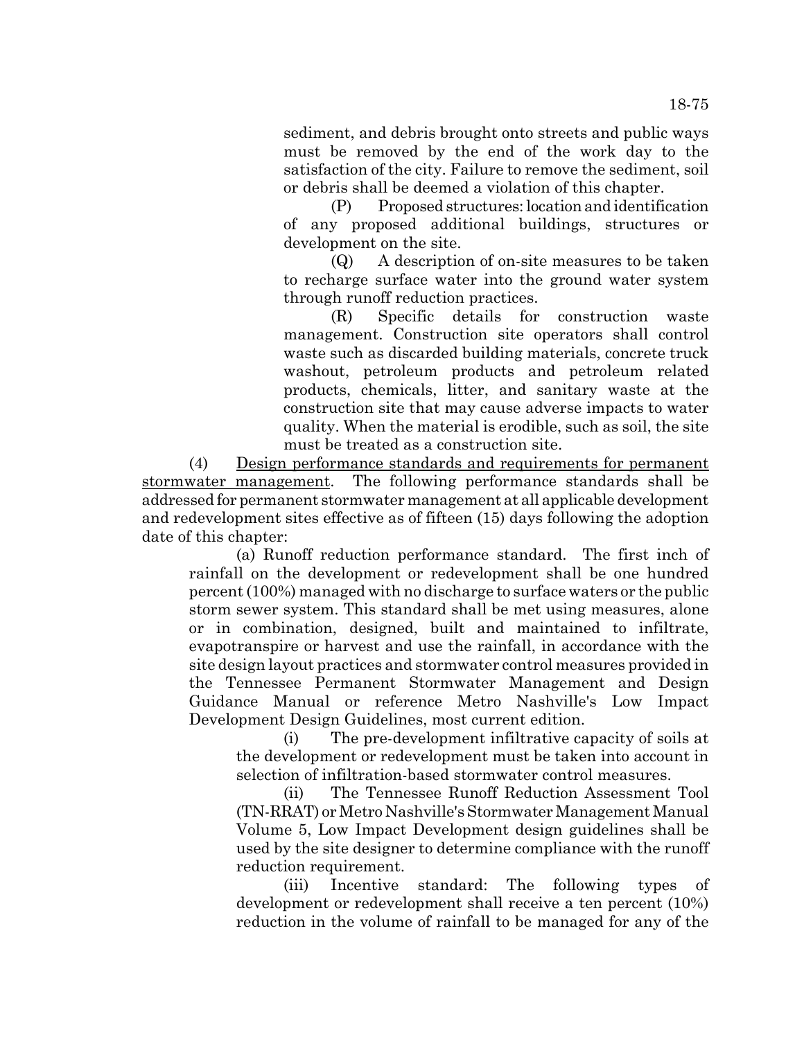sediment, and debris brought onto streets and public ways must be removed by the end of the work day to the satisfaction of the city. Failure to remove the sediment, soil or debris shall be deemed a violation of this chapter.

(P) Proposed structures: location and identification of any proposed additional buildings, structures or development on the site.

(Q) A description of on-site measures to be taken to recharge surface water into the ground water system through runoff reduction practices.

(R) Specific details for construction waste management. Construction site operators shall control waste such as discarded building materials, concrete truck washout, petroleum products and petroleum related products, chemicals, litter, and sanitary waste at the construction site that may cause adverse impacts to water quality. When the material is erodible, such as soil, the site must be treated as a construction site.

(4) Design performance standards and requirements for permanent stormwater management. The following performance standards shall be addressed for permanent stormwater management at all applicable development and redevelopment sites effective as of fifteen (15) days following the adoption date of this chapter:

(a) Runoff reduction performance standard. The first inch of rainfall on the development or redevelopment shall be one hundred percent (100%) managed with no discharge to surface waters or the public storm sewer system. This standard shall be met using measures, alone or in combination, designed, built and maintained to infiltrate, evapotranspire or harvest and use the rainfall, in accordance with the site design layout practices and stormwater control measures provided in the Tennessee Permanent Stormwater Management and Design Guidance Manual or reference Metro Nashville's Low Impact Development Design Guidelines, most current edition.

(i) The pre-development infiltrative capacity of soils at the development or redevelopment must be taken into account in selection of infiltration-based stormwater control measures.

(ii) The Tennessee Runoff Reduction Assessment Tool (TN-RRAT) or Metro Nashville's Stormwater Management Manual Volume 5, Low Impact Development design guidelines shall be used by the site designer to determine compliance with the runoff reduction requirement.

(iii) Incentive standard: The following types of development or redevelopment shall receive a ten percent (10%) reduction in the volume of rainfall to be managed for any of the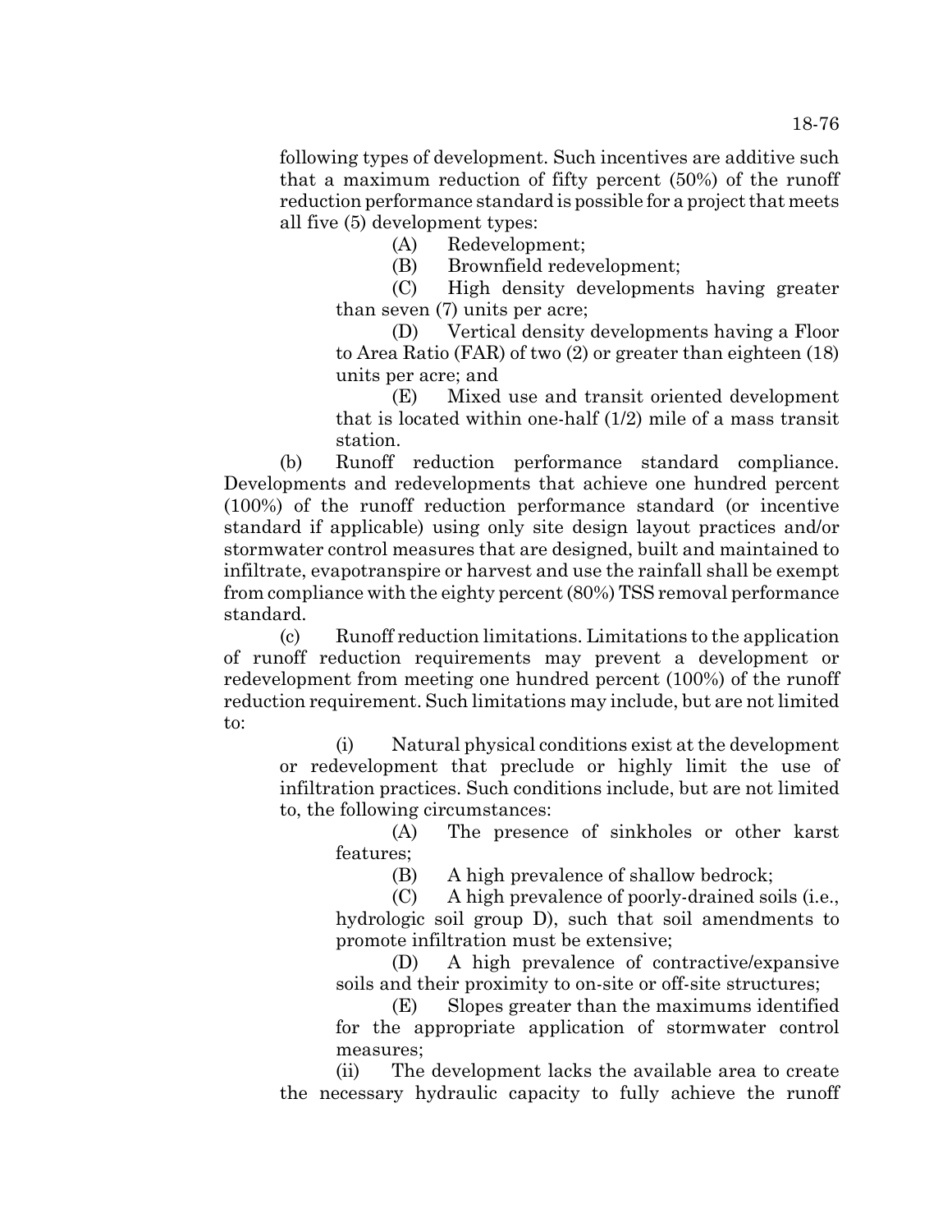following types of development. Such incentives are additive such that a maximum reduction of fifty percent (50%) of the runoff reduction performance standard is possible for a project that meets all five (5) development types:

(A) Redevelopment;

(B) Brownfield redevelopment;

(C) High density developments having greater than seven (7) units per acre;

(D) Vertical density developments having a Floor to Area Ratio (FAR) of two (2) or greater than eighteen (18) units per acre; and

(E) Mixed use and transit oriented development that is located within one-half (1/2) mile of a mass transit station.

(b) Runoff reduction performance standard compliance. Developments and redevelopments that achieve one hundred percent (100%) of the runoff reduction performance standard (or incentive standard if applicable) using only site design layout practices and/or stormwater control measures that are designed, built and maintained to infiltrate, evapotranspire or harvest and use the rainfall shall be exempt from compliance with the eighty percent (80%) TSS removal performance standard.

(c) Runoff reduction limitations. Limitations to the application of runoff reduction requirements may prevent a development or redevelopment from meeting one hundred percent (100%) of the runoff reduction requirement. Such limitations may include, but are not limited to:

(i) Natural physical conditions exist at the development or redevelopment that preclude or highly limit the use of infiltration practices. Such conditions include, but are not limited to, the following circumstances:

(A) The presence of sinkholes or other karst features;

(B) A high prevalence of shallow bedrock;

(C) A high prevalence of poorly-drained soils (i.e., hydrologic soil group D), such that soil amendments to promote infiltration must be extensive;

(D) A high prevalence of contractive/expansive soils and their proximity to on-site or off-site structures;

(E) Slopes greater than the maximums identified for the appropriate application of stormwater control measures;

(ii) The development lacks the available area to create the necessary hydraulic capacity to fully achieve the runoff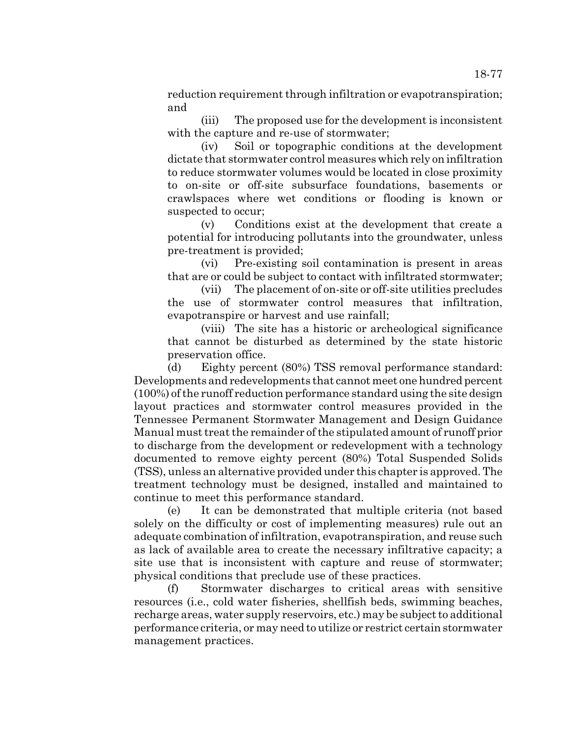reduction requirement through infiltration or evapotranspiration; and

(iii) The proposed use for the development is inconsistent with the capture and re-use of stormwater;

(iv) Soil or topographic conditions at the development dictate that stormwater control measures which rely on infiltration to reduce stormwater volumes would be located in close proximity to on-site or off-site subsurface foundations, basements or crawlspaces where wet conditions or flooding is known or suspected to occur;

(v) Conditions exist at the development that create a potential for introducing pollutants into the groundwater, unless pre-treatment is provided;

(vi) Pre-existing soil contamination is present in areas that are or could be subject to contact with infiltrated stormwater;

(vii) The placement of on-site or off-site utilities precludes the use of stormwater control measures that infiltration, evapotranspire or harvest and use rainfall;

(viii) The site has a historic or archeological significance that cannot be disturbed as determined by the state historic preservation office.

(d) Eighty percent (80%) TSS removal performance standard: Developments and redevelopments that cannot meet one hundred percent (100%) of the runoff reduction performance standard using the site design layout practices and stormwater control measures provided in the Tennessee Permanent Stormwater Management and Design Guidance Manual must treat the remainder of the stipulated amount of runoff prior to discharge from the development or redevelopment with a technology documented to remove eighty percent (80%) Total Suspended Solids (TSS), unless an alternative provided under this chapter is approved. The treatment technology must be designed, installed and maintained to continue to meet this performance standard.

(e) It can be demonstrated that multiple criteria (not based solely on the difficulty or cost of implementing measures) rule out an adequate combination of infiltration, evapotranspiration, and reuse such as lack of available area to create the necessary infiltrative capacity; a site use that is inconsistent with capture and reuse of stormwater; physical conditions that preclude use of these practices.

(f) Stormwater discharges to critical areas with sensitive resources (i.e., cold water fisheries, shellfish beds, swimming beaches, recharge areas, water supply reservoirs, etc.) may be subject to additional performance criteria, or may need to utilize or restrict certain stormwater management practices.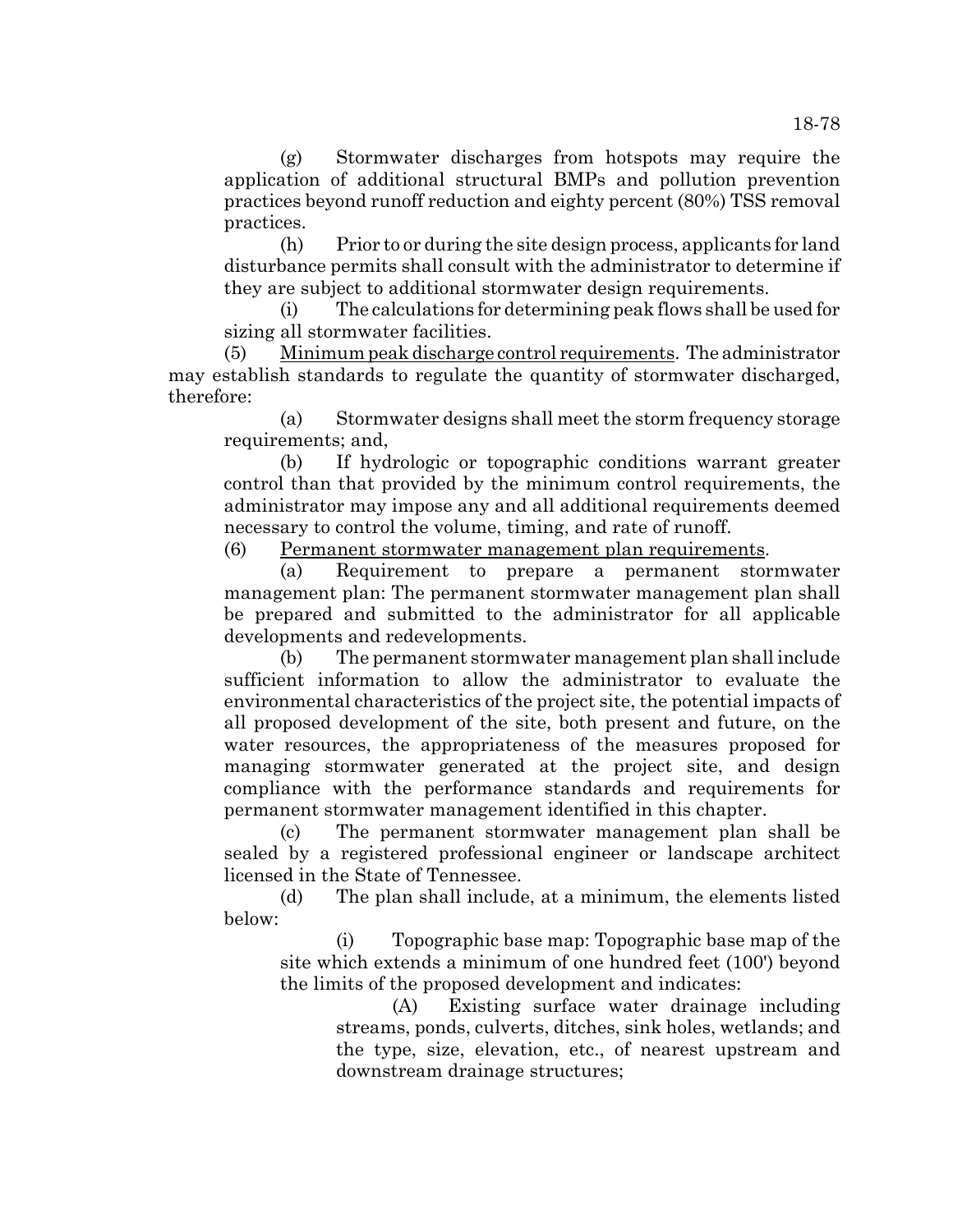(g) Stormwater discharges from hotspots may require the application of additional structural BMPs and pollution prevention practices beyond runoff reduction and eighty percent (80%) TSS removal practices.

(h) Prior to or during the site design process, applicants for land disturbance permits shall consult with the administrator to determine if they are subject to additional stormwater design requirements.

(i) The calculations for determining peak flows shall be used for sizing all stormwater facilities.

(5) Minimum peak discharge control requirements. The administrator may establish standards to regulate the quantity of stormwater discharged, therefore:

(a) Stormwater designs shall meet the storm frequency storage requirements; and,

(b) If hydrologic or topographic conditions warrant greater control than that provided by the minimum control requirements, the administrator may impose any and all additional requirements deemed necessary to control the volume, timing, and rate of runoff.

(6) Permanent stormwater management plan requirements.

(a) Requirement to prepare a permanent stormwater management plan: The permanent stormwater management plan shall be prepared and submitted to the administrator for all applicable developments and redevelopments.

(b) The permanent stormwater management plan shall include sufficient information to allow the administrator to evaluate the environmental characteristics of the project site, the potential impacts of all proposed development of the site, both present and future, on the water resources, the appropriateness of the measures proposed for managing stormwater generated at the project site, and design compliance with the performance standards and requirements for permanent stormwater management identified in this chapter.

(c) The permanent stormwater management plan shall be sealed by a registered professional engineer or landscape architect licensed in the State of Tennessee.

(d) The plan shall include, at a minimum, the elements listed below:

(i) Topographic base map: Topographic base map of the site which extends a minimum of one hundred feet (100') beyond the limits of the proposed development and indicates:

(A) Existing surface water drainage including streams, ponds, culverts, ditches, sink holes, wetlands; and the type, size, elevation, etc., of nearest upstream and downstream drainage structures;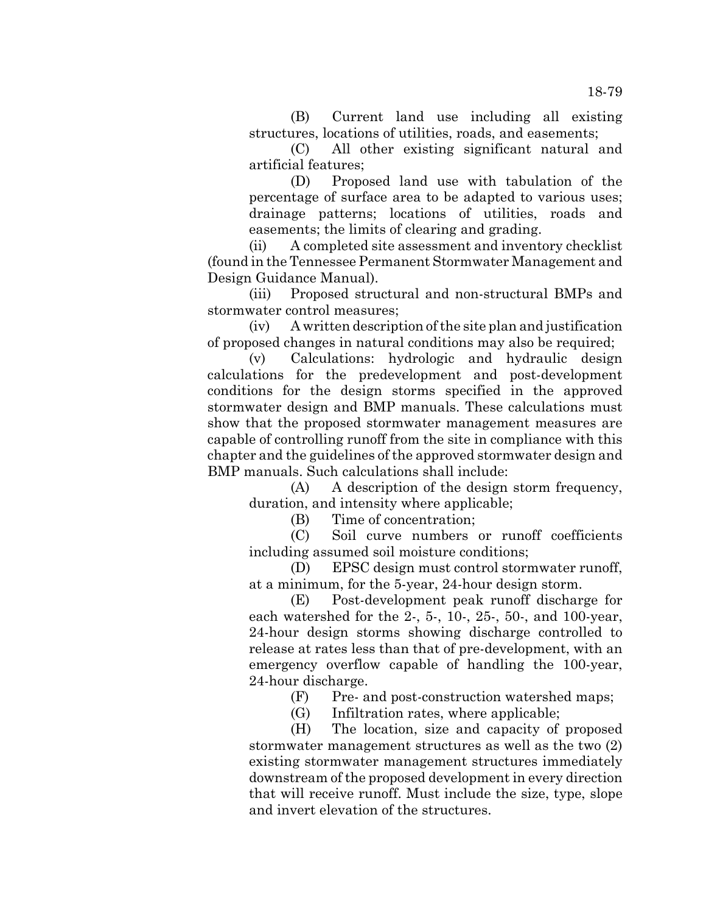(B) Current land use including all existing structures, locations of utilities, roads, and easements;

(C) All other existing significant natural and artificial features;

(D) Proposed land use with tabulation of the percentage of surface area to be adapted to various uses; drainage patterns; locations of utilities, roads and easements; the limits of clearing and grading.

(ii) A completed site assessment and inventory checklist (found in the Tennessee Permanent Stormwater Management and Design Guidance Manual).

(iii) Proposed structural and non-structural BMPs and stormwater control measures;

(iv) A written description of the site plan and justification of proposed changes in natural conditions may also be required;

(v) Calculations: hydrologic and hydraulic design calculations for the predevelopment and post-development conditions for the design storms specified in the approved stormwater design and BMP manuals. These calculations must show that the proposed stormwater management measures are capable of controlling runoff from the site in compliance with this chapter and the guidelines of the approved stormwater design and BMP manuals. Such calculations shall include:

(A) A description of the design storm frequency, duration, and intensity where applicable;

(B) Time of concentration;

(C) Soil curve numbers or runoff coefficients including assumed soil moisture conditions;

(D) EPSC design must control stormwater runoff, at a minimum, for the 5-year, 24-hour design storm.

(E) Post-development peak runoff discharge for each watershed for the 2-, 5-, 10-, 25-, 50-, and 100-year, 24-hour design storms showing discharge controlled to release at rates less than that of pre-development, with an emergency overflow capable of handling the 100-year, 24-hour discharge.

(F) Pre- and post-construction watershed maps;

(G) Infiltration rates, where applicable;

(H) The location, size and capacity of proposed stormwater management structures as well as the two (2) existing stormwater management structures immediately downstream of the proposed development in every direction that will receive runoff. Must include the size, type, slope and invert elevation of the structures.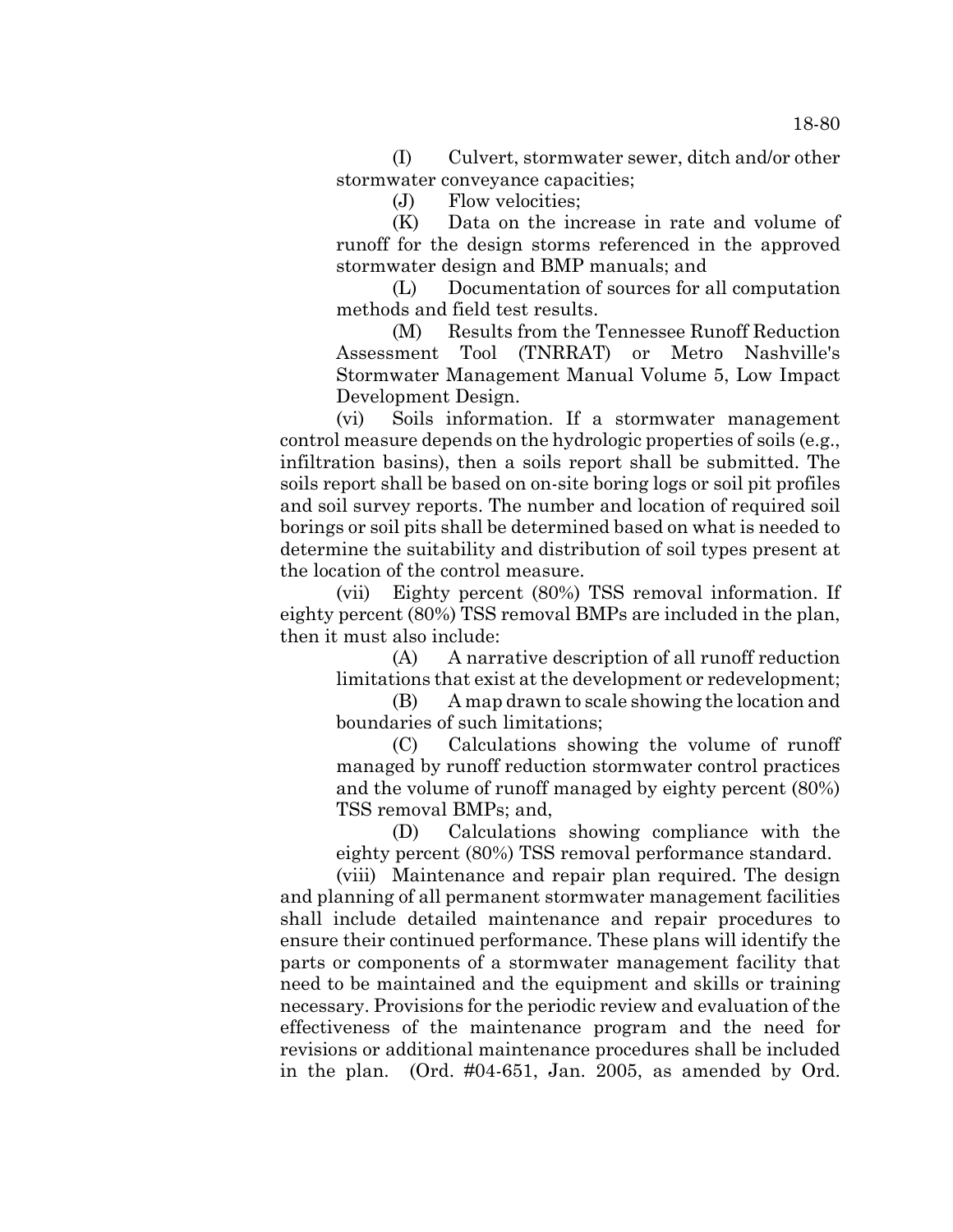(I) Culvert, stormwater sewer, ditch and/or other stormwater conveyance capacities;

(J) Flow velocities;

(K) Data on the increase in rate and volume of runoff for the design storms referenced in the approved stormwater design and BMP manuals; and

(L) Documentation of sources for all computation methods and field test results.

(M) Results from the Tennessee Runoff Reduction Assessment Tool (TNRRAT) or Metro Nashville's Stormwater Management Manual Volume 5, Low Impact Development Design.

(vi) Soils information. If a stormwater management control measure depends on the hydrologic properties of soils (e.g., infiltration basins), then a soils report shall be submitted. The soils report shall be based on on-site boring logs or soil pit profiles and soil survey reports. The number and location of required soil borings or soil pits shall be determined based on what is needed to determine the suitability and distribution of soil types present at the location of the control measure.

(vii) Eighty percent (80%) TSS removal information. If eighty percent (80%) TSS removal BMPs are included in the plan, then it must also include:

(A) A narrative description of all runoff reduction limitations that exist at the development or redevelopment;

(B) A map drawn to scale showing the location and boundaries of such limitations;

(C) Calculations showing the volume of runoff managed by runoff reduction stormwater control practices and the volume of runoff managed by eighty percent (80%) TSS removal BMPs; and,

(D) Calculations showing compliance with the eighty percent (80%) TSS removal performance standard.

(viii) Maintenance and repair plan required. The design and planning of all permanent stormwater management facilities shall include detailed maintenance and repair procedures to ensure their continued performance. These plans will identify the parts or components of a stormwater management facility that need to be maintained and the equipment and skills or training necessary. Provisions for the periodic review and evaluation of the effectiveness of the maintenance program and the need for revisions or additional maintenance procedures shall be included in the plan. (Ord. #04-651, Jan. 2005, as amended by Ord.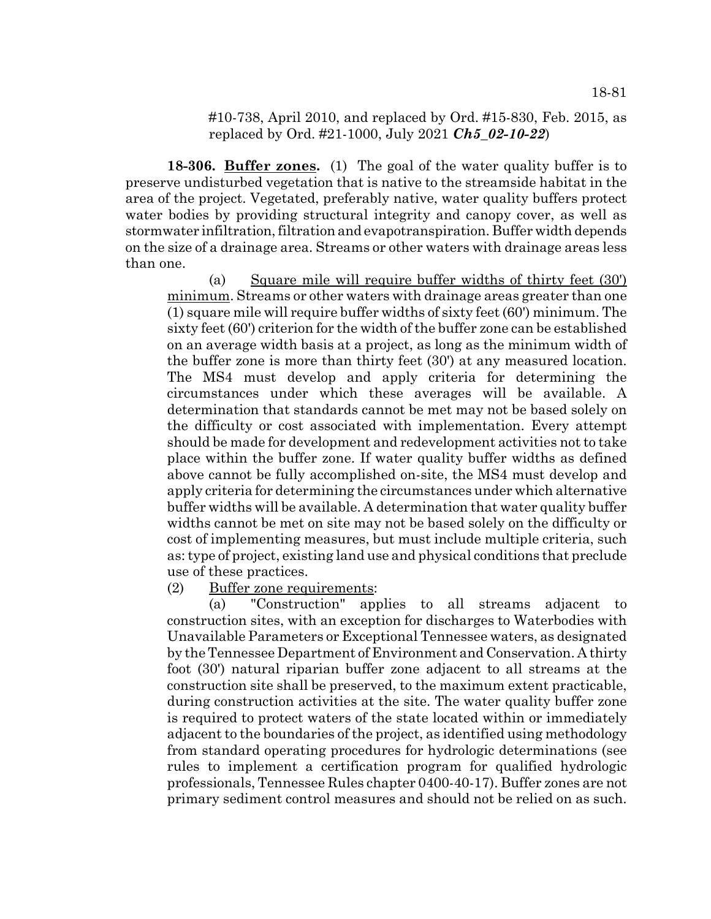#10-738, April 2010, and replaced by Ord. #15-830, Feb. 2015, as replaced by Ord. #21-1000, July 2021 ***Ch5_02-10-22***)

**18-306. Buffer zones.** (1) The goal of the water quality buffer is to preserve undisturbed vegetation that is native to the streamside habitat in the area of the project. Vegetated, preferably native, water quality buffers protect water bodies by providing structural integrity and canopy cover, as well as stormwater infiltration, filtration and evapotranspiration. Buffer width depends on the size of a drainage area. Streams or other waters with drainage areas less than one.

(a) Square mile will require buffer widths of thirty feet (30') minimum. Streams or other waters with drainage areas greater than one (1) square mile will require buffer widths of sixty feet (60') minimum. The sixty feet (60') criterion for the width of the buffer zone can be established on an average width basis at a project, as long as the minimum width of the buffer zone is more than thirty feet (30') at any measured location. The MS4 must develop and apply criteria for determining the circumstances under which these averages will be available. A determination that standards cannot be met may not be based solely on the difficulty or cost associated with implementation. Every attempt should be made for development and redevelopment activities not to take place within the buffer zone. If water quality buffer widths as defined above cannot be fully accomplished on-site, the MS4 must develop and apply criteria for determining the circumstances under which alternative buffer widths will be available. A determination that water quality buffer widths cannot be met on site may not be based solely on the difficulty or cost of implementing measures, but must include multiple criteria, such as: type of project, existing land use and physical conditions that preclude use of these practices.

(2) Buffer zone requirements:

(a) "Construction" applies to all streams adjacent to construction sites, with an exception for discharges to Waterbodies with Unavailable Parameters or Exceptional Tennessee waters, as designated by the Tennessee Department of Environment and Conservation. A thirty foot (30') natural riparian buffer zone adjacent to all streams at the construction site shall be preserved, to the maximum extent practicable, during construction activities at the site. The water quality buffer zone is required to protect waters of the state located within or immediately adjacent to the boundaries of the project, as identified using methodology from standard operating procedures for hydrologic determinations (see rules to implement a certification program for qualified hydrologic professionals, Tennessee Rules chapter 0400-40-17). Buffer zones are not primary sediment control measures and should not be relied on as such.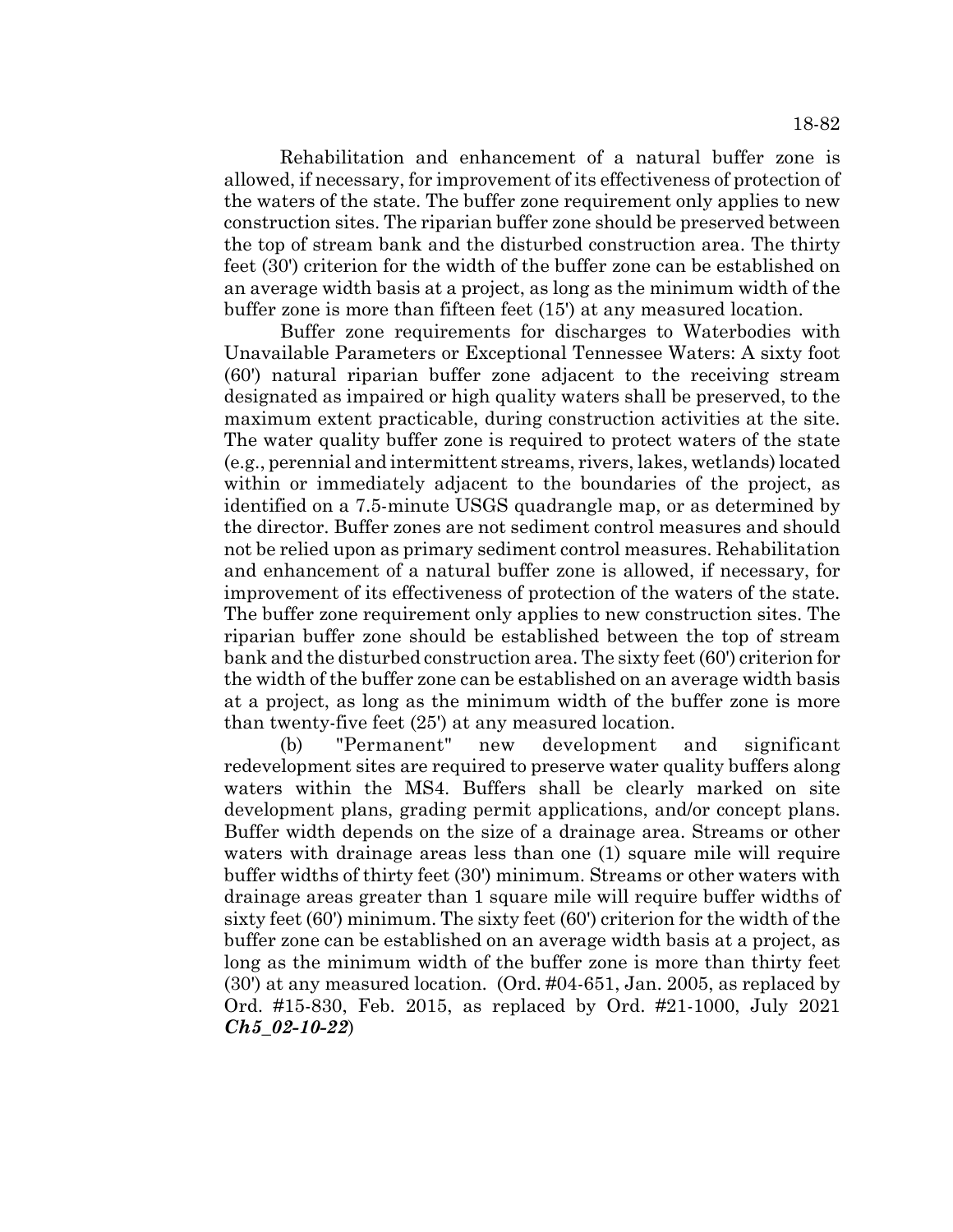Rehabilitation and enhancement of a natural buffer zone is allowed, if necessary, for improvement of its effectiveness of protection of the waters of the state. The buffer zone requirement only applies to new construction sites. The riparian buffer zone should be preserved between the top of stream bank and the disturbed construction area. The thirty feet (30') criterion for the width of the buffer zone can be established on an average width basis at a project, as long as the minimum width of the buffer zone is more than fifteen feet (15') at any measured location.

Buffer zone requirements for discharges to Waterbodies with Unavailable Parameters or Exceptional Tennessee Waters: A sixty foot (60') natural riparian buffer zone adjacent to the receiving stream designated as impaired or high quality waters shall be preserved, to the maximum extent practicable, during construction activities at the site. The water quality buffer zone is required to protect waters of the state (e.g., perennial and intermittent streams, rivers, lakes, wetlands) located within or immediately adjacent to the boundaries of the project, as identified on a 7.5-minute USGS quadrangle map, or as determined by the director. Buffer zones are not sediment control measures and should not be relied upon as primary sediment control measures. Rehabilitation and enhancement of a natural buffer zone is allowed, if necessary, for improvement of its effectiveness of protection of the waters of the state. The buffer zone requirement only applies to new construction sites. The riparian buffer zone should be established between the top of stream bank and the disturbed construction area. The sixty feet (60') criterion for the width of the buffer zone can be established on an average width basis at a project, as long as the minimum width of the buffer zone is more than twenty-five feet (25') at any measured location.

(b) "Permanent" new development and significant redevelopment sites are required to preserve water quality buffers along waters within the MS4. Buffers shall be clearly marked on site development plans, grading permit applications, and/or concept plans. Buffer width depends on the size of a drainage area. Streams or other waters with drainage areas less than one (1) square mile will require buffer widths of thirty feet (30') minimum. Streams or other waters with drainage areas greater than 1 square mile will require buffer widths of sixty feet (60') minimum. The sixty feet (60') criterion for the width of the buffer zone can be established on an average width basis at a project, as long as the minimum width of the buffer zone is more than thirty feet (30') at any measured location. (Ord. #04-651, Jan. 2005, as replaced by Ord. #15-830, Feb. 2015, as replaced by Ord. #21-1000, July 2021 ***Ch5_02-10-22***)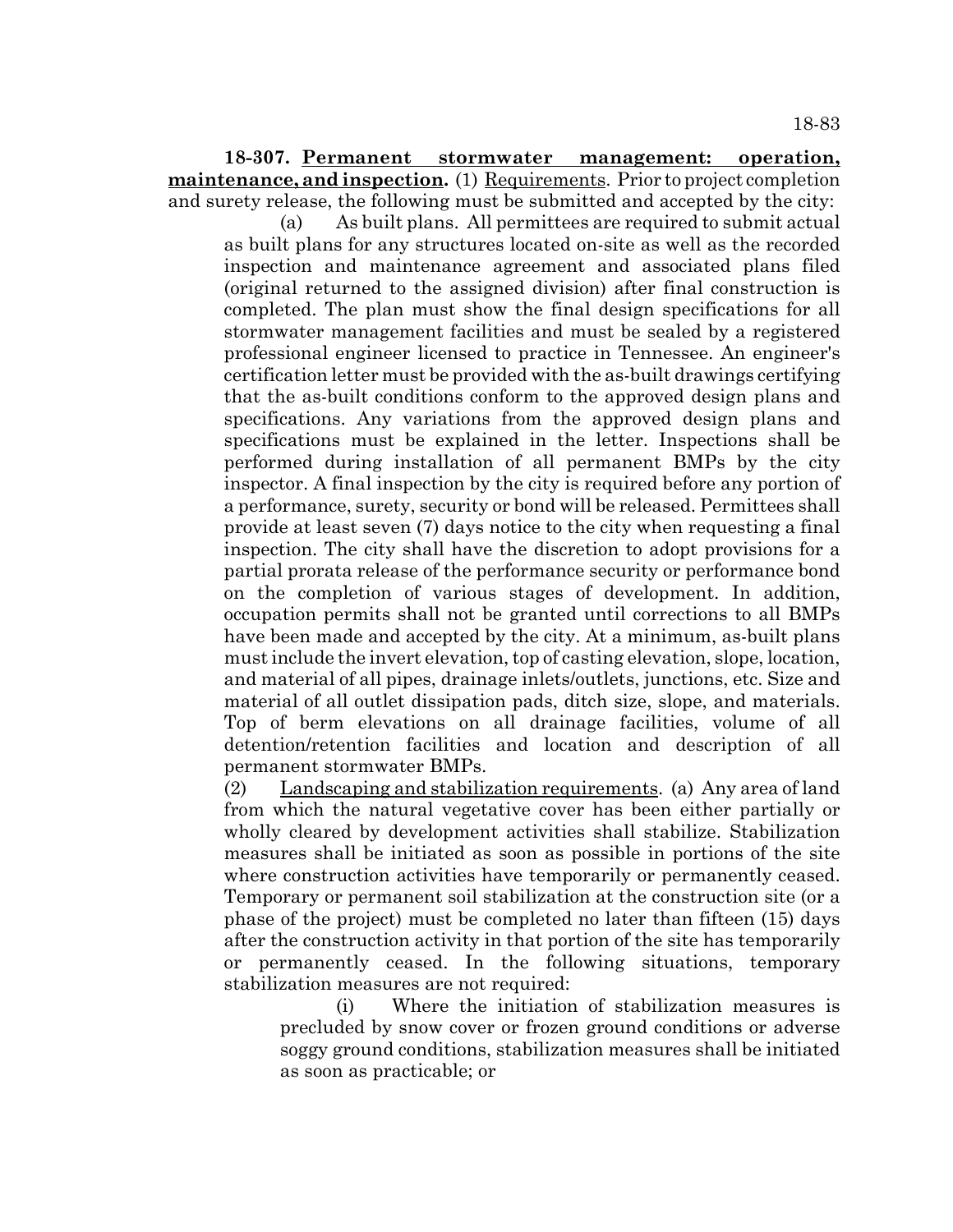**18-307. Permanent stormwater management: operation, maintenance, and inspection.** (1) Requirements. Prior to project completion and surety release, the following must be submitted and accepted by the city:

(a) As built plans. All permittees are required to submit actual as built plans for any structures located on-site as well as the recorded inspection and maintenance agreement and associated plans filed (original returned to the assigned division) after final construction is completed. The plan must show the final design specifications for all stormwater management facilities and must be sealed by a registered professional engineer licensed to practice in Tennessee. An engineer's certification letter must be provided with the as-built drawings certifying that the as-built conditions conform to the approved design plans and specifications. Any variations from the approved design plans and specifications must be explained in the letter. Inspections shall be performed during installation of all permanent BMPs by the city inspector. A final inspection by the city is required before any portion of a performance, surety, security or bond will be released. Permittees shall provide at least seven (7) days notice to the city when requesting a final inspection. The city shall have the discretion to adopt provisions for a partial prorata release of the performance security or performance bond on the completion of various stages of development. In addition, occupation permits shall not be granted until corrections to all BMPs have been made and accepted by the city. At a minimum, as-built plans must include the invert elevation, top of casting elevation, slope, location, and material of all pipes, drainage inlets/outlets, junctions, etc. Size and material of all outlet dissipation pads, ditch size, slope, and materials. Top of berm elevations on all drainage facilities, volume of all detention/retention facilities and location and description of all permanent stormwater BMPs.

(2) Landscaping and stabilization requirements. (a) Any area of land from which the natural vegetative cover has been either partially or wholly cleared by development activities shall stabilize. Stabilization measures shall be initiated as soon as possible in portions of the site where construction activities have temporarily or permanently ceased. Temporary or permanent soil stabilization at the construction site (or a phase of the project) must be completed no later than fifteen (15) days after the construction activity in that portion of the site has temporarily or permanently ceased. In the following situations, temporary stabilization measures are not required:

(i) Where the initiation of stabilization measures is precluded by snow cover or frozen ground conditions or adverse soggy ground conditions, stabilization measures shall be initiated as soon as practicable; or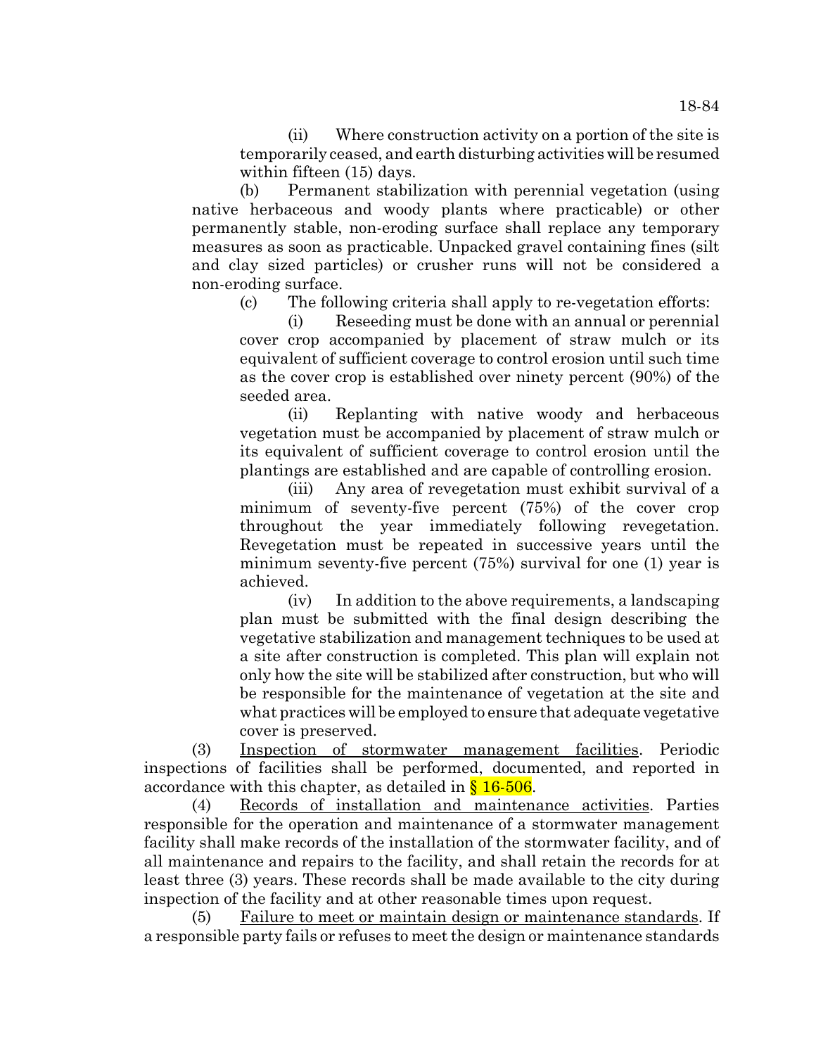(ii) Where construction activity on a portion of the site is temporarily ceased, and earth disturbing activities will be resumed within fifteen (15) days.

(b) Permanent stabilization with perennial vegetation (using native herbaceous and woody plants where practicable) or other permanently stable, non-eroding surface shall replace any temporary measures as soon as practicable. Unpacked gravel containing fines (silt and clay sized particles) or crusher runs will not be considered a non-eroding surface.

(c) The following criteria shall apply to re-vegetation efforts:

(i) Reseeding must be done with an annual or perennial cover crop accompanied by placement of straw mulch or its equivalent of sufficient coverage to control erosion until such time as the cover crop is established over ninety percent (90%) of the seeded area.

(ii) Replanting with native woody and herbaceous vegetation must be accompanied by placement of straw mulch or its equivalent of sufficient coverage to control erosion until the plantings are established and are capable of controlling erosion.

(iii) Any area of revegetation must exhibit survival of a minimum of seventy-five percent (75%) of the cover crop throughout the year immediately following revegetation. Revegetation must be repeated in successive years until the minimum seventy-five percent (75%) survival for one (1) year is achieved.

(iv) In addition to the above requirements, a landscaping plan must be submitted with the final design describing the vegetative stabilization and management techniques to be used at a site after construction is completed. This plan will explain not only how the site will be stabilized after construction, but who will be responsible for the maintenance of vegetation at the site and what practices will be employed to ensure that adequate vegetative cover is preserved.

(3) Inspection of stormwater management facilities. Periodic inspections of facilities shall be performed, documented, and reported in accordance with this chapter, as detailed in § 16-506.

(4) Records of installation and maintenance activities. Parties responsible for the operation and maintenance of a stormwater management facility shall make records of the installation of the stormwater facility, and of all maintenance and repairs to the facility, and shall retain the records for at least three (3) years. These records shall be made available to the city during inspection of the facility and at other reasonable times upon request.

(5) Failure to meet or maintain design or maintenance standards. If a responsible party fails or refuses to meet the design or maintenance standards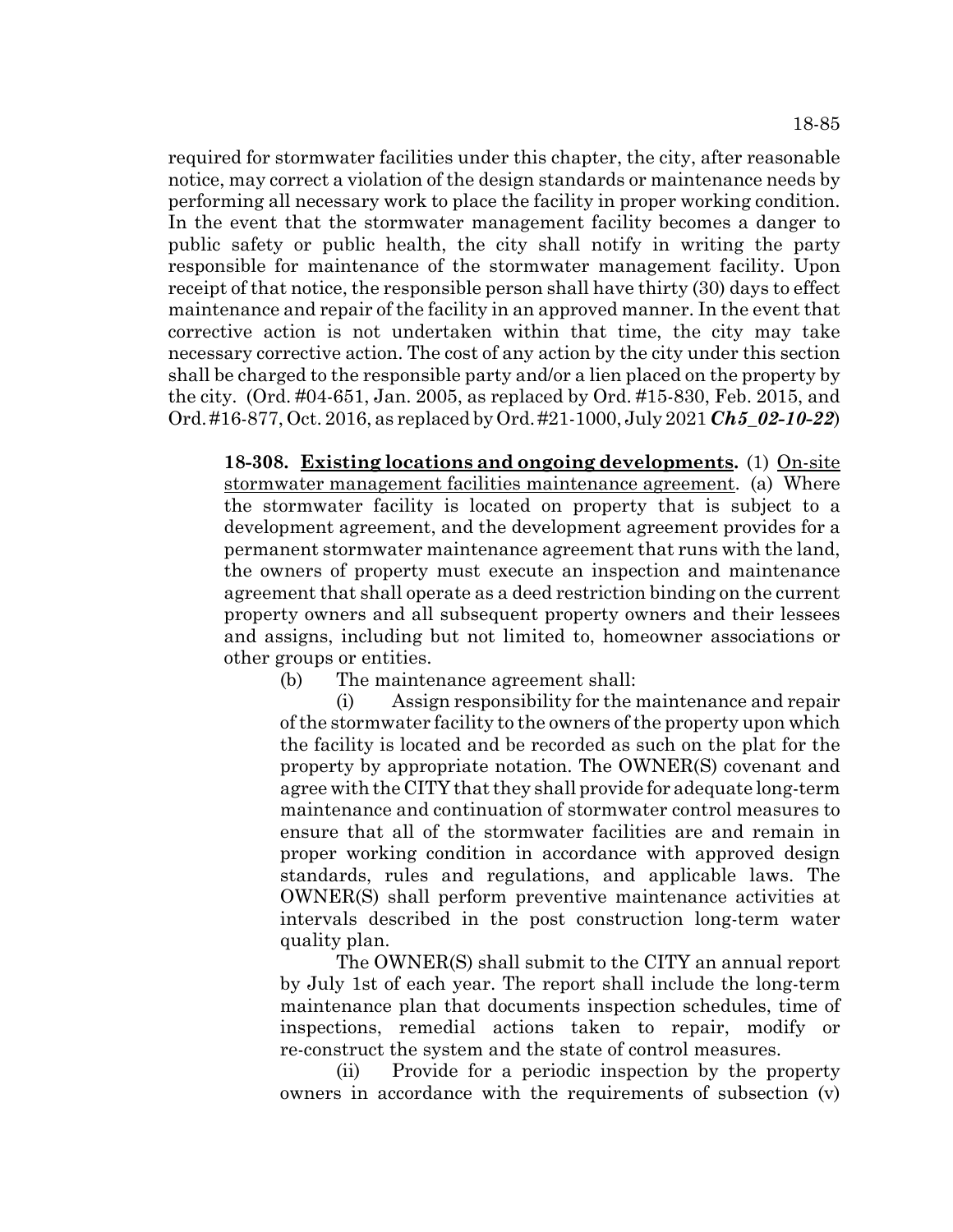required for stormwater facilities under this chapter, the city, after reasonable notice, may correct a violation of the design standards or maintenance needs by performing all necessary work to place the facility in proper working condition. In the event that the stormwater management facility becomes a danger to public safety or public health, the city shall notify in writing the party responsible for maintenance of the stormwater management facility. Upon receipt of that notice, the responsible person shall have thirty (30) days to effect maintenance and repair of the facility in an approved manner. In the event that corrective action is not undertaken within that time, the city may take necessary corrective action. The cost of any action by the city under this section shall be charged to the responsible party and/or a lien placed on the property by the city. (Ord. #04-651, Jan. 2005, as replaced by Ord. #15-830, Feb. 2015, and Ord. #16-877, Oct. 2016, as replaced by Ord. #21-1000, July 2021 ***Ch5_02-10-22***)

**18-308. Existing locations and ongoing developments.** (1) On-site stormwater management facilities maintenance agreement. (a) Where the stormwater facility is located on property that is subject to a development agreement, and the development agreement provides for a permanent stormwater maintenance agreement that runs with the land, the owners of property must execute an inspection and maintenance agreement that shall operate as a deed restriction binding on the current property owners and all subsequent property owners and their lessees and assigns, including but not limited to, homeowner associations or other groups or entities.

(b) The maintenance agreement shall:

(i) Assign responsibility for the maintenance and repair of the stormwater facility to the owners of the property upon which the facility is located and be recorded as such on the plat for the property by appropriate notation. The OWNER(S) covenant and agree with the CITY that they shall provide for adequate long-term maintenance and continuation of stormwater control measures to ensure that all of the stormwater facilities are and remain in proper working condition in accordance with approved design standards, rules and regulations, and applicable laws. The OWNER(S) shall perform preventive maintenance activities at intervals described in the post construction long-term water quality plan.

The OWNER(S) shall submit to the CITY an annual report by July 1st of each year. The report shall include the long-term maintenance plan that documents inspection schedules, time of inspections, remedial actions taken to repair, modify or re-construct the system and the state of control measures.

(ii) Provide for a periodic inspection by the property owners in accordance with the requirements of subsection (v)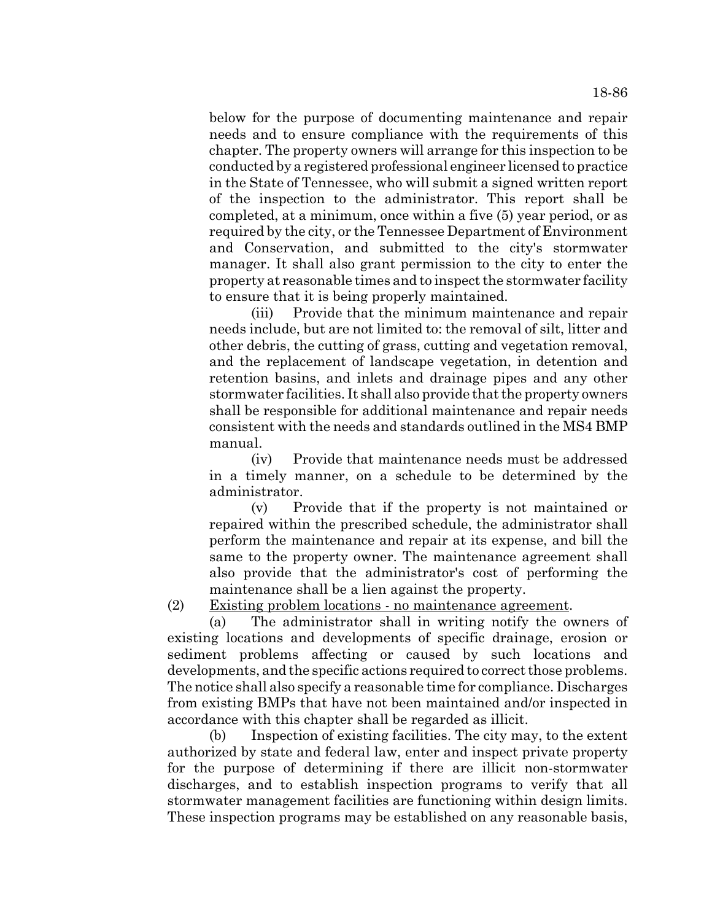below for the purpose of documenting maintenance and repair needs and to ensure compliance with the requirements of this chapter. The property owners will arrange for this inspection to be conducted by a registered professional engineer licensed to practice in the State of Tennessee, who will submit a signed written report of the inspection to the administrator. This report shall be completed, at a minimum, once within a five (5) year period, or as required by the city, or the Tennessee Department of Environment and Conservation, and submitted to the city's stormwater manager. It shall also grant permission to the city to enter the property at reasonable times and to inspect the stormwater facility to ensure that it is being properly maintained.

(iii) Provide that the minimum maintenance and repair needs include, but are not limited to: the removal of silt, litter and other debris, the cutting of grass, cutting and vegetation removal, and the replacement of landscape vegetation, in detention and retention basins, and inlets and drainage pipes and any other stormwater facilities. It shall also provide that the property owners shall be responsible for additional maintenance and repair needs consistent with the needs and standards outlined in the MS4 BMP manual.

(iv) Provide that maintenance needs must be addressed in a timely manner, on a schedule to be determined by the administrator.

(v) Provide that if the property is not maintained or repaired within the prescribed schedule, the administrator shall perform the maintenance and repair at its expense, and bill the same to the property owner. The maintenance agreement shall also provide that the administrator's cost of performing the maintenance shall be a lien against the property.

(2) Existing problem locations - no maintenance agreement.

(a) The administrator shall in writing notify the owners of existing locations and developments of specific drainage, erosion or sediment problems affecting or caused by such locations and developments, and the specific actions required to correct those problems. The notice shall also specify a reasonable time for compliance. Discharges from existing BMPs that have not been maintained and/or inspected in accordance with this chapter shall be regarded as illicit.

(b) Inspection of existing facilities. The city may, to the extent authorized by state and federal law, enter and inspect private property for the purpose of determining if there are illicit non-stormwater discharges, and to establish inspection programs to verify that all stormwater management facilities are functioning within design limits. These inspection programs may be established on any reasonable basis,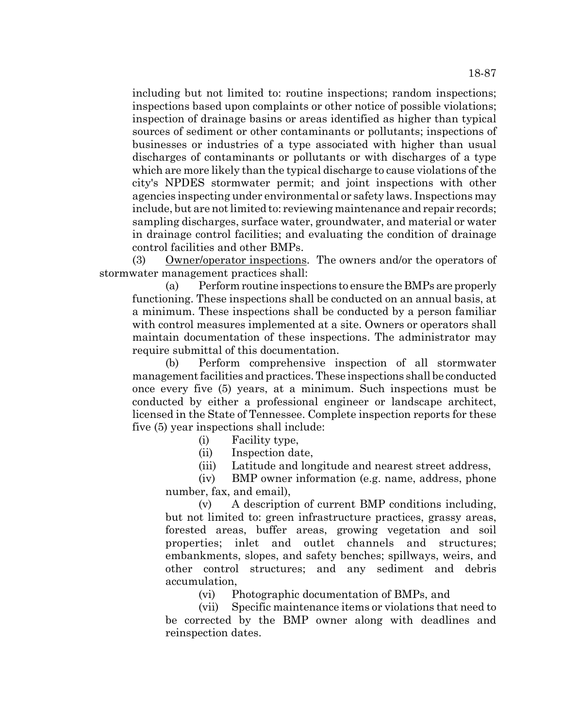including but not limited to: routine inspections; random inspections; inspections based upon complaints or other notice of possible violations; inspection of drainage basins or areas identified as higher than typical sources of sediment or other contaminants or pollutants; inspections of businesses or industries of a type associated with higher than usual discharges of contaminants or pollutants or with discharges of a type which are more likely than the typical discharge to cause violations of the city's NPDES stormwater permit; and joint inspections with other agencies inspecting under environmental or safety laws. Inspections may include, but are not limited to: reviewing maintenance and repair records; sampling discharges, surface water, groundwater, and material or water in drainage control facilities; and evaluating the condition of drainage control facilities and other BMPs.

(3) Owner/operator inspections. The owners and/or the operators of stormwater management practices shall:

(a) Perform routine inspections to ensure the BMPs are properly functioning. These inspections shall be conducted on an annual basis, at a minimum. These inspections shall be conducted by a person familiar with control measures implemented at a site. Owners or operators shall maintain documentation of these inspections. The administrator may require submittal of this documentation.

(b) Perform comprehensive inspection of all stormwater management facilities and practices. These inspections shall be conducted once every five (5) years, at a minimum. Such inspections must be conducted by either a professional engineer or landscape architect, licensed in the State of Tennessee. Complete inspection reports for these five (5) year inspections shall include:

(i) Facility type,

(ii) Inspection date,

(iii) Latitude and longitude and nearest street address,

(iv) BMP owner information (e.g. name, address, phone number, fax, and email),

(v) A description of current BMP conditions including, but not limited to: green infrastructure practices, grassy areas, forested areas, buffer areas, growing vegetation and soil properties; inlet and outlet channels and structures; embankments, slopes, and safety benches; spillways, weirs, and other control structures; and any sediment and debris accumulation,

(vi) Photographic documentation of BMPs, and

(vii) Specific maintenance items or violations that need to be corrected by the BMP owner along with deadlines and reinspection dates.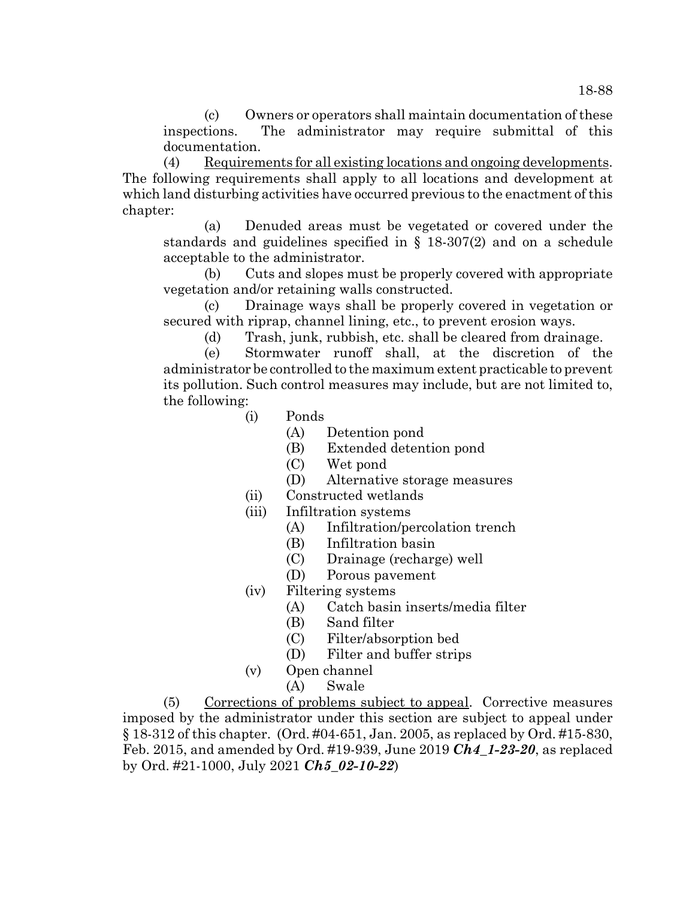(c) Owners or operators shall maintain documentation of these inspections. The administrator may require submittal of this documentation.

(4) Requirements for all existing locations and ongoing developments. The following requirements shall apply to all locations and development at which land disturbing activities have occurred previous to the enactment of this chapter:

(a) Denuded areas must be vegetated or covered under the standards and guidelines specified in § 18-307(2) and on a schedule acceptable to the administrator.

(b) Cuts and slopes must be properly covered with appropriate vegetation and/or retaining walls constructed.

(c) Drainage ways shall be properly covered in vegetation or secured with riprap, channel lining, etc., to prevent erosion ways.

(d) Trash, junk, rubbish, etc. shall be cleared from drainage.

(e) Stormwater runoff shall, at the discretion of the administrator be controlled to the maximum extent practicable to prevent its pollution. Such control measures may include, but are not limited to, the following:

- (i) Ponds
  - (A) Detention pond
  - (B) Extended detention pond
  - (C) Wet pond
  - (D) Alternative storage measures
- (ii) Constructed wetlands
- (iii) Infiltration systems
  - (A) Infiltration/percolation trench
  - (B) Infiltration basin
  - (C) Drainage (recharge) well
  - (D) Porous pavement
- (iv) Filtering systems
  - (A) Catch basin inserts/media filter
  - (B) Sand filter
  - (C) Filter/absorption bed
  - (D) Filter and buffer strips
- (v) Open channel
  - (A) Swale

(5) Corrections of problems subject to appeal. Corrective measures imposed by the administrator under this section are subject to appeal under § 18-312 of this chapter. (Ord. #04-651, Jan. 2005, as replaced by Ord. #15-830, Feb. 2015, and amended by Ord. #19-939, June 2019 ***Ch4_1-23-20***, as replaced by Ord. #21-1000, July 2021 ***Ch5_02-10-22***)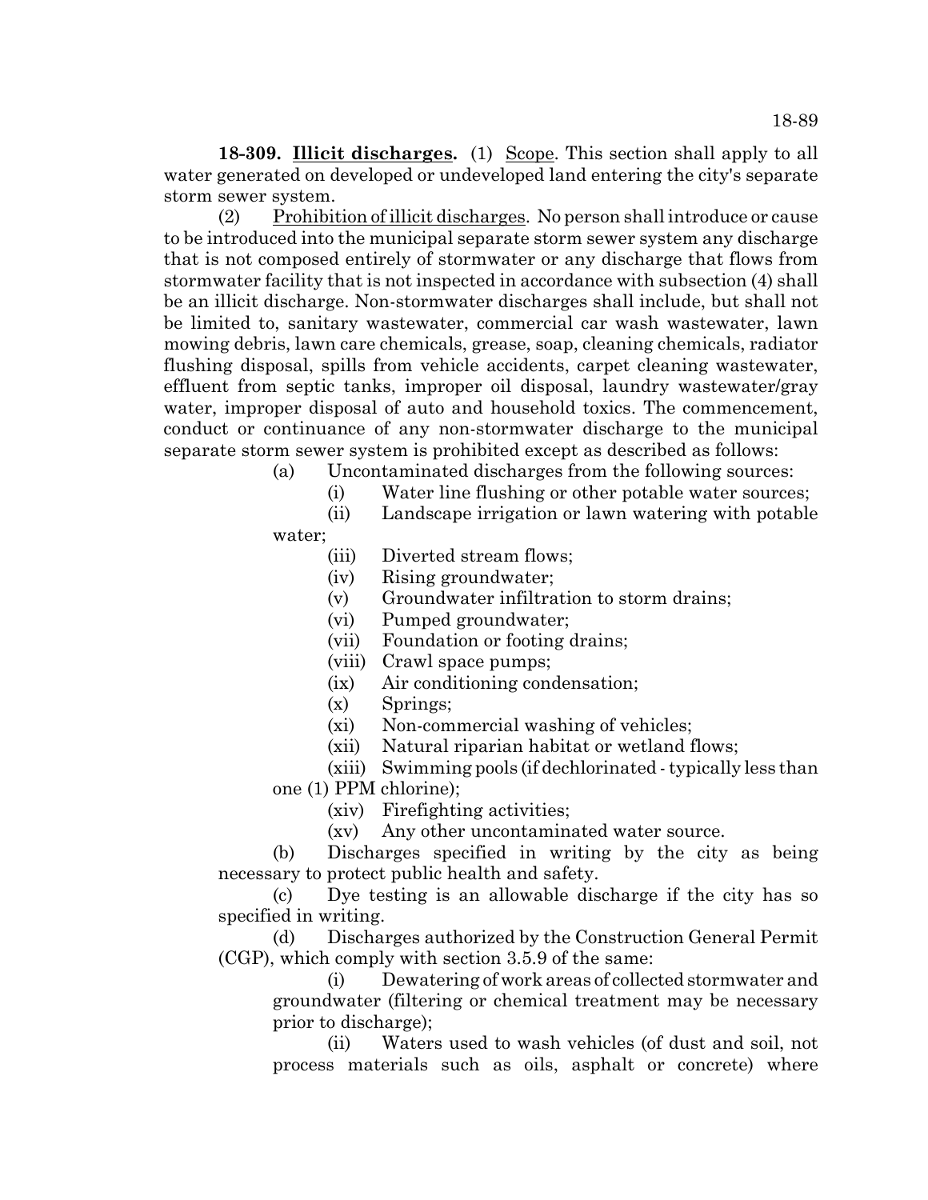**18-309. <u>Illicit discharges</u>.** (1) <u>Scope</u>. This section shall apply to all water generated on developed or undeveloped land entering the city's separate storm sewer system.

(2) <u>Prohibition of illicit discharges</u>. No person shall introduce or cause to be introduced into the municipal separate storm sewer system any discharge that is not composed entirely of stormwater or any discharge that flows from stormwater facility that is not inspected in accordance with subsection (4) shall be an illicit discharge. Non-stormwater discharges shall include, but shall not be limited to, sanitary wastewater, commercial car wash wastewater, lawn mowing debris, lawn care chemicals, grease, soap, cleaning chemicals, radiator flushing disposal, spills from vehicle accidents, carpet cleaning wastewater, effluent from septic tanks, improper oil disposal, laundry wastewater/gray water, improper disposal of auto and household toxics. The commencement, conduct or continuance of any non-stormwater discharge to the municipal separate storm sewer system is prohibited except as described as follows:

(a) Uncontaminated discharges from the following sources:

(i) Water line flushing or other potable water sources;

(ii) Landscape irrigation or lawn watering with potable water;

(iii) Diverted stream flows;

(iv) Rising groundwater;

(v) Groundwater infiltration to storm drains;

(vi) Pumped groundwater;

(vii) Foundation or footing drains;

(viii) Crawl space pumps;

(ix) Air conditioning condensation;

(x) Springs;

(xi) Non-commercial washing of vehicles;

(xii) Natural riparian habitat or wetland flows;

(xiii) Swimming pools (if dechlorinated - typically less than one (1) PPM chlorine);

(xiv) Firefighting activities;

(xv) Any other uncontaminated water source.

(b) Discharges specified in writing by the city as being necessary to protect public health and safety.

(c) Dye testing is an allowable discharge if the city has so specified in writing.

(d) Discharges authorized by the Construction General Permit (CGP), which comply with section 3.5.9 of the same:

(i) Dewatering of work areas of collected stormwater and groundwater (filtering or chemical treatment may be necessary prior to discharge);

(ii) Waters used to wash vehicles (of dust and soil, not process materials such as oils, asphalt or concrete) where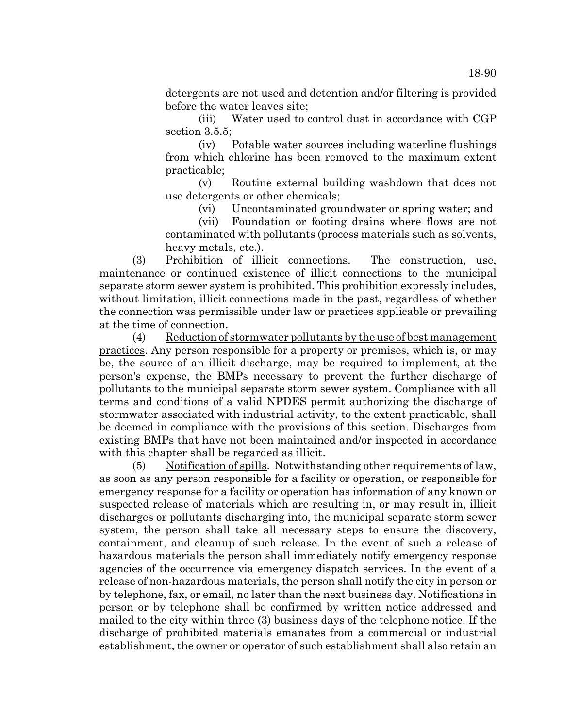detergents are not used and detention and/or filtering is provided before the water leaves site;

(iii) Water used to control dust in accordance with CGP section 3.5.5;

(iv) Potable water sources including waterline flushings from which chlorine has been removed to the maximum extent practicable;

(v) Routine external building washdown that does not use detergents or other chemicals;

(vi) Uncontaminated groundwater or spring water; and

(vii) Foundation or footing drains where flows are not contaminated with pollutants (process materials such as solvents, heavy metals, etc.).

(3) Prohibition of illicit connections. The construction, use, maintenance or continued existence of illicit connections to the municipal separate storm sewer system is prohibited. This prohibition expressly includes, without limitation, illicit connections made in the past, regardless of whether the connection was permissible under law or practices applicable or prevailing at the time of connection.

(4) Reduction of stormwater pollutants by the use of best management practices. Any person responsible for a property or premises, which is, or may be, the source of an illicit discharge, may be required to implement, at the person's expense, the BMPs necessary to prevent the further discharge of pollutants to the municipal separate storm sewer system. Compliance with all terms and conditions of a valid NPDES permit authorizing the discharge of stormwater associated with industrial activity, to the extent practicable, shall be deemed in compliance with the provisions of this section. Discharges from existing BMPs that have not been maintained and/or inspected in accordance with this chapter shall be regarded as illicit.

(5) Notification of spills. Notwithstanding other requirements of law, as soon as any person responsible for a facility or operation, or responsible for emergency response for a facility or operation has information of any known or suspected release of materials which are resulting in, or may result in, illicit discharges or pollutants discharging into, the municipal separate storm sewer system, the person shall take all necessary steps to ensure the discovery, containment, and cleanup of such release. In the event of such a release of hazardous materials the person shall immediately notify emergency response agencies of the occurrence via emergency dispatch services. In the event of a release of non-hazardous materials, the person shall notify the city in person or by telephone, fax, or email, no later than the next business day. Notifications in person or by telephone shall be confirmed by written notice addressed and mailed to the city within three (3) business days of the telephone notice. If the discharge of prohibited materials emanates from a commercial or industrial establishment, the owner or operator of such establishment shall also retain an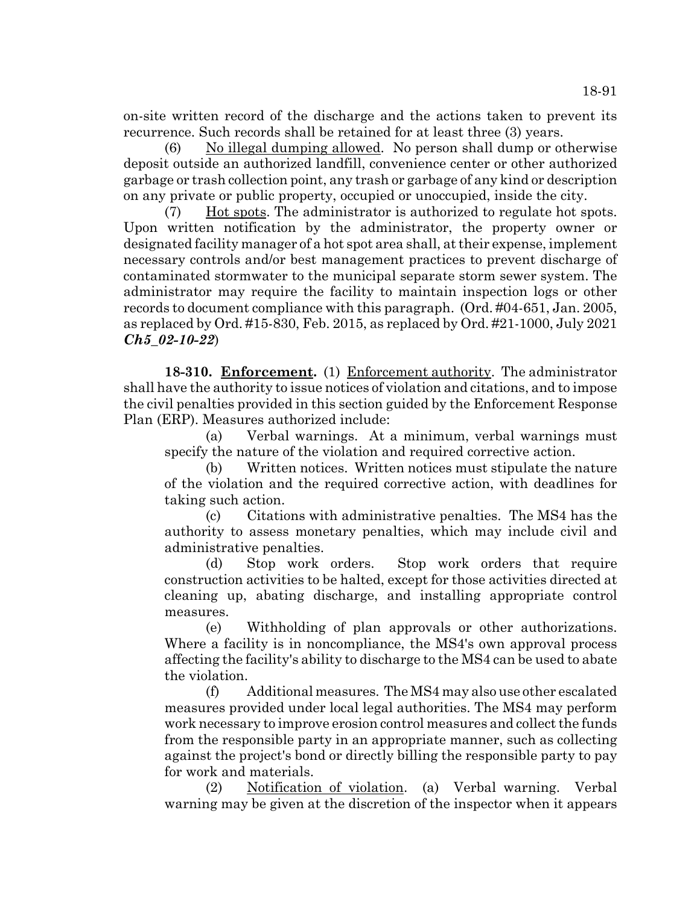on-site written record of the discharge and the actions taken to prevent its recurrence. Such records shall be retained for at least three (3) years.

(6) No illegal dumping allowed. No person shall dump or otherwise deposit outside an authorized landfill, convenience center or other authorized garbage or trash collection point, any trash or garbage of any kind or description on any private or public property, occupied or unoccupied, inside the city.

(7) Hot spots. The administrator is authorized to regulate hot spots. Upon written notification by the administrator, the property owner or designated facility manager of a hot spot area shall, at their expense, implement necessary controls and/or best management practices to prevent discharge of contaminated stormwater to the municipal separate storm sewer system. The administrator may require the facility to maintain inspection logs or other records to document compliance with this paragraph. (Ord. #04-651, Jan. 2005, as replaced by Ord. #15-830, Feb. 2015, as replaced by Ord. #21-1000, July 2021 ***Ch5_02-10-22***)

**18-310. Enforcement.** (1) Enforcement authority. The administrator shall have the authority to issue notices of violation and citations, and to impose the civil penalties provided in this section guided by the Enforcement Response Plan (ERP). Measures authorized include:

(a) Verbal warnings. At a minimum, verbal warnings must specify the nature of the violation and required corrective action.

(b) Written notices. Written notices must stipulate the nature of the violation and the required corrective action, with deadlines for taking such action.

(c) Citations with administrative penalties. The MS4 has the authority to assess monetary penalties, which may include civil and administrative penalties.

(d) Stop work orders. Stop work orders that require construction activities to be halted, except for those activities directed at cleaning up, abating discharge, and installing appropriate control measures.

(e) Withholding of plan approvals or other authorizations. Where a facility is in noncompliance, the MS4's own approval process affecting the facility's ability to discharge to the MS4 can be used to abate the violation.

(f) Additional measures. The MS4 may also use other escalated measures provided under local legal authorities. The MS4 may perform work necessary to improve erosion control measures and collect the funds from the responsible party in an appropriate manner, such as collecting against the project's bond or directly billing the responsible party to pay for work and materials.

(2) Notification of violation. (a) Verbal warning. Verbal warning may be given at the discretion of the inspector when it appears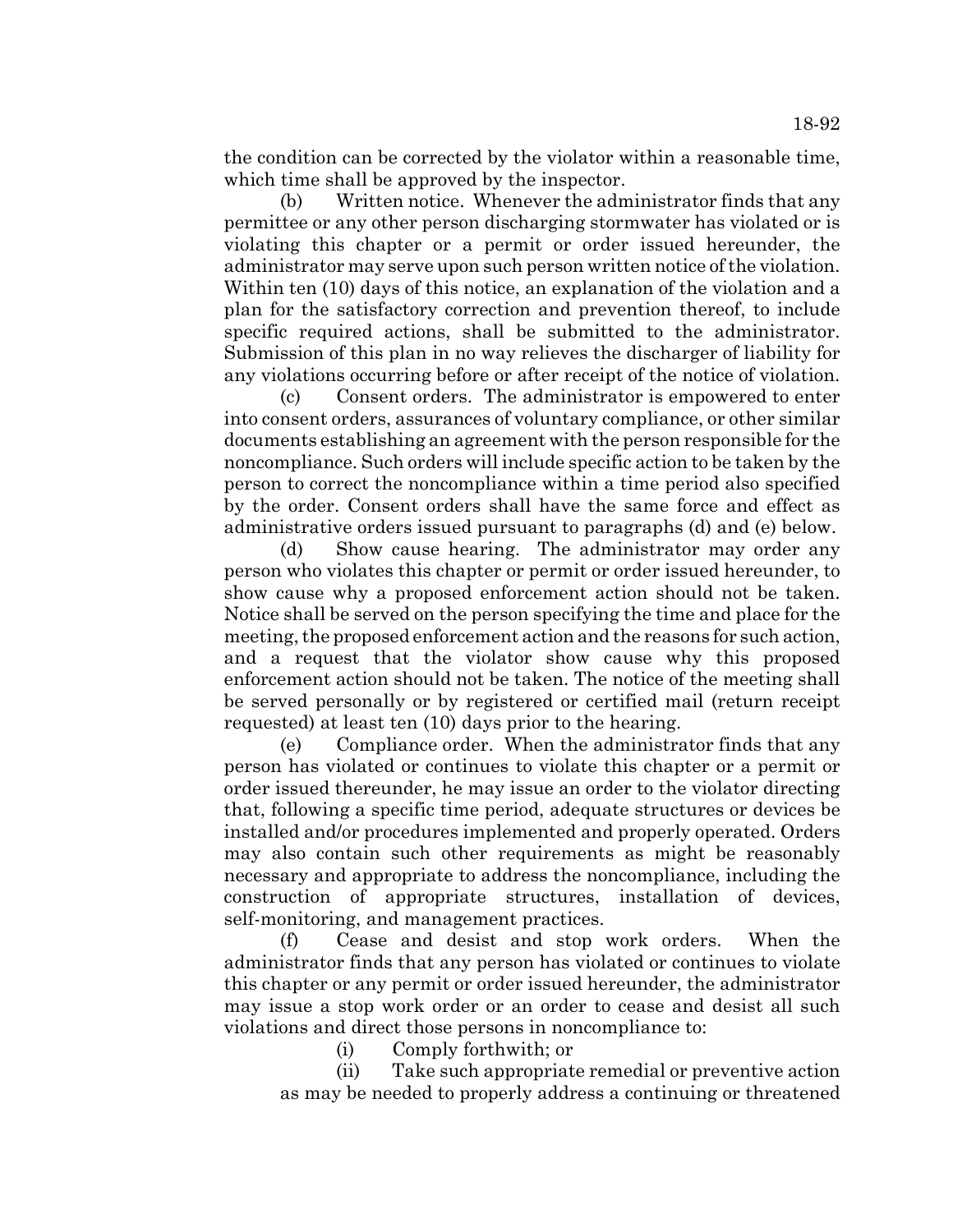the condition can be corrected by the violator within a reasonable time, which time shall be approved by the inspector.

(b) Written notice. Whenever the administrator finds that any permittee or any other person discharging stormwater has violated or is violating this chapter or a permit or order issued hereunder, the administrator may serve upon such person written notice of the violation. Within ten (10) days of this notice, an explanation of the violation and a plan for the satisfactory correction and prevention thereof, to include specific required actions, shall be submitted to the administrator. Submission of this plan in no way relieves the discharger of liability for any violations occurring before or after receipt of the notice of violation.

(c) Consent orders. The administrator is empowered to enter into consent orders, assurances of voluntary compliance, or other similar documents establishing an agreement with the person responsible for the noncompliance. Such orders will include specific action to be taken by the person to correct the noncompliance within a time period also specified by the order. Consent orders shall have the same force and effect as administrative orders issued pursuant to paragraphs (d) and (e) below.

(d) Show cause hearing. The administrator may order any person who violates this chapter or permit or order issued hereunder, to show cause why a proposed enforcement action should not be taken. Notice shall be served on the person specifying the time and place for the meeting, the proposed enforcement action and the reasons for such action, and a request that the violator show cause why this proposed enforcement action should not be taken. The notice of the meeting shall be served personally or by registered or certified mail (return receipt requested) at least ten (10) days prior to the hearing.

(e) Compliance order. When the administrator finds that any person has violated or continues to violate this chapter or a permit or order issued thereunder, he may issue an order to the violator directing that, following a specific time period, adequate structures or devices be installed and/or procedures implemented and properly operated. Orders may also contain such other requirements as might be reasonably necessary and appropriate to address the noncompliance, including the construction of appropriate structures, installation of devices, self-monitoring, and management practices.

(f) Cease and desist and stop work orders. When the administrator finds that any person has violated or continues to violate this chapter or any permit or order issued hereunder, the administrator may issue a stop work order or an order to cease and desist all such violations and direct those persons in noncompliance to:

(i) Comply forthwith; or

(ii) Take such appropriate remedial or preventive action as may be needed to properly address a continuing or threatened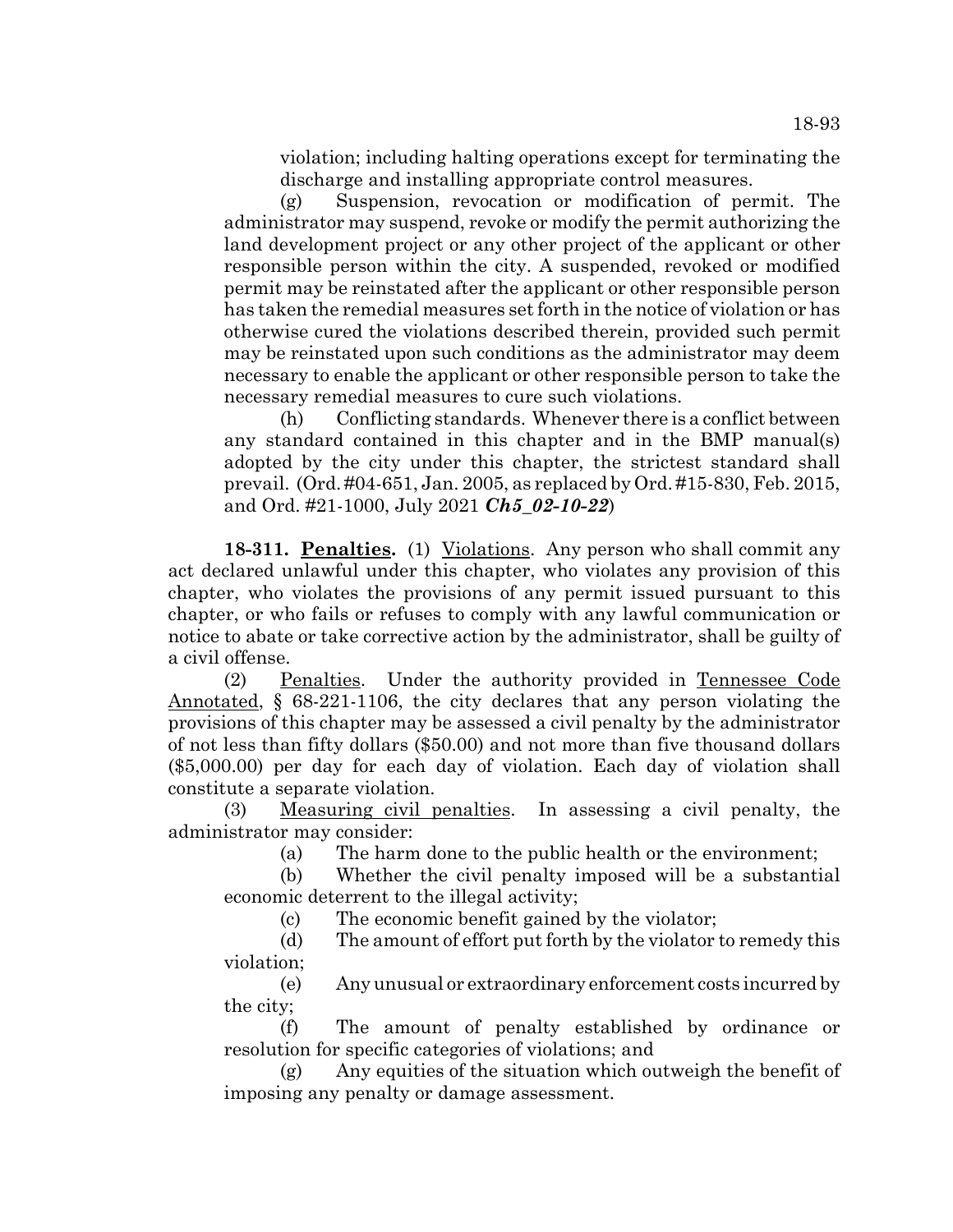violation; including halting operations except for terminating the discharge and installing appropriate control measures.

(g) Suspension, revocation or modification of permit. The administrator may suspend, revoke or modify the permit authorizing the land development project or any other project of the applicant or other responsible person within the city. A suspended, revoked or modified permit may be reinstated after the applicant or other responsible person has taken the remedial measures set forth in the notice of violation or has otherwise cured the violations described therein, provided such permit may be reinstated upon such conditions as the administrator may deem necessary to enable the applicant or other responsible person to take the necessary remedial measures to cure such violations.

(h) Conflicting standards. Whenever there is a conflict between any standard contained in this chapter and in the BMP manual(s) adopted by the city under this chapter, the strictest standard shall prevail. (Ord. #04-651, Jan. 2005, as replaced by Ord. #15-830, Feb. 2015, and Ord. #21-1000, July 2021 ***Ch5_02-10-22***)

**18-311. Penalties.** (1) Violations. Any person who shall commit any act declared unlawful under this chapter, who violates any provision of this chapter, who violates the provisions of any permit issued pursuant to this chapter, or who fails or refuses to comply with any lawful communication or notice to abate or take corrective action by the administrator, shall be guilty of a civil offense.

(2) Penalties. Under the authority provided in Tennessee Code Annotated, § 68-221-1106, the city declares that any person violating the provisions of this chapter may be assessed a civil penalty by the administrator of not less than fifty dollars ($50.00) and not more than five thousand dollars ($5,000.00) per day for each day of violation. Each day of violation shall constitute a separate violation.

(3) Measuring civil penalties. In assessing a civil penalty, the administrator may consider:

(a) The harm done to the public health or the environment;

(b) Whether the civil penalty imposed will be a substantial economic deterrent to the illegal activity;

(c) The economic benefit gained by the violator;

(d) The amount of effort put forth by the violator to remedy this violation;

(e) Any unusual or extraordinary enforcement costs incurred by the city;

(f) The amount of penalty established by ordinance or resolution for specific categories of violations; and

(g) Any equities of the situation which outweigh the benefit of imposing any penalty or damage assessment.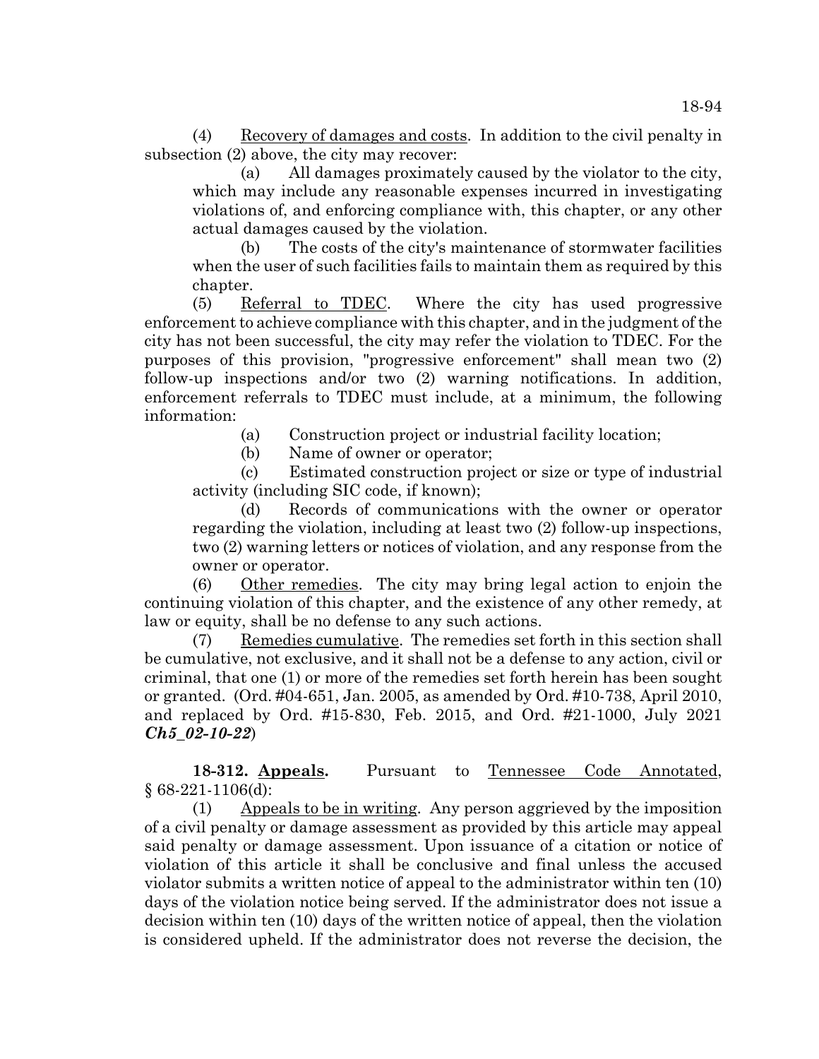(4) Recovery of damages and costs. In addition to the civil penalty in subsection (2) above, the city may recover:

(a) All damages proximately caused by the violator to the city, which may include any reasonable expenses incurred in investigating violations of, and enforcing compliance with, this chapter, or any other actual damages caused by the violation.

(b) The costs of the city's maintenance of stormwater facilities when the user of such facilities fails to maintain them as required by this chapter.

(5) Referral to TDEC. Where the city has used progressive enforcement to achieve compliance with this chapter, and in the judgment of the city has not been successful, the city may refer the violation to TDEC. For the purposes of this provision, "progressive enforcement" shall mean two (2) follow-up inspections and/or two (2) warning notifications. In addition, enforcement referrals to TDEC must include, at a minimum, the following information:

(a) Construction project or industrial facility location;

(b) Name of owner or operator;

(c) Estimated construction project or size or type of industrial activity (including SIC code, if known);

(d) Records of communications with the owner or operator regarding the violation, including at least two (2) follow-up inspections, two (2) warning letters or notices of violation, and any response from the owner or operator.

(6) Other remedies. The city may bring legal action to enjoin the continuing violation of this chapter, and the existence of any other remedy, at law or equity, shall be no defense to any such actions.

(7) Remedies cumulative. The remedies set forth in this section shall be cumulative, not exclusive, and it shall not be a defense to any action, civil or criminal, that one (1) or more of the remedies set forth herein has been sought or granted. (Ord. #04-651, Jan. 2005, as amended by Ord. #10-738, April 2010, and replaced by Ord. #15-830, Feb. 2015, and Ord. #21-1000, July 2021 ***Ch5_02-10-22***)

**18-312. Appeals.** Pursuant to Tennessee Code Annotated, § 68-221-1106(d):

(1) Appeals to be in writing. Any person aggrieved by the imposition of a civil penalty or damage assessment as provided by this article may appeal said penalty or damage assessment. Upon issuance of a citation or notice of violation of this article it shall be conclusive and final unless the accused violator submits a written notice of appeal to the administrator within ten (10) days of the violation notice being served. If the administrator does not issue a decision within ten (10) days of the written notice of appeal, then the violation is considered upheld. If the administrator does not reverse the decision, the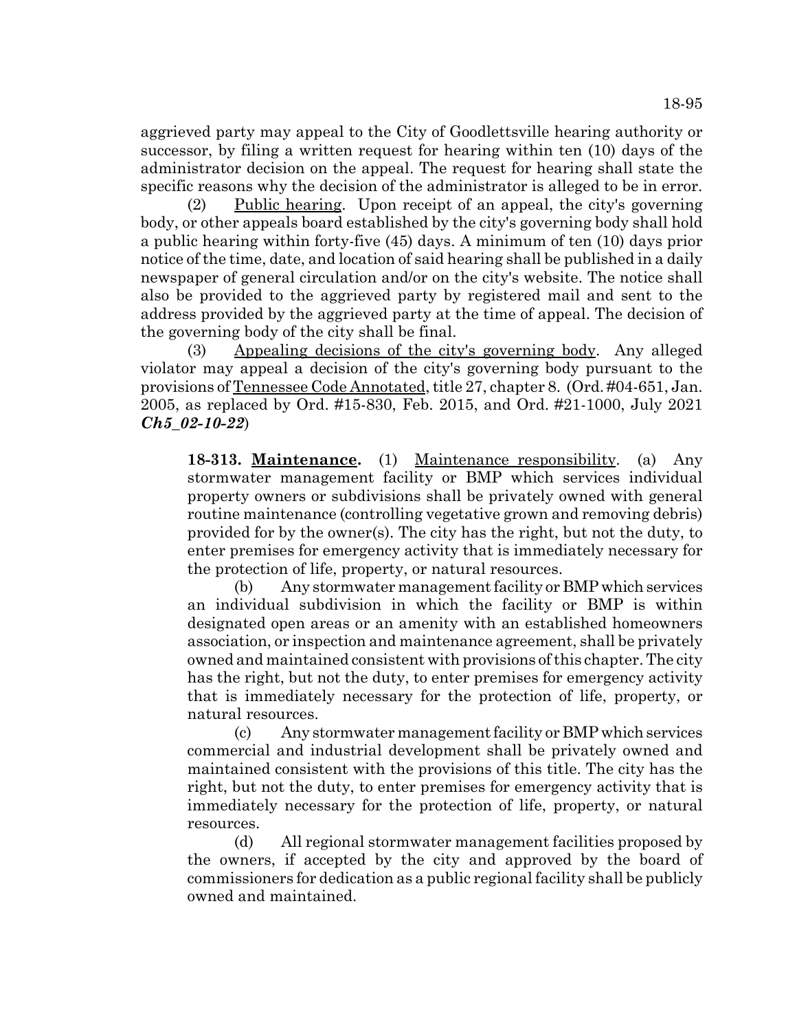aggrieved party may appeal to the City of Goodlettsville hearing authority or successor, by filing a written request for hearing within ten (10) days of the administrator decision on the appeal. The request for hearing shall state the specific reasons why the decision of the administrator is alleged to be in error.

(2) Public hearing. Upon receipt of an appeal, the city's governing body, or other appeals board established by the city's governing body shall hold a public hearing within forty-five (45) days. A minimum of ten (10) days prior notice of the time, date, and location of said hearing shall be published in a daily newspaper of general circulation and/or on the city's website. The notice shall also be provided to the aggrieved party by registered mail and sent to the address provided by the aggrieved party at the time of appeal. The decision of the governing body of the city shall be final.

(3) Appealing decisions of the city's governing body. Any alleged violator may appeal a decision of the city's governing body pursuant to the provisions of Tennessee Code Annotated, title 27, chapter 8. (Ord. #04-651, Jan. 2005, as replaced by Ord. #15-830, Feb. 2015, and Ord. #21-1000, July 2021 ***Ch5_02-10-22***)

**18-313. Maintenance.** (1) Maintenance responsibility. (a) Any stormwater management facility or BMP which services individual property owners or subdivisions shall be privately owned with general routine maintenance (controlling vegetative grown and removing debris) provided for by the owner(s). The city has the right, but not the duty, to enter premises for emergency activity that is immediately necessary for the protection of life, property, or natural resources.

(b) Any stormwater management facility or BMP which services an individual subdivision in which the facility or BMP is within designated open areas or an amenity with an established homeowners association, or inspection and maintenance agreement, shall be privately owned and maintained consistent with provisions of this chapter. The city has the right, but not the duty, to enter premises for emergency activity that is immediately necessary for the protection of life, property, or natural resources.

(c) Any stormwater management facility or BMP which services commercial and industrial development shall be privately owned and maintained consistent with the provisions of this title. The city has the right, but not the duty, to enter premises for emergency activity that is immediately necessary for the protection of life, property, or natural resources.

(d) All regional stormwater management facilities proposed by the owners, if accepted by the city and approved by the board of commissioners for dedication as a public regional facility shall be publicly owned and maintained.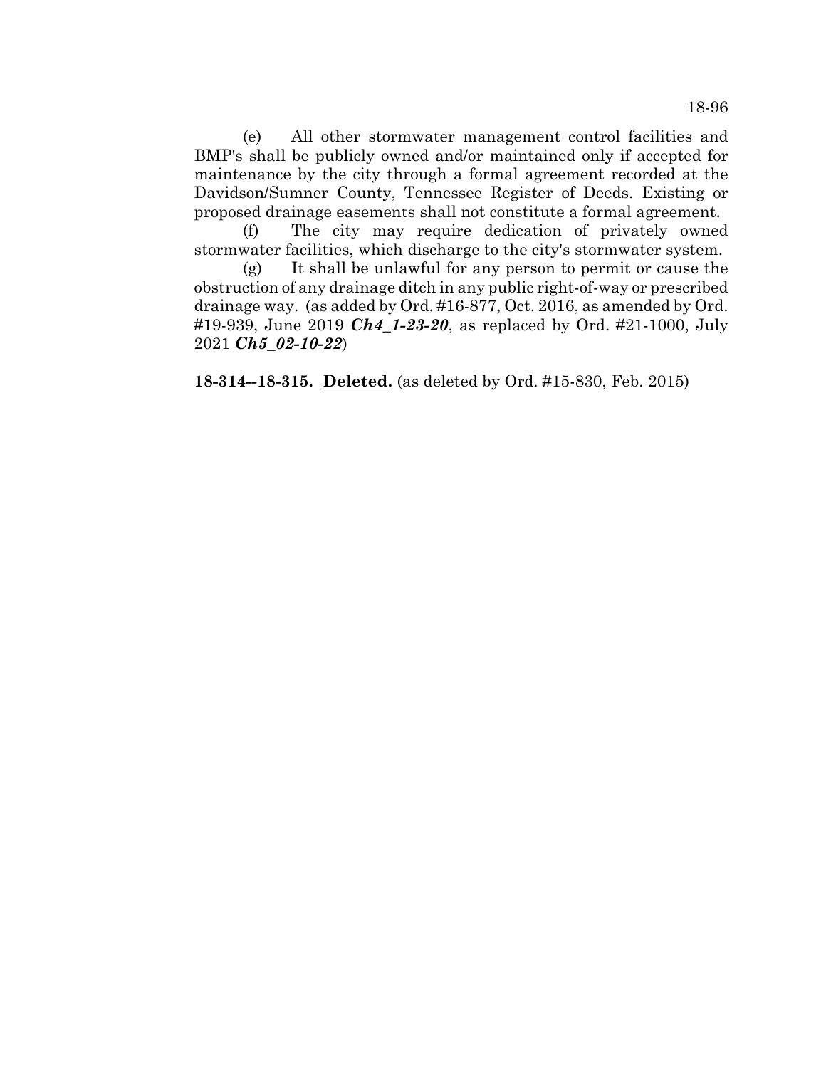(e) All other stormwater management control facilities and BMP's shall be publicly owned and/or maintained only if accepted for maintenance by the city through a formal agreement recorded at the Davidson/Sumner County, Tennessee Register of Deeds. Existing or proposed drainage easements shall not constitute a formal agreement.

(f) The city may require dedication of privately owned stormwater facilities, which discharge to the city's stormwater system.

(g) It shall be unlawful for any person to permit or cause the obstruction of any drainage ditch in any public right-of-way or prescribed drainage way. (as added by Ord. #16-877, Oct. 2016, as amended by Ord. #19-939, June 2019 ***Ch4_1-23-20***, as replaced by Ord. #21-1000, July 2021 ***Ch5_02-10-22***)

**18-314--18-315. Deleted.** (as deleted by Ord. #15-830, Feb. 2015)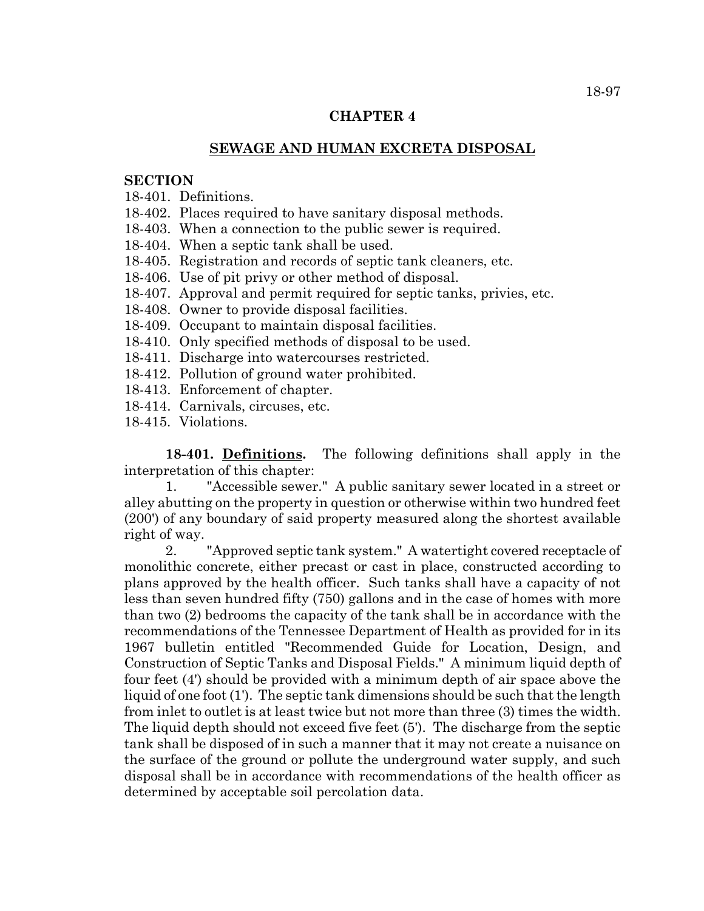# CHAPTER 4

## SEWAGE AND HUMAN EXCRETA DISPOSAL

**SECTION**

18-401. Definitions.
18-402. Places required to have sanitary disposal methods.
18-403. When a connection to the public sewer is required.
18-404. When a septic tank shall be used.
18-405. Registration and records of septic tank cleaners, etc.
18-406. Use of pit privy or other method of disposal.
18-407. Approval and permit required for septic tanks, privies, etc.
18-408. Owner to provide disposal facilities.
18-409. Occupant to maintain disposal facilities.
18-410. Only specified methods of disposal to be used.
18-411. Discharge into watercourses restricted.
18-412. Pollution of ground water prohibited.
18-413. Enforcement of chapter.
18-414. Carnivals, circuses, etc.
18-415. Violations.

**18-401. Definitions.** The following definitions shall apply in the interpretation of this chapter:

1. "Accessible sewer." A public sanitary sewer located in a street or alley abutting on the property in question or otherwise within two hundred feet (200') of any boundary of said property measured along the shortest available right of way.

2. "Approved septic tank system." A watertight covered receptacle of monolithic concrete, either precast or cast in place, constructed according to plans approved by the health officer. Such tanks shall have a capacity of not less than seven hundred fifty (750) gallons and in the case of homes with more than two (2) bedrooms the capacity of the tank shall be in accordance with the recommendations of the Tennessee Department of Health as provided for in its 1967 bulletin entitled "Recommended Guide for Location, Design, and Construction of Septic Tanks and Disposal Fields." A minimum liquid depth of four feet (4') should be provided with a minimum depth of air space above the liquid of one foot (1'). The septic tank dimensions should be such that the length from inlet to outlet is at least twice but not more than three (3) times the width. The liquid depth should not exceed five feet (5'). The discharge from the septic tank shall be disposed of in such a manner that it may not create a nuisance on the surface of the ground or pollute the underground water supply, and such disposal shall be in accordance with recommendations of the health officer as determined by acceptable soil percolation data.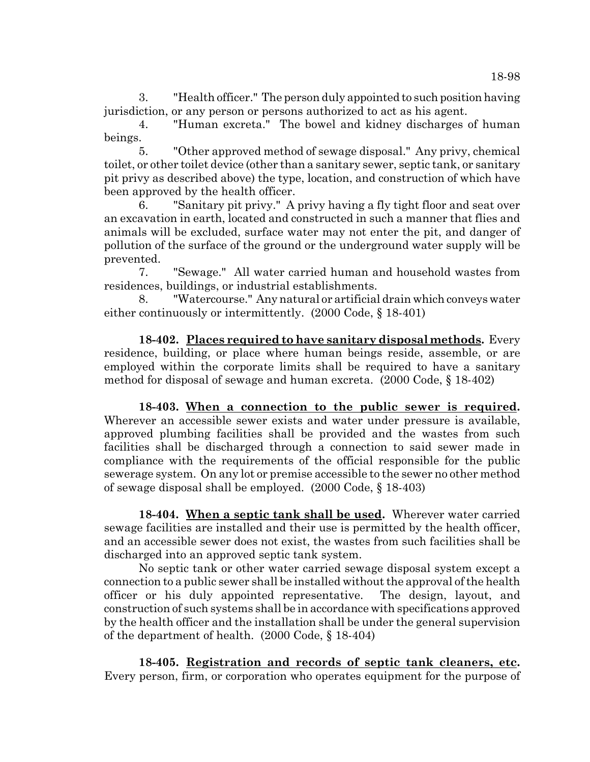3. "Health officer." The person duly appointed to such position having jurisdiction, or any person or persons authorized to act as his agent.

4. "Human excreta." The bowel and kidney discharges of human beings.

5. "Other approved method of sewage disposal." Any privy, chemical toilet, or other toilet device (other than a sanitary sewer, septic tank, or sanitary pit privy as described above) the type, location, and construction of which have been approved by the health officer.

6. "Sanitary pit privy." A privy having a fly tight floor and seat over an excavation in earth, located and constructed in such a manner that flies and animals will be excluded, surface water may not enter the pit, and danger of pollution of the surface of the ground or the underground water supply will be prevented.

7. "Sewage." All water carried human and household wastes from residences, buildings, or industrial establishments.

8. "Watercourse." Any natural or artificial drain which conveys water either continuously or intermittently. (2000 Code, § 18-401)

**18-402. Places required to have sanitary disposal methods.** Every residence, building, or place where human beings reside, assemble, or are employed within the corporate limits shall be required to have a sanitary method for disposal of sewage and human excreta. (2000 Code, § 18-402)

**18-403. When a connection to the public sewer is required.** Wherever an accessible sewer exists and water under pressure is available, approved plumbing facilities shall be provided and the wastes from such facilities shall be discharged through a connection to said sewer made in compliance with the requirements of the official responsible for the public sewerage system. On any lot or premise accessible to the sewer no other method of sewage disposal shall be employed. (2000 Code, § 18-403)

**18-404. When a septic tank shall be used.** Wherever water carried sewage facilities are installed and their use is permitted by the health officer, and an accessible sewer does not exist, the wastes from such facilities shall be discharged into an approved septic tank system.

No septic tank or other water carried sewage disposal system except a connection to a public sewer shall be installed without the approval of the health officer or his duly appointed representative. The design, layout, and construction of such systems shall be in accordance with specifications approved by the health officer and the installation shall be under the general supervision of the department of health. (2000 Code, § 18-404)

**18-405. Registration and records of septic tank cleaners, etc.** Every person, firm, or corporation who operates equipment for the purpose of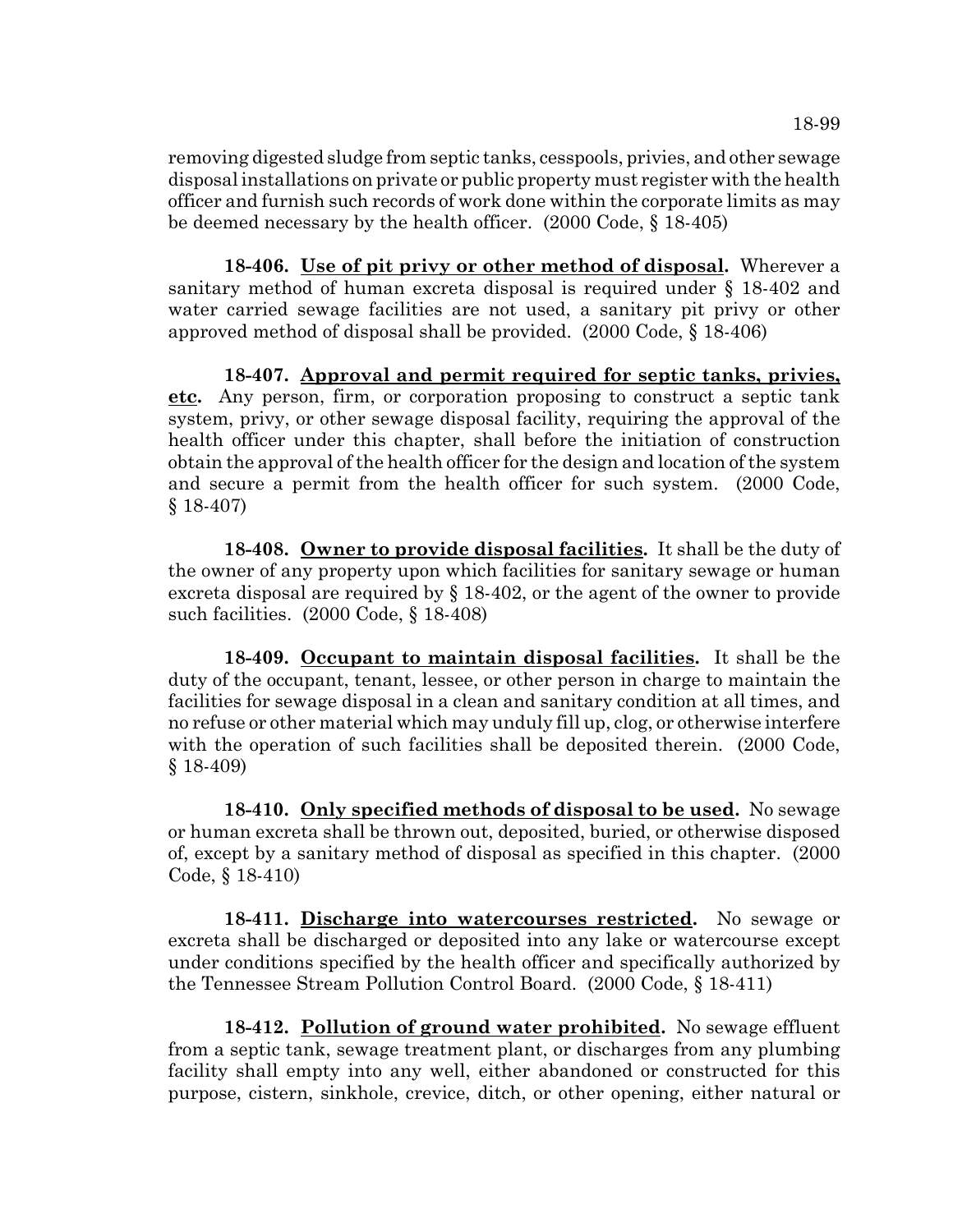removing digested sludge from septic tanks, cesspools, privies, and other sewage disposal installations on private or public property must register with the health officer and furnish such records of work done within the corporate limits as may be deemed necessary by the health officer. (2000 Code, § 18-405)

**18-406. Use of pit privy or other method of disposal.** Wherever a sanitary method of human excreta disposal is required under § 18-402 and water carried sewage facilities are not used, a sanitary pit privy or other approved method of disposal shall be provided. (2000 Code, § 18-406)

**18-407. Approval and permit required for septic tanks, privies, etc.** Any person, firm, or corporation proposing to construct a septic tank system, privy, or other sewage disposal facility, requiring the approval of the health officer under this chapter, shall before the initiation of construction obtain the approval of the health officer for the design and location of the system and secure a permit from the health officer for such system. (2000 Code, § 18-407)

**18-408. Owner to provide disposal facilities.** It shall be the duty of the owner of any property upon which facilities for sanitary sewage or human excreta disposal are required by § 18-402, or the agent of the owner to provide such facilities. (2000 Code, § 18-408)

**18-409. Occupant to maintain disposal facilities.** It shall be the duty of the occupant, tenant, lessee, or other person in charge to maintain the facilities for sewage disposal in a clean and sanitary condition at all times, and no refuse or other material which may unduly fill up, clog, or otherwise interfere with the operation of such facilities shall be deposited therein. (2000 Code, § 18-409)

**18-410. Only specified methods of disposal to be used.** No sewage or human excreta shall be thrown out, deposited, buried, or otherwise disposed of, except by a sanitary method of disposal as specified in this chapter. (2000 Code, § 18-410)

**18-411. Discharge into watercourses restricted.** No sewage or excreta shall be discharged or deposited into any lake or watercourse except under conditions specified by the health officer and specifically authorized by the Tennessee Stream Pollution Control Board. (2000 Code, § 18-411)

**18-412. Pollution of ground water prohibited.** No sewage effluent from a septic tank, sewage treatment plant, or discharges from any plumbing facility shall empty into any well, either abandoned or constructed for this purpose, cistern, sinkhole, crevice, ditch, or other opening, either natural or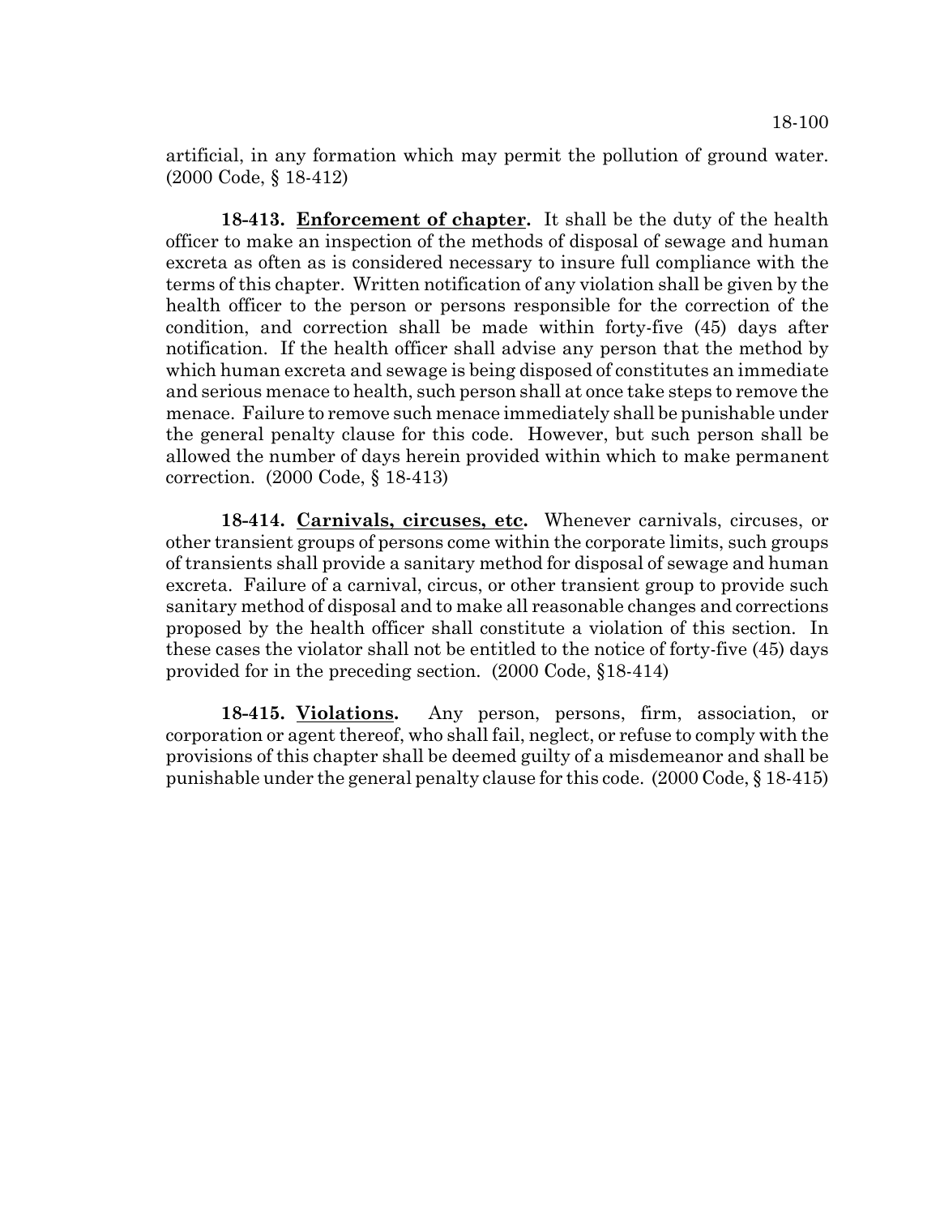artificial, in any formation which may permit the pollution of ground water. (2000 Code, § 18-412)

**18-413. Enforcement of chapter.** It shall be the duty of the health officer to make an inspection of the methods of disposal of sewage and human excreta as often as is considered necessary to insure full compliance with the terms of this chapter. Written notification of any violation shall be given by the health officer to the person or persons responsible for the correction of the condition, and correction shall be made within forty-five (45) days after notification. If the health officer shall advise any person that the method by which human excreta and sewage is being disposed of constitutes an immediate and serious menace to health, such person shall at once take steps to remove the menace. Failure to remove such menace immediately shall be punishable under the general penalty clause for this code. However, but such person shall be allowed the number of days herein provided within which to make permanent correction. (2000 Code, § 18-413)

**18-414. Carnivals, circuses, etc.** Whenever carnivals, circuses, or other transient groups of persons come within the corporate limits, such groups of transients shall provide a sanitary method for disposal of sewage and human excreta. Failure of a carnival, circus, or other transient group to provide such sanitary method of disposal and to make all reasonable changes and corrections proposed by the health officer shall constitute a violation of this section. In these cases the violator shall not be entitled to the notice of forty-five (45) days provided for in the preceding section. (2000 Code, §18-414)

**18-415. Violations.** Any person, persons, firm, association, or corporation or agent thereof, who shall fail, neglect, or refuse to comply with the provisions of this chapter shall be deemed guilty of a misdemeanor and shall be punishable under the general penalty clause for this code. (2000 Code, § 18-415)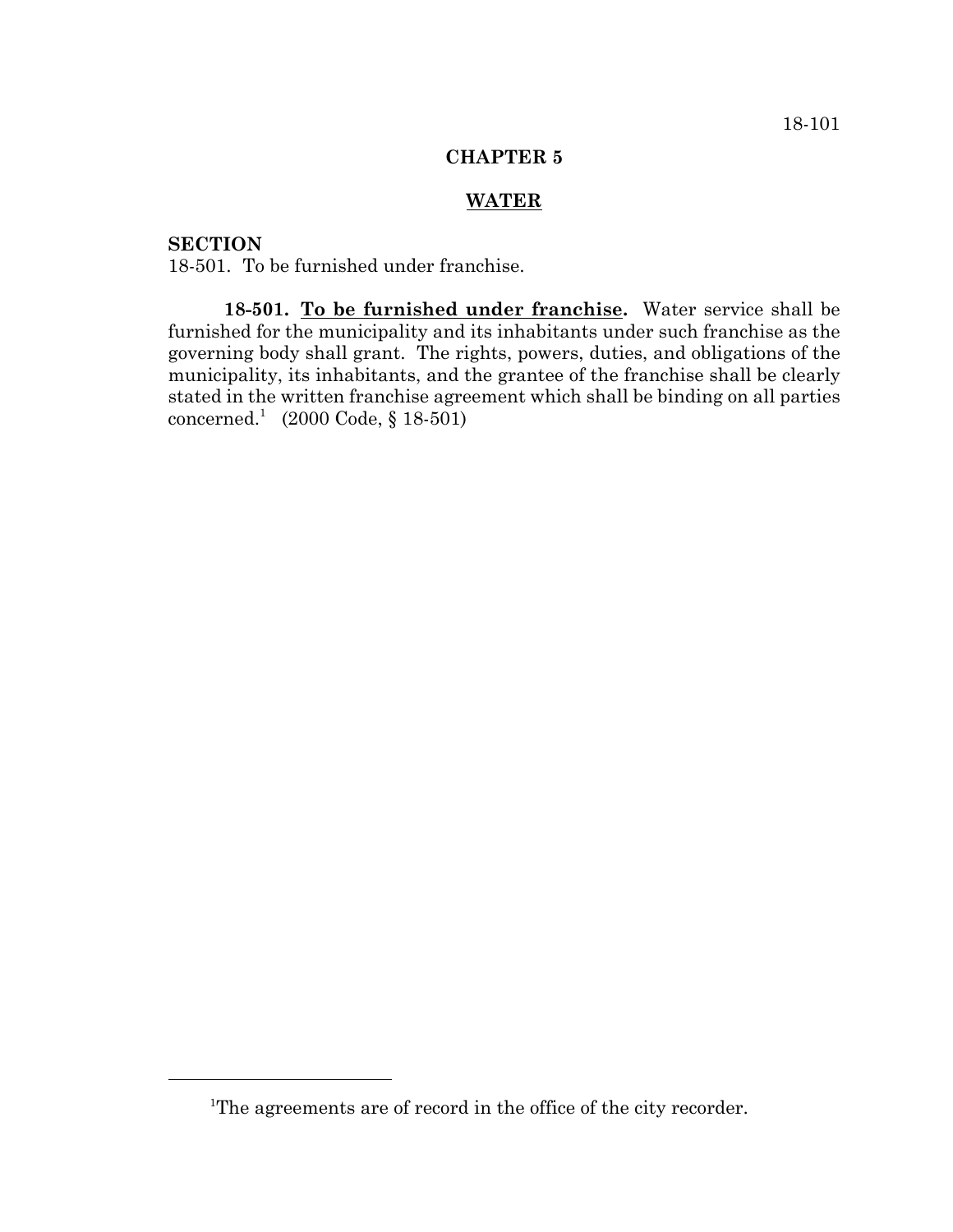## CHAPTER 5

## WATER

**SECTION**
18-501. To be furnished under franchise.

**18-501. To be furnished under franchise.** Water service shall be furnished for the municipality and its inhabitants under such franchise as the governing body shall grant. The rights, powers, duties, and obligations of the municipality, its inhabitants, and the grantee of the franchise shall be clearly stated in the written franchise agreement which shall be binding on all parties concerned.[1] (2000 Code, § 18-501)

---

[1]The agreements are of record in the office of the city recorder.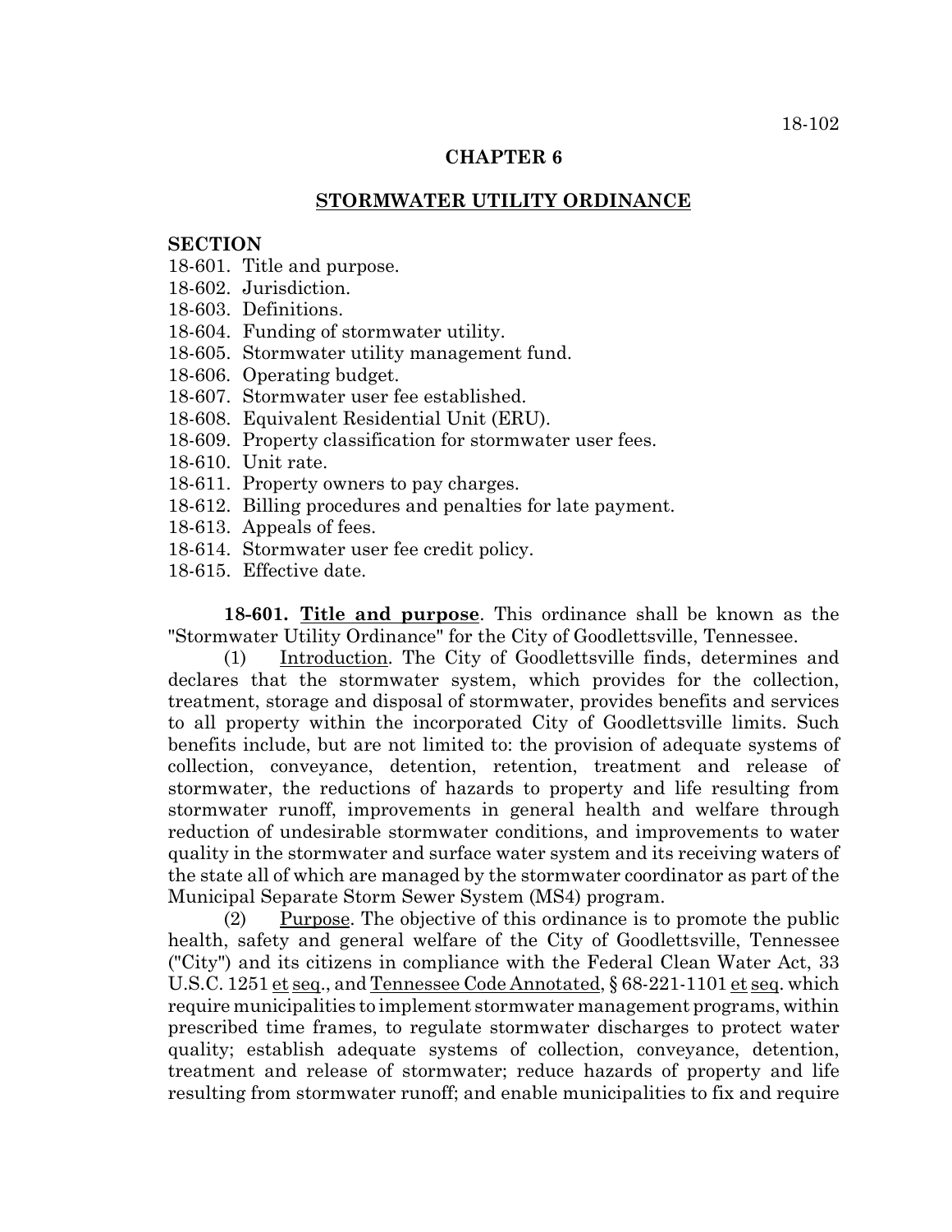## CHAPTER 6

## STORMWATER UTILITY ORDINANCE

**SECTION**

18-601. Title and purpose.
18-602. Jurisdiction.
18-603. Definitions.
18-604. Funding of stormwater utility.
18-605. Stormwater utility management fund.
18-606. Operating budget.
18-607. Stormwater user fee established.
18-608. Equivalent Residential Unit (ERU).
18-609. Property classification for stormwater user fees.
18-610. Unit rate.
18-611. Property owners to pay charges.
18-612. Billing procedures and penalties for late payment.
18-613. Appeals of fees.
18-614. Stormwater user fee credit policy.
18-615. Effective date.

**18-601. Title and purpose**. This ordinance shall be known as the "Stormwater Utility Ordinance" for the City of Goodlettsville, Tennessee.

(1) Introduction. The City of Goodlettsville finds, determines and declares that the stormwater system, which provides for the collection, treatment, storage and disposal of stormwater, provides benefits and services to all property within the incorporated City of Goodlettsville limits. Such benefits include, but are not limited to: the provision of adequate systems of collection, conveyance, detention, retention, treatment and release of stormwater, the reductions of hazards to property and life resulting from stormwater runoff, improvements in general health and welfare through reduction of undesirable stormwater conditions, and improvements to water quality in the stormwater and surface water system and its receiving waters of the state all of which are managed by the stormwater coordinator as part of the Municipal Separate Storm Sewer System (MS4) program.

(2) Purpose. The objective of this ordinance is to promote the public health, safety and general welfare of the City of Goodlettsville, Tennessee ("City") and its citizens in compliance with the Federal Clean Water Act, 33 U.S.C. 1251 et seq., and Tennessee Code Annotated, § 68-221-1101 et seq. which require municipalities to implement stormwater management programs, within prescribed time frames, to regulate stormwater discharges to protect water quality; establish adequate systems of collection, conveyance, detention, treatment and release of stormwater; reduce hazards of property and life resulting from stormwater runoff; and enable municipalities to fix and require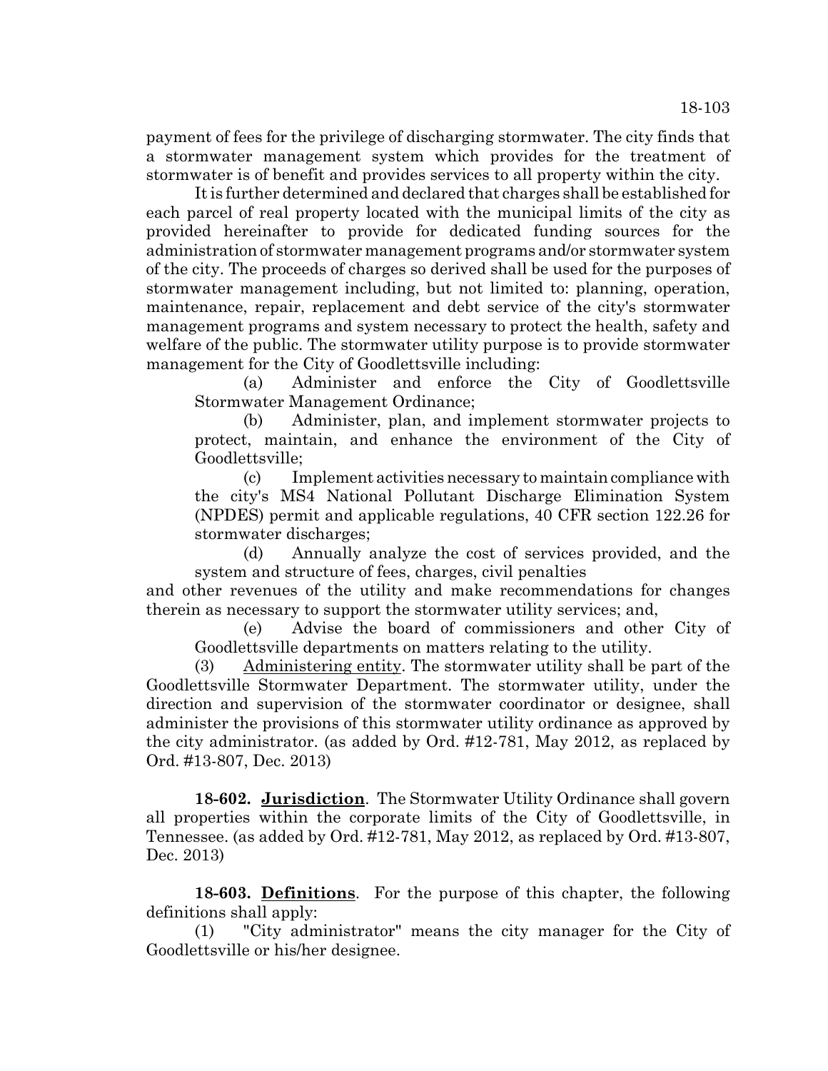payment of fees for the privilege of discharging stormwater. The city finds that a stormwater management system which provides for the treatment of stormwater is of benefit and provides services to all property within the city.

It is further determined and declared that charges shall be established for each parcel of real property located with the municipal limits of the city as provided hereinafter to provide for dedicated funding sources for the administration of stormwater management programs and/or stormwater system of the city. The proceeds of charges so derived shall be used for the purposes of stormwater management including, but not limited to: planning, operation, maintenance, repair, replacement and debt service of the city's stormwater management programs and system necessary to protect the health, safety and welfare of the public. The stormwater utility purpose is to provide stormwater management for the City of Goodlettsville including:

(a) Administer and enforce the City of Goodlettsville Stormwater Management Ordinance;

(b) Administer, plan, and implement stormwater projects to protect, maintain, and enhance the environment of the City of Goodlettsville;

(c) Implement activities necessary to maintain compliance with the city's MS4 National Pollutant Discharge Elimination System (NPDES) permit and applicable regulations, 40 CFR section 122.26 for stormwater discharges;

(d) Annually analyze the cost of services provided, and the system and structure of fees, charges, civil penalties and other revenues of the utility and make recommendations for changes therein as necessary to support the stormwater utility services; and,

(e) Advise the board of commissioners and other City of Goodlettsville departments on matters relating to the utility.

(3) Administering entity. The stormwater utility shall be part of the Goodlettsville Stormwater Department. The stormwater utility, under the direction and supervision of the stormwater coordinator or designee, shall administer the provisions of this stormwater utility ordinance as approved by the city administrator. (as added by Ord. #12-781, May 2012, as replaced by Ord. #13-807, Dec. 2013)

**18-602. Jurisdiction**. The Stormwater Utility Ordinance shall govern all properties within the corporate limits of the City of Goodlettsville, in Tennessee. (as added by Ord. #12-781, May 2012, as replaced by Ord. #13-807, Dec. 2013)

**18-603. Definitions**. For the purpose of this chapter, the following definitions shall apply:

(1) "City administrator" means the city manager for the City of Goodlettsville or his/her designee.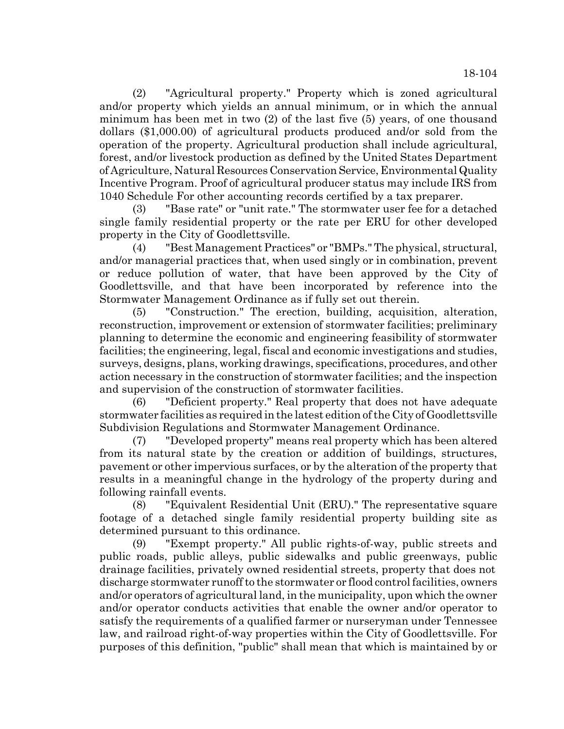(2) "Agricultural property." Property which is zoned agricultural and/or property which yields an annual minimum, or in which the annual minimum has been met in two (2) of the last five (5) years, of one thousand dollars ($1,000.00) of agricultural products produced and/or sold from the operation of the property. Agricultural production shall include agricultural, forest, and/or livestock production as defined by the United States Department of Agriculture, Natural Resources Conservation Service, Environmental Quality Incentive Program. Proof of agricultural producer status may include IRS from 1040 Schedule For other accounting records certified by a tax preparer.

(3) "Base rate" or "unit rate." The stormwater user fee for a detached single family residential property or the rate per ERU for other developed property in the City of Goodlettsville.

(4) "Best Management Practices" or "BMPs." The physical, structural, and/or managerial practices that, when used singly or in combination, prevent or reduce pollution of water, that have been approved by the City of Goodlettsville, and that have been incorporated by reference into the Stormwater Management Ordinance as if fully set out therein.

(5) "Construction." The erection, building, acquisition, alteration, reconstruction, improvement or extension of stormwater facilities; preliminary planning to determine the economic and engineering feasibility of stormwater facilities; the engineering, legal, fiscal and economic investigations and studies, surveys, designs, plans, working drawings, specifications, procedures, and other action necessary in the construction of stormwater facilities; and the inspection and supervision of the construction of stormwater facilities.

(6) "Deficient property." Real property that does not have adequate stormwater facilities as required in the latest edition of the City of Goodlettsville Subdivision Regulations and Stormwater Management Ordinance.

(7) "Developed property" means real property which has been altered from its natural state by the creation or addition of buildings, structures, pavement or other impervious surfaces, or by the alteration of the property that results in a meaningful change in the hydrology of the property during and following rainfall events.

(8) "Equivalent Residential Unit (ERU)." The representative square footage of a detached single family residential property building site as determined pursuant to this ordinance.

(9) "Exempt property." All public rights-of-way, public streets and public roads, public alleys, public sidewalks and public greenways, public drainage facilities, privately owned residential streets, property that does not discharge stormwater runoff to the stormwater or flood control facilities, owners and/or operators of agricultural land, in the municipality, upon which the owner and/or operator conducts activities that enable the owner and/or operator to satisfy the requirements of a qualified farmer or nurseryman under Tennessee law, and railroad right-of-way properties within the City of Goodlettsville. For purposes of this definition, "public" shall mean that which is maintained by or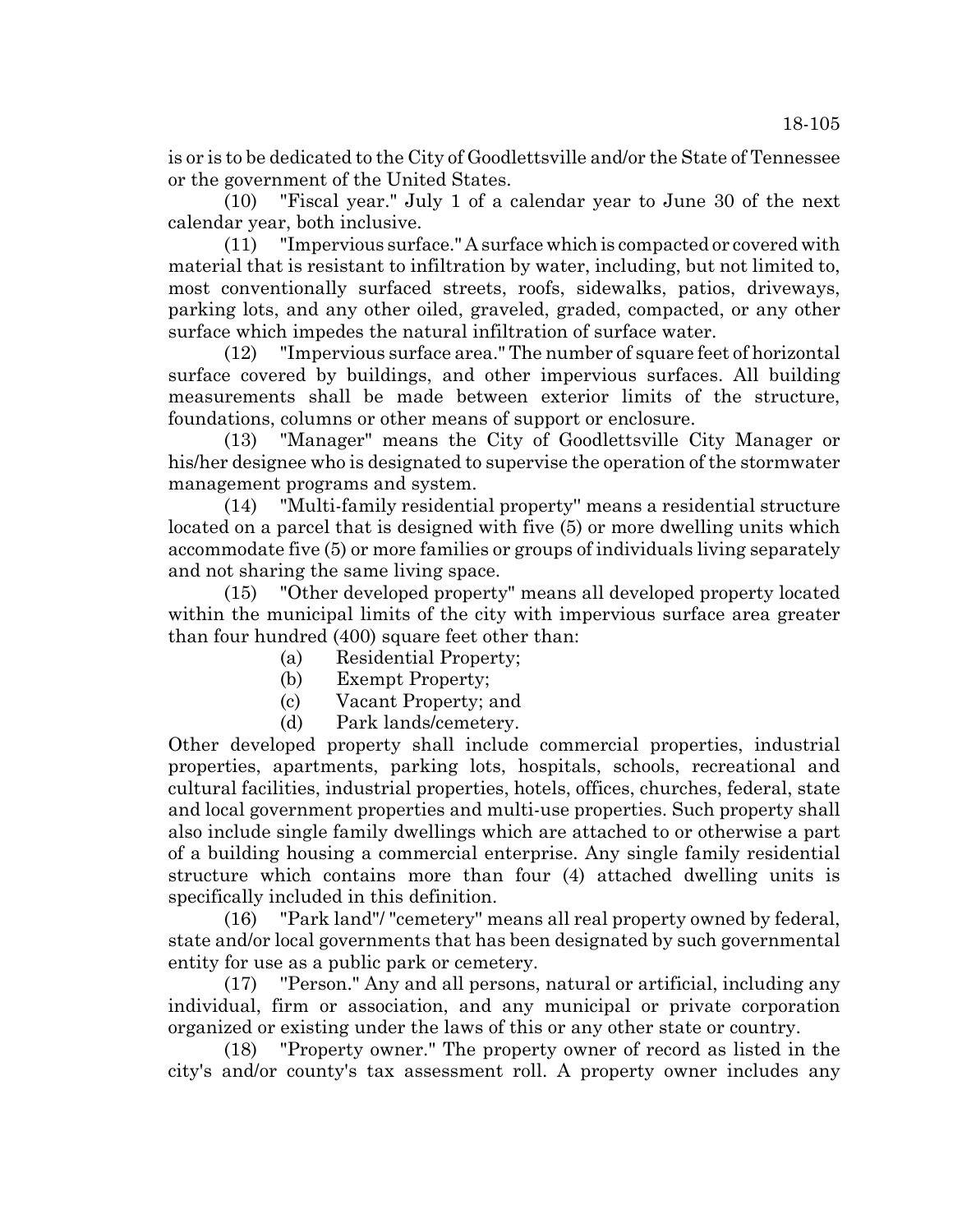is or is to be dedicated to the City of Goodlettsville and/or the State of Tennessee or the government of the United States.

(10) "Fiscal year." July 1 of a calendar year to June 30 of the next calendar year, both inclusive.

(11) "Impervious surface." A surface which is compacted or covered with material that is resistant to infiltration by water, including, but not limited to, most conventionally surfaced streets, roofs, sidewalks, patios, driveways, parking lots, and any other oiled, graveled, graded, compacted, or any other surface which impedes the natural infiltration of surface water.

(12) "Impervious surface area." The number of square feet of horizontal surface covered by buildings, and other impervious surfaces. All building measurements shall be made between exterior limits of the structure, foundations, columns or other means of support or enclosure.

(13) "Manager" means the City of Goodlettsville City Manager or his/her designee who is designated to supervise the operation of the stormwater management programs and system.

(14) "Multi-family residential property" means a residential structure located on a parcel that is designed with five (5) or more dwelling units which accommodate five (5) or more families or groups of individuals living separately and not sharing the same living space.

(15) "Other developed property" means all developed property located within the municipal limits of the city with impervious surface area greater than four hundred (400) square feet other than:

(a) Residential Property;

(b) Exempt Property;

(c) Vacant Property; and

(d) Park lands/cemetery.

Other developed property shall include commercial properties, industrial properties, apartments, parking lots, hospitals, schools, recreational and cultural facilities, industrial properties, hotels, offices, churches, federal, state and local government properties and multi-use properties. Such property shall also include single family dwellings which are attached to or otherwise a part of a building housing a commercial enterprise. Any single family residential structure which contains more than four (4) attached dwelling units is specifically included in this definition.

(16) "Park land"/ "cemetery" means all real property owned by federal, state and/or local governments that has been designated by such governmental entity for use as a public park or cemetery.

(17) "Person." Any and all persons, natural or artificial, including any individual, firm or association, and any municipal or private corporation organized or existing under the laws of this or any other state or country.

(18) "Property owner." The property owner of record as listed in the city's and/or county's tax assessment roll. A property owner includes any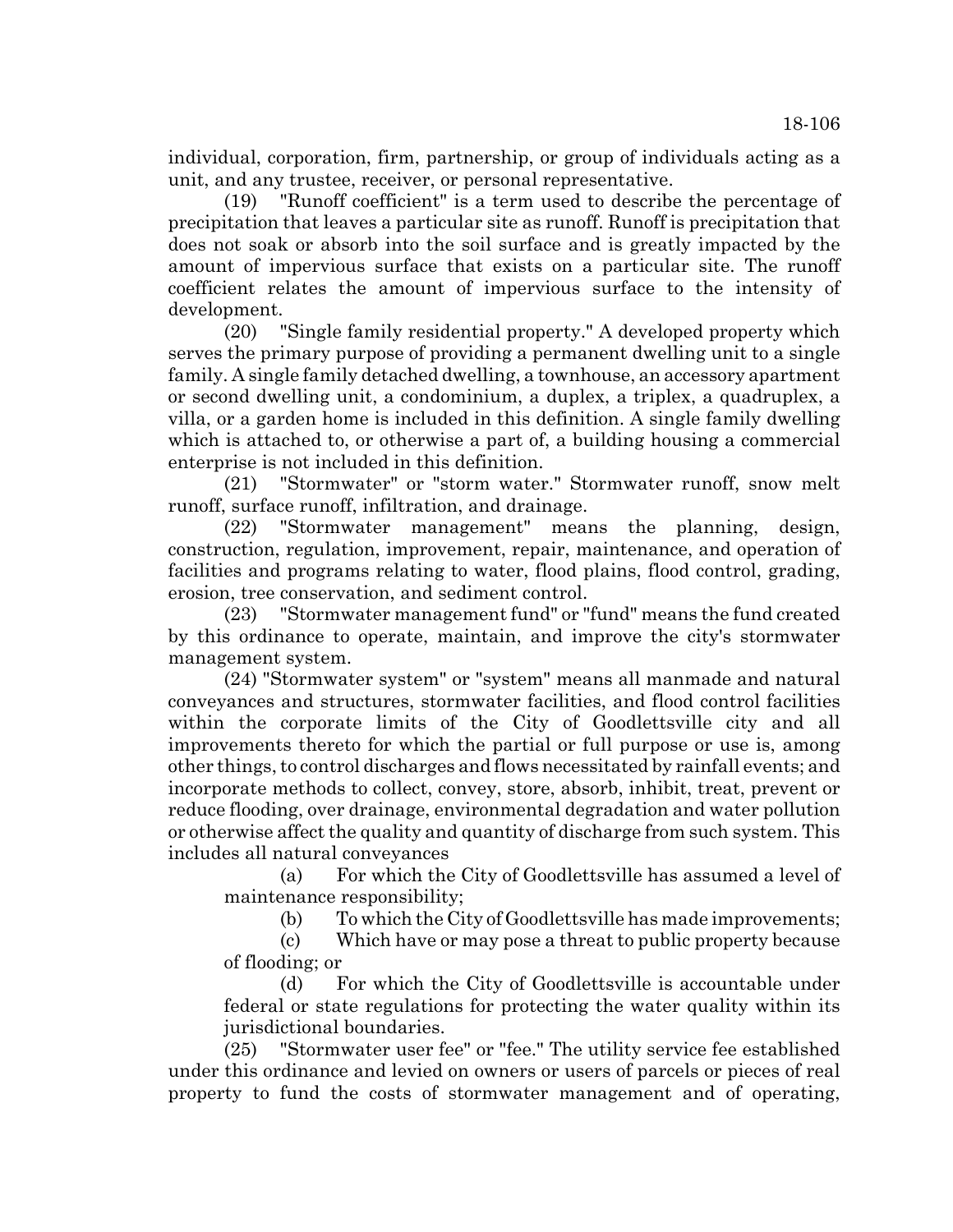individual, corporation, firm, partnership, or group of individuals acting as a unit, and any trustee, receiver, or personal representative.

(19) "Runoff coefficient" is a term used to describe the percentage of precipitation that leaves a particular site as runoff. Runoff is precipitation that does not soak or absorb into the soil surface and is greatly impacted by the amount of impervious surface that exists on a particular site. The runoff coefficient relates the amount of impervious surface to the intensity of development.

(20) "Single family residential property." A developed property which serves the primary purpose of providing a permanent dwelling unit to a single family. A single family detached dwelling, a townhouse, an accessory apartment or second dwelling unit, a condominium, a duplex, a triplex, a quadruplex, a villa, or a garden home is included in this definition. A single family dwelling which is attached to, or otherwise a part of, a building housing a commercial enterprise is not included in this definition.

(21) "Stormwater" or "storm water." Stormwater runoff, snow melt runoff, surface runoff, infiltration, and drainage.

(22) "Stormwater management" means the planning, design, construction, regulation, improvement, repair, maintenance, and operation of facilities and programs relating to water, flood plains, flood control, grading, erosion, tree conservation, and sediment control.

(23) "Stormwater management fund" or "fund" means the fund created by this ordinance to operate, maintain, and improve the city's stormwater management system.

(24) "Stormwater system" or "system" means all manmade and natural conveyances and structures, stormwater facilities, and flood control facilities within the corporate limits of the City of Goodlettsville city and all improvements thereto for which the partial or full purpose or use is, among other things, to control discharges and flows necessitated by rainfall events; and incorporate methods to collect, convey, store, absorb, inhibit, treat, prevent or reduce flooding, over drainage, environmental degradation and water pollution or otherwise affect the quality and quantity of discharge from such system. This includes all natural conveyances

(a) For which the City of Goodlettsville has assumed a level of maintenance responsibility;

(b) To which the City of Goodlettsville has made improvements;

(c) Which have or may pose a threat to public property because of flooding; or

(d) For which the City of Goodlettsville is accountable under federal or state regulations for protecting the water quality within its jurisdictional boundaries.

(25) "Stormwater user fee" or "fee." The utility service fee established under this ordinance and levied on owners or users of parcels or pieces of real property to fund the costs of stormwater management and of operating,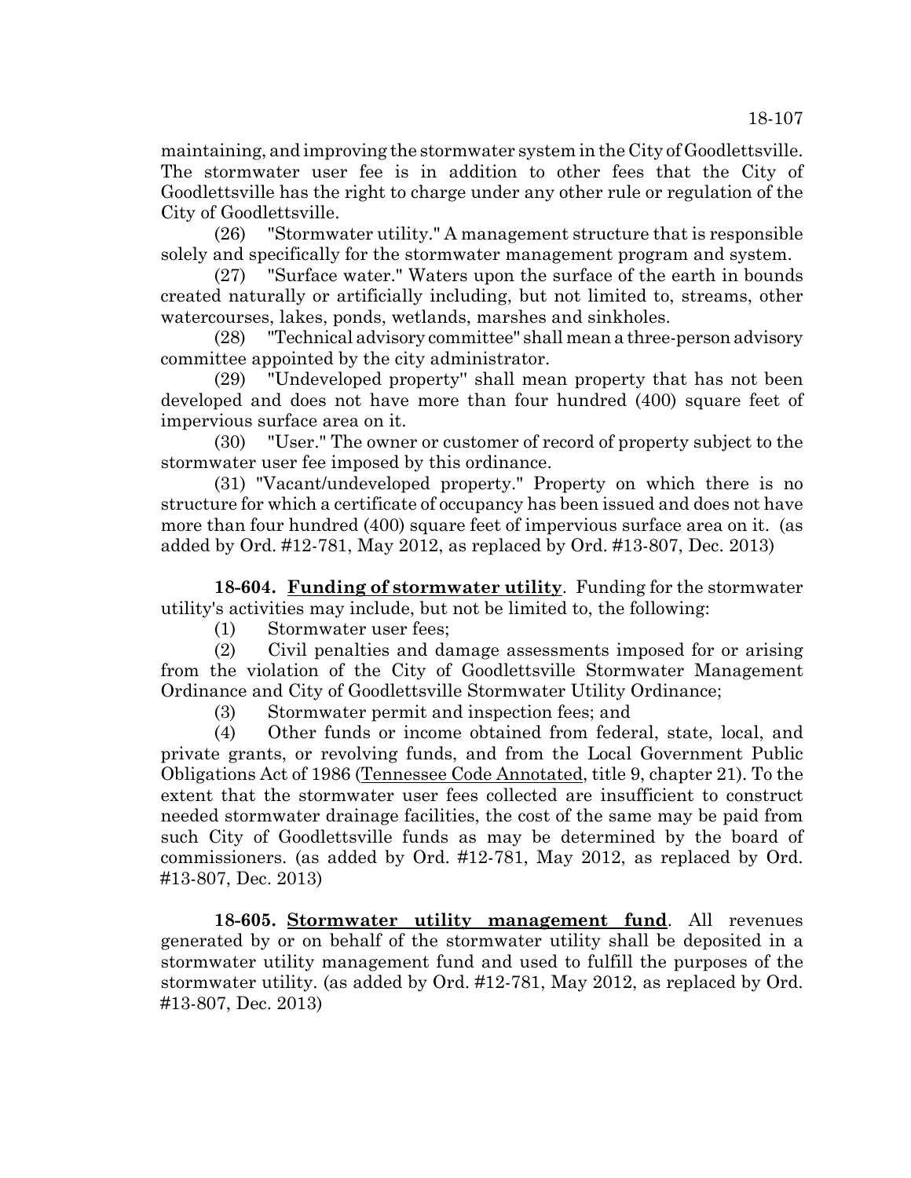maintaining, and improving the stormwater system in the City of Goodlettsville. The stormwater user fee is in addition to other fees that the City of Goodlettsville has the right to charge under any other rule or regulation of the City of Goodlettsville.

(26) "Stormwater utility." A management structure that is responsible solely and specifically for the stormwater management program and system.

(27) "Surface water." Waters upon the surface of the earth in bounds created naturally or artificially including, but not limited to, streams, other watercourses, lakes, ponds, wetlands, marshes and sinkholes.

(28) "Technical advisory committee" shall mean a three-person advisory committee appointed by the city administrator.

(29) "Undeveloped property" shall mean property that has not been developed and does not have more than four hundred (400) square feet of impervious surface area on it.

(30) "User." The owner or customer of record of property subject to the stormwater user fee imposed by this ordinance.

(31) "Vacant/undeveloped property." Property on which there is no structure for which a certificate of occupancy has been issued and does not have more than four hundred (400) square feet of impervious surface area on it. (as added by Ord. #12-781, May 2012, as replaced by Ord. #13-807, Dec. 2013)

**18-604. Funding of stormwater utility**. Funding for the stormwater utility's activities may include, but not be limited to, the following:

(1) Stormwater user fees;

(2) Civil penalties and damage assessments imposed for or arising from the violation of the City of Goodlettsville Stormwater Management Ordinance and City of Goodlettsville Stormwater Utility Ordinance;

(3) Stormwater permit and inspection fees; and

(4) Other funds or income obtained from federal, state, local, and private grants, or revolving funds, and from the Local Government Public Obligations Act of 1986 (Tennessee Code Annotated, title 9, chapter 21). To the extent that the stormwater user fees collected are insufficient to construct needed stormwater drainage facilities, the cost of the same may be paid from such City of Goodlettsville funds as may be determined by the board of commissioners. (as added by Ord. #12-781, May 2012, as replaced by Ord. #13-807, Dec. 2013)

**18-605. Stormwater utility management fund**. All revenues generated by or on behalf of the stormwater utility shall be deposited in a stormwater utility management fund and used to fulfill the purposes of the stormwater utility. (as added by Ord. #12-781, May 2012, as replaced by Ord. #13-807, Dec. 2013)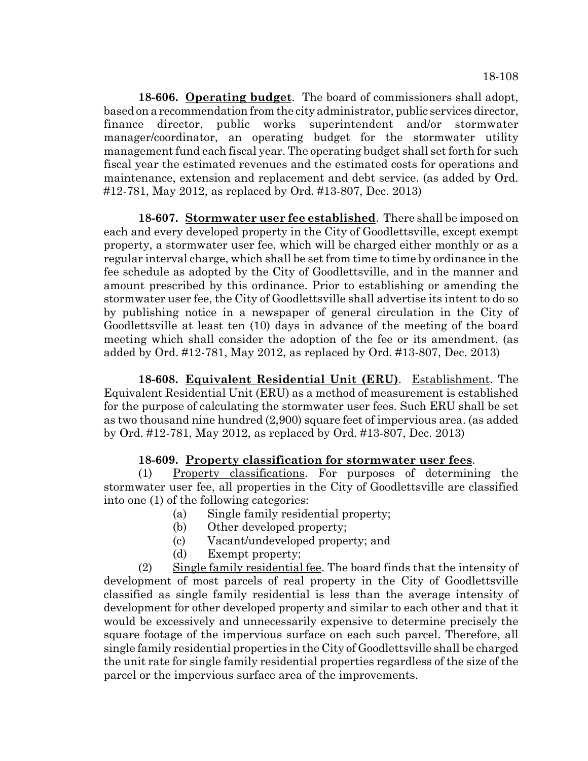**18-606. Operating budget**. The board of commissioners shall adopt, based on a recommendation from the city administrator, public services director, finance director, public works superintendent and/or stormwater manager/coordinator, an operating budget for the stormwater utility management fund each fiscal year. The operating budget shall set forth for such fiscal year the estimated revenues and the estimated costs for operations and maintenance, extension and replacement and debt service. (as added by Ord. #12-781, May 2012, as replaced by Ord. #13-807, Dec. 2013)

**18-607. Stormwater user fee established**. There shall be imposed on each and every developed property in the City of Goodlettsville, except exempt property, a stormwater user fee, which will be charged either monthly or as a regular interval charge, which shall be set from time to time by ordinance in the fee schedule as adopted by the City of Goodlettsville, and in the manner and amount prescribed by this ordinance. Prior to establishing or amending the stormwater user fee, the City of Goodlettsville shall advertise its intent to do so by publishing notice in a newspaper of general circulation in the City of Goodlettsville at least ten (10) days in advance of the meeting of the board meeting which shall consider the adoption of the fee or its amendment. (as added by Ord. #12-781, May 2012, as replaced by Ord. #13-807, Dec. 2013)

**18-608. Equivalent Residential Unit (ERU)**. Establishment. The Equivalent Residential Unit (ERU) as a method of measurement is established for the purpose of calculating the stormwater user fees. Such ERU shall be set as two thousand nine hundred (2,900) square feet of impervious area. (as added by Ord. #12-781, May 2012, as replaced by Ord. #13-807, Dec. 2013)

**18-609. Property classification for stormwater user fees**.

(1) Property classifications. For purposes of determining the stormwater user fee, all properties in the City of Goodlettsville are classified into one (1) of the following categories:

(a) Single family residential property;

(b) Other developed property;

(c) Vacant/undeveloped property; and

(d) Exempt property;

(2) Single family residential fee. The board finds that the intensity of development of most parcels of real property in the City of Goodlettsville classified as single family residential is less than the average intensity of development for other developed property and similar to each other and that it would be excessively and unnecessarily expensive to determine precisely the square footage of the impervious surface on each such parcel. Therefore, all single family residential properties in the City of Goodlettsville shall be charged the unit rate for single family residential properties regardless of the size of the parcel or the impervious surface area of the improvements.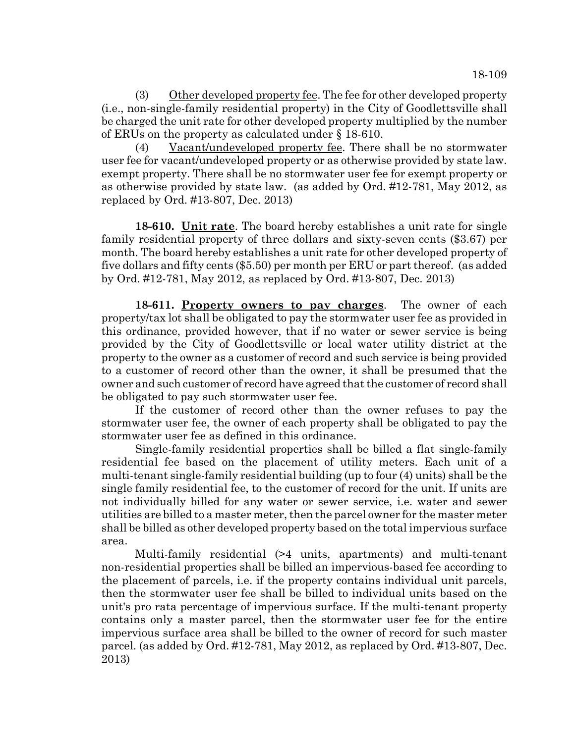(3) Other developed property fee. The fee for other developed property (i.e., non-single-family residential property) in the City of Goodlettsville shall be charged the unit rate for other developed property multiplied by the number of ERUs on the property as calculated under § 18-610.

(4) Vacant/undeveloped property fee. There shall be no stormwater user fee for vacant/undeveloped property or as otherwise provided by state law. exempt property. There shall be no stormwater user fee for exempt property or as otherwise provided by state law. (as added by Ord. #12-781, May 2012, as replaced by Ord. #13-807, Dec. 2013)

**18-610. Unit rate**. The board hereby establishes a unit rate for single family residential property of three dollars and sixty-seven cents ($3.67) per month. The board hereby establishes a unit rate for other developed property of five dollars and fifty cents ($5.50) per month per ERU or part thereof. (as added by Ord. #12-781, May 2012, as replaced by Ord. #13-807, Dec. 2013)

**18-611. Property owners to pay charges**. The owner of each property/tax lot shall be obligated to pay the stormwater user fee as provided in this ordinance, provided however, that if no water or sewer service is being provided by the City of Goodlettsville or local water utility district at the property to the owner as a customer of record and such service is being provided to a customer of record other than the owner, it shall be presumed that the owner and such customer of record have agreed that the customer of record shall be obligated to pay such stormwater user fee.

If the customer of record other than the owner refuses to pay the stormwater user fee, the owner of each property shall be obligated to pay the stormwater user fee as defined in this ordinance.

Single-family residential properties shall be billed a flat single-family residential fee based on the placement of utility meters. Each unit of a multi-tenant single-family residential building (up to four (4) units) shall be the single family residential fee, to the customer of record for the unit. If units are not individually billed for any water or sewer service, i.e. water and sewer utilities are billed to a master meter, then the parcel owner for the master meter shall be billed as other developed property based on the total impervious surface area.

Multi-family residential (>4 units, apartments) and multi-tenant non-residential properties shall be billed an impervious-based fee according to the placement of parcels, i.e. if the property contains individual unit parcels, then the stormwater user fee shall be billed to individual units based on the unit's pro rata percentage of impervious surface. If the multi-tenant property contains only a master parcel, then the stormwater user fee for the entire impervious surface area shall be billed to the owner of record for such master parcel. (as added by Ord. #12-781, May 2012, as replaced by Ord. #13-807, Dec. 2013)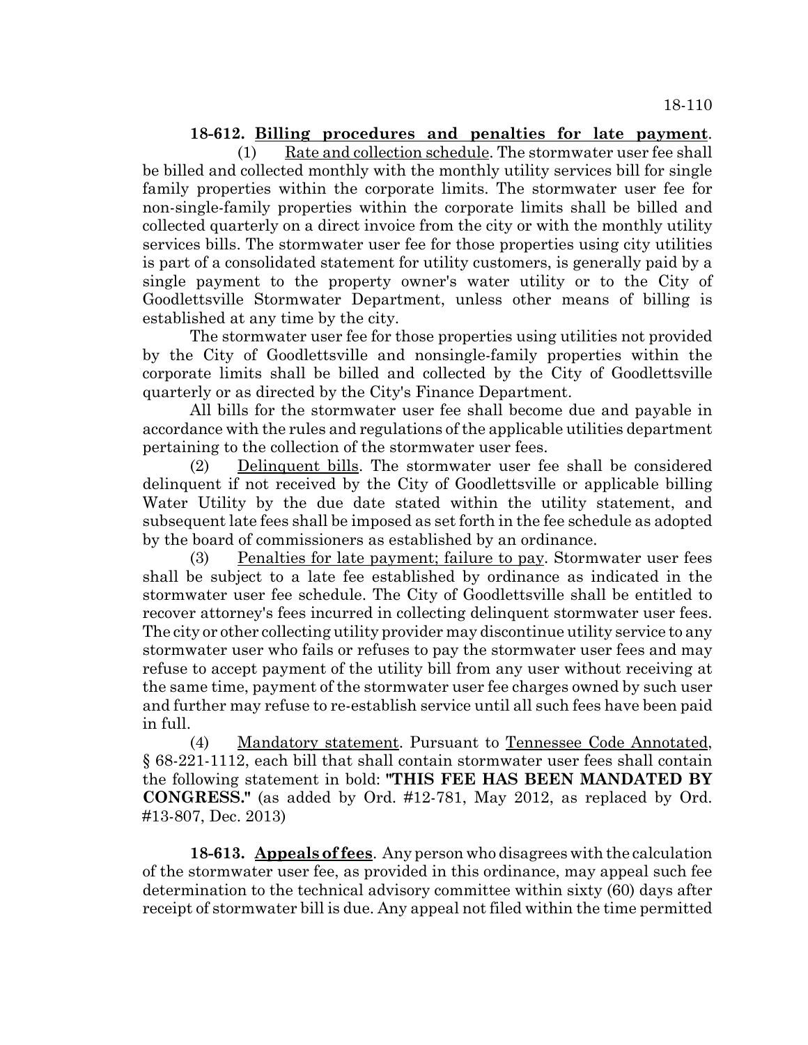**18-612. <u>Billing procedures and penalties for late payment</u>.**

(1) <u>Rate and collection schedule</u>. The stormwater user fee shall be billed and collected monthly with the monthly utility services bill for single family properties within the corporate limits. The stormwater user fee for non-single-family properties within the corporate limits shall be billed and collected quarterly on a direct invoice from the city or with the monthly utility services bills. The stormwater user fee for those properties using city utilities is part of a consolidated statement for utility customers, is generally paid by a single payment to the property owner's water utility or to the City of Goodlettsville Stormwater Department, unless other means of billing is established at any time by the city.

The stormwater user fee for those properties using utilities not provided by the City of Goodlettsville and nonsingle-family properties within the corporate limits shall be billed and collected by the City of Goodlettsville quarterly or as directed by the City's Finance Department.

All bills for the stormwater user fee shall become due and payable in accordance with the rules and regulations of the applicable utilities department pertaining to the collection of the stormwater user fees.

(2) <u>Delinquent bills</u>. The stormwater user fee shall be considered delinquent if not received by the City of Goodlettsville or applicable billing Water Utility by the due date stated within the utility statement, and subsequent late fees shall be imposed as set forth in the fee schedule as adopted by the board of commissioners as established by an ordinance.

(3) <u>Penalties for late payment; failure to pay</u>. Stormwater user fees shall be subject to a late fee established by ordinance as indicated in the stormwater user fee schedule. The City of Goodlettsville shall be entitled to recover attorney's fees incurred in collecting delinquent stormwater user fees. The city or other collecting utility provider may discontinue utility service to any stormwater user who fails or refuses to pay the stormwater user fees and may refuse to accept payment of the utility bill from any user without receiving at the same time, payment of the stormwater user fee charges owned by such user and further may refuse to re-establish service until all such fees have been paid in full.

(4) <u>Mandatory statement</u>. Pursuant to <u>Tennessee Code Annotated</u>, § 68-221-1112, each bill that shall contain stormwater user fees shall contain the following statement in bold: **"THIS FEE HAS BEEN MANDATED BY CONGRESS."** (as added by Ord. #12-781, May 2012, as replaced by Ord. #13-807, Dec. 2013)

**18-613. <u>Appeals of fees</u>.** Any person who disagrees with the calculation of the stormwater user fee, as provided in this ordinance, may appeal such fee determination to the technical advisory committee within sixty (60) days after receipt of stormwater bill is due. Any appeal not filed within the time permitted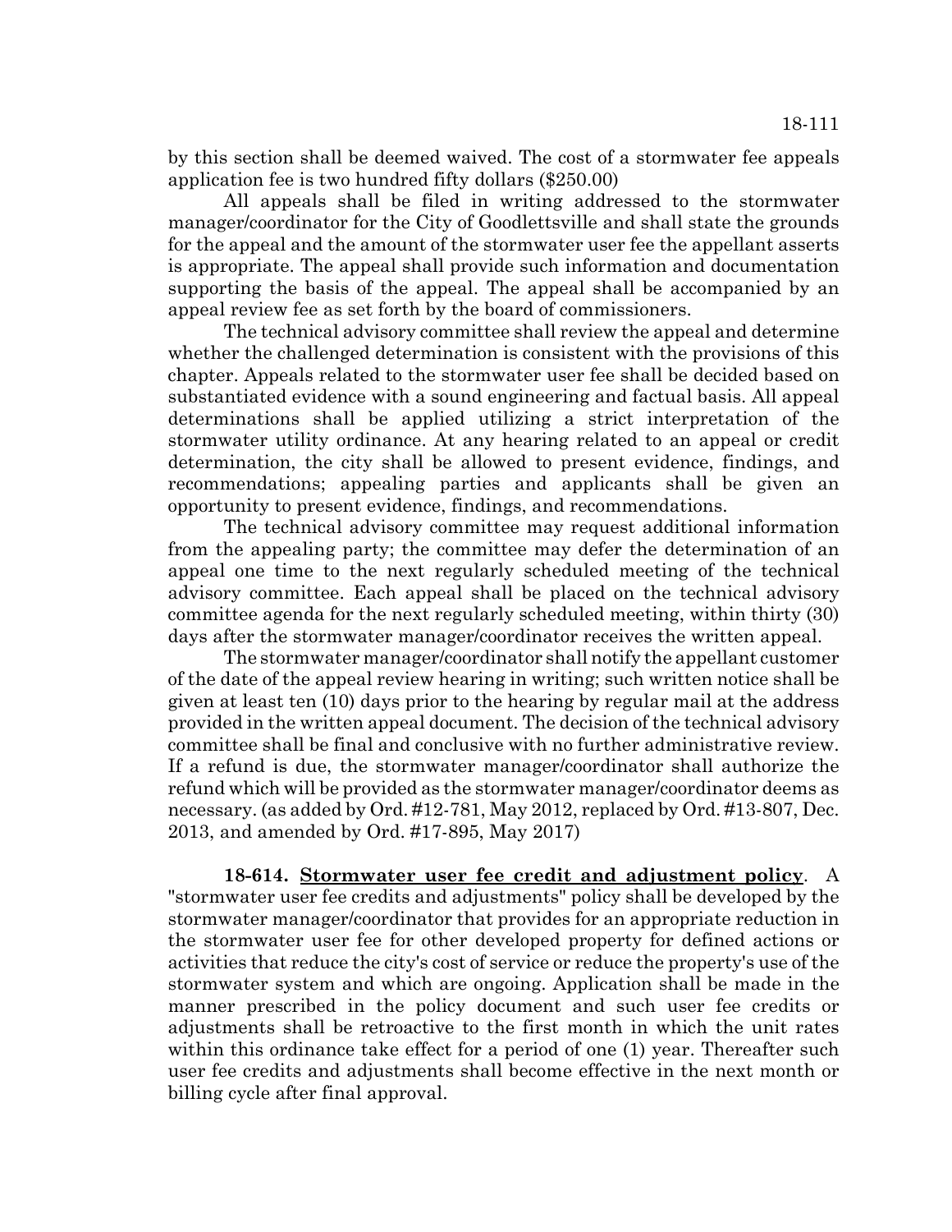by this section shall be deemed waived. The cost of a stormwater fee appeals application fee is two hundred fifty dollars ($250.00)

All appeals shall be filed in writing addressed to the stormwater manager/coordinator for the City of Goodlettsville and shall state the grounds for the appeal and the amount of the stormwater user fee the appellant asserts is appropriate. The appeal shall provide such information and documentation supporting the basis of the appeal. The appeal shall be accompanied by an appeal review fee as set forth by the board of commissioners.

The technical advisory committee shall review the appeal and determine whether the challenged determination is consistent with the provisions of this chapter. Appeals related to the stormwater user fee shall be decided based on substantiated evidence with a sound engineering and factual basis. All appeal determinations shall be applied utilizing a strict interpretation of the stormwater utility ordinance. At any hearing related to an appeal or credit determination, the city shall be allowed to present evidence, findings, and recommendations; appealing parties and applicants shall be given an opportunity to present evidence, findings, and recommendations.

The technical advisory committee may request additional information from the appealing party; the committee may defer the determination of an appeal one time to the next regularly scheduled meeting of the technical advisory committee. Each appeal shall be placed on the technical advisory committee agenda for the next regularly scheduled meeting, within thirty (30) days after the stormwater manager/coordinator receives the written appeal.

The stormwater manager/coordinator shall notify the appellant customer of the date of the appeal review hearing in writing; such written notice shall be given at least ten (10) days prior to the hearing by regular mail at the address provided in the written appeal document. The decision of the technical advisory committee shall be final and conclusive with no further administrative review. If a refund is due, the stormwater manager/coordinator shall authorize the refund which will be provided as the stormwater manager/coordinator deems as necessary. (as added by Ord. #12-781, May 2012, replaced by Ord. #13-807, Dec. 2013, and amended by Ord. #17-895, May 2017)

**18-614. Stormwater user fee credit and adjustment policy**. A "stormwater user fee credits and adjustments" policy shall be developed by the stormwater manager/coordinator that provides for an appropriate reduction in the stormwater user fee for other developed property for defined actions or activities that reduce the city's cost of service or reduce the property's use of the stormwater system and which are ongoing. Application shall be made in the manner prescribed in the policy document and such user fee credits or adjustments shall be retroactive to the first month in which the unit rates within this ordinance take effect for a period of one (1) year. Thereafter such user fee credits and adjustments shall become effective in the next month or billing cycle after final approval.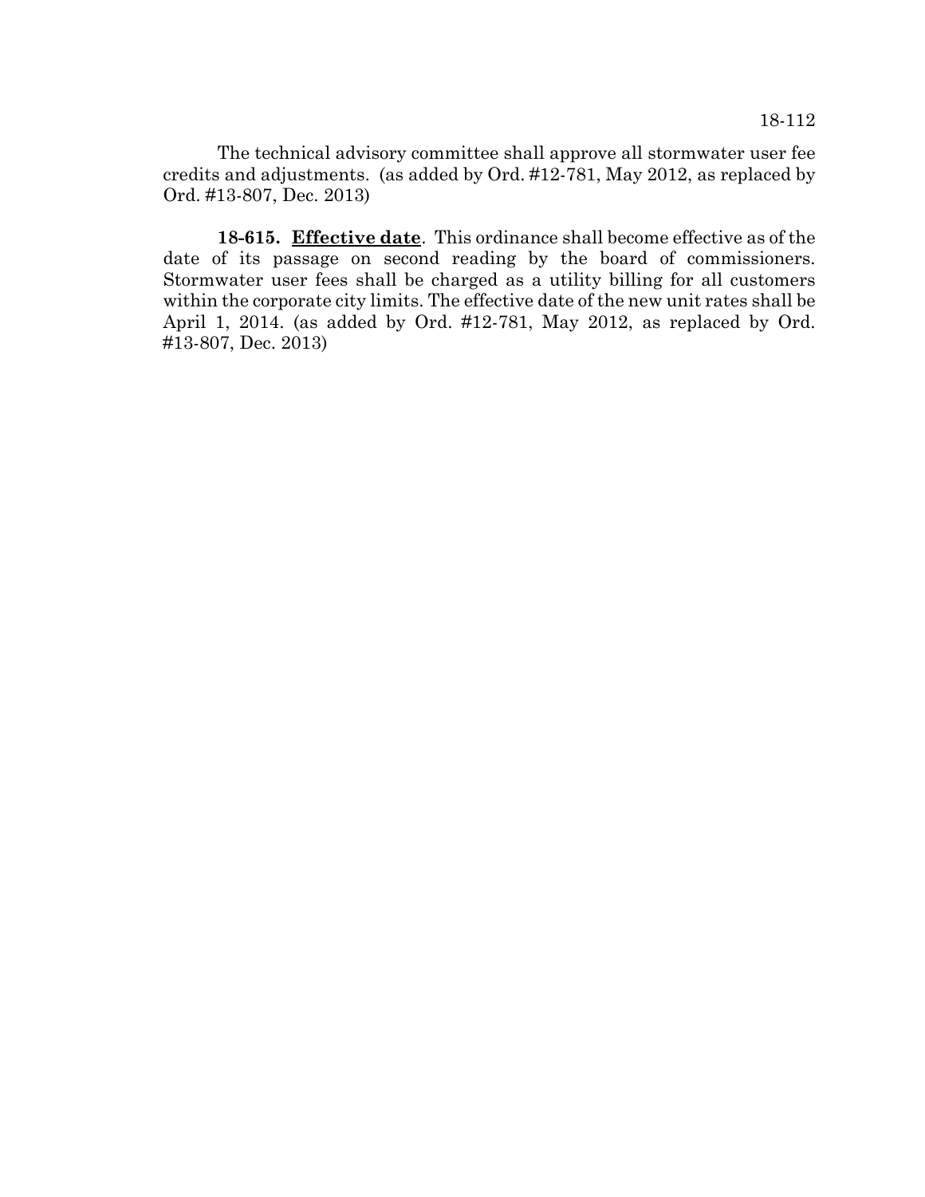The technical advisory committee shall approve all stormwater user fee credits and adjustments. (as added by Ord. #12-781, May 2012, as replaced by Ord. #13-807, Dec. 2013)

**18-615. Effective date**. This ordinance shall become effective as of the date of its passage on second reading by the board of commissioners. Stormwater user fees shall be charged as a utility billing for all customers within the corporate city limits. The effective date of the new unit rates shall be April 1, 2014. (as added by Ord. #12-781, May 2012, as replaced by Ord. #13-807, Dec. 2013)